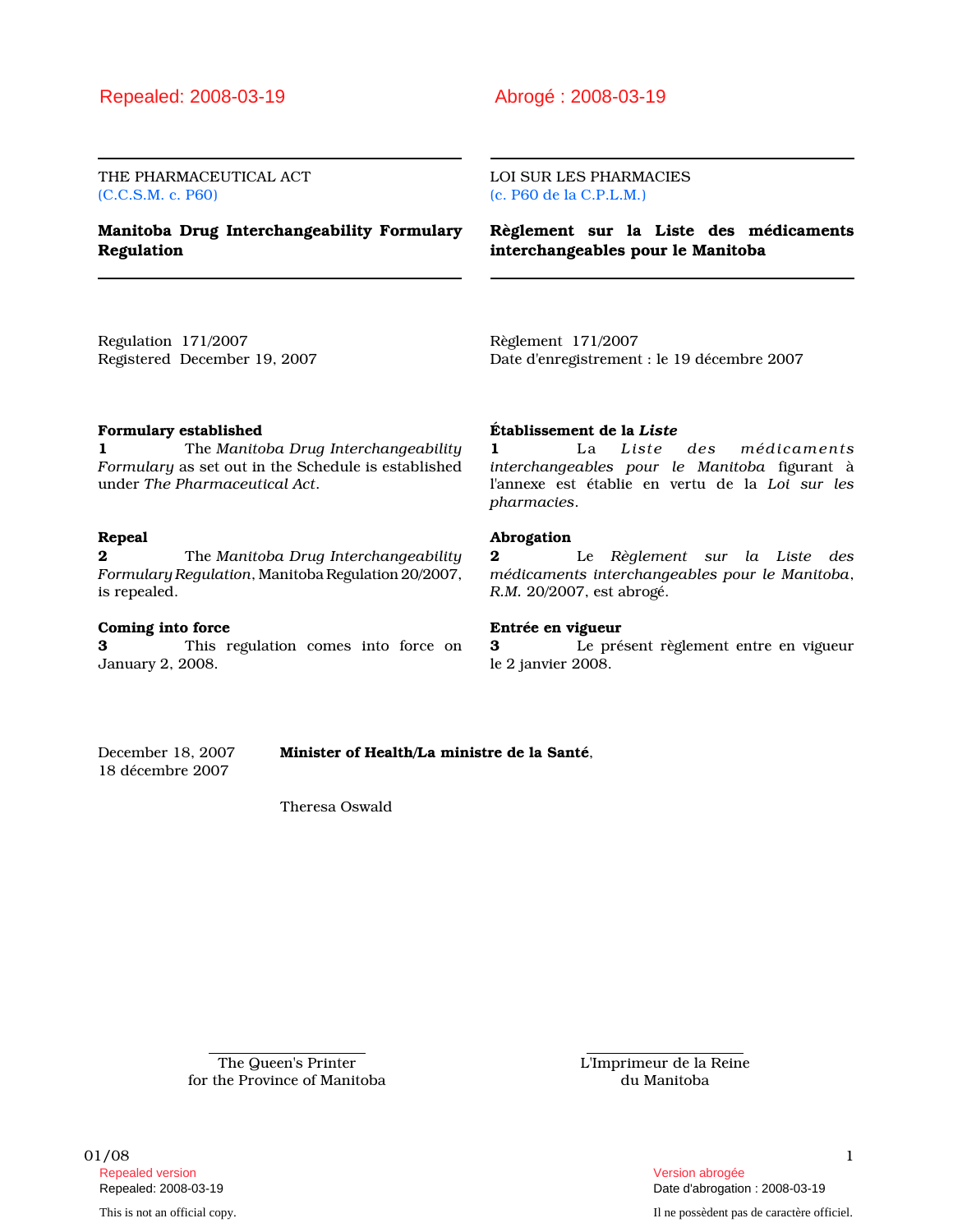Repealed: 2008-03-19

THE PHARMACEUTICAL ACT
(C.C.S.M. c. P60)

## Manitoba Drug Interchangeability Formulary Regulation

Regulation 171/2007
Registered December 19, 2007

**Formulary established**

**1** The *Manitoba Drug Interchangeability Formulary* as set out in the Schedule is established under *The Pharmaceutical Act*.

**Repeal**

**2** The *Manitoba Drug Interchangeability Formulary Regulation*, Manitoba Regulation 20/2007, is repealed.

**Coming into force**

**3** This regulation comes into force on January 2, 2008.

Abrogé : 2008-03-19

LOI SUR LES PHARMACIES
(c. P60 de la C.P.L.M.)

## Règlement sur la Liste des médicaments interchangeables pour le Manitoba

Règlement 171/2007
Date d'enregistrement : le 19 décembre 2007

**Établissement de la *Liste***

**1** La *Liste des médicaments interchangeables pour le Manitoba* figurant à l'annexe est établie en vertu de la *Loi sur les pharmacies*.

**Abrogation**

**2** Le *Règlement sur la Liste des médicaments interchangeables pour le Manitoba*, *R.M.* 20/2007, est abrogé.

**Entrée en vigueur**

**3** Le présent règlement entre en vigueur le 2 janvier 2008.

December 18, 2007
18 décembre 2007

**Minister of Health/La ministre de la Santé**,

Theresa Oswald

The Queen's Printer
for the Province of Manitoba

L'Imprimeur de la Reine
du Manitoba

Repealed version
Repealed: 2008-03-19

This is not an official copy.

Version abrogée
Date d'abrogation : 2008-03-19

Il ne possèdent pas de caractère officiel.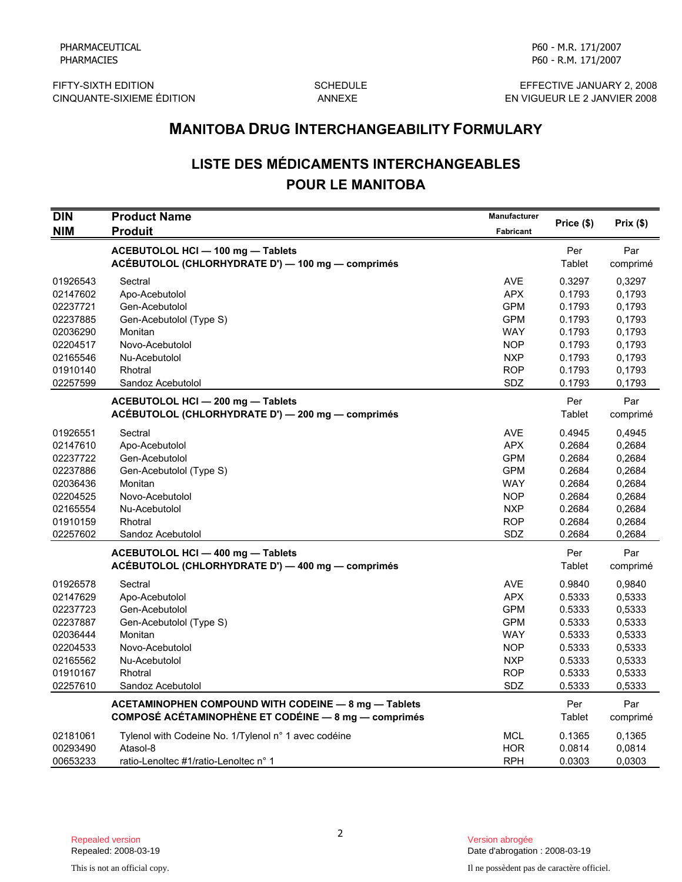# MANITOBA DRUG INTERCHANGEABILITY FORMULARY

# LISTE DES MÉDICAMENTS INTERCHANGEABLES POUR LE MANITOBA

| DIN<br>NIM | Product Name<br>Produit | Manufacturer<br>Fabricant | Price ($) | Prix ($) |
|---|---|---|---|---|
| | **ACEBUTOLOL HCl — 100 mg — Tablets**<br>**ACÉBUTOLOL (CHLORHYDRATE D') — 100 mg — comprimés** | | Per Tablet | Par comprimé |
| 01926543 | Sectral | AVE | 0.3297 | 0,3297 |
| 02147602 | Apo-Acebutolol | APX | 0.1793 | 0,1793 |
| 02237721 | Gen-Acebutolol | GPM | 0.1793 | 0,1793 |
| 02237885 | Gen-Acebutolol (Type S) | GPM | 0.1793 | 0,1793 |
| 02036290 | Monitan | WAY | 0.1793 | 0,1793 |
| 02204517 | Novo-Acebutolol | NOP | 0.1793 | 0,1793 |
| 02165546 | Nu-Acebutolol | NXP | 0.1793 | 0,1793 |
| 01910140 | Rhotral | ROP | 0.1793 | 0,1793 |
| 02257599 | Sandoz Acebutolol | SDZ | 0.1793 | 0,1793 |
| | **ACEBUTOLOL HCl — 200 mg — Tablets**<br>**ACÉBUTOLOL (CHLORHYDRATE D') — 200 mg — comprimés** | | Per Tablet | Par comprimé |
| 01926551 | Sectral | AVE | 0.4945 | 0,4945 |
| 02147610 | Apo-Acebutolol | APX | 0.2684 | 0,2684 |
| 02237722 | Gen-Acebutolol | GPM | 0.2684 | 0,2684 |
| 02237886 | Gen-Acebutolol (Type S) | GPM | 0.2684 | 0,2684 |
| 02036436 | Monitan | WAY | 0.2684 | 0,2684 |
| 02204525 | Novo-Acebutolol | NOP | 0.2684 | 0,2684 |
| 02165554 | Nu-Acebutolol | NXP | 0.2684 | 0,2684 |
| 01910159 | Rhotral | ROP | 0.2684 | 0,2684 |
| 02257602 | Sandoz Acebutolol | SDZ | 0.2684 | 0,2684 |
| | **ACEBUTOLOL HCl — 400 mg — Tablets**<br>**ACÉBUTOLOL (CHLORHYDRATE D') — 400 mg — comprimés** | | Per Tablet | Par comprimé |
| 01926578 | Sectral | AVE | 0.9840 | 0,9840 |
| 02147629 | Apo-Acebutolol | APX | 0.5333 | 0,5333 |
| 02237723 | Gen-Acebutolol | GPM | 0.5333 | 0,5333 |
| 02237887 | Gen-Acebutolol (Type S) | GPM | 0.5333 | 0,5333 |
| 02036444 | Monitan | WAY | 0.5333 | 0,5333 |
| 02204533 | Novo-Acebutolol | NOP | 0.5333 | 0,5333 |
| 02165562 | Nu-Acebutolol | NXP | 0.5333 | 0,5333 |
| 01910167 | Rhotral | ROP | 0.5333 | 0,5333 |
| 02257610 | Sandoz Acebutolol | SDZ | 0.5333 | 0,5333 |
| | **ACETAMINOPHEN COMPOUND WITH CODEINE — 8 mg — Tablets**<br>**COMPOSÉ ACÉTAMINOPHÈNE ET CODÉINE — 8 mg — comprimés** | | Per Tablet | Par comprimé |
| 02181061 | Tylenol with Codeine No. 1/Tylenol n° 1 avec codéine | MCL | 0.1365 | 0,1365 |
| 00293490 | Atasol-8 | HOR | 0.0814 | 0,0814 |
| 00653233 | ratio-Lenoltec #1/ratio-Lenoltec n° 1 | RPH | 0.0303 | 0,0303 |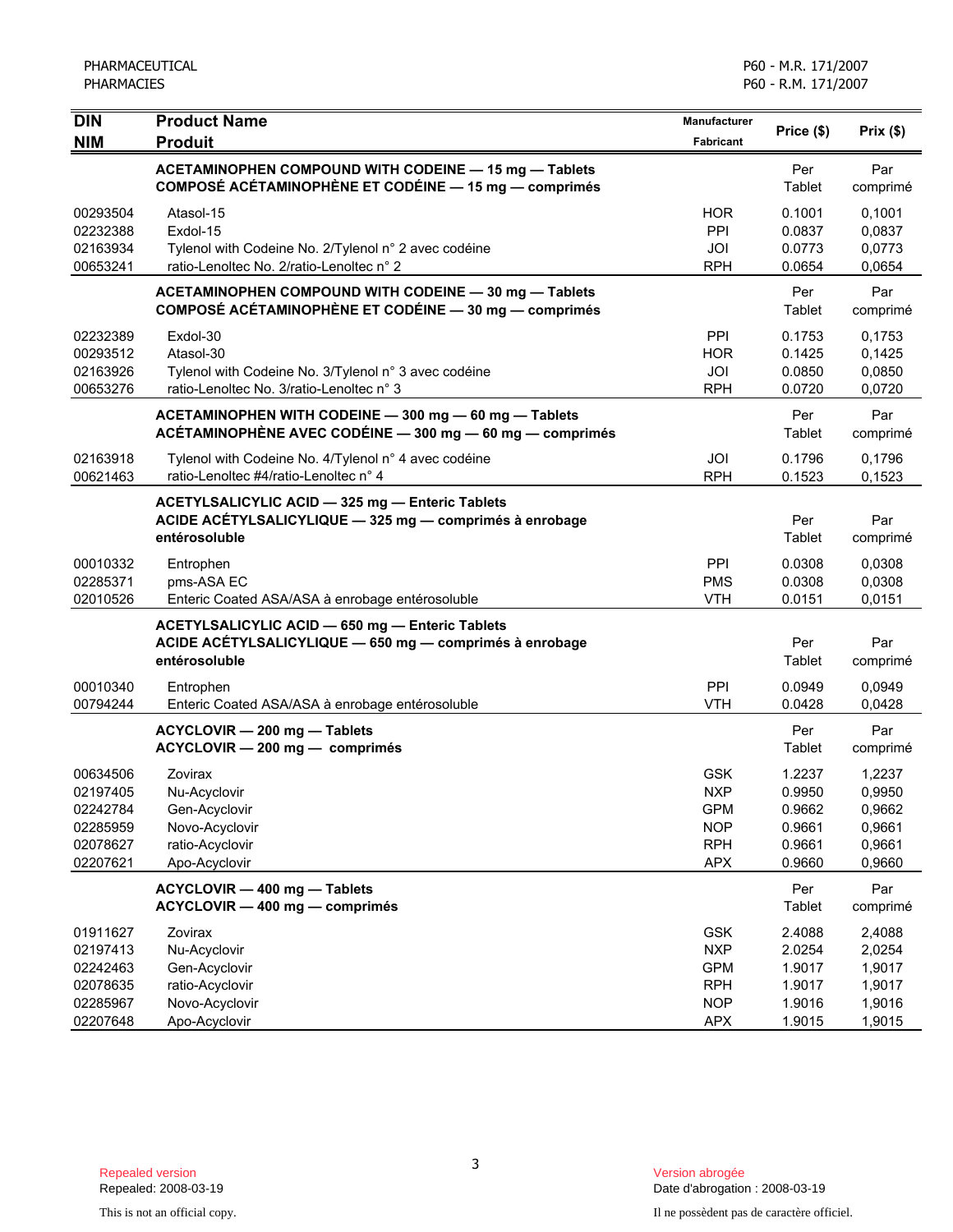| DIN<br>NIM | Product Name<br>Produit | Manufacturer<br>Fabricant | Price ($) | Prix ($) |
|---|---|---|---|---|
| | **ACETAMINOPHEN COMPOUND WITH CODEINE — 15 mg — Tablets**<br>**COMPOSÉ ACÉTAMINOPHÈNE ET CODÉINE — 15 mg — comprimés** | | Per Tablet | Par comprimé |
| 00293504 | Atasol-15 | HOR | 0.1001 | 0,1001 |
| 02232388 | Exdol-15 | PPI | 0.0837 | 0,0837 |
| 02163934 | Tylenol with Codeine No. 2/Tylenol n° 2 avec codéine | JOI | 0.0773 | 0,0773 |
| 00653241 | ratio-Lenoltec No. 2/ratio-Lenoltec n° 2 | RPH | 0.0654 | 0,0654 |
| | **ACETAMINOPHEN COMPOUND WITH CODEINE — 30 mg — Tablets**<br>**COMPOSÉ ACÉTAMINOPHÈNE ET CODÉINE — 30 mg — comprimés** | | Per Tablet | Par comprimé |
| 02232389 | Exdol-30 | PPI | 0.1753 | 0,1753 |
| 00293512 | Atasol-30 | HOR | 0.1425 | 0,1425 |
| 02163926 | Tylenol with Codeine No. 3/Tylenol n° 3 avec codéine | JOI | 0.0850 | 0,0850 |
| 00653276 | ratio-Lenoltec No. 3/ratio-Lenoltec n° 3 | RPH | 0.0720 | 0,0720 |
| | **ACETAMINOPHEN WITH CODEINE — 300 mg — 60 mg — Tablets**<br>**ACÉTAMINOPHÈNE AVEC CODÉINE — 300 mg — 60 mg — comprimés** | | Per Tablet | Par comprimé |
| 02163918 | Tylenol with Codeine No. 4/Tylenol n° 4 avec codéine | JOI | 0.1796 | 0,1796 |
| 00621463 | ratio-Lenoltec #4/ratio-Lenoltec n° 4 | RPH | 0.1523 | 0,1523 |
| | **ACETYLSALICYLIC ACID — 325 mg — Enteric Tablets**<br>**ACIDE ACÉTYLSALICYLIQUE — 325 mg — comprimés à enrobage entérosoluble** | | Per Tablet | Par comprimé |
| 00010332 | Entrophen | PPI | 0.0308 | 0,0308 |
| 02285371 | pms-ASA EC | PMS | 0.0308 | 0,0308 |
| 02010526 | Enteric Coated ASA/ASA à enrobage entérosoluble | VTH | 0.0151 | 0,0151 |
| | **ACETYLSALICYLIC ACID — 650 mg — Enteric Tablets**<br>**ACIDE ACÉTYLSALICYLIQUE — 650 mg — comprimés à enrobage entérosoluble** | | Per Tablet | Par comprimé |
| 00010340 | Entrophen | PPI | 0.0949 | 0,0949 |
| 00794244 | Enteric Coated ASA/ASA à enrobage entérosoluble | VTH | 0.0428 | 0,0428 |
| | **ACYCLOVIR — 200 mg — Tablets**<br>**ACYCLOVIR — 200 mg — comprimés** | | Per Tablet | Par comprimé |
| 00634506 | Zovirax | GSK | 1.2237 | 1,2237 |
| 02197405 | Nu-Acyclovir | NXP | 0.9950 | 0,9950 |
| 02242784 | Gen-Acyclovir | GPM | 0.9662 | 0,9662 |
| 02285959 | Novo-Acyclovir | NOP | 0.9661 | 0,9661 |
| 02078627 | ratio-Acyclovir | RPH | 0.9661 | 0,9661 |
| 02207621 | Apo-Acyclovir | APX | 0.9660 | 0,9660 |
| | **ACYCLOVIR — 400 mg — Tablets**<br>**ACYCLOVIR — 400 mg — comprimés** | | Per Tablet | Par comprimé |
| 01911627 | Zovirax | GSK | 2.4088 | 2,4088 |
| 02197413 | Nu-Acyclovir | NXP | 2.0254 | 2,0254 |
| 02242463 | Gen-Acyclovir | GPM | 1.9017 | 1,9017 |
| 02078635 | ratio-Acyclovir | RPH | 1.9017 | 1,9017 |
| 02285967 | Novo-Acyclovir | NOP | 1.9016 | 1,9016 |
| 02207648 | Apo-Acyclovir | APX | 1.9015 | 1,9015 |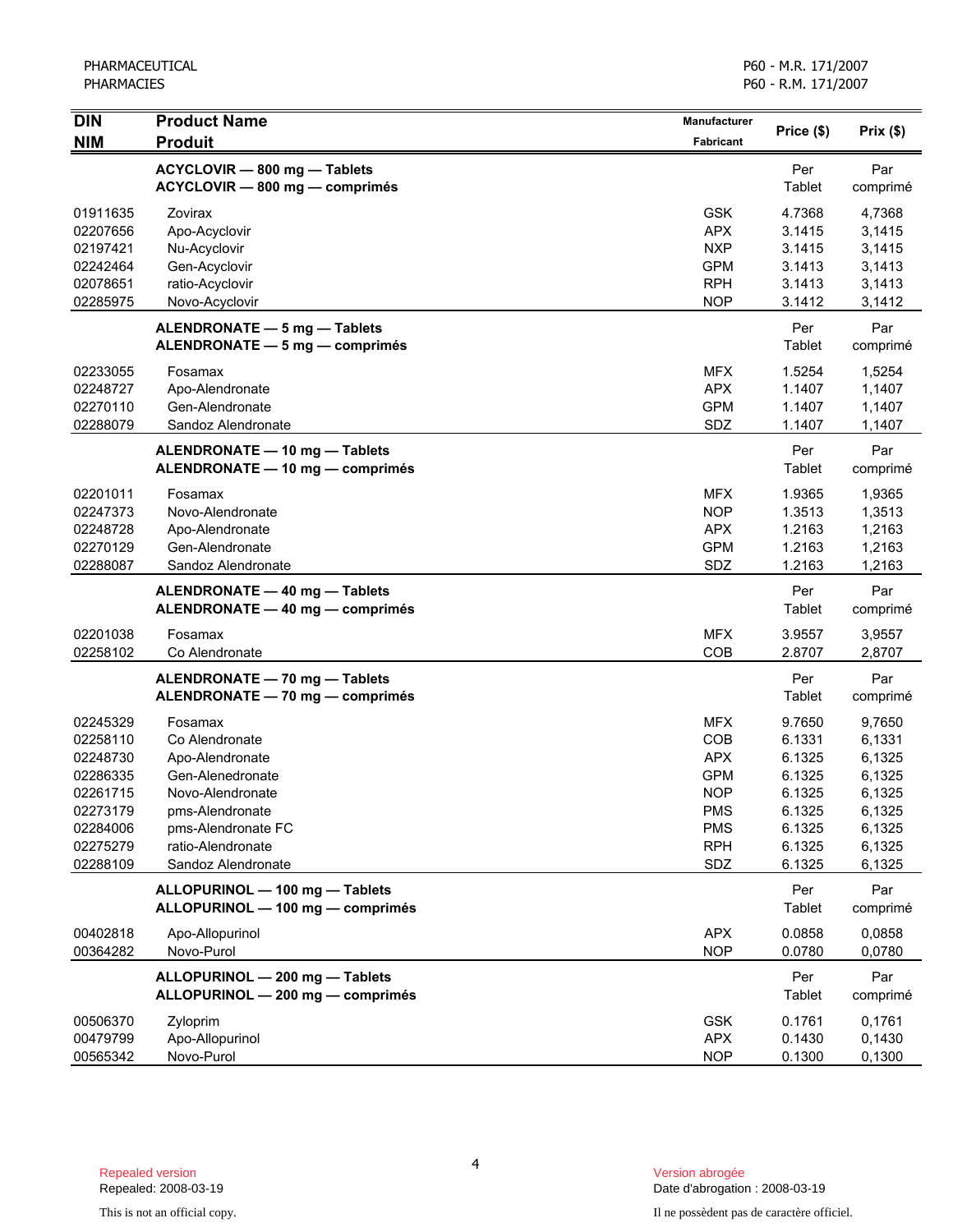| DIN<br>NIM | Product Name<br>Produit | Manufacturer<br>Fabricant | Price ($) | Prix ($) |
|---|---|---|---|---|
| | **ACYCLOVIR — 800 mg — Tablets**<br>**ACYCLOVIR — 800 mg — comprimés** | | Per Tablet | Par comprimé |
| 01911635 | Zovirax | GSK | 4.7368 | 4,7368 |
| 02207656 | Apo-Acyclovir | APX | 3.1415 | 3,1415 |
| 02197421 | Nu-Acyclovir | NXP | 3.1415 | 3,1415 |
| 02242464 | Gen-Acyclovir | GPM | 3.1413 | 3,1413 |
| 02078651 | ratio-Acyclovir | RPH | 3.1413 | 3,1413 |
| 02285975 | Novo-Acyclovir | NOP | 3.1412 | 3,1412 |
| | **ALENDRONATE — 5 mg — Tablets**<br>**ALENDRONATE — 5 mg — comprimés** | | Per Tablet | Par comprimé |
| 02233055 | Fosamax | MFX | 1.5254 | 1,5254 |
| 02248727 | Apo-Alendronate | APX | 1.1407 | 1,1407 |
| 02270110 | Gen-Alendronate | GPM | 1.1407 | 1,1407 |
| 02288079 | Sandoz Alendronate | SDZ | 1.1407 | 1,1407 |
| | **ALENDRONATE — 10 mg — Tablets**<br>**ALENDRONATE — 10 mg — comprimés** | | Per Tablet | Par comprimé |
| 02201011 | Fosamax | MFX | 1.9365 | 1,9365 |
| 02247373 | Novo-Alendronate | NOP | 1.3513 | 1,3513 |
| 02248728 | Apo-Alendronate | APX | 1.2163 | 1,2163 |
| 02270129 | Gen-Alendronate | GPM | 1.2163 | 1,2163 |
| 02288087 | Sandoz Alendronate | SDZ | 1.2163 | 1,2163 |
| | **ALENDRONATE — 40 mg — Tablets**<br>**ALENDRONATE — 40 mg — comprimés** | | Per Tablet | Par comprimé |
| 02201038 | Fosamax | MFX | 3.9557 | 3,9557 |
| 02258102 | Co Alendronate | COB | 2.8707 | 2,8707 |
| | **ALENDRONATE — 70 mg — Tablets**<br>**ALENDRONATE — 70 mg — comprimés** | | Per Tablet | Par comprimé |
| 02245329 | Fosamax | MFX | 9.7650 | 9,7650 |
| 02258110 | Co Alendronate | COB | 6.1331 | 6,1331 |
| 02248730 | Apo-Alendronate | APX | 6.1325 | 6,1325 |
| 02286335 | Gen-Alenedronate | GPM | 6.1325 | 6,1325 |
| 02261715 | Novo-Alendronate | NOP | 6.1325 | 6,1325 |
| 02273179 | pms-Alendronate | PMS | 6.1325 | 6,1325 |
| 02284006 | pms-Alendronate FC | PMS | 6.1325 | 6,1325 |
| 02275279 | ratio-Alendronate | RPH | 6.1325 | 6,1325 |
| 02288109 | Sandoz Alendronate | SDZ | 6.1325 | 6,1325 |
| | **ALLOPURINOL — 100 mg — Tablets**<br>**ALLOPURINOL — 100 mg — comprimés** | | Per Tablet | Par comprimé |
| 00402818 | Apo-Allopurinol | APX | 0.0858 | 0,0858 |
| 00364282 | Novo-Purol | NOP | 0.0780 | 0,0780 |
| | **ALLOPURINOL — 200 mg — Tablets**<br>**ALLOPURINOL — 200 mg — comprimés** | | Per Tablet | Par comprimé |
| 00506370 | Zyloprim | GSK | 0.1761 | 0,1761 |
| 00479799 | Apo-Allopurinol | APX | 0.1430 | 0,1430 |
| 00565342 | Novo-Purol | NOP | 0.1300 | 0,1300 |

Repealed version
Repealed: 2008-03-19

This is not an official copy.

Version abrogée
Date d'abrogation : 2008-03-19

Il ne possèdent pas de caractère officiel.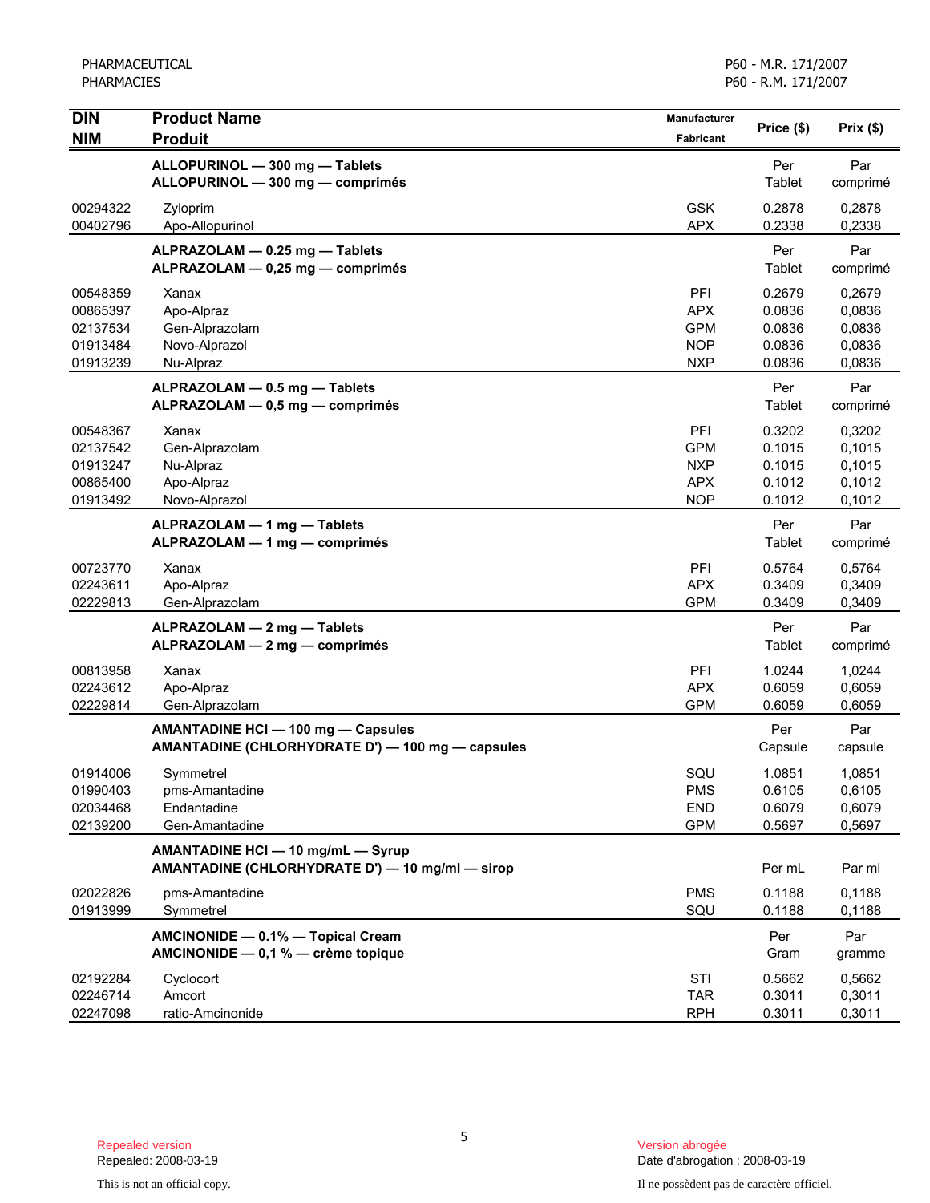| DIN<br>NIM | Product Name<br>Produit | Manufacturer<br>Fabricant | Price ($) | Prix ($) |
|---|---|---|---|---|
| | **ALLOPURINOL — 300 mg — Tablets**<br>**ALLOPURINOL — 300 mg — comprimés** | | Per Tablet | Par comprimé |
| 00294322 | Zyloprim | GSK | 0.2878 | 0,2878 |
| 00402796 | Apo-Allopurinol | APX | 0.2338 | 0,2338 |
| | **ALPRAZOLAM — 0.25 mg — Tablets**<br>**ALPRAZOLAM — 0,25 mg — comprimés** | | Per Tablet | Par comprimé |
| 00548359 | Xanax | PFI | 0.2679 | 0,2679 |
| 00865397 | Apo-Alpraz | APX | 0.0836 | 0,0836 |
| 02137534 | Gen-Alprazolam | GPM | 0.0836 | 0,0836 |
| 01913484 | Novo-Alprazol | NOP | 0.0836 | 0,0836 |
| 01913239 | Nu-Alpraz | NXP | 0.0836 | 0,0836 |
| | **ALPRAZOLAM — 0.5 mg — Tablets**<br>**ALPRAZOLAM — 0,5 mg — comprimés** | | Per Tablet | Par comprimé |
| 00548367 | Xanax | PFI | 0.3202 | 0,3202 |
| 02137542 | Gen-Alprazolam | GPM | 0.1015 | 0,1015 |
| 01913247 | Nu-Alpraz | NXP | 0.1015 | 0,1015 |
| 00865400 | Apo-Alpraz | APX | 0.1012 | 0,1012 |
| 01913492 | Novo-Alprazol | NOP | 0.1012 | 0,1012 |
| | **ALPRAZOLAM — 1 mg — Tablets**<br>**ALPRAZOLAM — 1 mg — comprimés** | | Per Tablet | Par comprimé |
| 00723770 | Xanax | PFI | 0.5764 | 0,5764 |
| 02243611 | Apo-Alpraz | APX | 0.3409 | 0,3409 |
| 02229813 | Gen-Alprazolam | GPM | 0.3409 | 0,3409 |
| | **ALPRAZOLAM — 2 mg — Tablets**<br>**ALPRAZOLAM — 2 mg — comprimés** | | Per Tablet | Par comprimé |
| 00813958 | Xanax | PFI | 1.0244 | 1,0244 |
| 02243612 | Apo-Alpraz | APX | 0.6059 | 0,6059 |
| 02229814 | Gen-Alprazolam | GPM | 0.6059 | 0,6059 |
| | **AMANTADINE HCl — 100 mg — Capsules**<br>**AMANTADINE (CHLORHYDRATE D') — 100 mg — capsules** | | Per Capsule | Par capsule |
| 01914006 | Symmetrel | SQU | 1.0851 | 1,0851 |
| 01990403 | pms-Amantadine | PMS | 0.6105 | 0,6105 |
| 02034468 | Endantadine | END | 0.6079 | 0,6079 |
| 02139200 | Gen-Amantadine | GPM | 0.5697 | 0,5697 |
| | **AMANTADINE HCl — 10 mg/mL — Syrup**<br>**AMANTADINE (CHLORHYDRATE D') — 10 mg/ml — sirop** | | Per mL | Par ml |
| 02022826 | pms-Amantadine | PMS | 0.1188 | 0,1188 |
| 01913999 | Symmetrel | SQU | 0.1188 | 0,1188 |
| | **AMCINONIDE — 0.1% — Topical Cream**<br>**AMCINONIDE — 0,1 % — crème topique** | | Per Gram | Par gramme |
| 02192284 | Cyclocort | STI | 0.5662 | 0,5662 |
| 02246714 | Amcort | TAR | 0.3011 | 0,3011 |
| 02247098 | ratio-Amcinonide | RPH | 0.3011 | 0,3011 |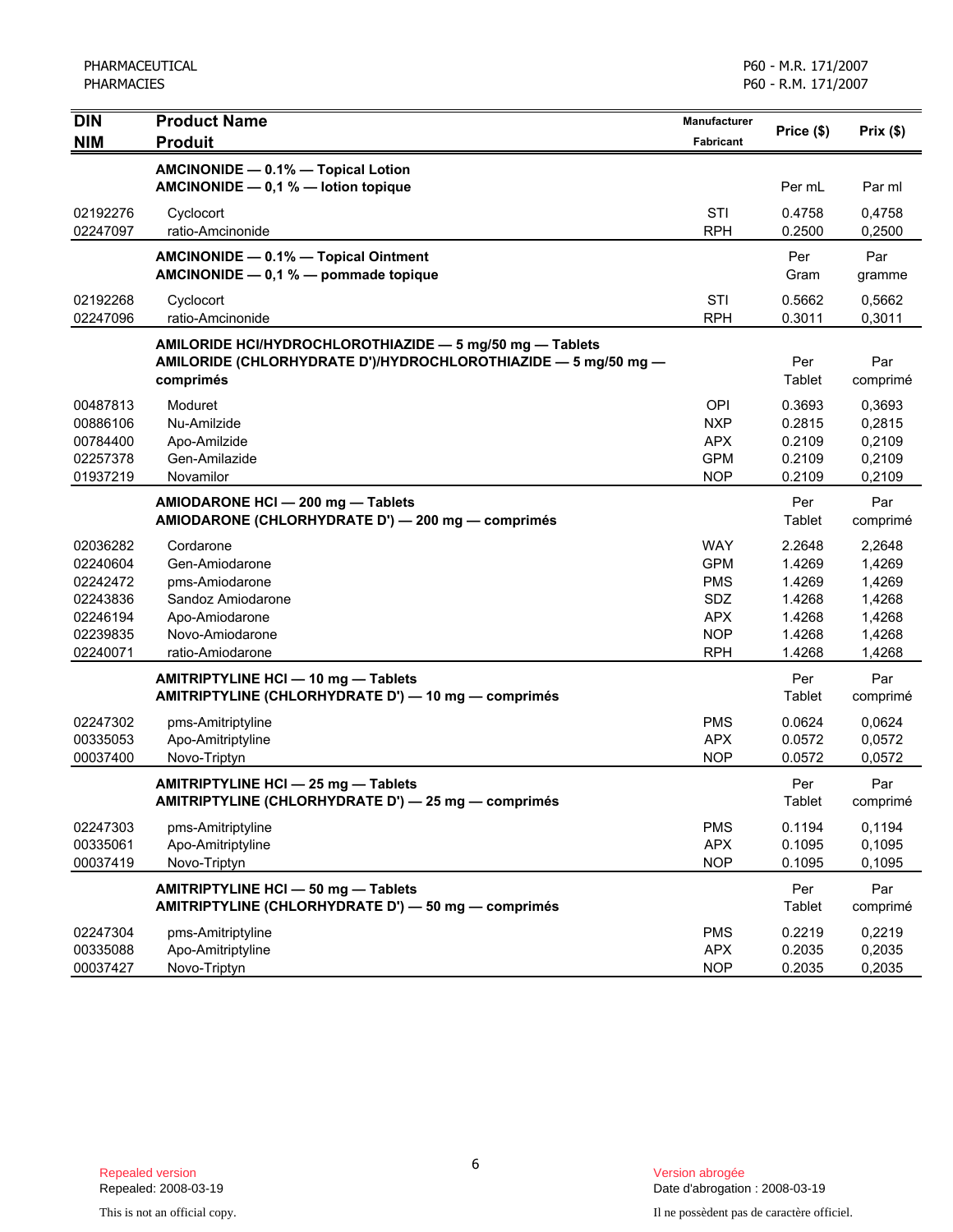| DIN<br>NIM | Product Name<br>Produit | Manufacturer<br>Fabricant | Price ($) | Prix ($) |
|---|---|---|---|---|
| | **AMCINONIDE — 0.1% — Topical Lotion**<br>**AMCINONIDE — 0,1 % — lotion topique** | | Per mL | Par ml |
| 02192276 | Cyclocort | STI | 0.4758 | 0,4758 |
| 02247097 | ratio-Amcinonide | RPH | 0.2500 | 0,2500 |
| | **AMCINONIDE — 0.1% — Topical Ointment**<br>**AMCINONIDE — 0,1 % — pommade topique** | | Per Gram | Par gramme |
| 02192268 | Cyclocort | STI | 0.5662 | 0,5662 |
| 02247096 | ratio-Amcinonide | RPH | 0.3011 | 0,3011 |
| | **AMILORIDE HCl/HYDROCHLOROTHIAZIDE — 5 mg/50 mg — Tablets**<br>**AMILORIDE (CHLORHYDRATE D')/HYDROCHLOROTHIAZIDE — 5 mg/50 mg — comprimés** | | Per Tablet | Par comprimé |
| 00487813 | Moduret | OPI | 0.3693 | 0,3693 |
| 00886106 | Nu-Amilzide | NXP | 0.2815 | 0,2815 |
| 00784400 | Apo-Amilzide | APX | 0.2109 | 0,2109 |
| 02257378 | Gen-Amilazide | GPM | 0.2109 | 0,2109 |
| 01937219 | Novamilor | NOP | 0.2109 | 0,2109 |
| | **AMIODARONE HCl — 200 mg — Tablets**<br>**AMIODARONE (CHLORHYDRATE D') — 200 mg — comprimés** | | Per Tablet | Par comprimé |
| 02036282 | Cordarone | WAY | 2.2648 | 2,2648 |
| 02240604 | Gen-Amiodarone | GPM | 1.4269 | 1,4269 |
| 02242472 | pms-Amiodarone | PMS | 1.4269 | 1,4269 |
| 02243836 | Sandoz Amiodarone | SDZ | 1.4268 | 1,4268 |
| 02246194 | Apo-Amiodarone | APX | 1.4268 | 1,4268 |
| 02239835 | Novo-Amiodarone | NOP | 1.4268 | 1,4268 |
| 02240071 | ratio-Amiodarone | RPH | 1.4268 | 1,4268 |
| | **AMITRIPTYLINE HCl — 10 mg — Tablets**<br>**AMITRIPTYLINE (CHLORHYDRATE D') — 10 mg — comprimés** | | Per Tablet | Par comprimé |
| 02247302 | pms-Amitriptyline | PMS | 0.0624 | 0,0624 |
| 00335053 | Apo-Amitriptyline | APX | 0.0572 | 0,0572 |
| 00037400 | Novo-Triptyn | NOP | 0.0572 | 0,0572 |
| | **AMITRIPTYLINE HCl — 25 mg — Tablets**<br>**AMITRIPTYLINE (CHLORHYDRATE D') — 25 mg — comprimés** | | Per Tablet | Par comprimé |
| 02247303 | pms-Amitriptyline | PMS | 0.1194 | 0,1194 |
| 00335061 | Apo-Amitriptyline | APX | 0.1095 | 0,1095 |
| 00037419 | Novo-Triptyn | NOP | 0.1095 | 0,1095 |
| | **AMITRIPTYLINE HCl — 50 mg — Tablets**<br>**AMITRIPTYLINE (CHLORHYDRATE D') — 50 mg — comprimés** | | Per Tablet | Par comprimé |
| 02247304 | pms-Amitriptyline | PMS | 0.2219 | 0,2219 |
| 00335088 | Apo-Amitriptyline | APX | 0.2035 | 0,2035 |
| 00037427 | Novo-Triptyn | NOP | 0.2035 | 0,2035 |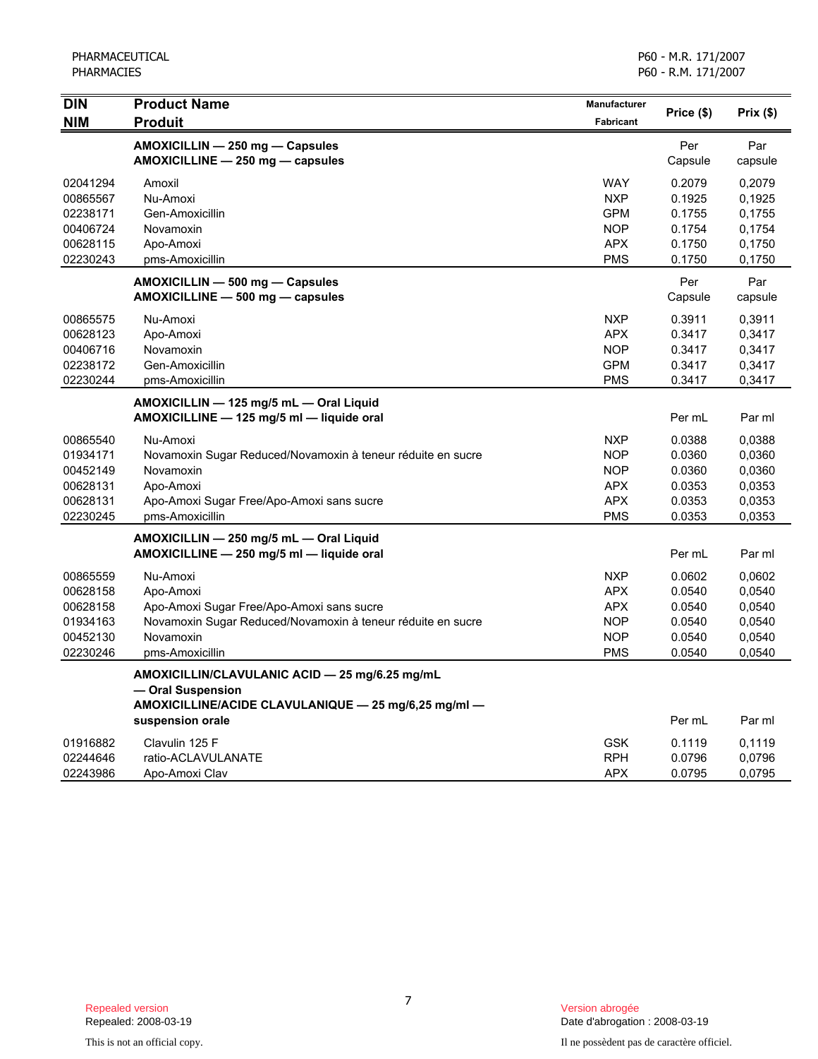| DIN / NIM | Product Name / Produit | Manufacturer / Fabricant | Price ($) | Prix ($) |
|---|---|---|---|---|
| | **AMOXICILLIN — 250 mg — Capsules** **AMOXICILLINE — 250 mg — capsules** | | Per Capsule | Par capsule |
| 02041294 | Amoxil | WAY | 0.2079 | 0,2079 |
| 00865567 | Nu-Amoxi | NXP | 0.1925 | 0,1925 |
| 02238171 | Gen-Amoxicillin | GPM | 0.1755 | 0,1755 |
| 00406724 | Novamoxin | NOP | 0.1754 | 0,1754 |
| 00628115 | Apo-Amoxi | APX | 0.1750 | 0,1750 |
| 02230243 | pms-Amoxicillin | PMS | 0.1750 | 0,1750 |
| | **AMOXICILLIN — 500 mg — Capsules** **AMOXICILLINE — 500 mg — capsules** | | Per Capsule | Par capsule |
| 00865575 | Nu-Amoxi | NXP | 0.3911 | 0,3911 |
| 00628123 | Apo-Amoxi | APX | 0.3417 | 0,3417 |
| 00406716 | Novamoxin | NOP | 0.3417 | 0,3417 |
| 02238172 | Gen-Amoxicillin | GPM | 0.3417 | 0,3417 |
| 02230244 | pms-Amoxicillin | PMS | 0.3417 | 0,3417 |
| | **AMOXICILLIN — 125 mg/5 mL — Oral Liquid** **AMOXICILLINE — 125 mg/5 ml — liquide oral** | | Per mL | Par ml |
| 00865540 | Nu-Amoxi | NXP | 0.0388 | 0,0388 |
| 01934171 | Novamoxin Sugar Reduced/Novamoxin à teneur réduite en sucre | NOP | 0.0360 | 0,0360 |
| 00452149 | Novamoxin | NOP | 0.0360 | 0,0360 |
| 00628131 | Apo-Amoxi | APX | 0.0353 | 0,0353 |
| 00628131 | Apo-Amoxi Sugar Free/Apo-Amoxi sans sucre | APX | 0.0353 | 0,0353 |
| 02230245 | pms-Amoxicillin | PMS | 0.0353 | 0,0353 |
| | **AMOXICILLIN — 250 mg/5 mL — Oral Liquid** **AMOXICILLINE — 250 mg/5 ml — liquide oral** | | Per mL | Par ml |
| 00865559 | Nu-Amoxi | NXP | 0.0602 | 0,0602 |
| 00628158 | Apo-Amoxi | APX | 0.0540 | 0,0540 |
| 00628158 | Apo-Amoxi Sugar Free/Apo-Amoxi sans sucre | APX | 0.0540 | 0,0540 |
| 01934163 | Novamoxin Sugar Reduced/Novamoxin à teneur réduite en sucre | NOP | 0.0540 | 0,0540 |
| 00452130 | Novamoxin | NOP | 0.0540 | 0,0540 |
| 02230246 | pms-Amoxicillin | PMS | 0.0540 | 0,0540 |
| | **AMOXICILLIN/CLAVULANIC ACID — 25 mg/6.25 mg/mL — Oral Suspension** **AMOXICILLINE/ACIDE CLAVULANIQUE — 25 mg/6,25 mg/ml — suspension orale** | | Per mL | Par ml |
| 01916882 | Clavulin 125 F | GSK | 0.1119 | 0,1119 |
| 02244646 | ratio-ACLAVULANATE | RPH | 0.0796 | 0,0796 |
| 02243986 | Apo-Amoxi Clav | APX | 0.0795 | 0,0795 |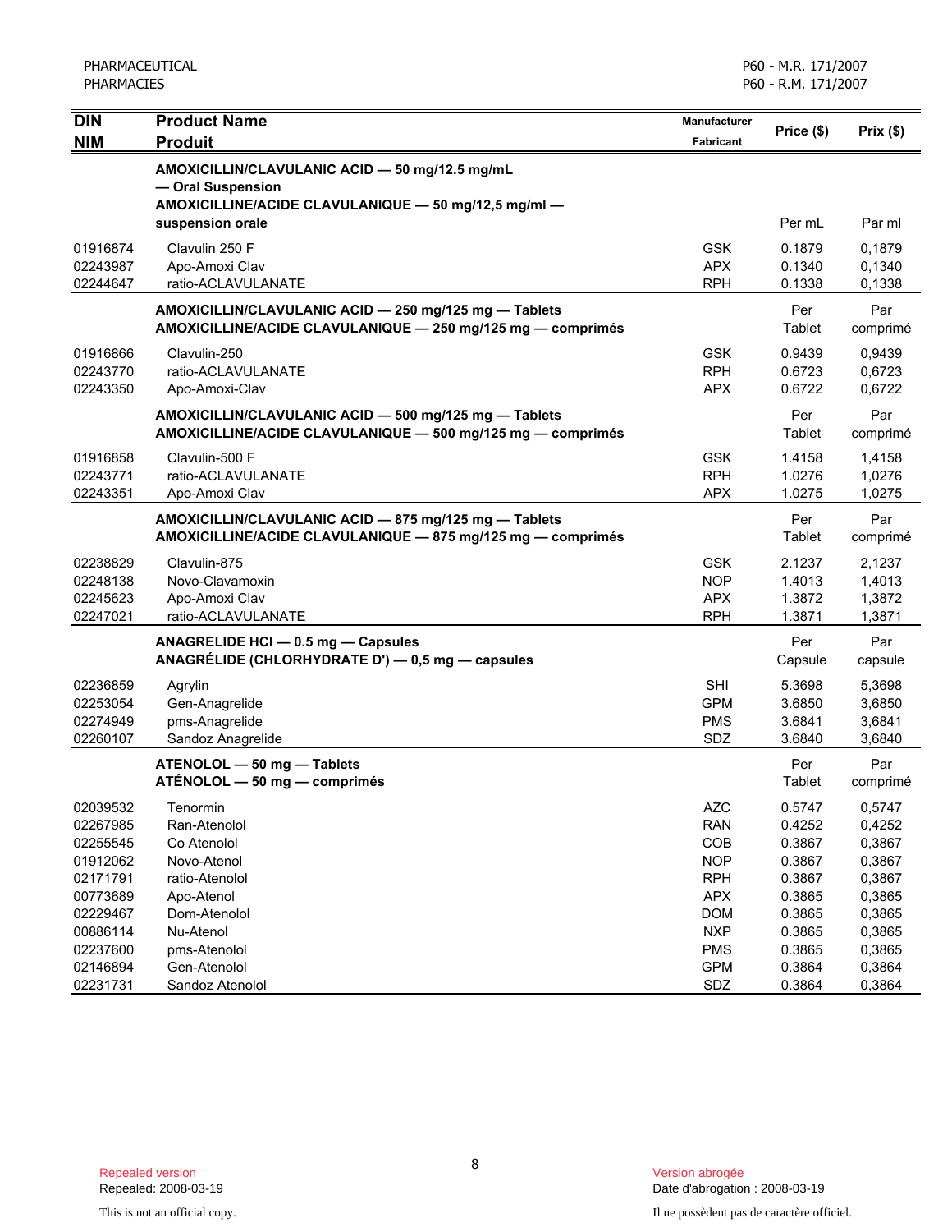| DIN<br>NIM | Product Name<br>Produit | Manufacturer<br>Fabricant | Price ($) | Prix ($) |
|---|---|---|---|---|
| | **AMOXICILLIN/CLAVULANIC ACID — 50 mg/12.5 mg/mL — Oral Suspension**<br>**AMOXICILLINE/ACIDE CLAVULANIQUE — 50 mg/12,5 mg/ml — suspension orale** | | Per mL | Par ml |
| 01916874 | Clavulin 250 F | GSK | 0.1879 | 0,1879 |
| 02243987 | Apo-Amoxi Clav | APX | 0.1340 | 0,1340 |
| 02244647 | ratio-ACLAVULANATE | RPH | 0.1338 | 0,1338 |
| | **AMOXICILLIN/CLAVULANIC ACID — 250 mg/125 mg — Tablets**<br>**AMOXICILLINE/ACIDE CLAVULANIQUE — 250 mg/125 mg — comprimés** | | Per Tablet | Par comprimé |
| 01916866 | Clavulin-250 | GSK | 0.9439 | 0,9439 |
| 02243770 | ratio-ACLAVULANATE | RPH | 0.6723 | 0,6723 |
| 02243350 | Apo-Amoxi-Clav | APX | 0.6722 | 0,6722 |
| | **AMOXICILLIN/CLAVULANIC ACID — 500 mg/125 mg — Tablets**<br>**AMOXICILLINE/ACIDE CLAVULANIQUE — 500 mg/125 mg — comprimés** | | Per Tablet | Par comprimé |
| 01916858 | Clavulin-500 F | GSK | 1.4158 | 1,4158 |
| 02243771 | ratio-ACLAVULANATE | RPH | 1.0276 | 1,0276 |
| 02243351 | Apo-Amoxi Clav | APX | 1.0275 | 1,0275 |
| | **AMOXICILLIN/CLAVULANIC ACID — 875 mg/125 mg — Tablets**<br>**AMOXICILLINE/ACIDE CLAVULANIQUE — 875 mg/125 mg — comprimés** | | Per Tablet | Par comprimé |
| 02238829 | Clavulin-875 | GSK | 2.1237 | 2,1237 |
| 02248138 | Novo-Clavamoxin | NOP | 1.4013 | 1,4013 |
| 02245623 | Apo-Amoxi Clav | APX | 1.3872 | 1,3872 |
| 02247021 | ratio-ACLAVULANATE | RPH | 1.3871 | 1,3871 |
| | **ANAGRELIDE HCl — 0.5 mg — Capsules**<br>**ANAGRÉLIDE (CHLORHYDRATE D') — 0,5 mg — capsules** | | Per Capsule | Par capsule |
| 02236859 | Agrylin | SHI | 5.3698 | 5,3698 |
| 02253054 | Gen-Anagrelide | GPM | 3.6850 | 3,6850 |
| 02274949 | pms-Anagrelide | PMS | 3.6841 | 3,6841 |
| 02260107 | Sandoz Anagrelide | SDZ | 3.6840 | 3,6840 |
| | **ATENOLOL — 50 mg — Tablets**<br>**ATÉNOLOL — 50 mg — comprimés** | | Per Tablet | Par comprimé |
| 02039532 | Tenormin | AZC | 0.5747 | 0,5747 |
| 02267985 | Ran-Atenolol | RAN | 0.4252 | 0,4252 |
| 02255545 | Co Atenolol | COB | 0.3867 | 0,3867 |
| 01912062 | Novo-Atenol | NOP | 0.3867 | 0,3867 |
| 02171791 | ratio-Atenolol | RPH | 0.3867 | 0,3867 |
| 00773689 | Apo-Atenol | APX | 0.3865 | 0,3865 |
| 02229467 | Dom-Atenolol | DOM | 0.3865 | 0,3865 |
| 00886114 | Nu-Atenol | NXP | 0.3865 | 0,3865 |
| 02237600 | pms-Atenolol | PMS | 0.3865 | 0,3865 |
| 02146894 | Gen-Atenolol | GPM | 0.3864 | 0,3864 |
| 02231731 | Sandoz Atenolol | SDZ | 0.3864 | 0,3864 |

Repealed version
Repealed: 2008-03-19

This is not an official copy.

Version abrogée
Date d'abrogation : 2008-03-19

Il ne possèdent pas de caractère officiel.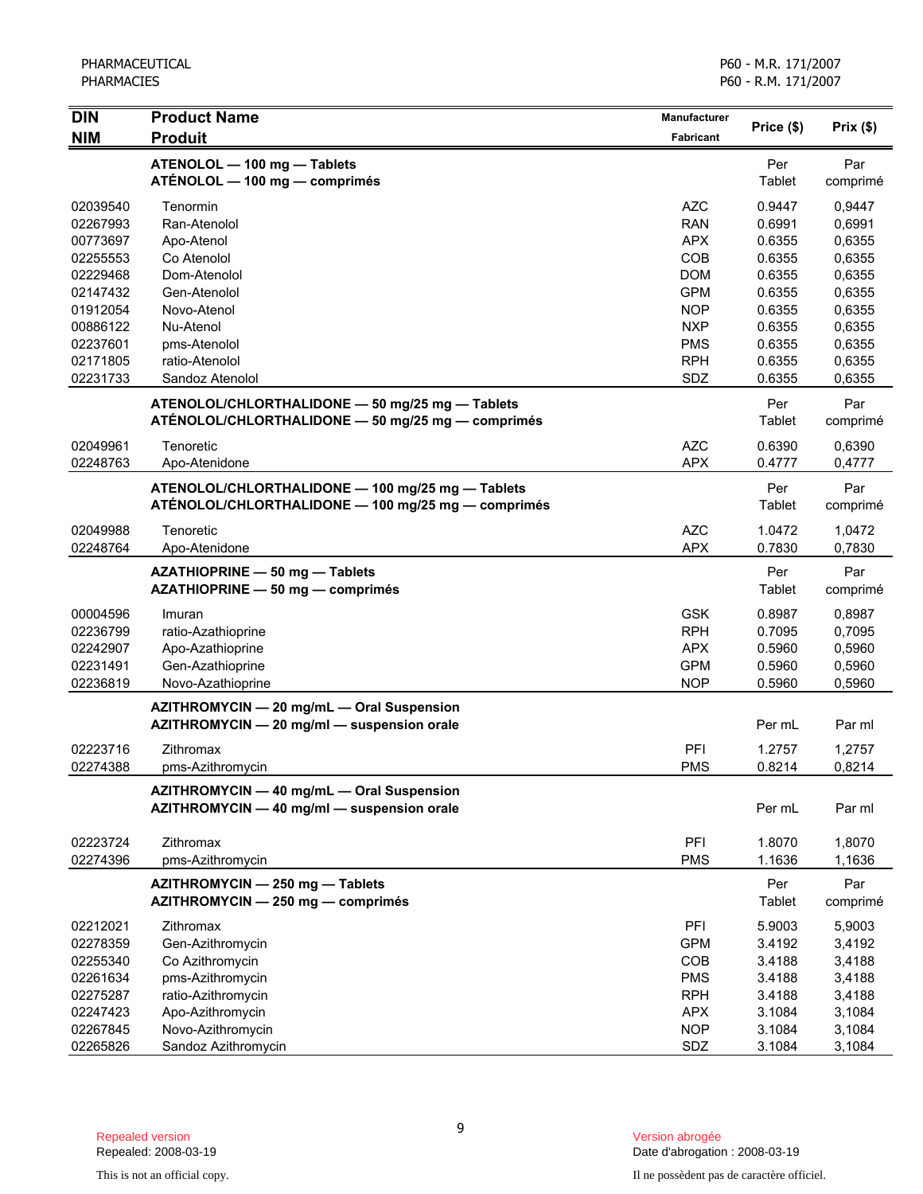| DIN<br>NIM | Product Name<br>Produit | Manufacturer<br>Fabricant | Price ($) | Prix ($) |
|---|---|---|---|---|
| | **ATENOLOL — 100 mg — Tablets**<br>**ATÉNOLOL — 100 mg — comprimés** | | Per Tablet | Par comprimé |
| 02039540 | Tenormin | AZC | 0.9447 | 0,9447 |
| 02267993 | Ran-Atenolol | RAN | 0.6991 | 0,6991 |
| 00773697 | Apo-Atenol | APX | 0.6355 | 0,6355 |
| 02255553 | Co Atenolol | COB | 0.6355 | 0,6355 |
| 02229468 | Dom-Atenolol | DOM | 0.6355 | 0,6355 |
| 02147432 | Gen-Atenolol | GPM | 0.6355 | 0,6355 |
| 01912054 | Novo-Atenol | NOP | 0.6355 | 0,6355 |
| 00886122 | Nu-Atenol | NXP | 0.6355 | 0,6355 |
| 02237601 | pms-Atenolol | PMS | 0.6355 | 0,6355 |
| 02171805 | ratio-Atenolol | RPH | 0.6355 | 0,6355 |
| 02231733 | Sandoz Atenolol | SDZ | 0.6355 | 0,6355 |
| | **ATENOLOL/CHLORTHALIDONE — 50 mg/25 mg — Tablets**<br>**ATÉNOLOL/CHLORTHALIDONE — 50 mg/25 mg — comprimés** | | Per Tablet | Par comprimé |
| 02049961 | Tenoretic | AZC | 0.6390 | 0,6390 |
| 02248763 | Apo-Atenidone | APX | 0.4777 | 0,4777 |
| | **ATENOLOL/CHLORTHALIDONE — 100 mg/25 mg — Tablets**<br>**ATÉNOLOL/CHLORTHALIDONE — 100 mg/25 mg — comprimés** | | Per Tablet | Par comprimé |
| 02049988 | Tenoretic | AZC | 1.0472 | 1,0472 |
| 02248764 | Apo-Atenidone | APX | 0.7830 | 0,7830 |
| | **AZATHIOPRINE — 50 mg — Tablets**<br>**AZATHIOPRINE — 50 mg — comprimés** | | Per Tablet | Par comprimé |
| 00004596 | Imuran | GSK | 0.8987 | 0,8987 |
| 02236799 | ratio-Azathioprine | RPH | 0.7095 | 0,7095 |
| 02242907 | Apo-Azathioprine | APX | 0.5960 | 0,5960 |
| 02231491 | Gen-Azathioprine | GPM | 0.5960 | 0,5960 |
| 02236819 | Novo-Azathioprine | NOP | 0.5960 | 0,5960 |
| | **AZITHROMYCIN — 20 mg/mL — Oral Suspension**<br>**AZITHROMYCIN — 20 mg/ml — suspension orale** | | Per mL | Par ml |
| 02223716 | Zithromax | PFI | 1.2757 | 1,2757 |
| 02274388 | pms-Azithromycin | PMS | 0.8214 | 0,8214 |
| | **AZITHROMYCIN — 40 mg/mL — Oral Suspension**<br>**AZITHROMYCIN — 40 mg/ml — suspension orale** | | Per mL | Par ml |
| 02223724 | Zithromax | PFI | 1.8070 | 1,8070 |
| 02274396 | pms-Azithromycin | PMS | 1.1636 | 1,1636 |
| | **AZITHROMYCIN — 250 mg — Tablets**<br>**AZITHROMYCIN — 250 mg — comprimés** | | Per Tablet | Par comprimé |
| 02212021 | Zithromax | PFI | 5.9003 | 5,9003 |
| 02278359 | Gen-Azithromycin | GPM | 3.4192 | 3,4192 |
| 02255340 | Co Azithromycin | COB | 3.4188 | 3,4188 |
| 02261634 | pms-Azithromycin | PMS | 3.4188 | 3,4188 |
| 02275287 | ratio-Azithromycin | RPH | 3.4188 | 3,4188 |
| 02247423 | Apo-Azithromycin | APX | 3.1084 | 3,1084 |
| 02267845 | Novo-Azithromycin | NOP | 3.1084 | 3,1084 |
| 02265826 | Sandoz Azithromycin | SDZ | 3.1084 | 3,1084 |

Repealed version
Repealed: 2008-03-19

This is not an official copy.

Version abrogée
Date d'abrogation : 2008-03-19

Il ne possèdent pas de caractère officiel.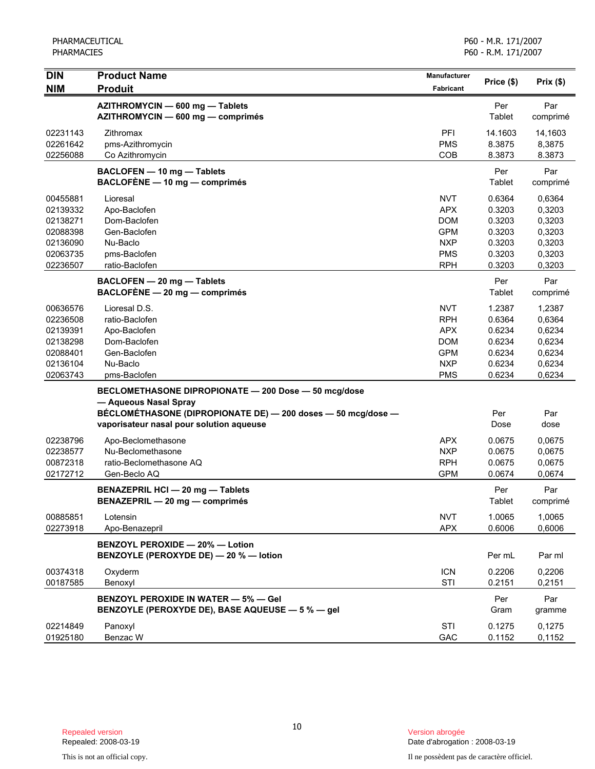| DIN<br>NIM | Product Name<br>Produit | Manufacturer<br>Fabricant | Price ($) | Prix ($) |
|---|---|---|---|---|
| | **AZITHROMYCIN — 600 mg — Tablets**<br>**AZITHROMYCIN — 600 mg — comprimés** | | Per Tablet | Par comprimé |
| 02231143 | Zithromax | PFI | 14.1603 | 14,1603 |
| 02261642 | pms-Azithromycin | PMS | 8.3875 | 8,3875 |
| 02256088 | Co Azithromycin | COB | 8.3873 | 8.3873 |
| | **BACLOFEN — 10 mg — Tablets**<br>**BACLOFÈNE — 10 mg — comprimés** | | Per Tablet | Par comprimé |
| 00455881 | Lioresal | NVT | 0.6364 | 0,6364 |
| 02139332 | Apo-Baclofen | APX | 0.3203 | 0,3203 |
| 02138271 | Dom-Baclofen | DOM | 0.3203 | 0,3203 |
| 02088398 | Gen-Baclofen | GPM | 0.3203 | 0,3203 |
| 02136090 | Nu-Baclo | NXP | 0.3203 | 0,3203 |
| 02063735 | pms-Baclofen | PMS | 0.3203 | 0,3203 |
| 02236507 | ratio-Baclofen | RPH | 0.3203 | 0,3203 |
| | **BACLOFEN — 20 mg — Tablets**<br>**BACLOFÈNE — 20 mg — comprimés** | | Per Tablet | Par comprimé |
| 00636576 | Lioresal D.S. | NVT | 1.2387 | 1,2387 |
| 02236508 | ratio-Baclofen | RPH | 0.6364 | 0,6364 |
| 02139391 | Apo-Baclofen | APX | 0.6234 | 0,6234 |
| 02138298 | Dom-Baclofen | DOM | 0.6234 | 0,6234 |
| 02088401 | Gen-Baclofen | GPM | 0.6234 | 0,6234 |
| 02136104 | Nu-Baclo | NXP | 0.6234 | 0,6234 |
| 02063743 | pms-Baclofen | PMS | 0.6234 | 0,6234 |
| | **BECLOMETHASONE DIPROPIONATE — 200 Dose — 50 mcg/dose — Aqueous Nasal Spray**<br>**BÉCLOMÉTHASONE (DIPROPIONATE DE) — 200 doses — 50 mcg/dose — vaporisateur nasal pour solution aqueuse** | | Per Dose | Par dose |
| 02238796 | Apo-Beclomethasone | APX | 0.0675 | 0,0675 |
| 02238577 | Nu-Beclomethasone | NXP | 0.0675 | 0,0675 |
| 00872318 | ratio-Beclomethasone AQ | RPH | 0.0675 | 0,0675 |
| 02172712 | Gen-Beclo AQ | GPM | 0.0674 | 0,0674 |
| | **BENAZEPRIL HCl — 20 mg — Tablets**<br>**BENAZEPRIL — 20 mg — comprimés** | | Per Tablet | Par comprimé |
| 00885851 | Lotensin | NVT | 1.0065 | 1,0065 |
| 02273918 | Apo-Benazepril | APX | 0.6006 | 0,6006 |
| | **BENZOYL PEROXIDE — 20% — Lotion**<br>**BENZOYLE (PEROXYDE DE) — 20 % — lotion** | | Per mL | Par ml |
| 00374318 | Oxyderm | ICN | 0.2206 | 0,2206 |
| 00187585 | Benoxyl | STI | 0.2151 | 0,2151 |
| | **BENZOYL PEROXIDE IN WATER — 5% — Gel**<br>**BENZOYLE (PEROXYDE DE), BASE AQUEUSE — 5 % — gel** | | Per Gram | Par gramme |
| 02214849 | Panoxyl | STI | 0.1275 | 0,1275 |
| 01925180 | Benzac W | GAC | 0.1152 | 0,1152 |

Repealed version
Repealed: 2008-03-19

Version abrogée
Date d'abrogation : 2008-03-19

This is not an official copy.

Il ne possèdent pas de caractère officiel.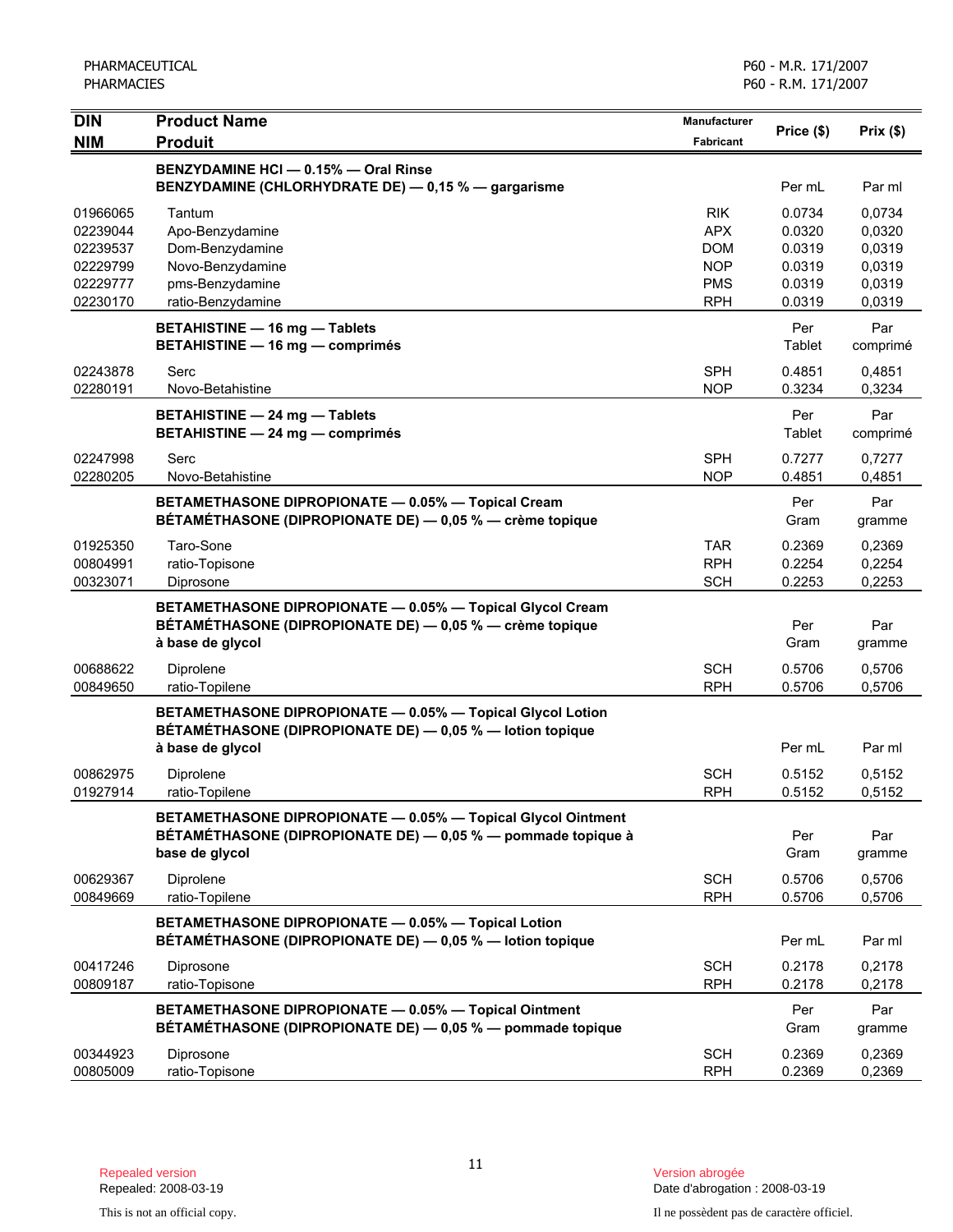| DIN<br>NIM | Product Name<br>Produit | Manufacturer<br>Fabricant | Price ($) | Prix ($) |
|---|---|---|---|---|
| | **BENZYDAMINE HCl — 0.15% — Oral Rinse**<br>**BENZYDAMINE (CHLORHYDRATE DE) — 0,15 % — gargarisme** | | Per mL | Par ml |
| 01966065 | Tantum | RIK | 0.0734 | 0,0734 |
| 02239044 | Apo-Benzydamine | APX | 0.0320 | 0,0320 |
| 02239537 | Dom-Benzydamine | DOM | 0.0319 | 0,0319 |
| 02229799 | Novo-Benzydamine | NOP | 0.0319 | 0,0319 |
| 02229777 | pms-Benzydamine | PMS | 0.0319 | 0,0319 |
| 02230170 | ratio-Benzydamine | RPH | 0.0319 | 0,0319 |
| | **BETAHISTINE — 16 mg — Tablets**<br>**BETAHISTINE — 16 mg — comprimés** | | Per Tablet | Par comprimé |
| 02243878 | Serc | SPH | 0.4851 | 0,4851 |
| 02280191 | Novo-Betahistine | NOP | 0.3234 | 0,3234 |
| | **BETAHISTINE — 24 mg — Tablets**<br>**BETAHISTINE — 24 mg — comprimés** | | Per Tablet | Par comprimé |
| 02247998 | Serc | SPH | 0.7277 | 0,7277 |
| 02280205 | Novo-Betahistine | NOP | 0.4851 | 0,4851 |
| | **BETAMETHASONE DIPROPIONATE — 0.05% — Topical Cream**<br>**BÉTAMÉTHASONE (DIPROPIONATE DE) — 0,05 % — crème topique** | | Per Gram | Par gramme |
| 01925350 | Taro-Sone | TAR | 0.2369 | 0,2369 |
| 00804991 | ratio-Topisone | RPH | 0.2254 | 0,2254 |
| 00323071 | Diprosone | SCH | 0.2253 | 0,2253 |
| | **BETAMETHASONE DIPROPIONATE — 0.05% — Topical Glycol Cream**<br>**BÉTAMÉTHASONE (DIPROPIONATE DE) — 0,05 % — crème topique à base de glycol** | | Per Gram | Par gramme |
| 00688622 | Diprolene | SCH | 0.5706 | 0,5706 |
| 00849650 | ratio-Topilene | RPH | 0.5706 | 0,5706 |
| | **BETAMETHASONE DIPROPIONATE — 0.05% — Topical Glycol Lotion**<br>**BÉTAMÉTHASONE (DIPROPIONATE DE) — 0,05 % — lotion topique à base de glycol** | | Per mL | Par ml |
| 00862975 | Diprolene | SCH | 0.5152 | 0,5152 |
| 01927914 | ratio-Topilene | RPH | 0.5152 | 0,5152 |
| | **BETAMETHASONE DIPROPIONATE — 0.05% — Topical Glycol Ointment**<br>**BÉTAMÉTHASONE (DIPROPIONATE DE) — 0,05 % — pommade topique à base de glycol** | | Per Gram | Par gramme |
| 00629367 | Diprolene | SCH | 0.5706 | 0,5706 |
| 00849669 | ratio-Topilene | RPH | 0.5706 | 0,5706 |
| | **BETAMETHASONE DIPROPIONATE — 0.05% — Topical Lotion**<br>**BÉTAMÉTHASONE (DIPROPIONATE DE) — 0,05 % — lotion topique** | | Per mL | Par ml |
| 00417246 | Diprosone | SCH | 0.2178 | 0,2178 |
| 00809187 | ratio-Topisone | RPH | 0.2178 | 0,2178 |
| | **BETAMETHASONE DIPROPIONATE — 0.05% — Topical Ointment**<br>**BÉTAMÉTHASONE (DIPROPIONATE DE) — 0,05 % — pommade topique** | | Per Gram | Par gramme |
| 00344923 | Diprosone | SCH | 0.2369 | 0,2369 |
| 00805009 | ratio-Topisone | RPH | 0.2369 | 0,2369 |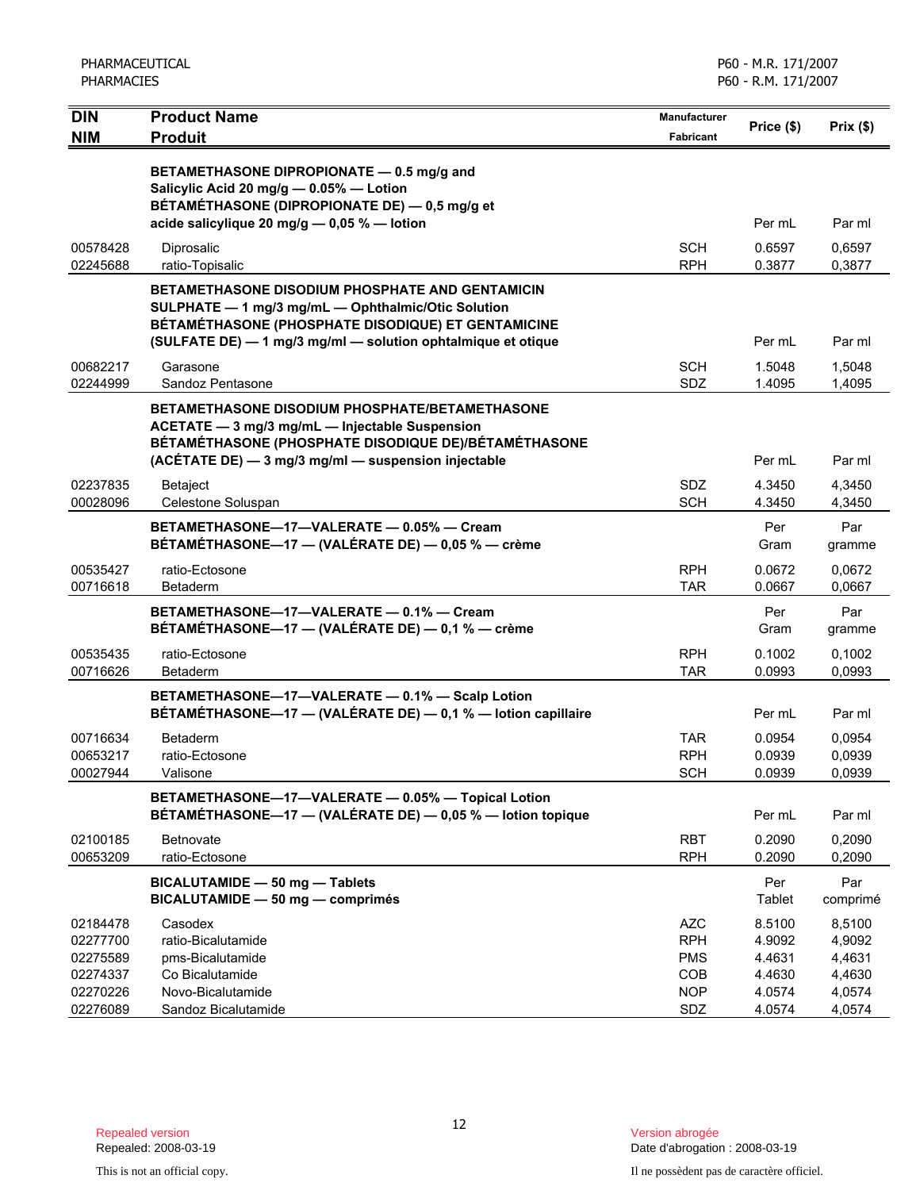| DIN<br>NIM | Product Name<br>Produit | Manufacturer<br>Fabricant | Price ($) | Prix ($) |
|---|---|---|---|---|
| | **BETAMETHASONE DIPROPIONATE — 0.5 mg/g and Salicylic Acid 20 mg/g — 0.05% — Lotion**<br>**BÉTAMÉTHASONE (DIPROPIONATE DE) — 0,5 mg/g et acide salicylique 20 mg/g — 0,05 % — lotion** | | Per mL | Par ml |
| 00578428 | Diprosalic | SCH | 0.6597 | 0,6597 |
| 02245688 | ratio-Topisalic | RPH | 0.3877 | 0,3877 |
| | **BETAMETHASONE DISODIUM PHOSPHATE AND GENTAMICIN SULPHATE — 1 mg/3 mg/mL — Ophthalmic/Otic Solution**<br>**BÉTAMÉTHASONE (PHOSPHATE DISODIQUE) ET GENTAMICINE (SULFATE DE) — 1 mg/3 mg/ml — solution ophtalmique et otique** | | Per mL | Par ml |
| 00682217 | Garasone | SCH | 1.5048 | 1,5048 |
| 02244999 | Sandoz Pentasone | SDZ | 1.4095 | 1,4095 |
| | **BETAMETHASONE DISODIUM PHOSPHATE/BETAMETHASONE ACETATE — 3 mg/3 mg/mL — Injectable Suspension**<br>**BÉTAMÉTHASONE (PHOSPHATE DISODIQUE DE)/BÉTAMÉTHASONE (ACÉTATE DE) — 3 mg/3 mg/ml — suspension injectable** | | Per mL | Par ml |
| 02237835 | Betaject | SDZ | 4.3450 | 4,3450 |
| 00028096 | Celestone Soluspan | SCH | 4.3450 | 4,3450 |
| | **BETAMETHASONE—17—VALERATE — 0.05% — Cream**<br>**BÉTAMÉTHASONE—17 — (VALÉRATE DE) — 0,05 % — crème** | | Per Gram | Par gramme |
| 00535427 | ratio-Ectosone | RPH | 0.0672 | 0,0672 |
| 00716618 | Betaderm | TAR | 0.0667 | 0,0667 |
| | **BETAMETHASONE—17—VALERATE — 0.1% — Cream**<br>**BÉTAMÉTHASONE—17 — (VALÉRATE DE) — 0,1 % — crème** | | Per Gram | Par gramme |
| 00535435 | ratio-Ectosone | RPH | 0.1002 | 0,1002 |
| 00716626 | Betaderm | TAR | 0.0993 | 0,0993 |
| | **BETAMETHASONE—17—VALERATE — 0.1% — Scalp Lotion**<br>**BÉTAMÉTHASONE—17 — (VALÉRATE DE) — 0,1 % — lotion capillaire** | | Per mL | Par ml |
| 00716634 | Betaderm | TAR | 0.0954 | 0,0954 |
| 00653217 | ratio-Ectosone | RPH | 0.0939 | 0,0939 |
| 00027944 | Valisone | SCH | 0.0939 | 0,0939 |
| | **BETAMETHASONE—17—VALERATE — 0.05% — Topical Lotion**<br>**BÉTAMÉTHASONE—17 — (VALÉRATE DE) — 0,05 % — lotion topique** | | Per mL | Par ml |
| 02100185 | Betnovate | RBT | 0.2090 | 0,2090 |
| 00653209 | ratio-Ectosone | RPH | 0.2090 | 0,2090 |
| | **BICALUTAMIDE — 50 mg — Tablets**<br>**BICALUTAMIDE — 50 mg — comprimés** | | Per Tablet | Par comprimé |
| 02184478 | Casodex | AZC | 8.5100 | 8,5100 |
| 02277700 | ratio-Bicalutamide | RPH | 4.9092 | 4,9092 |
| 02275589 | pms-Bicalutamide | PMS | 4.4631 | 4,4631 |
| 02274337 | Co Bicalutamide | COB | 4.4630 | 4,4630 |
| 02270226 | Novo-Bicalutamide | NOP | 4.0574 | 4,0574 |
| 02276089 | Sandoz Bicalutamide | SDZ | 4.0574 | 4,0574 |

Repealed version
Repealed: 2008-03-19

This is not an official copy.

Version abrogée
Date d'abrogation : 2008-03-19

Il ne possèdent pas de caractère officiel.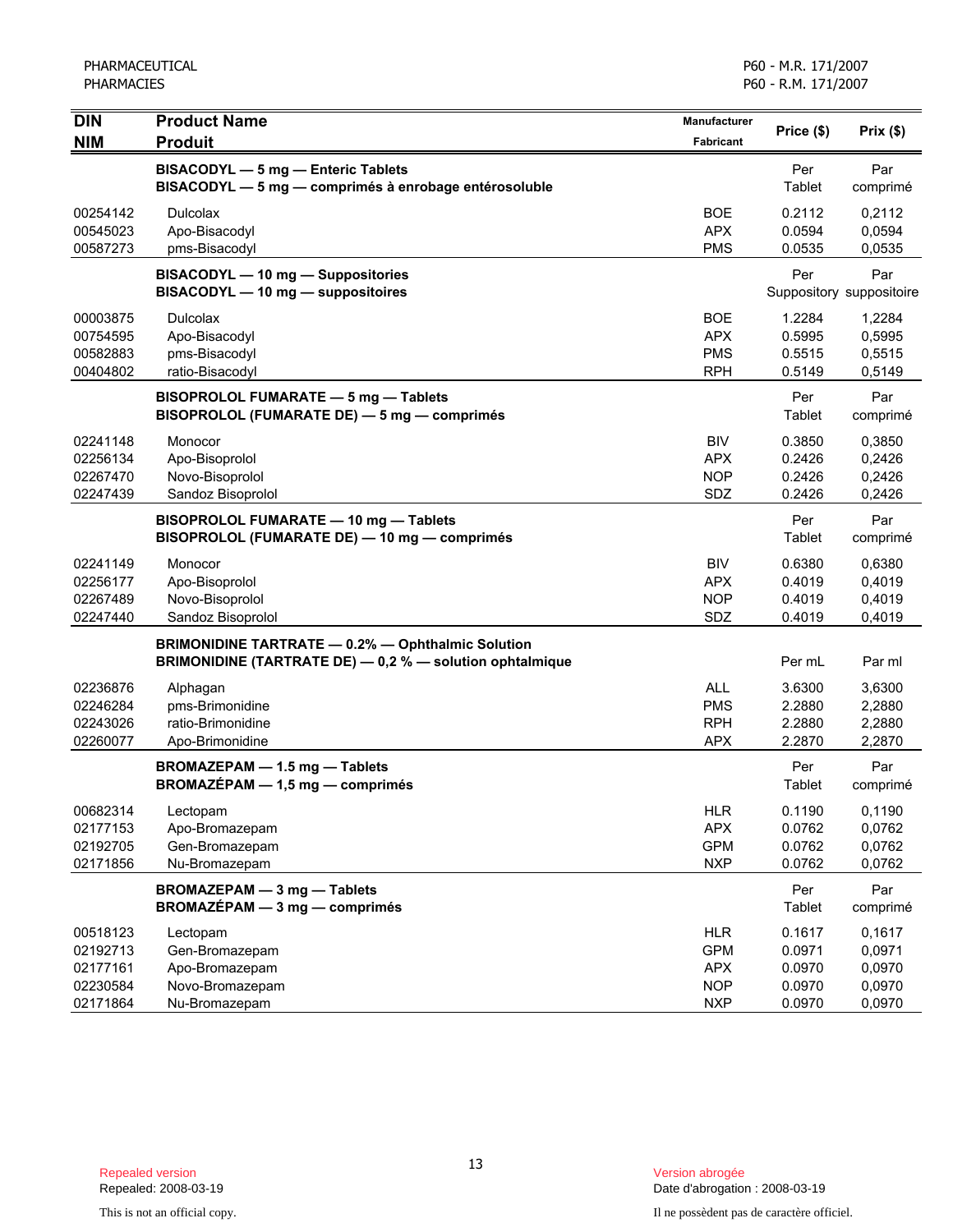| DIN<br>NIM | Product Name<br>Produit | Manufacturer<br>Fabricant | Price ($) | Prix ($) |
|---|---|---|---|---|
| | **BISACODYL — 5 mg — Enteric Tablets**<br>**BISACODYL — 5 mg — comprimés à enrobage entérosoluble** | | Per Tablet | Par comprimé |
| 00254142 | Dulcolax | BOE | 0.2112 | 0,2112 |
| 00545023 | Apo-Bisacodyl | APX | 0.0594 | 0,0594 |
| 00587273 | pms-Bisacodyl | PMS | 0.0535 | 0,0535 |
| | **BISACODYL — 10 mg — Suppositories**<br>**BISACODYL — 10 mg — suppositoires** | | Per Suppository | Par suppositoire |
| 00003875 | Dulcolax | BOE | 1.2284 | 1,2284 |
| 00754595 | Apo-Bisacodyl | APX | 0.5995 | 0,5995 |
| 00582883 | pms-Bisacodyl | PMS | 0.5515 | 0,5515 |
| 00404802 | ratio-Bisacodyl | RPH | 0.5149 | 0,5149 |
| | **BISOPROLOL FUMARATE — 5 mg — Tablets**<br>**BISOPROLOL (FUMARATE DE) — 5 mg — comprimés** | | Per Tablet | Par comprimé |
| 02241148 | Monocor | BIV | 0.3850 | 0,3850 |
| 02256134 | Apo-Bisoprolol | APX | 0.2426 | 0,2426 |
| 02267470 | Novo-Bisoprolol | NOP | 0.2426 | 0,2426 |
| 02247439 | Sandoz Bisoprolol | SDZ | 0.2426 | 0,2426 |
| | **BISOPROLOL FUMARATE — 10 mg — Tablets**<br>**BISOPROLOL (FUMARATE DE) — 10 mg — comprimés** | | Per Tablet | Par comprimé |
| 02241149 | Monocor | BIV | 0.6380 | 0,6380 |
| 02256177 | Apo-Bisoprolol | APX | 0.4019 | 0,4019 |
| 02267489 | Novo-Bisoprolol | NOP | 0.4019 | 0,4019 |
| 02247440 | Sandoz Bisoprolol | SDZ | 0.4019 | 0,4019 |
| | **BRIMONIDINE TARTRATE — 0.2% — Ophthalmic Solution**<br>**BRIMONIDINE (TARTRATE DE) — 0,2 % — solution ophtalmique** | | Per mL | Par ml |
| 02236876 | Alphagan | ALL | 3.6300 | 3,6300 |
| 02246284 | pms-Brimonidine | PMS | 2.2880 | 2,2880 |
| 02243026 | ratio-Brimonidine | RPH | 2.2880 | 2,2880 |
| 02260077 | Apo-Brimonidine | APX | 2.2870 | 2,2870 |
| | **BROMAZEPAM — 1.5 mg — Tablets**<br>**BROMAZÉPAM — 1,5 mg — comprimés** | | Per Tablet | Par comprimé |
| 00682314 | Lectopam | HLR | 0.1190 | 0,1190 |
| 02177153 | Apo-Bromazepam | APX | 0.0762 | 0,0762 |
| 02192705 | Gen-Bromazepam | GPM | 0.0762 | 0,0762 |
| 02171856 | Nu-Bromazepam | NXP | 0.0762 | 0,0762 |
| | **BROMAZEPAM — 3 mg — Tablets**<br>**BROMAZÉPAM — 3 mg — comprimés** | | Per Tablet | Par comprimé |
| 00518123 | Lectopam | HLR | 0.1617 | 0,1617 |
| 02192713 | Gen-Bromazepam | GPM | 0.0971 | 0,0971 |
| 02177161 | Apo-Bromazepam | APX | 0.0970 | 0,0970 |
| 02230584 | Novo-Bromazepam | NOP | 0.0970 | 0,0970 |
| 02171864 | Nu-Bromazepam | NXP | 0.0970 | 0,0970 |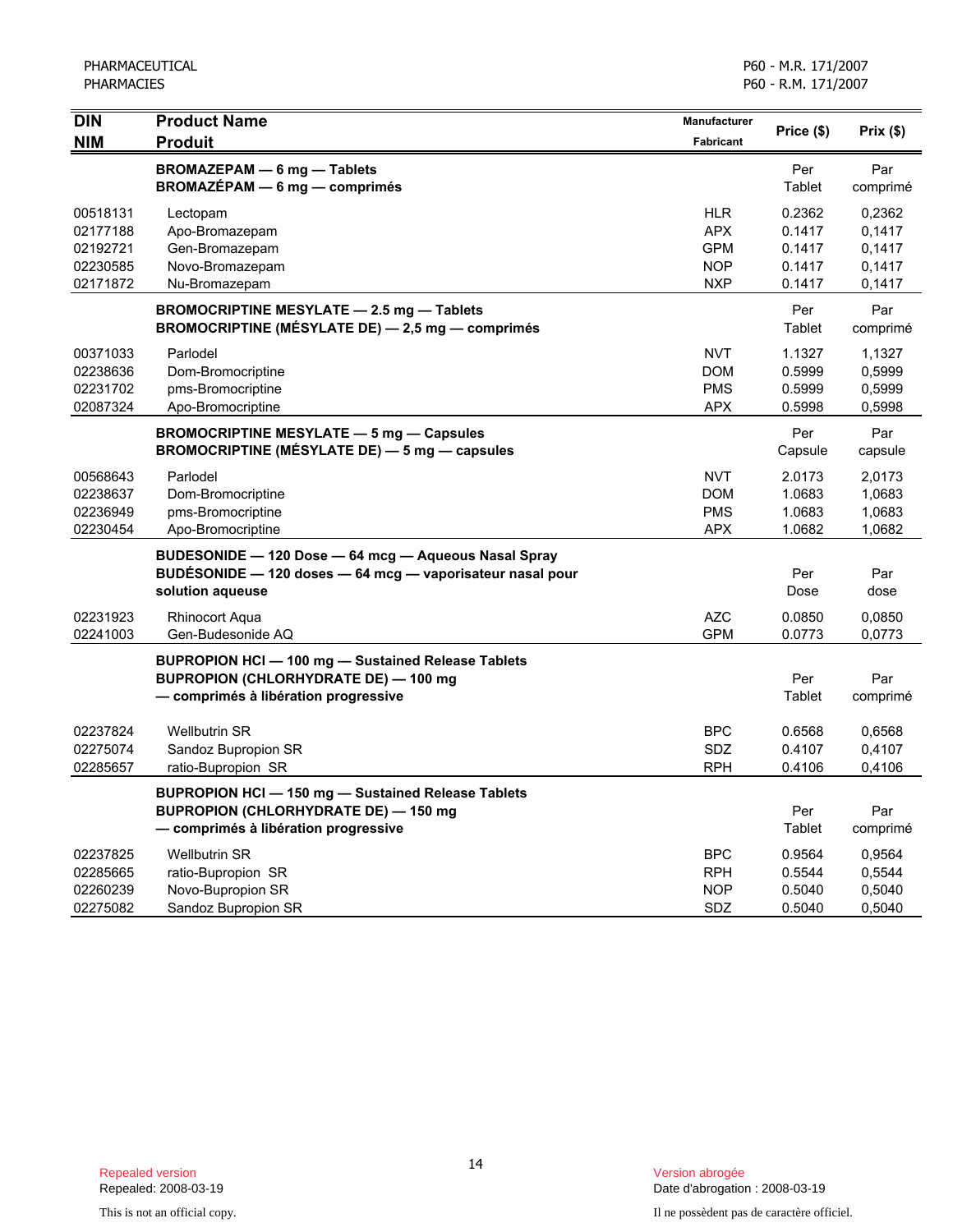| DIN<br>NIM | Product Name<br>Produit | Manufacturer<br>Fabricant | Price ($) | Prix ($) |
|---|---|---|---|---|
| | **BROMAZEPAM — 6 mg — Tablets**<br>**BROMAZÉPAM — 6 mg — comprimés** | | Per Tablet | Par comprimé |
| 00518131 | Lectopam | HLR | 0.2362 | 0,2362 |
| 02177188 | Apo-Bromazepam | APX | 0.1417 | 0,1417 |
| 02192721 | Gen-Bromazepam | GPM | 0.1417 | 0,1417 |
| 02230585 | Novo-Bromazepam | NOP | 0.1417 | 0,1417 |
| 02171872 | Nu-Bromazepam | NXP | 0.1417 | 0,1417 |
| | **BROMOCRIPTINE MESYLATE — 2.5 mg — Tablets**<br>**BROMOCRIPTINE (MÉSYLATE DE) — 2,5 mg — comprimés** | | Per Tablet | Par comprimé |
| 00371033 | Parlodel | NVT | 1.1327 | 1,1327 |
| 02238636 | Dom-Bromocriptine | DOM | 0.5999 | 0,5999 |
| 02231702 | pms-Bromocriptine | PMS | 0.5999 | 0,5999 |
| 02087324 | Apo-Bromocriptine | APX | 0.5998 | 0,5998 |
| | **BROMOCRIPTINE MESYLATE — 5 mg — Capsules**<br>**BROMOCRIPTINE (MÉSYLATE DE) — 5 mg — capsules** | | Per Capsule | Par capsule |
| 00568643 | Parlodel | NVT | 2.0173 | 2,0173 |
| 02238637 | Dom-Bromocriptine | DOM | 1.0683 | 1,0683 |
| 02236949 | pms-Bromocriptine | PMS | 1.0683 | 1,0683 |
| 02230454 | Apo-Bromocriptine | APX | 1.0682 | 1,0682 |
| | **BUDESONIDE — 120 Dose — 64 mcg — Aqueous Nasal Spray**<br>**BUDÉSONIDE — 120 doses — 64 mcg — vaporisateur nasal pour solution aqueuse** | | Per Dose | Par dose |
| 02231923 | Rhinocort Aqua | AZC | 0.0850 | 0,0850 |
| 02241003 | Gen-Budesonide AQ | GPM | 0.0773 | 0,0773 |
| | **BUPROPION HCl — 100 mg — Sustained Release Tablets**<br>**BUPROPION (CHLORHYDRATE DE) — 100 mg — comprimés à libération progressive** | | Per Tablet | Par comprimé |
| 02237824 | Wellbutrin SR | BPC | 0.6568 | 0,6568 |
| 02275074 | Sandoz Bupropion SR | SDZ | 0.4107 | 0,4107 |
| 02285657 | ratio-Bupropion SR | RPH | 0.4106 | 0,4106 |
| | **BUPROPION HCl — 150 mg — Sustained Release Tablets**<br>**BUPROPION (CHLORHYDRATE DE) — 150 mg — comprimés à libération progressive** | | Per Tablet | Par comprimé |
| 02237825 | Wellbutrin SR | BPC | 0.9564 | 0,9564 |
| 02285665 | ratio-Bupropion SR | RPH | 0.5544 | 0,5544 |
| 02260239 | Novo-Bupropion SR | NOP | 0.5040 | 0,5040 |
| 02275082 | Sandoz Bupropion SR | SDZ | 0.5040 | 0,5040 |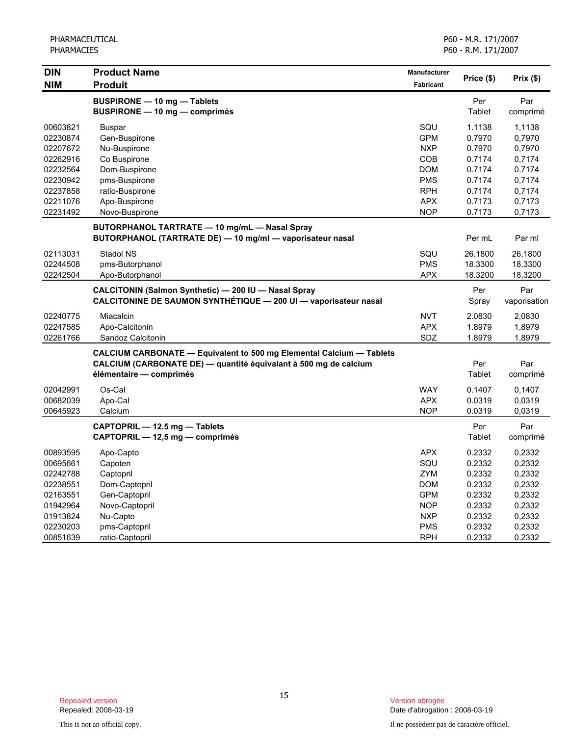| DIN<br>NIM | Product Name<br>Produit | Manufacturer<br>Fabricant | Price ($) | Prix ($) |
|---|---|---|---|---|
| | **BUSPIRONE — 10 mg — Tablets**<br>**BUSPIRONE — 10 mg — comprimés** | | Per Tablet | Par comprimé |
| 00603821 | Buspar | SQU | 1.1138 | 1,1138 |
| 02230874 | Gen-Buspirone | GPM | 0.7970 | 0,7970 |
| 02207672 | Nu-Buspirone | NXP | 0.7970 | 0,7970 |
| 02262916 | Co Buspirone | COB | 0.7174 | 0,7174 |
| 02232564 | Dom-Buspirone | DOM | 0.7174 | 0,7174 |
| 02230942 | pms-Buspirone | PMS | 0.7174 | 0,7174 |
| 02237858 | ratio-Buspirone | RPH | 0.7174 | 0,7174 |
| 02211076 | Apo-Buspirone | APX | 0.7173 | 0,7173 |
| 02231492 | Novo-Buspirone | NOP | 0.7173 | 0,7173 |
| | **BUTORPHANOL TARTRATE — 10 mg/mL — Nasal Spray**<br>**BUTORPHANOL (TARTRATE DE) — 10 mg/ml — vaporisateur nasal** | | Per mL | Par ml |
| 02113031 | Stadol NS | SQU | 26.1800 | 26,1800 |
| 02244508 | pms-Butorphanol | PMS | 18.3300 | 18,3300 |
| 02242504 | Apo-Butorphanol | APX | 18.3200 | 18,3200 |
| | **CALCITONIN (Salmon Synthetic) — 200 IU — Nasal Spray**<br>**CALCITONINE DE SAUMON SYNTHÉTIQUE — 200 UI — vaporisateur nasal** | | Per Spray | Par vaporisation |
| 02240775 | Miacalcin | NVT | 2.0830 | 2,0830 |
| 02247585 | Apo-Calcitonin | APX | 1.8979 | 1,8979 |
| 02261766 | Sandoz Calcitonin | SDZ | 1.8979 | 1,8979 |
| | **CALCIUM CARBONATE — Equivalent to 500 mg Elemental Calcium — Tablets**<br>**CALCIUM (CARBONATE DE) — quantité équivalant à 500 mg de calcium élémentaire — comprimés** | | Per Tablet | Par comprimé |
| 02042991 | Os-Cal | WAY | 0.1407 | 0,1407 |
| 00682039 | Apo-Cal | APX | 0.0319 | 0,0319 |
| 00645923 | Calcium | NOP | 0.0319 | 0,0319 |
| | **CAPTOPRIL — 12.5 mg — Tablets**<br>**CAPTOPRIL — 12,5 mg — comprimés** | | Per Tablet | Par comprimé |
| 00893595 | Apo-Capto | APX | 0.2332 | 0,2332 |
| 00695661 | Capoten | SQU | 0.2332 | 0,2332 |
| 02242788 | Captopril | ZYM | 0.2332 | 0,2332 |
| 02238551 | Dom-Captopril | DOM | 0.2332 | 0,2332 |
| 02163551 | Gen-Captopril | GPM | 0.2332 | 0,2332 |
| 01942964 | Novo-Captopril | NOP | 0.2332 | 0,2332 |
| 01913824 | Nu-Capto | NXP | 0.2332 | 0,2332 |
| 02230203 | pms-Captopril | PMS | 0.2332 | 0,2332 |
| 00851639 | ratio-Captopril | RPH | 0.2332 | 0,2332 |

Repealed version
Repealed: 2008-03-19

This is not an official copy.

Version abrogée
Date d'abrogation : 2008-03-19

Il ne possèdent pas de caractère officiel.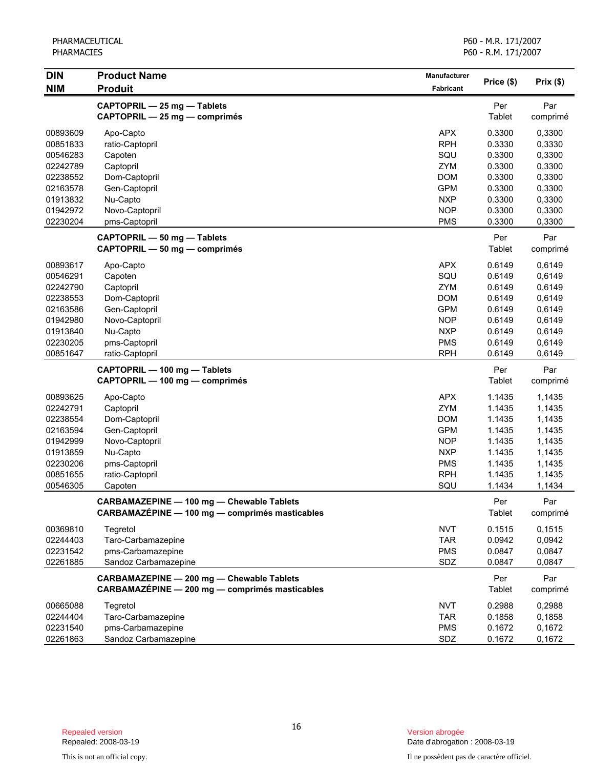| DIN<br>NIM | Product Name<br>Produit | Manufacturer<br>Fabricant | Price ($) | Prix ($) |
|---|---|---|---|---|
| | **CAPTOPRIL — 25 mg — Tablets**<br>**CAPTOPRIL — 25 mg — comprimés** | | Per Tablet | Par comprimé |
| 00893609 | Apo-Capto | APX | 0.3300 | 0,3300 |
| 00851833 | ratio-Captopril | RPH | 0.3330 | 0,3330 |
| 00546283 | Capoten | SQU | 0.3300 | 0,3300 |
| 02242789 | Captopril | ZYM | 0.3300 | 0,3300 |
| 02238552 | Dom-Captopril | DOM | 0.3300 | 0,3300 |
| 02163578 | Gen-Captopril | GPM | 0.3300 | 0,3300 |
| 01913832 | Nu-Capto | NXP | 0.3300 | 0,3300 |
| 01942972 | Novo-Captopril | NOP | 0.3300 | 0,3300 |
| 02230204 | pms-Captopril | PMS | 0.3300 | 0,3300 |
| | **CAPTOPRIL — 50 mg — Tablets**<br>**CAPTOPRIL — 50 mg — comprimés** | | Per Tablet | Par comprimé |
| 00893617 | Apo-Capto | APX | 0.6149 | 0,6149 |
| 00546291 | Capoten | SQU | 0.6149 | 0,6149 |
| 02242790 | Captopril | ZYM | 0.6149 | 0,6149 |
| 02238553 | Dom-Captopril | DOM | 0.6149 | 0,6149 |
| 02163586 | Gen-Captopril | GPM | 0.6149 | 0,6149 |
| 01942980 | Novo-Captopril | NOP | 0.6149 | 0,6149 |
| 01913840 | Nu-Capto | NXP | 0.6149 | 0,6149 |
| 02230205 | pms-Captopril | PMS | 0.6149 | 0,6149 |
| 00851647 | ratio-Captopril | RPH | 0.6149 | 0,6149 |
| | **CAPTOPRIL — 100 mg — Tablets**<br>**CAPTOPRIL — 100 mg — comprimés** | | Per Tablet | Par comprimé |
| 00893625 | Apo-Capto | APX | 1.1435 | 1,1435 |
| 02242791 | Captopril | ZYM | 1.1435 | 1,1435 |
| 02238554 | Dom-Captopril | DOM | 1.1435 | 1,1435 |
| 02163594 | Gen-Captopril | GPM | 1.1435 | 1,1435 |
| 01942999 | Novo-Captopril | NOP | 1.1435 | 1,1435 |
| 01913859 | Nu-Capto | NXP | 1.1435 | 1,1435 |
| 02230206 | pms-Captopril | PMS | 1.1435 | 1,1435 |
| 00851655 | ratio-Captopril | RPH | 1.1435 | 1,1435 |
| 00546305 | Capoten | SQU | 1.1434 | 1,1434 |
| | **CARBAMAZEPINE — 100 mg — Chewable Tablets**<br>**CARBAMAZÉPINE — 100 mg — comprimés masticables** | | Per Tablet | Par comprimé |
| 00369810 | Tegretol | NVT | 0.1515 | 0,1515 |
| 02244403 | Taro-Carbamazepine | TAR | 0.0942 | 0,0942 |
| 02231542 | pms-Carbamazepine | PMS | 0.0847 | 0,0847 |
| 02261885 | Sandoz Carbamazepine | SDZ | 0.0847 | 0,0847 |
| | **CARBAMAZEPINE — 200 mg — Chewable Tablets**<br>**CARBAMAZÉPINE — 200 mg — comprimés masticables** | | Per Tablet | Par comprimé |
| 00665088 | Tegretol | NVT | 0.2988 | 0,2988 |
| 02244404 | Taro-Carbamazepine | TAR | 0.1858 | 0,1858 |
| 02231540 | pms-Carbamazepine | PMS | 0.1672 | 0,1672 |
| 02261863 | Sandoz Carbamazepine | SDZ | 0.1672 | 0,1672 |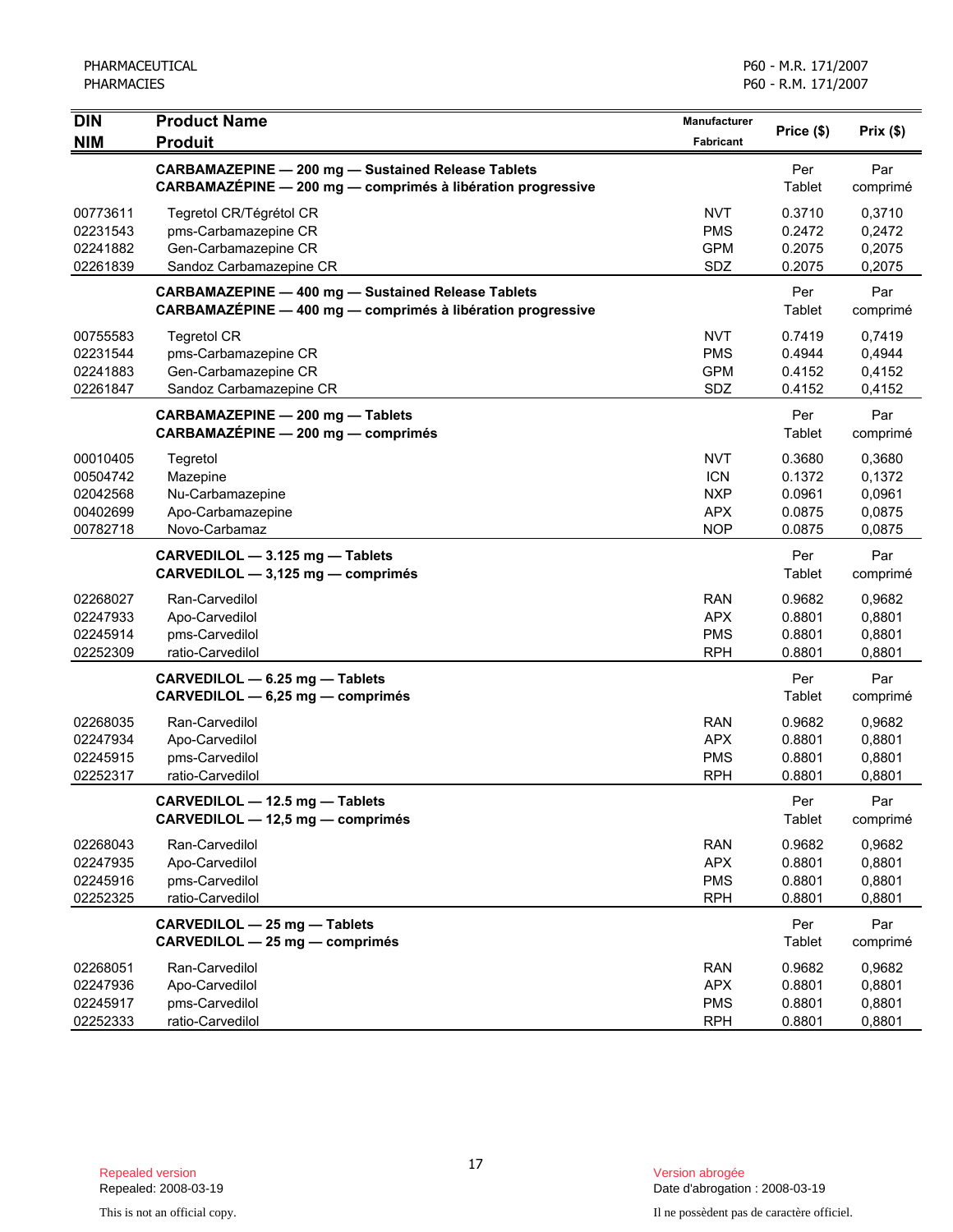| DIN<br>NIM | Product Name<br>Produit | Manufacturer<br>Fabricant | Price ($) | Prix ($) |
|---|---|---|---|---|
| | **CARBAMAZEPINE — 200 mg — Sustained Release Tablets**<br>**CARBAMAZÉPINE — 200 mg — comprimés à libération progressive** | | Per Tablet | Par comprimé |
| 00773611 | Tegretol CR/Tégrétol CR | NVT | 0.3710 | 0,3710 |
| 02231543 | pms-Carbamazepine CR | PMS | 0.2472 | 0,2472 |
| 02241882 | Gen-Carbamazepine CR | GPM | 0.2075 | 0,2075 |
| 02261839 | Sandoz Carbamazepine CR | SDZ | 0.2075 | 0,2075 |
| | **CARBAMAZEPINE — 400 mg — Sustained Release Tablets**<br>**CARBAMAZÉPINE — 400 mg — comprimés à libération progressive** | | Per Tablet | Par comprimé |
| 00755583 | Tegretol CR | NVT | 0.7419 | 0,7419 |
| 02231544 | pms-Carbamazepine CR | PMS | 0.4944 | 0,4944 |
| 02241883 | Gen-Carbamazepine CR | GPM | 0.4152 | 0,4152 |
| 02261847 | Sandoz Carbamazepine CR | SDZ | 0.4152 | 0,4152 |
| | **CARBAMAZEPINE — 200 mg — Tablets**<br>**CARBAMAZÉPINE — 200 mg — comprimés** | | Per Tablet | Par comprimé |
| 00010405 | Tegretol | NVT | 0.3680 | 0,3680 |
| 00504742 | Mazepine | ICN | 0.1372 | 0,1372 |
| 02042568 | Nu-Carbamazepine | NXP | 0.0961 | 0,0961 |
| 00402699 | Apo-Carbamazepine | APX | 0.0875 | 0,0875 |
| 00782718 | Novo-Carbamaz | NOP | 0.0875 | 0,0875 |
| | **CARVEDILOL — 3.125 mg — Tablets**<br>**CARVEDILOL — 3,125 mg — comprimés** | | Per Tablet | Par comprimé |
| 02268027 | Ran-Carvedilol | RAN | 0.9682 | 0,9682 |
| 02247933 | Apo-Carvedilol | APX | 0.8801 | 0,8801 |
| 02245914 | pms-Carvedilol | PMS | 0.8801 | 0,8801 |
| 02252309 | ratio-Carvedilol | RPH | 0.8801 | 0,8801 |
| | **CARVEDILOL — 6.25 mg — Tablets**<br>**CARVEDILOL — 6,25 mg — comprimés** | | Per Tablet | Par comprimé |
| 02268035 | Ran-Carvedilol | RAN | 0.9682 | 0,9682 |
| 02247934 | Apo-Carvedilol | APX | 0.8801 | 0,8801 |
| 02245915 | pms-Carvedilol | PMS | 0.8801 | 0,8801 |
| 02252317 | ratio-Carvedilol | RPH | 0.8801 | 0,8801 |
| | **CARVEDILOL — 12.5 mg — Tablets**<br>**CARVEDILOL — 12,5 mg — comprimés** | | Per Tablet | Par comprimé |
| 02268043 | Ran-Carvedilol | RAN | 0.9682 | 0,9682 |
| 02247935 | Apo-Carvedilol | APX | 0.8801 | 0,8801 |
| 02245916 | pms-Carvedilol | PMS | 0.8801 | 0,8801 |
| 02252325 | ratio-Carvedilol | RPH | 0.8801 | 0,8801 |
| | **CARVEDILOL — 25 mg — Tablets**<br>**CARVEDILOL — 25 mg — comprimés** | | Per Tablet | Par comprimé |
| 02268051 | Ran-Carvedilol | RAN | 0.9682 | 0,9682 |
| 02247936 | Apo-Carvedilol | APX | 0.8801 | 0,8801 |
| 02245917 | pms-Carvedilol | PMS | 0.8801 | 0,8801 |
| 02252333 | ratio-Carvedilol | RPH | 0.8801 | 0,8801 |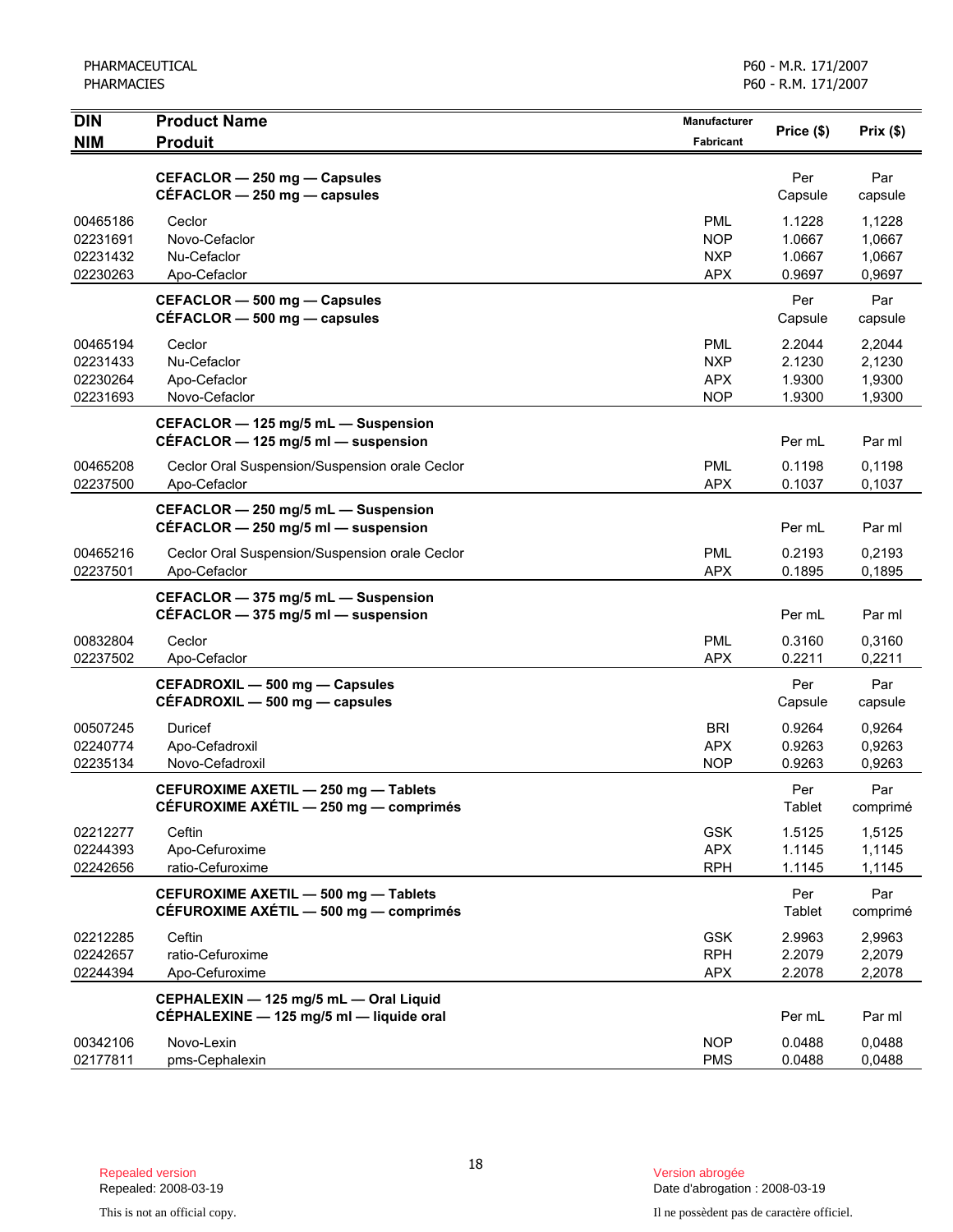| DIN<br>NIM | Product Name<br>Produit | Manufacturer<br>Fabricant | Price ($) | Prix ($) |
|---|---|---|---|---|
| | **CEFACLOR — 250 mg — Capsules**<br>**CÉFACLOR — 250 mg — capsules** | | Per Capsule | Par capsule |
| 00465186 | Ceclor | PML | 1.1228 | 1,1228 |
| 02231691 | Novo-Cefaclor | NOP | 1.0667 | 1,0667 |
| 02231432 | Nu-Cefaclor | NXP | 1.0667 | 1,0667 |
| 02230263 | Apo-Cefaclor | APX | 0.9697 | 0,9697 |
| | **CEFACLOR — 500 mg — Capsules**<br>**CÉFACLOR — 500 mg — capsules** | | Per Capsule | Par capsule |
| 00465194 | Ceclor | PML | 2.2044 | 2,2044 |
| 02231433 | Nu-Cefaclor | NXP | 2.1230 | 2,1230 |
| 02230264 | Apo-Cefaclor | APX | 1.9300 | 1,9300 |
| 02231693 | Novo-Cefaclor | NOP | 1.9300 | 1,9300 |
| | **CEFACLOR — 125 mg/5 mL — Suspension**<br>**CÉFACLOR — 125 mg/5 ml — suspension** | | Per mL | Par ml |
| 00465208 | Ceclor Oral Suspension/Suspension orale Ceclor | PML | 0.1198 | 0,1198 |
| 02237500 | Apo-Cefaclor | APX | 0.1037 | 0,1037 |
| | **CEFACLOR — 250 mg/5 mL — Suspension**<br>**CÉFACLOR — 250 mg/5 ml — suspension** | | Per mL | Par ml |
| 00465216 | Ceclor Oral Suspension/Suspension orale Ceclor | PML | 0.2193 | 0,2193 |
| 02237501 | Apo-Cefaclor | APX | 0.1895 | 0,1895 |
| | **CEFACLOR — 375 mg/5 mL — Suspension**<br>**CÉFACLOR — 375 mg/5 ml — suspension** | | Per mL | Par ml |
| 00832804 | Ceclor | PML | 0.3160 | 0,3160 |
| 02237502 | Apo-Cefaclor | APX | 0.2211 | 0,2211 |
| | **CEFADROXIL — 500 mg — Capsules**<br>**CÉFADROXIL — 500 mg — capsules** | | Per Capsule | Par capsule |
| 00507245 | Duricef | BRI | 0.9264 | 0,9264 |
| 02240774 | Apo-Cefadroxil | APX | 0.9263 | 0,9263 |
| 02235134 | Novo-Cefadroxil | NOP | 0.9263 | 0,9263 |
| | **CEFUROXIME AXETIL — 250 mg — Tablets**<br>**CÉFUROXIME AXÉTIL — 250 mg — comprimés** | | Per Tablet | Par comprimé |
| 02212277 | Ceftin | GSK | 1.5125 | 1,5125 |
| 02244393 | Apo-Cefuroxime | APX | 1.1145 | 1,1145 |
| 02242656 | ratio-Cefuroxime | RPH | 1.1145 | 1,1145 |
| | **CEFUROXIME AXETIL — 500 mg — Tablets**<br>**CÉFUROXIME AXÉTIL — 500 mg — comprimés** | | Per Tablet | Par comprimé |
| 02212285 | Ceftin | GSK | 2.9963 | 2,9963 |
| 02242657 | ratio-Cefuroxime | RPH | 2.2079 | 2,2079 |
| 02244394 | Apo-Cefuroxime | APX | 2.2078 | 2,2078 |
| | **CEPHALEXIN — 125 mg/5 mL — Oral Liquid**<br>**CÉPHALEXINE — 125 mg/5 ml — liquide oral** | | Per mL | Par ml |
| 00342106 | Novo-Lexin | NOP | 0.0488 | 0,0488 |
| 02177811 | pms-Cephalexin | PMS | 0.0488 | 0,0488 |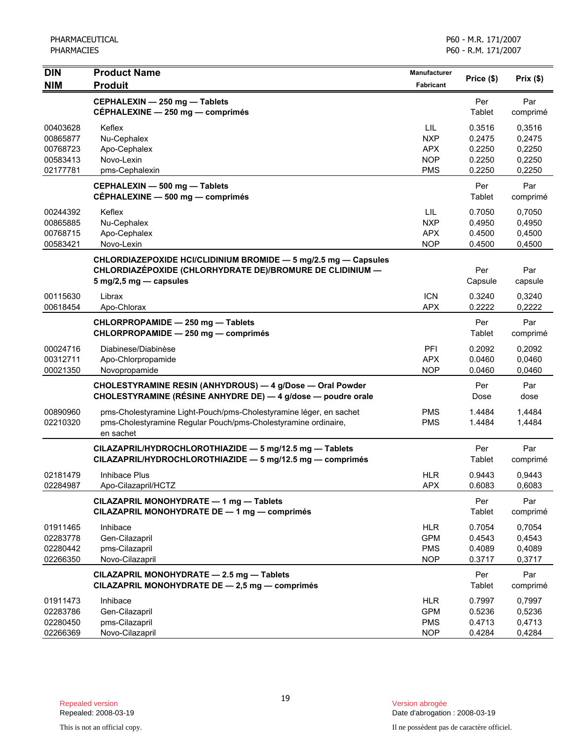| DIN<br>NIM | Product Name<br>Produit | Manufacturer<br>Fabricant | Price ($) | Prix ($) |
|---|---|---|---|---|
| | **CEPHALEXIN — 250 mg — Tablets**<br>**CÉPHALEXINE — 250 mg — comprimés** | | Per Tablet | Par comprimé |
| 00403628 | Keflex | LIL | 0.3516 | 0,3516 |
| 00865877 | Nu-Cephalex | NXP | 0.2475 | 0,2475 |
| 00768723 | Apo-Cephalex | APX | 0.2250 | 0,2250 |
| 00583413 | Novo-Lexin | NOP | 0.2250 | 0,2250 |
| 02177781 | pms-Cephalexin | PMS | 0.2250 | 0,2250 |
| | **CEPHALEXIN — 500 mg — Tablets**<br>**CÉPHALEXINE — 500 mg — comprimés** | | Per Tablet | Par comprimé |
| 00244392 | Keflex | LIL | 0.7050 | 0,7050 |
| 00865885 | Nu-Cephalex | NXP | 0.4950 | 0,4950 |
| 00768715 | Apo-Cephalex | APX | 0.4500 | 0,4500 |
| 00583421 | Novo-Lexin | NOP | 0.4500 | 0,4500 |
| | **CHLORDIAZEPOXIDE HCl/CLIDINIUM BROMIDE — 5 mg/2.5 mg — Capsules**<br>**CHLORDIAZÉPOXIDE (CHLORHYDRATE DE)/BROMURE DE CLIDINIUM — 5 mg/2,5 mg — capsules** | | Per Capsule | Par capsule |
| 00115630 | Librax | ICN | 0.3240 | 0,3240 |
| 00618454 | Apo-Chlorax | APX | 0.2222 | 0,2222 |
| | **CHLORPROPAMIDE — 250 mg — Tablets**<br>**CHLORPROPAMIDE — 250 mg — comprimés** | | Per Tablet | Par comprimé |
| 00024716 | Diabinese/Diabinèse | PFI | 0.2092 | 0,2092 |
| 00312711 | Apo-Chlorpropamide | APX | 0.0460 | 0,0460 |
| 00021350 | Novopropamide | NOP | 0.0460 | 0,0460 |
| | **CHOLESTYRAMINE RESIN (ANHYDROUS) — 4 g/Dose — Oral Powder**<br>**CHOLESTYRAMINE (RÉSINE ANHYDRE DE) — 4 g/dose — poudre orale** | | Per Dose | Par dose |
| 00890960 | pms-Cholestyramine Light-Pouch/pms-Cholestyramine léger, en sachet | PMS | 1.4484 | 1,4484 |
| 02210320 | pms-Cholestyramine Regular Pouch/pms-Cholestyramine ordinaire, en sachet | PMS | 1.4484 | 1,4484 |
| | **CILAZAPRIL/HYDROCHLOROTHIAZIDE — 5 mg/12.5 mg — Tablets**<br>**CILAZAPRIL/HYDROCHLOROTHIAZIDE — 5 mg/12.5 mg — comprimés** | | Per Tablet | Par comprimé |
| 02181479 | Inhibace Plus | HLR | 0.9443 | 0,9443 |
| 02284987 | Apo-Cilazapril/HCTZ | APX | 0.6083 | 0,6083 |
| | **CILAZAPRIL MONOHYDRATE — 1 mg — Tablets**<br>**CILAZAPRIL MONOHYDRATE DE — 1 mg — comprimés** | | Per Tablet | Par comprimé |
| 01911465 | Inhibace | HLR | 0.7054 | 0,7054 |
| 02283778 | Gen-Cilazapril | GPM | 0.4543 | 0,4543 |
| 02280442 | pms-Cilazapril | PMS | 0.4089 | 0,4089 |
| 02266350 | Novo-Cilazapril | NOP | 0.3717 | 0,3717 |
| | **CILAZAPRIL MONOHYDRATE — 2.5 mg — Tablets**<br>**CILAZAPRIL MONOHYDRATE DE — 2,5 mg — comprimés** | | Per Tablet | Par comprimé |
| 01911473 | Inhibace | HLR | 0.7997 | 0,7997 |
| 02283786 | Gen-Cilazapril | GPM | 0.5236 | 0,5236 |
| 02280450 | pms-Cilazapril | PMS | 0.4713 | 0,4713 |
| 02266369 | Novo-Cilazapril | NOP | 0.4284 | 0,4284 |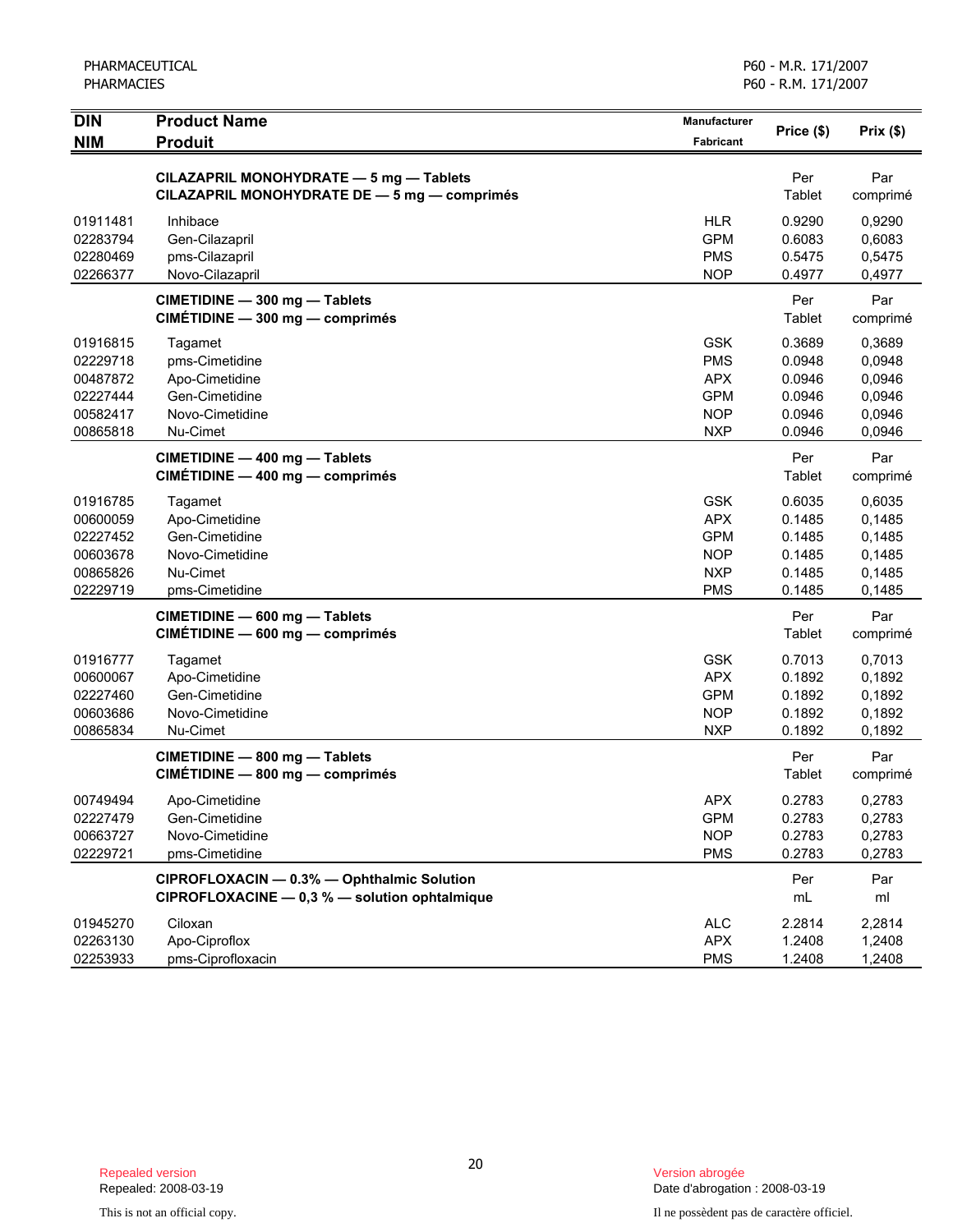| DIN<br>NIM | Product Name<br>Produit | Manufacturer<br>Fabricant | Price ($) | Prix ($) |
|---|---|---|---|---|
| | **CILAZAPRIL MONOHYDRATE — 5 mg — Tablets**<br>**CILAZAPRIL MONOHYDRATE DE — 5 mg — comprimés** | | Per Tablet | Par comprimé |
| 01911481 | Inhibace | HLR | 0.9290 | 0,9290 |
| 02283794 | Gen-Cilazapril | GPM | 0.6083 | 0,6083 |
| 02280469 | pms-Cilazapril | PMS | 0.5475 | 0,5475 |
| 02266377 | Novo-Cilazapril | NOP | 0.4977 | 0,4977 |
| | **CIMETIDINE — 300 mg — Tablets**<br>**CIMÉTIDINE — 300 mg — comprimés** | | Per Tablet | Par comprimé |
| 01916815 | Tagamet | GSK | 0.3689 | 0,3689 |
| 02229718 | pms-Cimetidine | PMS | 0.0948 | 0,0948 |
| 00487872 | Apo-Cimetidine | APX | 0.0946 | 0,0946 |
| 02227444 | Gen-Cimetidine | GPM | 0.0946 | 0,0946 |
| 00582417 | Novo-Cimetidine | NOP | 0.0946 | 0,0946 |
| 00865818 | Nu-Cimet | NXP | 0.0946 | 0,0946 |
| | **CIMETIDINE — 400 mg — Tablets**<br>**CIMÉTIDINE — 400 mg — comprimés** | | Per Tablet | Par comprimé |
| 01916785 | Tagamet | GSK | 0.6035 | 0,6035 |
| 00600059 | Apo-Cimetidine | APX | 0.1485 | 0,1485 |
| 02227452 | Gen-Cimetidine | GPM | 0.1485 | 0,1485 |
| 00603678 | Novo-Cimetidine | NOP | 0.1485 | 0,1485 |
| 00865826 | Nu-Cimet | NXP | 0.1485 | 0,1485 |
| 02229719 | pms-Cimetidine | PMS | 0.1485 | 0,1485 |
| | **CIMETIDINE — 600 mg — Tablets**<br>**CIMÉTIDINE — 600 mg — comprimés** | | Per Tablet | Par comprimé |
| 01916777 | Tagamet | GSK | 0.7013 | 0,7013 |
| 00600067 | Apo-Cimetidine | APX | 0.1892 | 0,1892 |
| 02227460 | Gen-Cimetidine | GPM | 0.1892 | 0,1892 |
| 00603686 | Novo-Cimetidine | NOP | 0.1892 | 0,1892 |
| 00865834 | Nu-Cimet | NXP | 0.1892 | 0,1892 |
| | **CIMETIDINE — 800 mg — Tablets**<br>**CIMÉTIDINE — 800 mg — comprimés** | | Per Tablet | Par comprimé |
| 00749494 | Apo-Cimetidine | APX | 0.2783 | 0,2783 |
| 02227479 | Gen-Cimetidine | GPM | 0.2783 | 0,2783 |
| 00663727 | Novo-Cimetidine | NOP | 0.2783 | 0,2783 |
| 02229721 | pms-Cimetidine | PMS | 0.2783 | 0,2783 |
| | **CIPROFLOXACIN — 0.3% — Ophthalmic Solution**<br>**CIPROFLOXACINE — 0,3 % — solution ophtalmique** | | Per mL | Par ml |
| 01945270 | Ciloxan | ALC | 2.2814 | 2,2814 |
| 02263130 | Apo-Ciproflox | APX | 1.2408 | 1,2408 |
| 02253933 | pms-Ciprofloxacin | PMS | 1.2408 | 1,2408 |

Repealed version
Repealed: 2008-03-19

This is not an official copy.

Version abrogée
Date d'abrogation : 2008-03-19

Il ne possèdent pas de caractère officiel.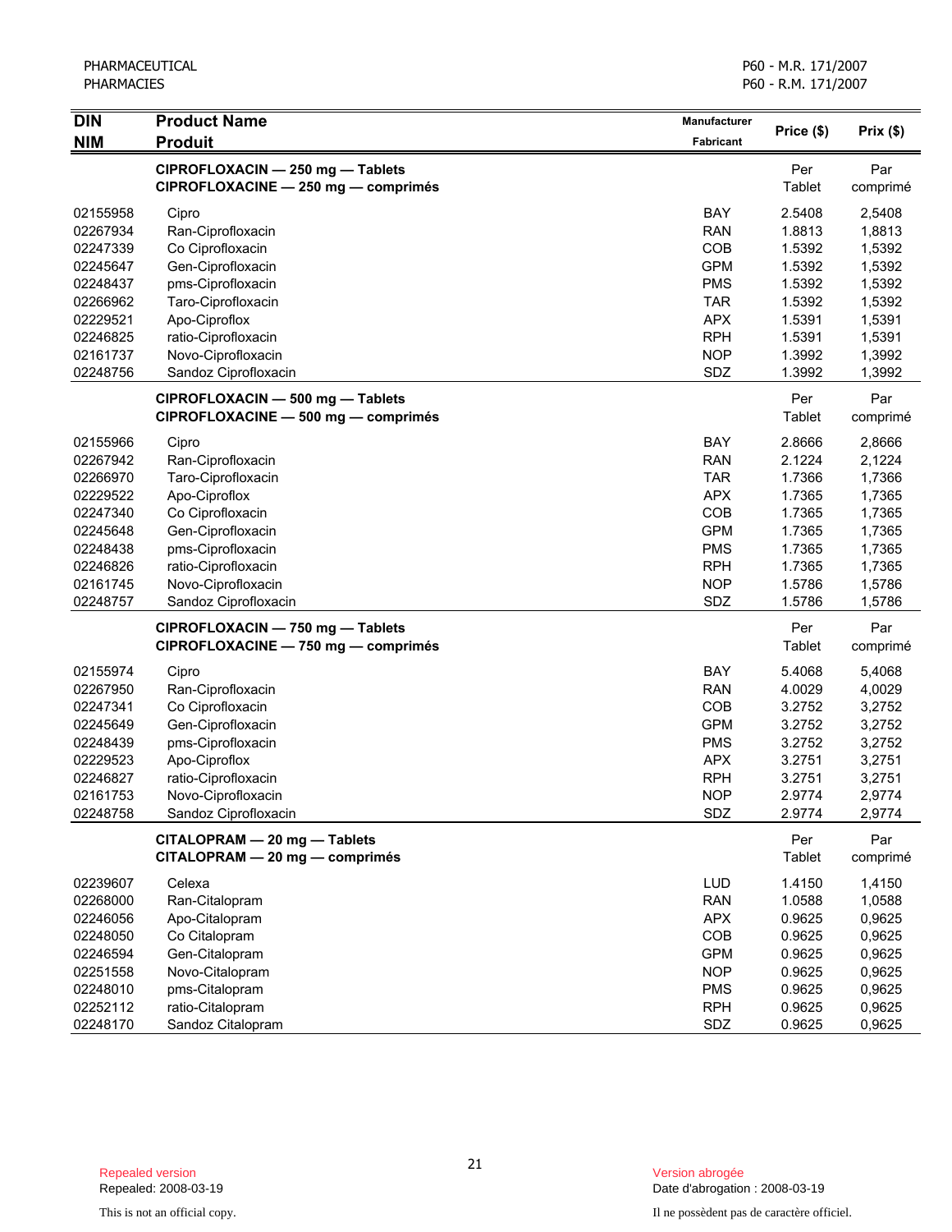| DIN<br>NIM | Product Name<br>Produit | Manufacturer<br>Fabricant | Price ($) | Prix ($) |
|---|---|---|---|---|
| | **CIPROFLOXACIN — 250 mg — Tablets**<br>**CIPROFLOXACINE — 250 mg — comprimés** | | Per Tablet | Par comprimé |
| 02155958 | Cipro | BAY | 2.5408 | 2,5408 |
| 02267934 | Ran-Ciprofloxacin | RAN | 1.8813 | 1,8813 |
| 02247339 | Co Ciprofloxacin | COB | 1.5392 | 1,5392 |
| 02245647 | Gen-Ciprofloxacin | GPM | 1.5392 | 1,5392 |
| 02248437 | pms-Ciprofloxacin | PMS | 1.5392 | 1,5392 |
| 02266962 | Taro-Ciprofloxacin | TAR | 1.5392 | 1,5392 |
| 02229521 | Apo-Ciproflox | APX | 1.5391 | 1,5391 |
| 02246825 | ratio-Ciprofloxacin | RPH | 1.5391 | 1,5391 |
| 02161737 | Novo-Ciprofloxacin | NOP | 1.3992 | 1,3992 |
| 02248756 | Sandoz Ciprofloxacin | SDZ | 1.3992 | 1,3992 |
| | **CIPROFLOXACIN — 500 mg — Tablets**<br>**CIPROFLOXACINE — 500 mg — comprimés** | | Per Tablet | Par comprimé |
| 02155966 | Cipro | BAY | 2.8666 | 2,8666 |
| 02267942 | Ran-Ciprofloxacin | RAN | 2.1224 | 2,1224 |
| 02266970 | Taro-Ciprofloxacin | TAR | 1.7366 | 1,7366 |
| 02229522 | Apo-Ciproflox | APX | 1.7365 | 1,7365 |
| 02247340 | Co Ciprofloxacin | COB | 1.7365 | 1,7365 |
| 02245648 | Gen-Ciprofloxacin | GPM | 1.7365 | 1,7365 |
| 02248438 | pms-Ciprofloxacin | PMS | 1.7365 | 1,7365 |
| 02246826 | ratio-Ciprofloxacin | RPH | 1.7365 | 1,7365 |
| 02161745 | Novo-Ciprofloxacin | NOP | 1.5786 | 1,5786 |
| 02248757 | Sandoz Ciprofloxacin | SDZ | 1.5786 | 1,5786 |
| | **CIPROFLOXACIN — 750 mg — Tablets**<br>**CIPROFLOXACINE — 750 mg — comprimés** | | Per Tablet | Par comprimé |
| 02155974 | Cipro | BAY | 5.4068 | 5,4068 |
| 02267950 | Ran-Ciprofloxacin | RAN | 4.0029 | 4,0029 |
| 02247341 | Co Ciprofloxacin | COB | 3.2752 | 3,2752 |
| 02245649 | Gen-Ciprofloxacin | GPM | 3.2752 | 3,2752 |
| 02248439 | pms-Ciprofloxacin | PMS | 3.2752 | 3,2752 |
| 02229523 | Apo-Ciproflox | APX | 3.2751 | 3,2751 |
| 02246827 | ratio-Ciprofloxacin | RPH | 3.2751 | 3,2751 |
| 02161753 | Novo-Ciprofloxacin | NOP | 2.9774 | 2,9774 |
| 02248758 | Sandoz Ciprofloxacin | SDZ | 2.9774 | 2,9774 |
| | **CITALOPRAM — 20 mg — Tablets**<br>**CITALOPRAM — 20 mg — comprimés** | | Per Tablet | Par comprimé |
| 02239607 | Celexa | LUD | 1.4150 | 1,4150 |
| 02268000 | Ran-Citalopram | RAN | 1.0588 | 1,0588 |
| 02246056 | Apo-Citalopram | APX | 0.9625 | 0,9625 |
| 02248050 | Co Citalopram | COB | 0.9625 | 0,9625 |
| 02246594 | Gen-Citalopram | GPM | 0.9625 | 0,9625 |
| 02251558 | Novo-Citalopram | NOP | 0.9625 | 0,9625 |
| 02248010 | pms-Citalopram | PMS | 0.9625 | 0,9625 |
| 02252112 | ratio-Citalopram | RPH | 0.9625 | 0,9625 |
| 02248170 | Sandoz Citalopram | SDZ | 0.9625 | 0,9625 |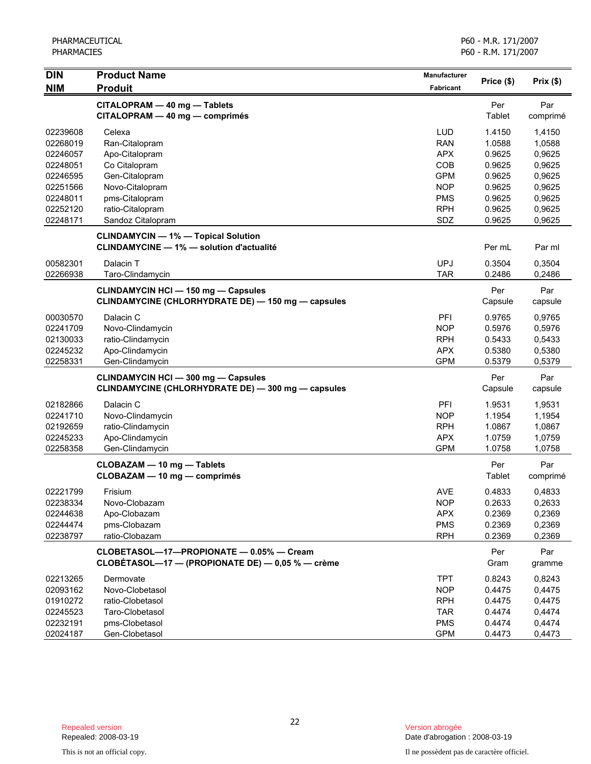| DIN<br>NIM | Product Name<br>Produit | Manufacturer<br>Fabricant | Price ($) | Prix ($) |
|---|---|---|---|---|
| | **CITALOPRAM — 40 mg — Tablets**<br>**CITALOPRAM — 40 mg — comprimés** | | Per Tablet | Par comprimé |
| 02239608 | Celexa | LUD | 1.4150 | 1,4150 |
| 02268019 | Ran-Citalopram | RAN | 1.0588 | 1,0588 |
| 02246057 | Apo-Citalopram | APX | 0.9625 | 0,9625 |
| 02248051 | Co Citalopram | COB | 0.9625 | 0,9625 |
| 02246595 | Gen-Citalopram | GPM | 0.9625 | 0,9625 |
| 02251566 | Novo-Citalopram | NOP | 0.9625 | 0,9625 |
| 02248011 | pms-Citalopram | PMS | 0.9625 | 0,9625 |
| 02252120 | ratio-Citalopram | RPH | 0.9625 | 0,9625 |
| 02248171 | Sandoz Citalopram | SDZ | 0.9625 | 0,9625 |
| | **CLINDAMYCIN — 1% — Topical Solution**<br>**CLINDAMYCINE — 1% — solution d'actualité** | | Per mL | Par ml |
| 00582301 | Dalacin T | UPJ | 0.3504 | 0,3504 |
| 02266938 | Taro-Clindamycin | TAR | 0.2486 | 0,2486 |
| | **CLINDAMYCIN HCl — 150 mg — Capsules**<br>**CLINDAMYCINE (CHLORHYDRATE DE) — 150 mg — capsules** | | Per Capsule | Par capsule |
| 00030570 | Dalacin C | PFI | 0.9765 | 0,9765 |
| 02241709 | Novo-Clindamycin | NOP | 0.5976 | 0,5976 |
| 02130033 | ratio-Clindamycin | RPH | 0.5433 | 0,5433 |
| 02245232 | Apo-Clindamycin | APX | 0.5380 | 0,5380 |
| 02258331 | Gen-Clindamycin | GPM | 0.5379 | 0,5379 |
| | **CLINDAMYCIN HCl — 300 mg — Capsules**<br>**CLINDAMYCINE (CHLORHYDRATE DE) — 300 mg — capsules** | | Per Capsule | Par capsule |
| 02182866 | Dalacin C | PFI | 1.9531 | 1,9531 |
| 02241710 | Novo-Clindamycin | NOP | 1.1954 | 1,1954 |
| 02192659 | ratio-Clindamycin | RPH | 1.0867 | 1,0867 |
| 02245233 | Apo-Clindamycin | APX | 1.0759 | 1,0759 |
| 02258358 | Gen-Clindamycin | GPM | 1.0758 | 1,0758 |
| | **CLOBAZAM — 10 mg — Tablets**<br>**CLOBAZAM — 10 mg — comprimés** | | Per Tablet | Par comprimé |
| 02221799 | Frisium | AVE | 0.4833 | 0,4833 |
| 02238334 | Novo-Clobazam | NOP | 0.2633 | 0,2633 |
| 02244638 | Apo-Clobazam | APX | 0.2369 | 0,2369 |
| 02244474 | pms-Clobazam | PMS | 0.2369 | 0,2369 |
| 02238797 | ratio-Clobazam | RPH | 0.2369 | 0,2369 |
| | **CLOBETASOL—17—PROPIONATE — 0.05% — Cream**<br>**CLOBÉTASOL—17 — (PROPIONATE DE) — 0,05 % — crème** | | Per Gram | Par gramme |
| 02213265 | Dermovate | TPT | 0.8243 | 0,8243 |
| 02093162 | Novo-Clobetasol | NOP | 0.4475 | 0,4475 |
| 01910272 | ratio-Clobetasol | RPH | 0.4475 | 0,4475 |
| 02245523 | Taro-Clobetasol | TAR | 0.4474 | 0,4474 |
| 02232191 | pms-Clobetasol | PMS | 0.4474 | 0,4474 |
| 02024187 | Gen-Clobetasol | GPM | 0.4473 | 0,4473 |

Repealed version
Repealed: 2008-03-19

This is not an official copy.

Version abrogée
Date d'abrogation : 2008-03-19

Il ne possèdent pas de caractère officiel.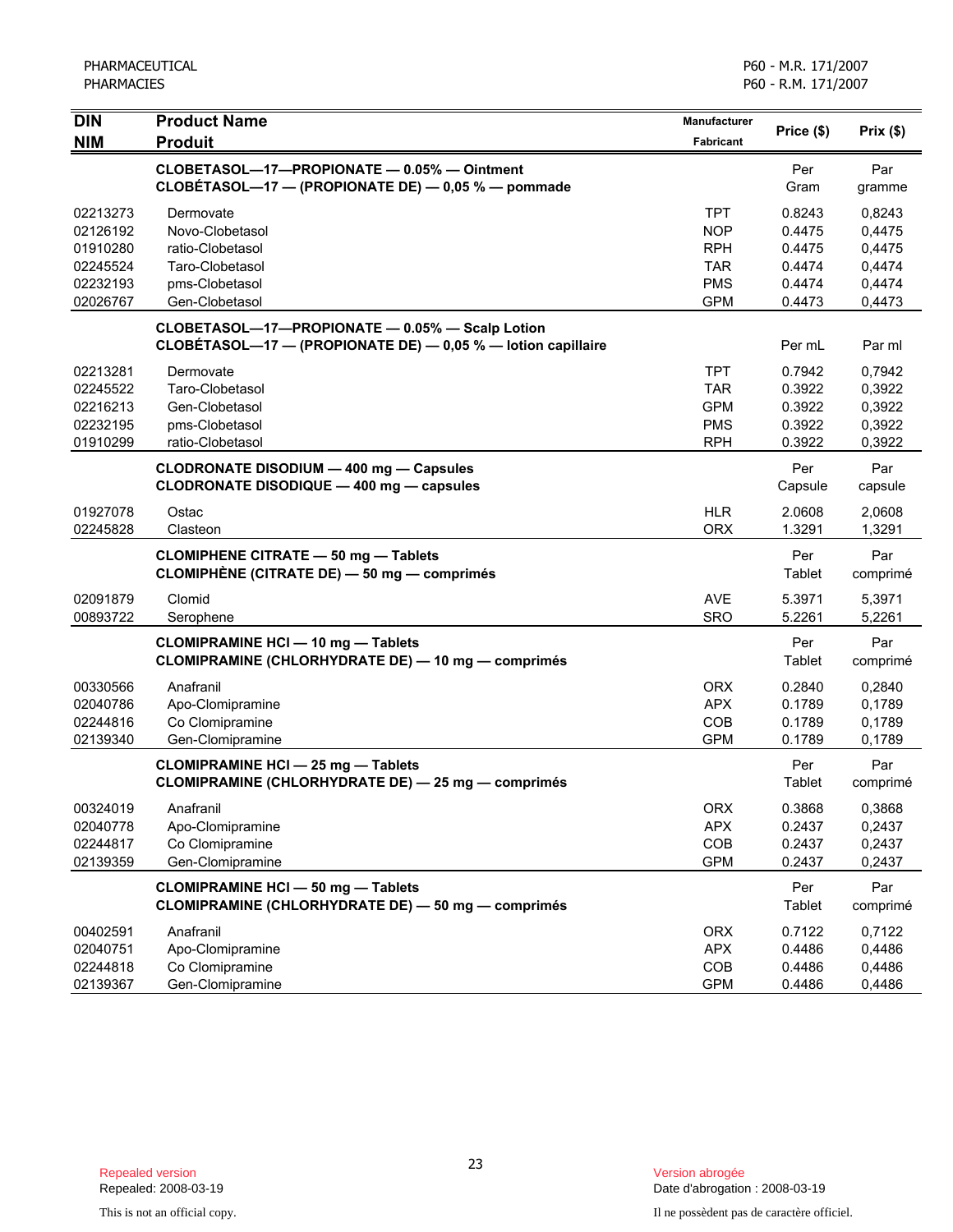| DIN<br>NIM | Product Name<br>Produit | Manufacturer<br>Fabricant | Price ($) | Prix ($) |
|---|---|---|---|---|
| | **CLOBETASOL—17—PROPIONATE — 0.05% — Ointment**<br>**CLOBÉTASOL—17 — (PROPIONATE DE) — 0,05 % — pommade** | | Per Gram | Par gramme |
| 02213273 | Dermovate | TPT | 0.8243 | 0,8243 |
| 02126192 | Novo-Clobetasol | NOP | 0.4475 | 0,4475 |
| 01910280 | ratio-Clobetasol | RPH | 0.4475 | 0,4475 |
| 02245524 | Taro-Clobetasol | TAR | 0.4474 | 0,4474 |
| 02232193 | pms-Clobetasol | PMS | 0.4474 | 0,4474 |
| 02026767 | Gen-Clobetasol | GPM | 0.4473 | 0,4473 |
| | **CLOBETASOL—17—PROPIONATE — 0.05% — Scalp Lotion**<br>**CLOBÉTASOL—17 — (PROPIONATE DE) — 0,05 % — lotion capillaire** | | Per mL | Par ml |
| 02213281 | Dermovate | TPT | 0.7942 | 0,7942 |
| 02245522 | Taro-Clobetasol | TAR | 0.3922 | 0,3922 |
| 02216213 | Gen-Clobetasol | GPM | 0.3922 | 0,3922 |
| 02232195 | pms-Clobetasol | PMS | 0.3922 | 0,3922 |
| 01910299 | ratio-Clobetasol | RPH | 0.3922 | 0,3922 |
| | **CLODRONATE DISODIUM — 400 mg — Capsules**<br>**CLODRONATE DISODIQUE — 400 mg — capsules** | | Per Capsule | Par capsule |
| 01927078 | Ostac | HLR | 2.0608 | 2,0608 |
| 02245828 | Clasteon | ORX | 1.3291 | 1,3291 |
| | **CLOMIPHENE CITRATE — 50 mg — Tablets**<br>**CLOMIPHÈNE (CITRATE DE) — 50 mg — comprimés** | | Per Tablet | Par comprimé |
| 02091879 | Clomid | AVE | 5.3971 | 5,3971 |
| 00893722 | Serophene | SRO | 5.2261 | 5,2261 |
| | **CLOMIPRAMINE HCl — 10 mg — Tablets**<br>**CLOMIPRAMINE (CHLORHYDRATE DE) — 10 mg — comprimés** | | Per Tablet | Par comprimé |
| 00330566 | Anafranil | ORX | 0.2840 | 0,2840 |
| 02040786 | Apo-Clomipramine | APX | 0.1789 | 0,1789 |
| 02244816 | Co Clomipramine | COB | 0.1789 | 0,1789 |
| 02139340 | Gen-Clomipramine | GPM | 0.1789 | 0,1789 |
| | **CLOMIPRAMINE HCl — 25 mg — Tablets**<br>**CLOMIPRAMINE (CHLORHYDRATE DE) — 25 mg — comprimés** | | Per Tablet | Par comprimé |
| 00324019 | Anafranil | ORX | 0.3868 | 0,3868 |
| 02040778 | Apo-Clomipramine | APX | 0.2437 | 0,2437 |
| 02244817 | Co Clomipramine | COB | 0.2437 | 0,2437 |
| 02139359 | Gen-Clomipramine | GPM | 0.2437 | 0,2437 |
| | **CLOMIPRAMINE HCl — 50 mg — Tablets**<br>**CLOMIPRAMINE (CHLORHYDRATE DE) — 50 mg — comprimés** | | Per Tablet | Par comprimé |
| 00402591 | Anafranil | ORX | 0.7122 | 0,7122 |
| 02040751 | Apo-Clomipramine | APX | 0.4486 | 0,4486 |
| 02244818 | Co Clomipramine | COB | 0.4486 | 0,4486 |
| 02139367 | Gen-Clomipramine | GPM | 0.4486 | 0,4486 |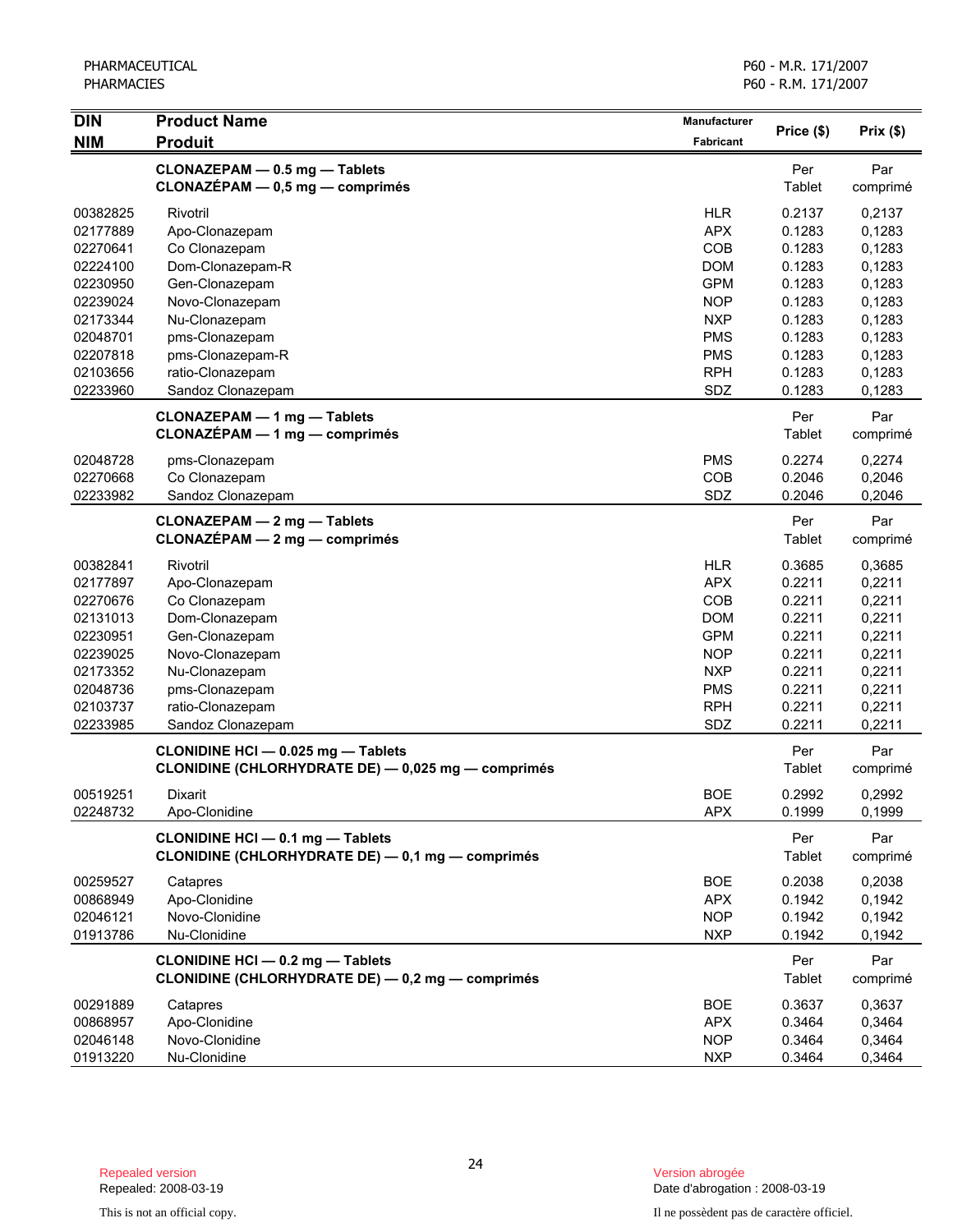| DIN<br>NIM | Product Name<br>Produit | Manufacturer<br>Fabricant | Price ($) | Prix ($) |
|---|---|---|---|---|
| | **CLONAZEPAM — 0.5 mg — Tablets**<br>**CLONAZÉPAM — 0,5 mg — comprimés** | | Per Tablet | Par comprimé |
| 00382825 | Rivotril | HLR | 0.2137 | 0,2137 |
| 02177889 | Apo-Clonazepam | APX | 0.1283 | 0,1283 |
| 02270641 | Co Clonazepam | COB | 0.1283 | 0,1283 |
| 02224100 | Dom-Clonazepam-R | DOM | 0.1283 | 0,1283 |
| 02230950 | Gen-Clonazepam | GPM | 0.1283 | 0,1283 |
| 02239024 | Novo-Clonazepam | NOP | 0.1283 | 0,1283 |
| 02173344 | Nu-Clonazepam | NXP | 0.1283 | 0,1283 |
| 02048701 | pms-Clonazepam | PMS | 0.1283 | 0,1283 |
| 02207818 | pms-Clonazepam-R | PMS | 0.1283 | 0,1283 |
| 02103656 | ratio-Clonazepam | RPH | 0.1283 | 0,1283 |
| 02233960 | Sandoz Clonazepam | SDZ | 0.1283 | 0,1283 |
| | **CLONAZEPAM — 1 mg — Tablets**<br>**CLONAZÉPAM — 1 mg — comprimés** | | Per Tablet | Par comprimé |
| 02048728 | pms-Clonazepam | PMS | 0.2274 | 0,2274 |
| 02270668 | Co Clonazepam | COB | 0.2046 | 0,2046 |
| 02233982 | Sandoz Clonazepam | SDZ | 0.2046 | 0,2046 |
| | **CLONAZEPAM — 2 mg — Tablets**<br>**CLONAZÉPAM — 2 mg — comprimés** | | Per Tablet | Par comprimé |
| 00382841 | Rivotril | HLR | 0.3685 | 0,3685 |
| 02177897 | Apo-Clonazepam | APX | 0.2211 | 0,2211 |
| 02270676 | Co Clonazepam | COB | 0.2211 | 0,2211 |
| 02131013 | Dom-Clonazepam | DOM | 0.2211 | 0,2211 |
| 02230951 | Gen-Clonazepam | GPM | 0.2211 | 0,2211 |
| 02239025 | Novo-Clonazepam | NOP | 0.2211 | 0,2211 |
| 02173352 | Nu-Clonazepam | NXP | 0.2211 | 0,2211 |
| 02048736 | pms-Clonazepam | PMS | 0.2211 | 0,2211 |
| 02103737 | ratio-Clonazepam | RPH | 0.2211 | 0,2211 |
| 02233985 | Sandoz Clonazepam | SDZ | 0.2211 | 0,2211 |
| | **CLONIDINE HCl — 0.025 mg — Tablets**<br>**CLONIDINE (CHLORHYDRATE DE) — 0,025 mg — comprimés** | | Per Tablet | Par comprimé |
| 00519251 | Dixarit | BOE | 0.2992 | 0,2992 |
| 02248732 | Apo-Clonidine | APX | 0.1999 | 0,1999 |
| | **CLONIDINE HCl — 0.1 mg — Tablets**<br>**CLONIDINE (CHLORHYDRATE DE) — 0,1 mg — comprimés** | | Per Tablet | Par comprimé |
| 00259527 | Catapres | BOE | 0.2038 | 0,2038 |
| 00868949 | Apo-Clonidine | APX | 0.1942 | 0,1942 |
| 02046121 | Novo-Clonidine | NOP | 0.1942 | 0,1942 |
| 01913786 | Nu-Clonidine | NXP | 0.1942 | 0,1942 |
| | **CLONIDINE HCl — 0.2 mg — Tablets**<br>**CLONIDINE (CHLORHYDRATE DE) — 0,2 mg — comprimés** | | Per Tablet | Par comprimé |
| 00291889 | Catapres | BOE | 0.3637 | 0,3637 |
| 00868957 | Apo-Clonidine | APX | 0.3464 | 0,3464 |
| 02046148 | Novo-Clonidine | NOP | 0.3464 | 0,3464 |
| 01913220 | Nu-Clonidine | NXP | 0.3464 | 0,3464 |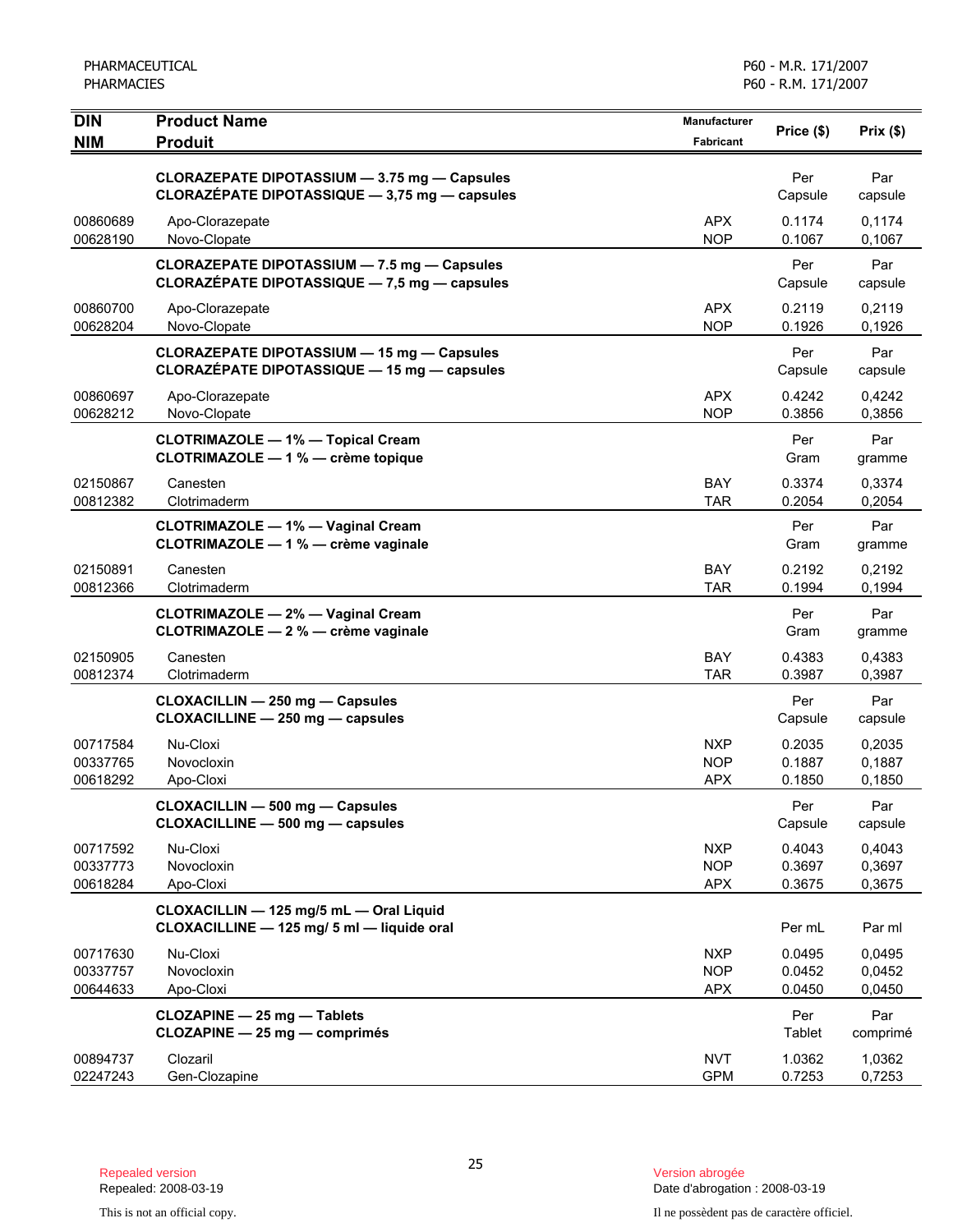| DIN<br>NIM | Product Name<br>Produit | Manufacturer<br>Fabricant | Price ($) | Prix ($) |
|---|---|---|---|---|
| | **CLORAZEPATE DIPOTASSIUM — 3.75 mg — Capsules<br>CLORAZÉPATE DIPOTASSIQUE — 3,75 mg — capsules** | | Per Capsule | Par capsule |
| 00860689 | Apo-Clorazepate | APX | 0.1174 | 0,1174 |
| 00628190 | Novo-Clopate | NOP | 0.1067 | 0,1067 |
| | **CLORAZEPATE DIPOTASSIUM — 7.5 mg — Capsules<br>CLORAZÉPATE DIPOTASSIQUE — 7,5 mg — capsules** | | Per Capsule | Par capsule |
| 00860700 | Apo-Clorazepate | APX | 0.2119 | 0,2119 |
| 00628204 | Novo-Clopate | NOP | 0.1926 | 0,1926 |
| | **CLORAZEPATE DIPOTASSIUM — 15 mg — Capsules<br>CLORAZÉPATE DIPOTASSIQUE — 15 mg — capsules** | | Per Capsule | Par capsule |
| 00860697 | Apo-Clorazepate | APX | 0.4242 | 0,4242 |
| 00628212 | Novo-Clopate | NOP | 0.3856 | 0,3856 |
| | **CLOTRIMAZOLE — 1% — Topical Cream<br>CLOTRIMAZOLE — 1 % — crème topique** | | Per Gram | Par gramme |
| 02150867 | Canesten | BAY | 0.3374 | 0,3374 |
| 00812382 | Clotrimaderm | TAR | 0.2054 | 0,2054 |
| | **CLOTRIMAZOLE — 1% — Vaginal Cream<br>CLOTRIMAZOLE — 1 % — crème vaginale** | | Per Gram | Par gramme |
| 02150891 | Canesten | BAY | 0.2192 | 0,2192 |
| 00812366 | Clotrimaderm | TAR | 0.1994 | 0,1994 |
| | **CLOTRIMAZOLE — 2% — Vaginal Cream<br>CLOTRIMAZOLE — 2 % — crème vaginale** | | Per Gram | Par gramme |
| 02150905 | Canesten | BAY | 0.4383 | 0,4383 |
| 00812374 | Clotrimaderm | TAR | 0.3987 | 0,3987 |
| | **CLOXACILLIN — 250 mg — Capsules<br>CLOXACILLINE — 250 mg — capsules** | | Per Capsule | Par capsule |
| 00717584 | Nu-Cloxi | NXP | 0.2035 | 0,2035 |
| 00337765 | Novocloxin | NOP | 0.1887 | 0,1887 |
| 00618292 | Apo-Cloxi | APX | 0.1850 | 0,1850 |
| | **CLOXACILLIN — 500 mg — Capsules<br>CLOXACILLINE — 500 mg — capsules** | | Per Capsule | Par capsule |
| 00717592 | Nu-Cloxi | NXP | 0.4043 | 0,4043 |
| 00337773 | Novocloxin | NOP | 0.3697 | 0,3697 |
| 00618284 | Apo-Cloxi | APX | 0.3675 | 0,3675 |
| | **CLOXACILLIN — 125 mg/5 mL — Oral Liquid<br>CLOXACILLINE — 125 mg/ 5 ml — liquide oral** | | Per mL | Par ml |
| 00717630 | Nu-Cloxi | NXP | 0.0495 | 0,0495 |
| 00337757 | Novocloxin | NOP | 0.0452 | 0,0452 |
| 00644633 | Apo-Cloxi | APX | 0.0450 | 0,0450 |
| | **CLOZAPINE — 25 mg — Tablets<br>CLOZAPINE — 25 mg — comprimés** | | Per Tablet | Par comprimé |
| 00894737 | Clozaril | NVT | 1.0362 | 1,0362 |
| 02247243 | Gen-Clozapine | GPM | 0.7253 | 0,7253 |

Repealed version
Repealed: 2008-03-19

Version abrogée
Date d'abrogation : 2008-03-19

This is not an official copy.

Il ne possèdent pas de caractère officiel.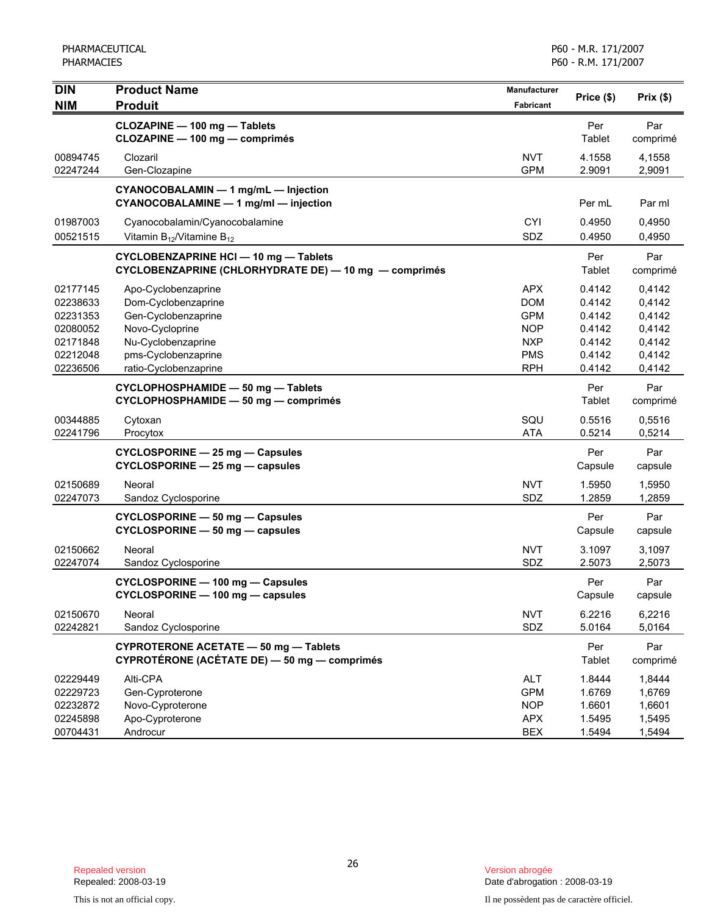| DIN<br>NIM | Product Name<br>Produit | Manufacturer<br>Fabricant | Price ($) | Prix ($) |
|---|---|---|---|---|
| | **CLOZAPINE — 100 mg — Tablets**<br>**CLOZAPINE — 100 mg — comprimés** | | Per Tablet | Par comprimé |
| 00894745 | Clozaril | NVT | 4.1558 | 4,1558 |
| 02247244 | Gen-Clozapine | GPM | 2.9091 | 2,9091 |
| | **CYANOCOBALAMIN — 1 mg/mL — Injection**<br>**CYANOCOBALAMINE — 1 mg/ml — injection** | | Per mL | Par ml |
| 01987003 | Cyanocobalamin/Cyanocobalamine | CYI | 0.4950 | 0,4950 |
| 00521515 | Vitamin $B_{12}$/Vitamine $B_{12}$ | SDZ | 0.4950 | 0,4950 |
| | **CYCLOBENZAPRINE HCl — 10 mg — Tablets**<br>**CYCLOBENZAPRINE (CHLORHYDRATE DE) — 10 mg — comprimés** | | Per Tablet | Par comprimé |
| 02177145 | Apo-Cyclobenzaprine | APX | 0.4142 | 0,4142 |
| 02238633 | Dom-Cyclobenzaprine | DOM | 0.4142 | 0,4142 |
| 02231353 | Gen-Cyclobenzaprine | GPM | 0.4142 | 0,4142 |
| 02080052 | Novo-Cycloprine | NOP | 0.4142 | 0,4142 |
| 02171848 | Nu-Cyclobenzaprine | NXP | 0.4142 | 0,4142 |
| 02212048 | pms-Cyclobenzaprine | PMS | 0.4142 | 0,4142 |
| 02236506 | ratio-Cyclobenzaprine | RPH | 0.4142 | 0,4142 |
| | **CYCLOPHOSPHAMIDE — 50 mg — Tablets**<br>**CYCLOPHOSPHAMIDE — 50 mg — comprimés** | | Per Tablet | Par comprimé |
| 00344885 | Cytoxan | SQU | 0.5516 | 0,5516 |
| 02241796 | Procytox | ATA | 0.5214 | 0,5214 |
| | **CYCLOSPORINE — 25 mg — Capsules**<br>**CYCLOSPORINE — 25 mg — capsules** | | Per Capsule | Par capsule |
| 02150689 | Neoral | NVT | 1.5950 | 1,5950 |
| 02247073 | Sandoz Cyclosporine | SDZ | 1.2859 | 1,2859 |
| | **CYCLOSPORINE — 50 mg — Capsules**<br>**CYCLOSPORINE — 50 mg — capsules** | | Per Capsule | Par capsule |
| 02150662 | Neoral | NVT | 3.1097 | 3,1097 |
| 02247074 | Sandoz Cyclosporine | SDZ | 2.5073 | 2,5073 |
| | **CYCLOSPORINE — 100 mg — Capsules**<br>**CYCLOSPORINE — 100 mg — capsules** | | Per Capsule | Par capsule |
| 02150670 | Neoral | NVT | 6.2216 | 6,2216 |
| 02242821 | Sandoz Cyclosporine | SDZ | 5.0164 | 5,0164 |
| | **CYPROTERONE ACETATE — 50 mg — Tablets**<br>**CYPROTÉRONE (ACÉTATE DE) — 50 mg — comprimés** | | Per Tablet | Par comprimé |
| 02229449 | Alti-CPA | ALT | 1.8444 | 1,8444 |
| 02229723 | Gen-Cyproterone | GPM | 1.6769 | 1,6769 |
| 02232872 | Novo-Cyproterone | NOP | 1.6601 | 1,6601 |
| 02245898 | Apo-Cyproterone | APX | 1.5495 | 1,5495 |
| 00704431 | Androcur | BEX | 1.5494 | 1,5494 |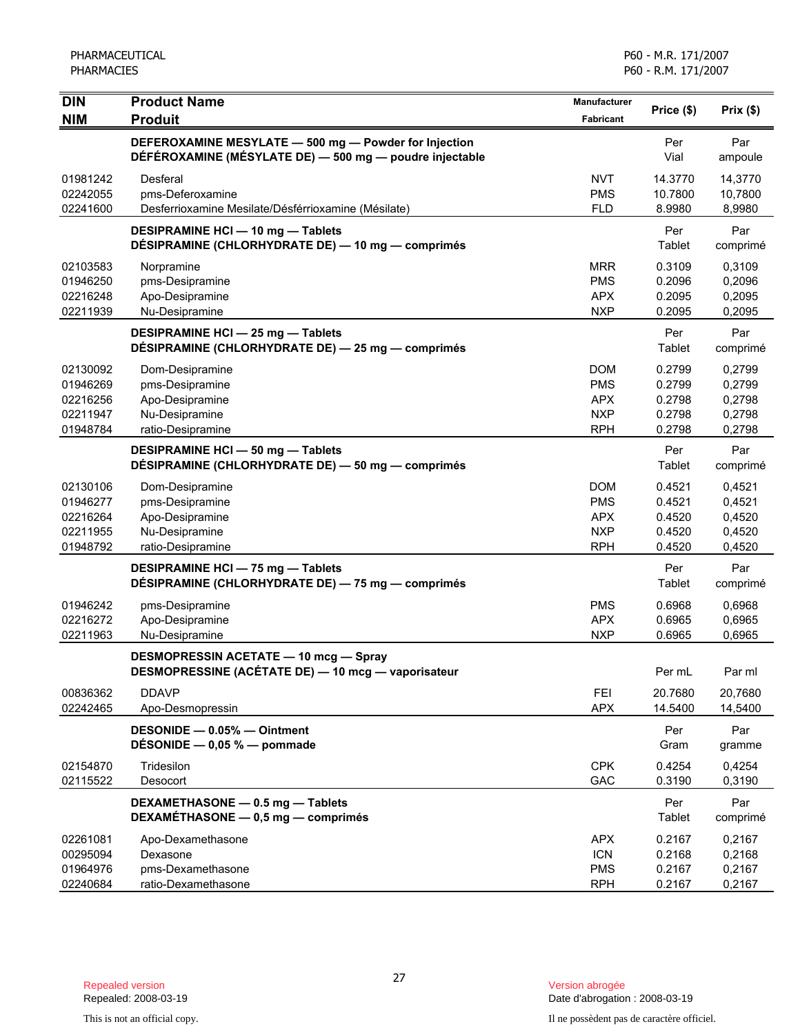| DIN<br>NIM | Product Name<br>Produit | Manufacturer<br>Fabricant | Price ($) | Prix ($) |
|---|---|---|---|---|
| | **DEFEROXAMINE MESYLATE — 500 mg — Powder for Injection**<br>**DÉFÉROXAMINE (MÉSYLATE DE) — 500 mg — poudre injectable** | | Per<br>Vial | Par<br>ampoule |
| 01981242 | Desferal | NVT | 14.3770 | 14,3770 |
| 02242055 | pms-Deferoxamine | PMS | 10.7800 | 10,7800 |
| 02241600 | Desferrioxamine Mesilate/Désférrioxamine (Mésilate) | FLD | 8.9980 | 8,9980 |
| | **DESIPRAMINE HCl — 10 mg — Tablets**<br>**DÉSIPRAMINE (CHLORHYDRATE DE) — 10 mg — comprimés** | | Per<br>Tablet | Par<br>comprimé |
| 02103583 | Norpramine | MRR | 0.3109 | 0,3109 |
| 01946250 | pms-Desipramine | PMS | 0.2096 | 0,2096 |
| 02216248 | Apo-Desipramine | APX | 0.2095 | 0,2095 |
| 02211939 | Nu-Desipramine | NXP | 0.2095 | 0,2095 |
| | **DESIPRAMINE HCl — 25 mg — Tablets**<br>**DÉSIPRAMINE (CHLORHYDRATE DE) — 25 mg — comprimés** | | Per<br>Tablet | Par<br>comprimé |
| 02130092 | Dom-Desipramine | DOM | 0.2799 | 0,2799 |
| 01946269 | pms-Desipramine | PMS | 0.2799 | 0,2799 |
| 02216256 | Apo-Desipramine | APX | 0.2798 | 0,2798 |
| 02211947 | Nu-Desipramine | NXP | 0.2798 | 0,2798 |
| 01948784 | ratio-Desipramine | RPH | 0.2798 | 0,2798 |
| | **DESIPRAMINE HCl — 50 mg — Tablets**<br>**DÉSIPRAMINE (CHLORHYDRATE DE) — 50 mg — comprimés** | | Per<br>Tablet | Par<br>comprimé |
| 02130106 | Dom-Desipramine | DOM | 0.4521 | 0,4521 |
| 01946277 | pms-Desipramine | PMS | 0.4521 | 0,4521 |
| 02216264 | Apo-Desipramine | APX | 0.4520 | 0,4520 |
| 02211955 | Nu-Desipramine | NXP | 0.4520 | 0,4520 |
| 01948792 | ratio-Desipramine | RPH | 0.4520 | 0,4520 |
| | **DESIPRAMINE HCl — 75 mg — Tablets**<br>**DÉSIPRAMINE (CHLORHYDRATE DE) — 75 mg — comprimés** | | Per<br>Tablet | Par<br>comprimé |
| 01946242 | pms-Desipramine | PMS | 0.6968 | 0,6968 |
| 02216272 | Apo-Desipramine | APX | 0.6965 | 0,6965 |
| 02211963 | Nu-Desipramine | NXP | 0.6965 | 0,6965 |
| | **DESMOPRESSIN ACETATE — 10 mcg — Spray**<br>**DESMOPRESSINE (ACÉTATE DE) — 10 mcg — vaporisateur** | | Per mL | Par ml |
| 00836362 | DDAVP | FEI | 20.7680 | 20,7680 |
| 02242465 | Apo-Desmopressin | APX | 14.5400 | 14,5400 |
| | **DESONIDE — 0.05% — Ointment**<br>**DÉSONIDE — 0,05 % — pommade** | | Per<br>Gram | Par<br>gramme |
| 02154870 | Tridesilon | CPK | 0.4254 | 0,4254 |
| 02115522 | Desocort | GAC | 0.3190 | 0,3190 |
| | **DEXAMETHASONE — 0.5 mg — Tablets**<br>**DEXAMÉTHASONE — 0,5 mg — comprimés** | | Per<br>Tablet | Par<br>comprimé |
| 02261081 | Apo-Dexamethasone | APX | 0.2167 | 0,2167 |
| 00295094 | Dexasone | ICN | 0.2168 | 0,2168 |
| 01964976 | pms-Dexamethasone | PMS | 0.2167 | 0,2167 |
| 02240684 | ratio-Dexamethasone | RPH | 0.2167 | 0,2167 |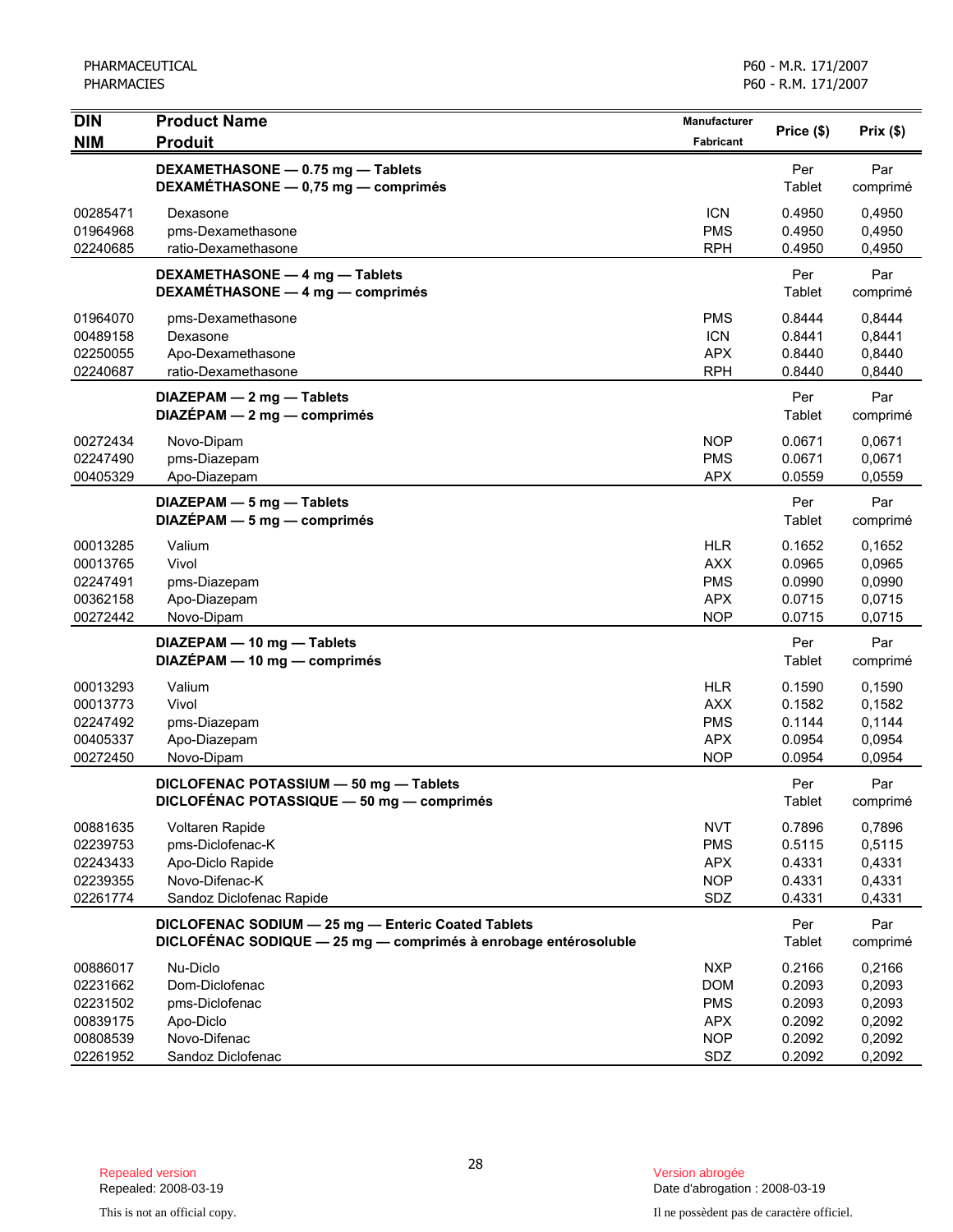| DIN<br>NIM | Product Name<br>Produit | Manufacturer<br>Fabricant | Price ($) | Prix ($) |
|---|---|---|---|---|
| | **DEXAMETHASONE — 0.75 mg — Tablets**<br>**DEXAMÉTHASONE — 0,75 mg — comprimés** | | Per Tablet | Par comprimé |
| 00285471 | Dexasone | ICN | 0.4950 | 0,4950 |
| 01964968 | pms-Dexamethasone | PMS | 0.4950 | 0,4950 |
| 02240685 | ratio-Dexamethasone | RPH | 0.4950 | 0,4950 |
| | **DEXAMETHASONE — 4 mg — Tablets**<br>**DEXAMÉTHASONE — 4 mg — comprimés** | | Per Tablet | Par comprimé |
| 01964070 | pms-Dexamethasone | PMS | 0.8444 | 0,8444 |
| 00489158 | Dexasone | ICN | 0.8441 | 0,8441 |
| 02250055 | Apo-Dexamethasone | APX | 0.8440 | 0,8440 |
| 02240687 | ratio-Dexamethasone | RPH | 0.8440 | 0,8440 |
| | **DIAZEPAM — 2 mg — Tablets**<br>**DIAZÉPAM — 2 mg — comprimés** | | Per Tablet | Par comprimé |
| 00272434 | Novo-Dipam | NOP | 0.0671 | 0,0671 |
| 02247490 | pms-Diazepam | PMS | 0.0671 | 0,0671 |
| 00405329 | Apo-Diazepam | APX | 0.0559 | 0,0559 |
| | **DIAZEPAM — 5 mg — Tablets**<br>**DIAZÉPAM — 5 mg — comprimés** | | Per Tablet | Par comprimé |
| 00013285 | Valium | HLR | 0.1652 | 0,1652 |
| 00013765 | Vivol | AXX | 0.0965 | 0,0965 |
| 02247491 | pms-Diazepam | PMS | 0.0990 | 0,0990 |
| 00362158 | Apo-Diazepam | APX | 0.0715 | 0,0715 |
| 00272442 | Novo-Dipam | NOP | 0.0715 | 0,0715 |
| | **DIAZEPAM — 10 mg — Tablets**<br>**DIAZÉPAM — 10 mg — comprimés** | | Per Tablet | Par comprimé |
| 00013293 | Valium | HLR | 0.1590 | 0,1590 |
| 00013773 | Vivol | AXX | 0.1582 | 0,1582 |
| 02247492 | pms-Diazepam | PMS | 0.1144 | 0,1144 |
| 00405337 | Apo-Diazepam | APX | 0.0954 | 0,0954 |
| 00272450 | Novo-Dipam | NOP | 0.0954 | 0,0954 |
| | **DICLOFENAC POTASSIUM — 50 mg — Tablets**<br>**DICLOFÉNAC POTASSIQUE — 50 mg — comprimés** | | Per Tablet | Par comprimé |
| 00881635 | Voltaren Rapide | NVT | 0.7896 | 0,7896 |
| 02239753 | pms-Diclofenac-K | PMS | 0.5115 | 0,5115 |
| 02243433 | Apo-Diclo Rapide | APX | 0.4331 | 0,4331 |
| 02239355 | Novo-Difenac-K | NOP | 0.4331 | 0,4331 |
| 02261774 | Sandoz Diclofenac Rapide | SDZ | 0.4331 | 0,4331 |
| | **DICLOFENAC SODIUM — 25 mg — Enteric Coated Tablets**<br>**DICLOFÉNAC SODIQUE — 25 mg — comprimés à enrobage entérosoluble** | | Per Tablet | Par comprimé |
| 00886017 | Nu-Diclo | NXP | 0.2166 | 0,2166 |
| 02231662 | Dom-Diclofenac | DOM | 0.2093 | 0,2093 |
| 02231502 | pms-Diclofenac | PMS | 0.2093 | 0,2093 |
| 00839175 | Apo-Diclo | APX | 0.2092 | 0,2092 |
| 00808539 | Novo-Difenac | NOP | 0.2092 | 0,2092 |
| 02261952 | Sandoz Diclofenac | SDZ | 0.2092 | 0,2092 |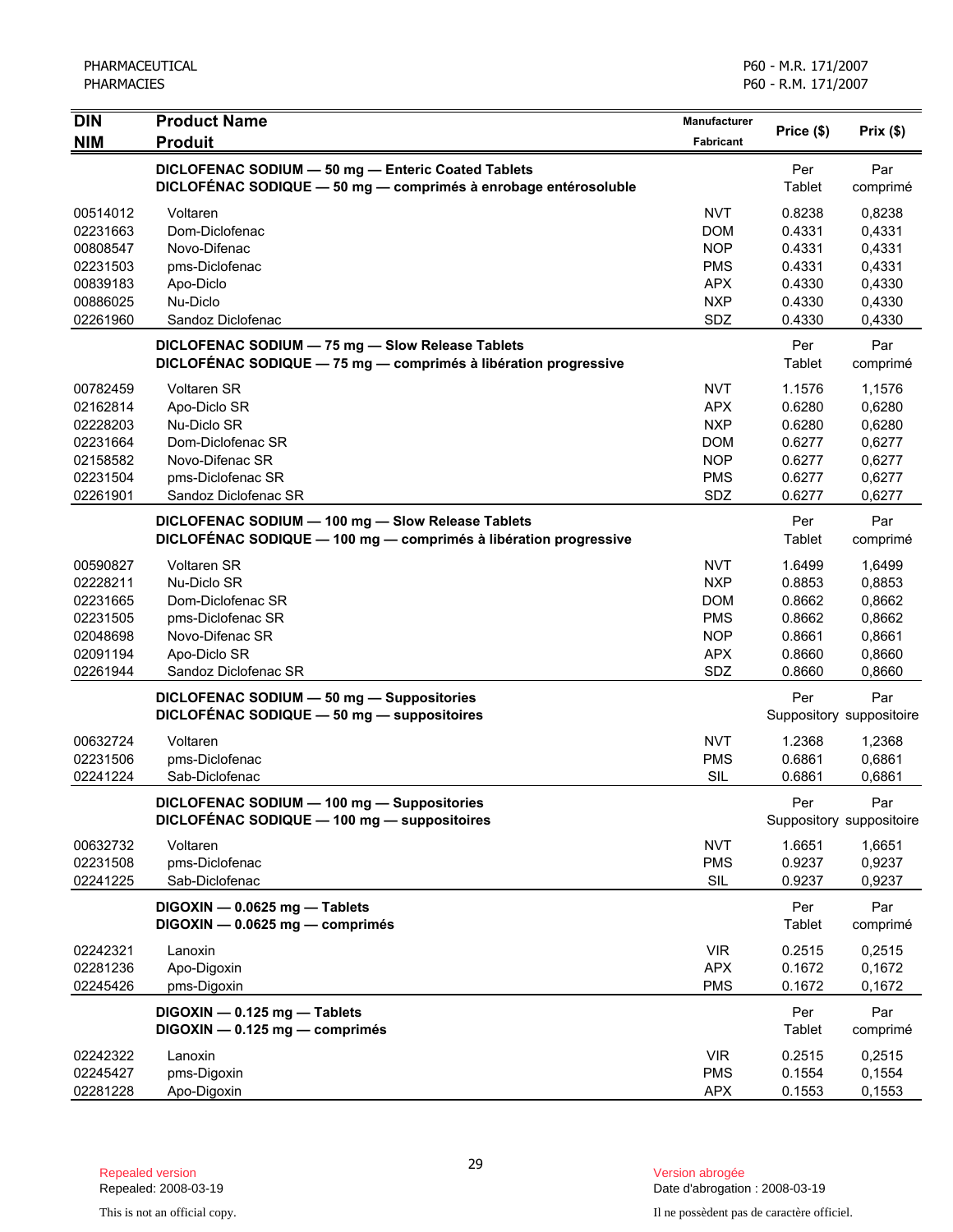| DIN<br>NIM | Product Name<br>Produit | Manufacturer<br>Fabricant | Price ($) | Prix ($) |
|---|---|---|---|---|
| | **DICLOFENAC SODIUM — 50 mg — Enteric Coated Tablets**<br>**DICLOFÉNAC SODIQUE — 50 mg — comprimés à enrobage entérosoluble** | | Per Tablet | Par comprimé |
| 00514012 | Voltaren | NVT | 0.8238 | 0,8238 |
| 02231663 | Dom-Diclofenac | DOM | 0.4331 | 0,4331 |
| 00808547 | Novo-Difenac | NOP | 0.4331 | 0,4331 |
| 02231503 | pms-Diclofenac | PMS | 0.4331 | 0,4331 |
| 00839183 | Apo-Diclo | APX | 0.4330 | 0,4330 |
| 00886025 | Nu-Diclo | NXP | 0.4330 | 0,4330 |
| 02261960 | Sandoz Diclofenac | SDZ | 0.4330 | 0,4330 |
| | **DICLOFENAC SODIUM — 75 mg — Slow Release Tablets**<br>**DICLOFÉNAC SODIQUE — 75 mg — comprimés à libération progressive** | | Per Tablet | Par comprimé |
| 00782459 | Voltaren SR | NVT | 1.1576 | 1,1576 |
| 02162814 | Apo-Diclo SR | APX | 0.6280 | 0,6280 |
| 02228203 | Nu-Diclo SR | NXP | 0.6280 | 0,6280 |
| 02231664 | Dom-Diclofenac SR | DOM | 0.6277 | 0,6277 |
| 02158582 | Novo-Difenac SR | NOP | 0.6277 | 0,6277 |
| 02231504 | pms-Diclofenac SR | PMS | 0.6277 | 0,6277 |
| 02261901 | Sandoz Diclofenac SR | SDZ | 0.6277 | 0,6277 |
| | **DICLOFENAC SODIUM — 100 mg — Slow Release Tablets**<br>**DICLOFÉNAC SODIQUE — 100 mg — comprimés à libération progressive** | | Per Tablet | Par comprimé |
| 00590827 | Voltaren SR | NVT | 1.6499 | 1,6499 |
| 02228211 | Nu-Diclo SR | NXP | 0.8853 | 0,8853 |
| 02231665 | Dom-Diclofenac SR | DOM | 0.8662 | 0,8662 |
| 02231505 | pms-Diclofenac SR | PMS | 0.8662 | 0,8662 |
| 02048698 | Novo-Difenac SR | NOP | 0.8661 | 0,8661 |
| 02091194 | Apo-Diclo SR | APX | 0.8660 | 0,8660 |
| 02261944 | Sandoz Diclofenac SR | SDZ | 0.8660 | 0,8660 |
| | **DICLOFENAC SODIUM — 50 mg — Suppositories**<br>**DICLOFÉNAC SODIQUE — 50 mg — suppositoires** | | Per Suppository | Par suppositoire |
| 00632724 | Voltaren | NVT | 1.2368 | 1,2368 |
| 02231506 | pms-Diclofenac | PMS | 0.6861 | 0,6861 |
| 02241224 | Sab-Diclofenac | SIL | 0.6861 | 0,6861 |
| | **DICLOFENAC SODIUM — 100 mg — Suppositories**<br>**DICLOFÉNAC SODIQUE — 100 mg — suppositoires** | | Per Suppository | Par suppositoire |
| 00632732 | Voltaren | NVT | 1.6651 | 1,6651 |
| 02231508 | pms-Diclofenac | PMS | 0.9237 | 0,9237 |
| 02241225 | Sab-Diclofenac | SIL | 0.9237 | 0,9237 |
| | **DIGOXIN — 0.0625 mg — Tablets**<br>**DIGOXIN — 0.0625 mg — comprimés** | | Per Tablet | Par comprimé |
| 02242321 | Lanoxin | VIR | 0.2515 | 0,2515 |
| 02281236 | Apo-Digoxin | APX | 0.1672 | 0,1672 |
| 02245426 | pms-Digoxin | PMS | 0.1672 | 0,1672 |
| | **DIGOXIN — 0.125 mg — Tablets**<br>**DIGOXIN — 0.125 mg — comprimés** | | Per Tablet | Par comprimé |
| 02242322 | Lanoxin | VIR | 0.2515 | 0,2515 |
| 02245427 | pms-Digoxin | PMS | 0.1554 | 0,1554 |
| 02281228 | Apo-Digoxin | APX | 0.1553 | 0,1553 |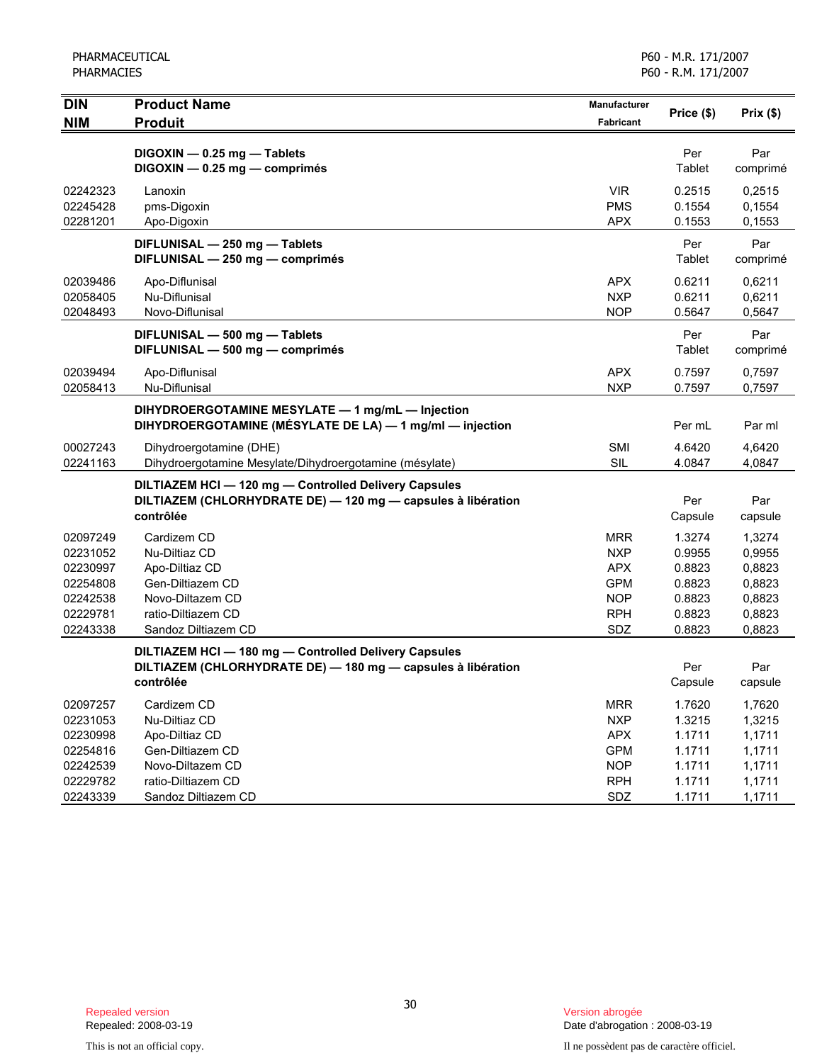| DIN<br>NIM | Product Name<br>Produit | Manufacturer<br>Fabricant | Price ($) | Prix ($) |
|---|---|---|---|---|
| | **DIGOXIN — 0.25 mg — Tablets**<br>**DIGOXIN — 0.25 mg — comprimés** | | Per Tablet | Par comprimé |
| 02242323 | Lanoxin | VIR | 0.2515 | 0,2515 |
| 02245428 | pms-Digoxin | PMS | 0.1554 | 0,1554 |
| 02281201 | Apo-Digoxin | APX | 0.1553 | 0,1553 |
| | **DIFLUNISAL — 250 mg — Tablets**<br>**DIFLUNISAL — 250 mg — comprimés** | | Per Tablet | Par comprimé |
| 02039486 | Apo-Diflunisal | APX | 0.6211 | 0,6211 |
| 02058405 | Nu-Diflunisal | NXP | 0.6211 | 0,6211 |
| 02048493 | Novo-Diflunisal | NOP | 0.5647 | 0,5647 |
| | **DIFLUNISAL — 500 mg — Tablets**<br>**DIFLUNISAL — 500 mg — comprimés** | | Per Tablet | Par comprimé |
| 02039494 | Apo-Diflunisal | APX | 0.7597 | 0,7597 |
| 02058413 | Nu-Diflunisal | NXP | 0.7597 | 0,7597 |
| | **DIHYDROERGOTAMINE MESYLATE — 1 mg/mL — Injection**<br>**DIHYDROERGOTAMINE (MÉSYLATE DE LA) — 1 mg/ml — injection** | | Per mL | Par ml |
| 00027243 | Dihydroergotamine (DHE) | SMI | 4.6420 | 4,6420 |
| 02241163 | Dihydroergotamine Mesylate/Dihydroergotamine (mésylate) | SIL | 4.0847 | 4,0847 |
| | **DILTIAZEM HCl — 120 mg — Controlled Delivery Capsules**<br>**DILTIAZEM (CHLORHYDRATE DE) — 120 mg — capsules à libération contrôlée** | | Per Capsule | Par capsule |
| 02097249 | Cardizem CD | MRR | 1.3274 | 1,3274 |
| 02231052 | Nu-Diltiaz CD | NXP | 0.9955 | 0,9955 |
| 02230997 | Apo-Diltiaz CD | APX | 0.8823 | 0,8823 |
| 02254808 | Gen-Diltiazem CD | GPM | 0.8823 | 0,8823 |
| 02242538 | Novo-Diltazem CD | NOP | 0.8823 | 0,8823 |
| 02229781 | ratio-Diltiazem CD | RPH | 0.8823 | 0,8823 |
| 02243338 | Sandoz Diltiazem CD | SDZ | 0.8823 | 0,8823 |
| | **DILTIAZEM HCl — 180 mg — Controlled Delivery Capsules**<br>**DILTIAZEM (CHLORHYDRATE DE) — 180 mg — capsules à libération contrôlée** | | Per Capsule | Par capsule |
| 02097257 | Cardizem CD | MRR | 1.7620 | 1,7620 |
| 02231053 | Nu-Diltiaz CD | NXP | 1.3215 | 1,3215 |
| 02230998 | Apo-Diltiaz CD | APX | 1.1711 | 1,1711 |
| 02254816 | Gen-Diltiazem CD | GPM | 1.1711 | 1,1711 |
| 02242539 | Novo-Diltazem CD | NOP | 1.1711 | 1,1711 |
| 02229782 | ratio-Diltiazem CD | RPH | 1.1711 | 1,1711 |
| 02243339 | Sandoz Diltiazem CD | SDZ | 1.1711 | 1,1711 |

Repealed version
Repealed: 2008-03-19

This is not an official copy.

Version abrogée
Date d'abrogation : 2008-03-19

Il ne possèdent pas de caractère officiel.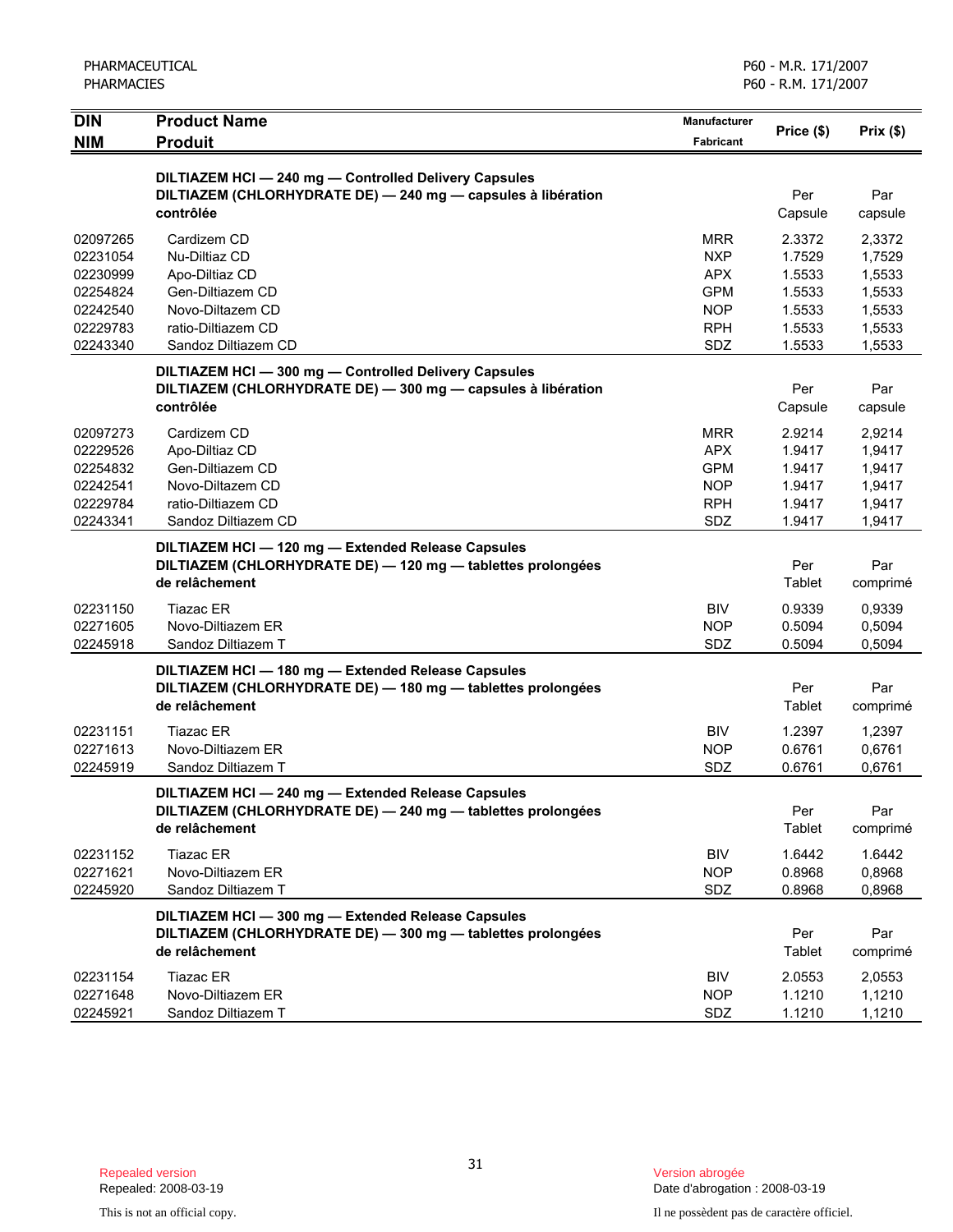| DIN<br>NIM | Product Name<br>Produit | Manufacturer<br>Fabricant | Price ($) | Prix ($) |
|---|---|---|---|---|
| | **DILTIAZEM HCl — 240 mg — Controlled Delivery Capsules**<br>**DILTIAZEM (CHLORHYDRATE DE) — 240 mg — capsules à libération contrôlée** | | Per Capsule | Par capsule |
| 02097265 | Cardizem CD | MRR | 2.3372 | 2,3372 |
| 02231054 | Nu-Diltiaz CD | NXP | 1.7529 | 1,7529 |
| 02230999 | Apo-Diltiaz CD | APX | 1.5533 | 1,5533 |
| 02254824 | Gen-Diltiazem CD | GPM | 1.5533 | 1,5533 |
| 02242540 | Novo-Diltazem CD | NOP | 1.5533 | 1,5533 |
| 02229783 | ratio-Diltiazem CD | RPH | 1.5533 | 1,5533 |
| 02243340 | Sandoz Diltiazem CD | SDZ | 1.5533 | 1,5533 |
| | **DILTIAZEM HCl — 300 mg — Controlled Delivery Capsules**<br>**DILTIAZEM (CHLORHYDRATE DE) — 300 mg — capsules à libération contrôlée** | | Per Capsule | Par capsule |
| 02097273 | Cardizem CD | MRR | 2.9214 | 2,9214 |
| 02229526 | Apo-Diltiaz CD | APX | 1.9417 | 1,9417 |
| 02254832 | Gen-Diltiazem CD | GPM | 1.9417 | 1,9417 |
| 02242541 | Novo-Diltazem CD | NOP | 1.9417 | 1,9417 |
| 02229784 | ratio-Diltiazem CD | RPH | 1.9417 | 1,9417 |
| 02243341 | Sandoz Diltiazem CD | SDZ | 1.9417 | 1,9417 |
| | **DILTIAZEM HCl — 120 mg — Extended Release Capsules**<br>**DILTIAZEM (CHLORHYDRATE DE) — 120 mg — tablettes prolongées de relâchement** | | Per Tablet | Par comprimé |
| 02231150 | Tiazac ER | BIV | 0.9339 | 0,9339 |
| 02271605 | Novo-Diltiazem ER | NOP | 0.5094 | 0,5094 |
| 02245918 | Sandoz Diltiazem T | SDZ | 0.5094 | 0,5094 |
| | **DILTIAZEM HCl — 180 mg — Extended Release Capsules**<br>**DILTIAZEM (CHLORHYDRATE DE) — 180 mg — tablettes prolongées de relâchement** | | Per Tablet | Par comprimé |
| 02231151 | Tiazac ER | BIV | 1.2397 | 1,2397 |
| 02271613 | Novo-Diltiazem ER | NOP | 0.6761 | 0,6761 |
| 02245919 | Sandoz Diltiazem T | SDZ | 0.6761 | 0,6761 |
| | **DILTIAZEM HCl — 240 mg — Extended Release Capsules**<br>**DILTIAZEM (CHLORHYDRATE DE) — 240 mg — tablettes prolongées de relâchement** | | Per Tablet | Par comprimé |
| 02231152 | Tiazac ER | BIV | 1.6442 | 1.6442 |
| 02271621 | Novo-Diltiazem ER | NOP | 0.8968 | 0,8968 |
| 02245920 | Sandoz Diltiazem T | SDZ | 0.8968 | 0,8968 |
| | **DILTIAZEM HCl — 300 mg — Extended Release Capsules**<br>**DILTIAZEM (CHLORHYDRATE DE) — 300 mg — tablettes prolongées de relâchement** | | Per Tablet | Par comprimé |
| 02231154 | Tiazac ER | BIV | 2.0553 | 2,0553 |
| 02271648 | Novo-Diltiazem ER | NOP | 1.1210 | 1,1210 |
| 02245921 | Sandoz Diltiazem T | SDZ | 1.1210 | 1,1210 |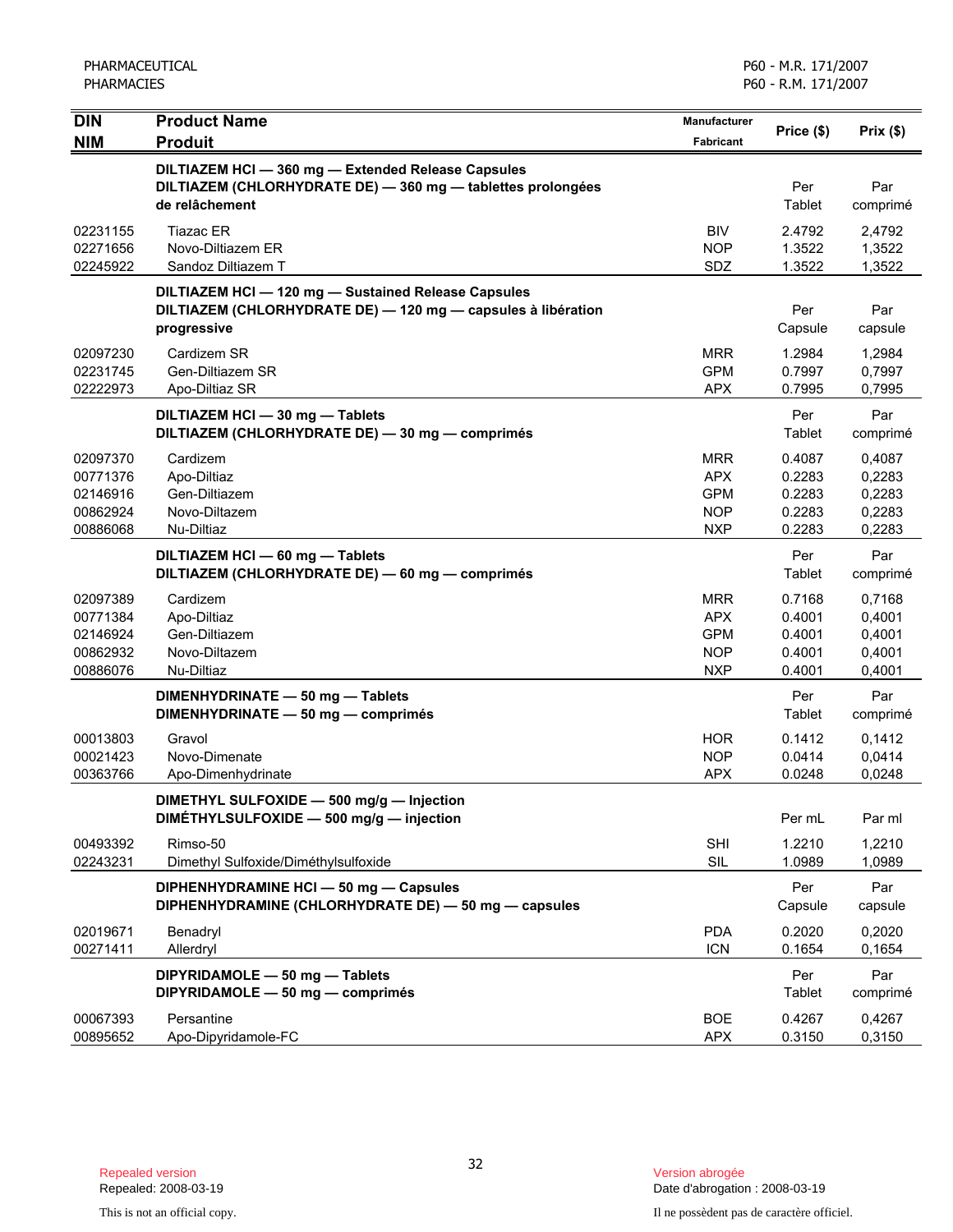| DIN<br>NIM | Product Name<br>Produit | Manufacturer<br>Fabricant | Price ($) | Prix ($) |
|---|---|---|---|---|
| | **DILTIAZEM HCl — 360 mg — Extended Release Capsules**<br>**DILTIAZEM (CHLORHYDRATE DE) — 360 mg — tablettes prolongées de relâchement** | | Per Tablet | Par comprimé |
| 02231155 | Tiazac ER | BIV | 2.4792 | 2,4792 |
| 02271656 | Novo-Diltiazem ER | NOP | 1.3522 | 1,3522 |
| 02245922 | Sandoz Diltiazem T | SDZ | 1.3522 | 1,3522 |
| | **DILTIAZEM HCl — 120 mg — Sustained Release Capsules**<br>**DILTIAZEM (CHLORHYDRATE DE) — 120 mg — capsules à libération progressive** | | Per Capsule | Par capsule |
| 02097230 | Cardizem SR | MRR | 1.2984 | 1,2984 |
| 02231745 | Gen-Diltiazem SR | GPM | 0.7997 | 0,7997 |
| 02222973 | Apo-Diltiaz SR | APX | 0.7995 | 0,7995 |
| | **DILTIAZEM HCl — 30 mg — Tablets**<br>**DILTIAZEM (CHLORHYDRATE DE) — 30 mg — comprimés** | | Per Tablet | Par comprimé |
| 02097370 | Cardizem | MRR | 0.4087 | 0,4087 |
| 00771376 | Apo-Diltiaz | APX | 0.2283 | 0,2283 |
| 02146916 | Gen-Diltiazem | GPM | 0.2283 | 0,2283 |
| 00862924 | Novo-Diltazem | NOP | 0.2283 | 0,2283 |
| 00886068 | Nu-Diltiaz | NXP | 0.2283 | 0,2283 |
| | **DILTIAZEM HCl — 60 mg — Tablets**<br>**DILTIAZEM (CHLORHYDRATE DE) — 60 mg — comprimés** | | Per Tablet | Par comprimé |
| 02097389 | Cardizem | MRR | 0.7168 | 0,7168 |
| 00771384 | Apo-Diltiaz | APX | 0.4001 | 0,4001 |
| 02146924 | Gen-Diltiazem | GPM | 0.4001 | 0,4001 |
| 00862932 | Novo-Diltazem | NOP | 0.4001 | 0,4001 |
| 00886076 | Nu-Diltiaz | NXP | 0.4001 | 0,4001 |
| | **DIMENHYDRINATE — 50 mg — Tablets**<br>**DIMENHYDRINATE — 50 mg — comprimés** | | Per Tablet | Par comprimé |
| 00013803 | Gravol | HOR | 0.1412 | 0,1412 |
| 00021423 | Novo-Dimenate | NOP | 0.0414 | 0,0414 |
| 00363766 | Apo-Dimenhydrinate | APX | 0.0248 | 0,0248 |
| | **DIMETHYL SULFOXIDE — 500 mg/g — Injection**<br>**DIMÉTHYLSULFOXIDE — 500 mg/g — injection** | | Per mL | Par ml |
| 00493392 | Rimso-50 | SHI | 1.2210 | 1,2210 |
| 02243231 | Dimethyl Sulfoxide/Diméthylsulfoxide | SIL | 1.0989 | 1,0989 |
| | **DIPHENHYDRAMINE HCl — 50 mg — Capsules**<br>**DIPHENHYDRAMINE (CHLORHYDRATE DE) — 50 mg — capsules** | | Per Capsule | Par capsule |
| 02019671 | Benadryl | PDA | 0.2020 | 0,2020 |
| 00271411 | Allerdryl | ICN | 0.1654 | 0,1654 |
| | **DIPYRIDAMOLE — 50 mg — Tablets**<br>**DIPYRIDAMOLE — 50 mg — comprimés** | | Per Tablet | Par comprimé |
| 00067393 | Persantine | BOE | 0.4267 | 0,4267 |
| 00895652 | Apo-Dipyridamole-FC | APX | 0.3150 | 0,3150 |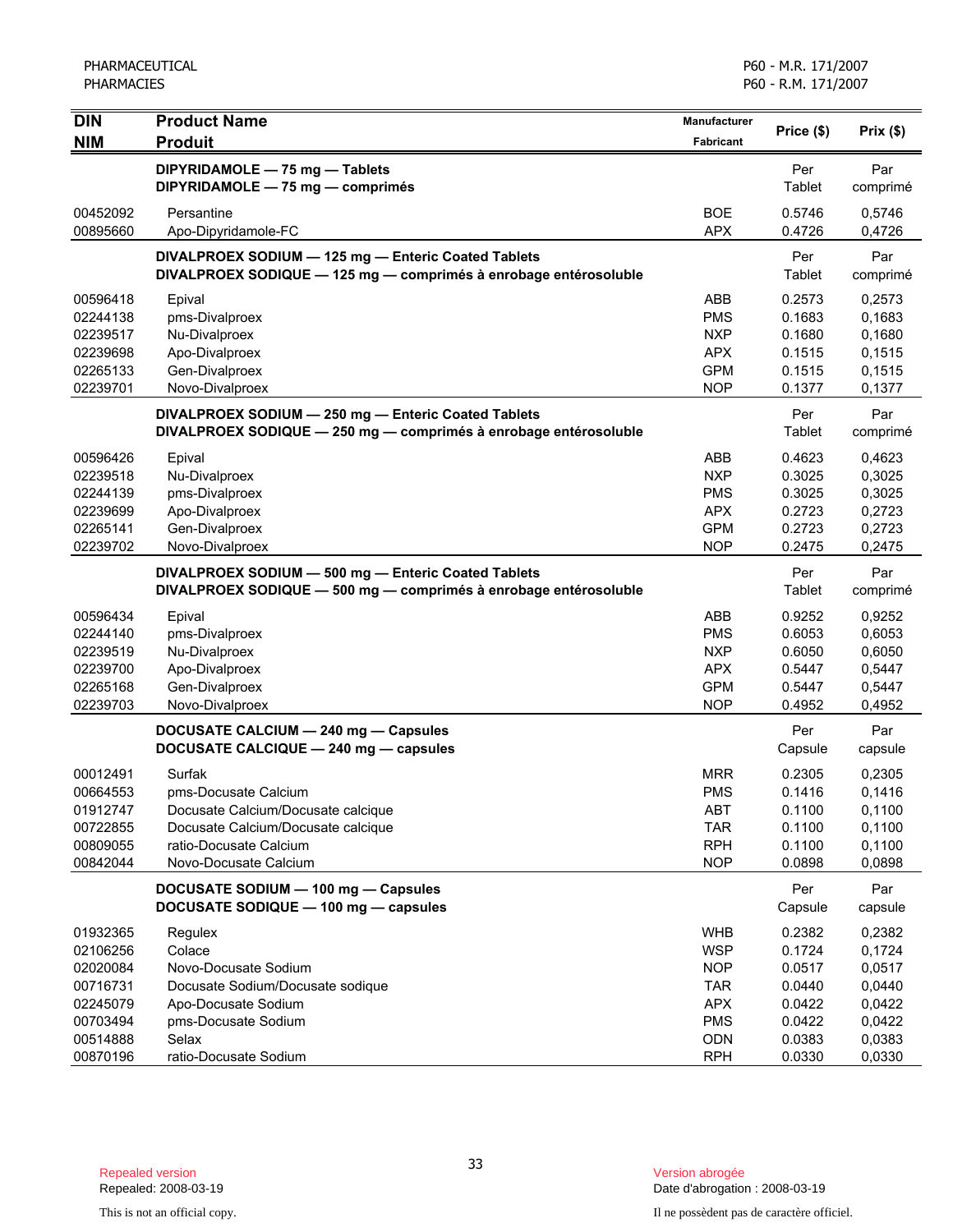| DIN<br>NIM | Product Name<br>Produit | Manufacturer<br>Fabricant | Price ($) | Prix ($) |
|---|---|---|---|---|
| | **DIPYRIDAMOLE — 75 mg — Tablets**<br>**DIPYRIDAMOLE — 75 mg — comprimés** | | Per Tablet | Par comprimé |
| 00452092 | Persantine | BOE | 0.5746 | 0,5746 |
| 00895660 | Apo-Dipyridamole-FC | APX | 0.4726 | 0,4726 |
| | **DIVALPROEX SODIUM — 125 mg — Enteric Coated Tablets**<br>**DIVALPROEX SODIQUE — 125 mg — comprimés à enrobage entérosoluble** | | Per Tablet | Par comprimé |
| 00596418 | Epival | ABB | 0.2573 | 0,2573 |
| 02244138 | pms-Divalproex | PMS | 0.1683 | 0,1683 |
| 02239517 | Nu-Divalproex | NXP | 0.1680 | 0,1680 |
| 02239698 | Apo-Divalproex | APX | 0.1515 | 0,1515 |
| 02265133 | Gen-Divalproex | GPM | 0.1515 | 0,1515 |
| 02239701 | Novo-Divalproex | NOP | 0.1377 | 0,1377 |
| | **DIVALPROEX SODIUM — 250 mg — Enteric Coated Tablets**<br>**DIVALPROEX SODIQUE — 250 mg — comprimés à enrobage entérosoluble** | | Per Tablet | Par comprimé |
| 00596426 | Epival | ABB | 0.4623 | 0,4623 |
| 02239518 | Nu-Divalproex | NXP | 0.3025 | 0,3025 |
| 02244139 | pms-Divalproex | PMS | 0.3025 | 0,3025 |
| 02239699 | Apo-Divalproex | APX | 0.2723 | 0,2723 |
| 02265141 | Gen-Divalproex | GPM | 0.2723 | 0,2723 |
| 02239702 | Novo-Divalproex | NOP | 0.2475 | 0,2475 |
| | **DIVALPROEX SODIUM — 500 mg — Enteric Coated Tablets**<br>**DIVALPROEX SODIQUE — 500 mg — comprimés à enrobage entérosoluble** | | Per Tablet | Par comprimé |
| 00596434 | Epival | ABB | 0.9252 | 0,9252 |
| 02244140 | pms-Divalproex | PMS | 0.6053 | 0,6053 |
| 02239519 | Nu-Divalproex | NXP | 0.6050 | 0,6050 |
| 02239700 | Apo-Divalproex | APX | 0.5447 | 0,5447 |
| 02265168 | Gen-Divalproex | GPM | 0.5447 | 0,5447 |
| 02239703 | Novo-Divalproex | NOP | 0.4952 | 0,4952 |
| | **DOCUSATE CALCIUM — 240 mg — Capsules**<br>**DOCUSATE CALCIQUE — 240 mg — capsules** | | Per Capsule | Par capsule |
| 00012491 | Surfak | MRR | 0.2305 | 0,2305 |
| 00664553 | pms-Docusate Calcium | PMS | 0.1416 | 0,1416 |
| 01912747 | Docusate Calcium/Docusate calcique | ABT | 0.1100 | 0,1100 |
| 00722855 | Docusate Calcium/Docusate calcique | TAR | 0.1100 | 0,1100 |
| 00809055 | ratio-Docusate Calcium | RPH | 0.1100 | 0,1100 |
| 00842044 | Novo-Docusate Calcium | NOP | 0.0898 | 0,0898 |
| | **DOCUSATE SODIUM — 100 mg — Capsules**<br>**DOCUSATE SODIQUE — 100 mg — capsules** | | Per Capsule | Par capsule |
| 01932365 | Regulex | WHB | 0.2382 | 0,2382 |
| 02106256 | Colace | WSP | 0.1724 | 0,1724 |
| 02020084 | Novo-Docusate Sodium | NOP | 0.0517 | 0,0517 |
| 00716731 | Docusate Sodium/Docusate sodique | TAR | 0.0440 | 0,0440 |
| 02245079 | Apo-Docusate Sodium | APX | 0.0422 | 0,0422 |
| 00703494 | pms-Docusate Sodium | PMS | 0.0422 | 0,0422 |
| 00514888 | Selax | ODN | 0.0383 | 0,0383 |
| 00870196 | ratio-Docusate Sodium | RPH | 0.0330 | 0,0330 |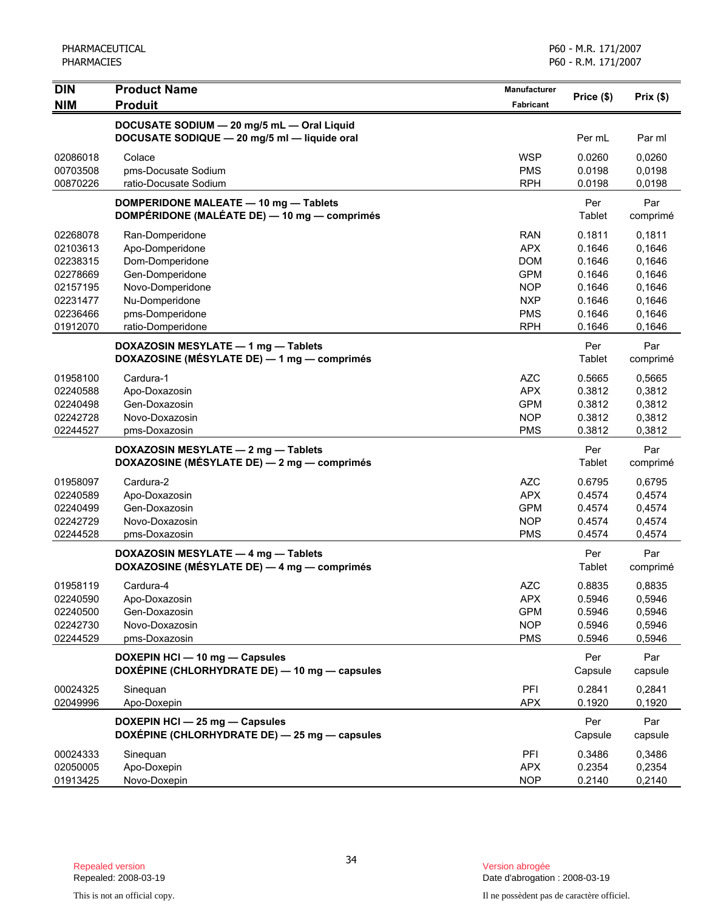| DIN<br>NIM | Product Name<br>Produit | Manufacturer<br>Fabricant | Price ($) | Prix ($) |
|---|---|---|---|---|
| | **DOCUSATE SODIUM — 20 mg/5 mL — Oral Liquid**<br>**DOCUSATE SODIQUE — 20 mg/5 ml — liquide oral** | | Per mL | Par ml |
| 02086018 | Colace | WSP | 0.0260 | 0,0260 |
| 00703508 | pms-Docusate Sodium | PMS | 0.0198 | 0,0198 |
| 00870226 | ratio-Docusate Sodium | RPH | 0.0198 | 0,0198 |
| | **DOMPERIDONE MALEATE — 10 mg — Tablets**<br>**DOMPÉRIDONE (MALÉATE DE) — 10 mg — comprimés** | | Per Tablet | Par comprimé |
| 02268078 | Ran-Domperidone | RAN | 0.1811 | 0,1811 |
| 02103613 | Apo-Domperidone | APX | 0.1646 | 0,1646 |
| 02238315 | Dom-Domperidone | DOM | 0.1646 | 0,1646 |
| 02278669 | Gen-Domperidone | GPM | 0.1646 | 0,1646 |
| 02157195 | Novo-Domperidone | NOP | 0.1646 | 0,1646 |
| 02231477 | Nu-Domperidone | NXP | 0.1646 | 0,1646 |
| 02236466 | pms-Domperidone | PMS | 0.1646 | 0,1646 |
| 01912070 | ratio-Domperidone | RPH | 0.1646 | 0,1646 |
| | **DOXAZOSIN MESYLATE — 1 mg — Tablets**<br>**DOXAZOSINE (MÉSYLATE DE) — 1 mg — comprimés** | | Per Tablet | Par comprimé |
| 01958100 | Cardura-1 | AZC | 0.5665 | 0,5665 |
| 02240588 | Apo-Doxazosin | APX | 0.3812 | 0,3812 |
| 02240498 | Gen-Doxazosin | GPM | 0.3812 | 0,3812 |
| 02242728 | Novo-Doxazosin | NOP | 0.3812 | 0,3812 |
| 02244527 | pms-Doxazosin | PMS | 0.3812 | 0,3812 |
| | **DOXAZOSIN MESYLATE — 2 mg — Tablets**<br>**DOXAZOSINE (MÉSYLATE DE) — 2 mg — comprimés** | | Per Tablet | Par comprimé |
| 01958097 | Cardura-2 | AZC | 0.6795 | 0,6795 |
| 02240589 | Apo-Doxazosin | APX | 0.4574 | 0,4574 |
| 02240499 | Gen-Doxazosin | GPM | 0.4574 | 0,4574 |
| 02242729 | Novo-Doxazosin | NOP | 0.4574 | 0,4574 |
| 02244528 | pms-Doxazosin | PMS | 0.4574 | 0,4574 |
| | **DOXAZOSIN MESYLATE — 4 mg — Tablets**<br>**DOXAZOSINE (MÉSYLATE DE) — 4 mg — comprimés** | | Per Tablet | Par comprimé |
| 01958119 | Cardura-4 | AZC | 0.8835 | 0,8835 |
| 02240590 | Apo-Doxazosin | APX | 0.5946 | 0,5946 |
| 02240500 | Gen-Doxazosin | GPM | 0.5946 | 0,5946 |
| 02242730 | Novo-Doxazosin | NOP | 0.5946 | 0,5946 |
| 02244529 | pms-Doxazosin | PMS | 0.5946 | 0,5946 |
| | **DOXEPIN HCl — 10 mg — Capsules**<br>**DOXÉPINE (CHLORHYDRATE DE) — 10 mg — capsules** | | Per Capsule | Par capsule |
| 00024325 | Sinequan | PFI | 0.2841 | 0,2841 |
| 02049996 | Apo-Doxepin | APX | 0.1920 | 0,1920 |
| | **DOXEPIN HCl — 25 mg — Capsules**<br>**DOXÉPINE (CHLORHYDRATE DE) — 25 mg — capsules** | | Per Capsule | Par capsule |
| 00024333 | Sinequan | PFI | 0.3486 | 0,3486 |
| 02050005 | Apo-Doxepin | APX | 0.2354 | 0,2354 |
| 01913425 | Novo-Doxepin | NOP | 0.2140 | 0,2140 |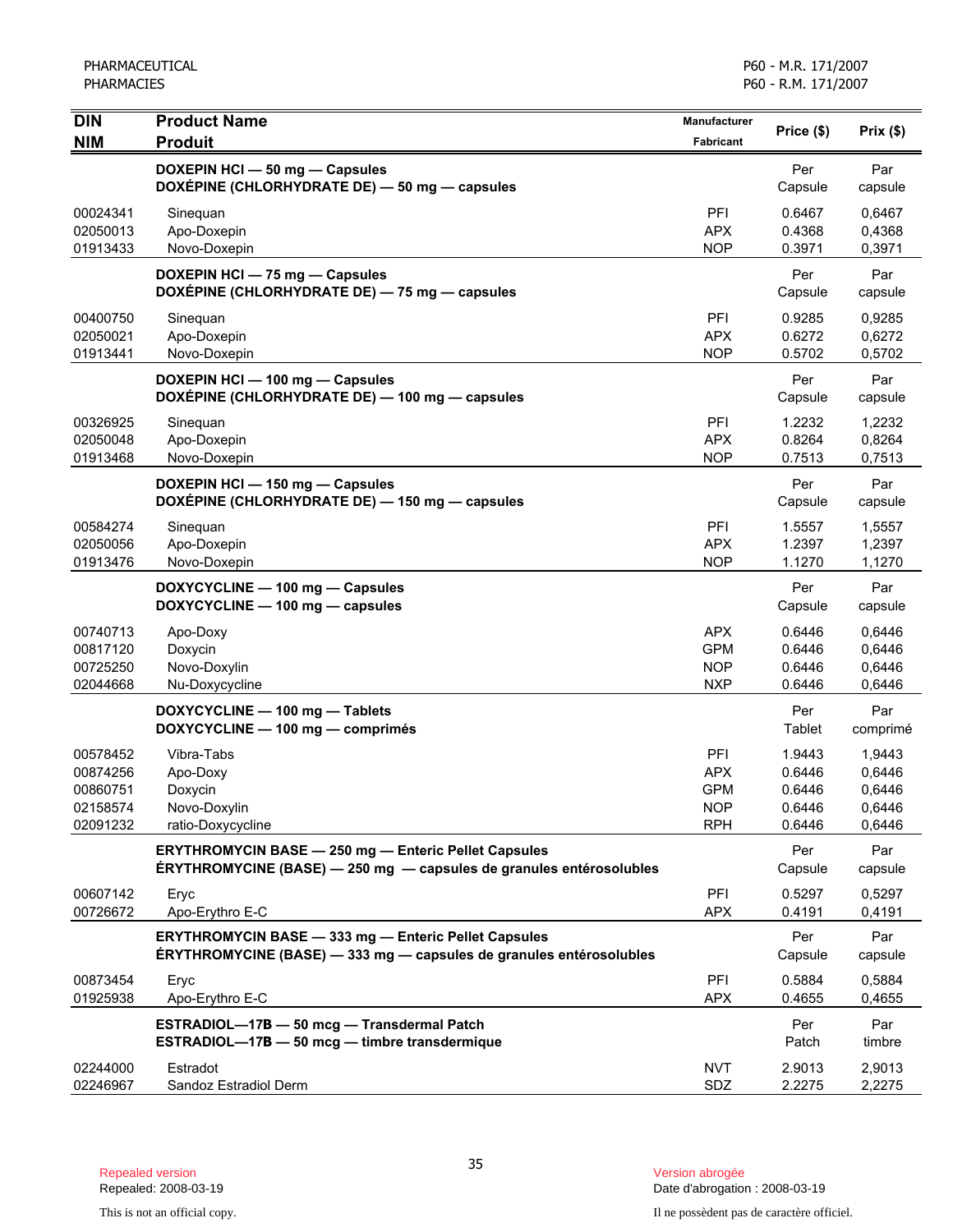| DIN<br>NIM | Product Name<br>Produit | Manufacturer<br>Fabricant | Price ($) | Prix ($) |
|---|---|---|---|---|
| | **DOXEPIN HCl — 50 mg — Capsules**<br>**DOXÉPINE (CHLORHYDRATE DE) — 50 mg — capsules** | | Per Capsule | Par capsule |
| 00024341 | Sinequan | PFI | 0.6467 | 0,6467 |
| 02050013 | Apo-Doxepin | APX | 0.4368 | 0,4368 |
| 01913433 | Novo-Doxepin | NOP | 0.3971 | 0,3971 |
| | **DOXEPIN HCl — 75 mg — Capsules**<br>**DOXÉPINE (CHLORHYDRATE DE) — 75 mg — capsules** | | Per Capsule | Par capsule |
| 00400750 | Sinequan | PFI | 0.9285 | 0,9285 |
| 02050021 | Apo-Doxepin | APX | 0.6272 | 0,6272 |
| 01913441 | Novo-Doxepin | NOP | 0.5702 | 0,5702 |
| | **DOXEPIN HCl — 100 mg — Capsules**<br>**DOXÉPINE (CHLORHYDRATE DE) — 100 mg — capsules** | | Per Capsule | Par capsule |
| 00326925 | Sinequan | PFI | 1.2232 | 1,2232 |
| 02050048 | Apo-Doxepin | APX | 0.8264 | 0,8264 |
| 01913468 | Novo-Doxepin | NOP | 0.7513 | 0,7513 |
| | **DOXEPIN HCl — 150 mg — Capsules**<br>**DOXÉPINE (CHLORHYDRATE DE) — 150 mg — capsules** | | Per Capsule | Par capsule |
| 00584274 | Sinequan | PFI | 1.5557 | 1,5557 |
| 02050056 | Apo-Doxepin | APX | 1.2397 | 1,2397 |
| 01913476 | Novo-Doxepin | NOP | 1.1270 | 1,1270 |
| | **DOXYCYCLINE — 100 mg — Capsules**<br>**DOXYCYCLINE — 100 mg — capsules** | | Per Capsule | Par capsule |
| 00740713 | Apo-Doxy | APX | 0.6446 | 0,6446 |
| 00817120 | Doxycin | GPM | 0.6446 | 0,6446 |
| 00725250 | Novo-Doxylin | NOP | 0.6446 | 0,6446 |
| 02044668 | Nu-Doxycycline | NXP | 0.6446 | 0,6446 |
| | **DOXYCYCLINE — 100 mg — Tablets**<br>**DOXYCYCLINE — 100 mg — comprimés** | | Per Tablet | Par comprimé |
| 00578452 | Vibra-Tabs | PFI | 1.9443 | 1,9443 |
| 00874256 | Apo-Doxy | APX | 0.6446 | 0,6446 |
| 00860751 | Doxycin | GPM | 0.6446 | 0,6446 |
| 02158574 | Novo-Doxylin | NOP | 0.6446 | 0,6446 |
| 02091232 | ratio-Doxycycline | RPH | 0.6446 | 0,6446 |
| | **ERYTHROMYCIN BASE — 250 mg — Enteric Pellet Capsules**<br>**ÉRYTHROMYCINE (BASE) — 250 mg — capsules de granules entérosolubles** | | Per Capsule | Par capsule |
| 00607142 | Eryc | PFI | 0.5297 | 0,5297 |
| 00726672 | Apo-Erythro E-C | APX | 0.4191 | 0,4191 |
| | **ERYTHROMYCIN BASE — 333 mg — Enteric Pellet Capsules**<br>**ÉRYTHROMYCINE (BASE) — 333 mg — capsules de granules entérosolubles** | | Per Capsule | Par capsule |
| 00873454 | Eryc | PFI | 0.5884 | 0,5884 |
| 01925938 | Apo-Erythro E-C | APX | 0.4655 | 0,4655 |
| | **ESTRADIOL—17B — 50 mcg — Transdermal Patch**<br>**ESTRADIOL—17B — 50 mcg — timbre transdermique** | | Per Patch | Par timbre |
| 02244000 | Estradot | NVT | 2.9013 | 2,9013 |
| 02246967 | Sandoz Estradiol Derm | SDZ | 2.2275 | 2,2275 |

Repealed version
Repealed: 2008-03-19

This is not an official copy.

Version abrogée
Date d'abrogation : 2008-03-19

Il ne possèdent pas de caractère officiel.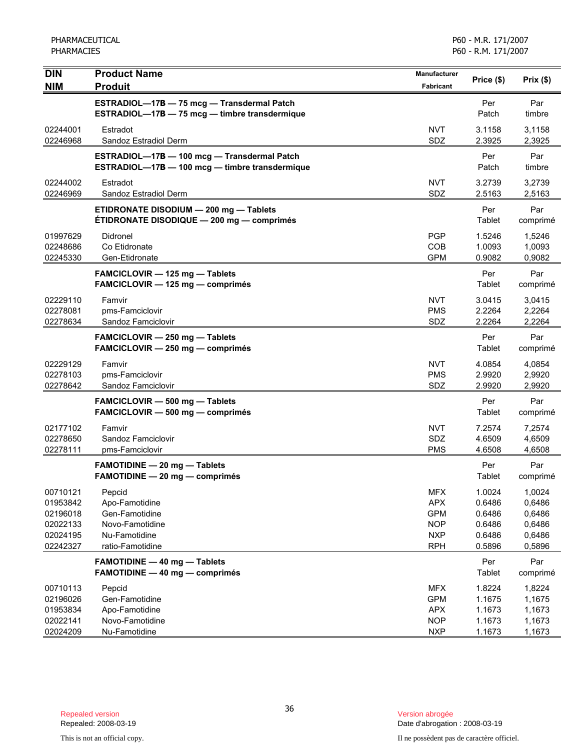| DIN<br>NIM | Product Name<br>Produit | Manufacturer<br>Fabricant | Price ($) | Prix ($) |
|---|---|---|---|---|
| | **ESTRADIOL—17B — 75 mcg — Transdermal Patch**<br>**ESTRADIOL—17B — 75 mcg — timbre transdermique** | | Per Patch | Par timbre |
| 02244001 | Estradot | NVT | 3.1158 | 3,1158 |
| 02246968 | Sandoz Estradiol Derm | SDZ | 2.3925 | 2,3925 |
| | **ESTRADIOL—17B — 100 mcg — Transdermal Patch**<br>**ESTRADIOL—17B — 100 mcg — timbre transdermique** | | Per Patch | Par timbre |
| 02244002 | Estradot | NVT | 3.2739 | 3,2739 |
| 02246969 | Sandoz Estradiol Derm | SDZ | 2.5163 | 2,5163 |
| | **ETIDRONATE DISODIUM — 200 mg — Tablets**<br>**ÉTIDRONATE DISODIQUE — 200 mg — comprimés** | | Per Tablet | Par comprimé |
| 01997629 | Didronel | PGP | 1.5246 | 1,5246 |
| 02248686 | Co Etidronate | COB | 1.0093 | 1,0093 |
| 02245330 | Gen-Etidronate | GPM | 0.9082 | 0,9082 |
| | **FAMCICLOVIR — 125 mg — Tablets**<br>**FAMCICLOVIR — 125 mg — comprimés** | | Per Tablet | Par comprimé |
| 02229110 | Famvir | NVT | 3.0415 | 3,0415 |
| 02278081 | pms-Famciclovir | PMS | 2.2264 | 2,2264 |
| 02278634 | Sandoz Famciclovir | SDZ | 2.2264 | 2,2264 |
| | **FAMCICLOVIR — 250 mg — Tablets**<br>**FAMCICLOVIR — 250 mg — comprimés** | | Per Tablet | Par comprimé |
| 02229129 | Famvir | NVT | 4.0854 | 4,0854 |
| 02278103 | pms-Famciclovir | PMS | 2.9920 | 2,9920 |
| 02278642 | Sandoz Famciclovir | SDZ | 2.9920 | 2,9920 |
| | **FAMCICLOVIR — 500 mg — Tablets**<br>**FAMCICLOVIR — 500 mg — comprimés** | | Per Tablet | Par comprimé |
| 02177102 | Famvir | NVT | 7.2574 | 7,2574 |
| 02278650 | Sandoz Famciclovir | SDZ | 4.6509 | 4,6509 |
| 02278111 | pms-Famciclovir | PMS | 4.6508 | 4,6508 |
| | **FAMOTIDINE — 20 mg — Tablets**<br>**FAMOTIDINE — 20 mg — comprimés** | | Per Tablet | Par comprimé |
| 00710121 | Pepcid | MFX | 1.0024 | 1,0024 |
| 01953842 | Apo-Famotidine | APX | 0.6486 | 0,6486 |
| 02196018 | Gen-Famotidine | GPM | 0.6486 | 0,6486 |
| 02022133 | Novo-Famotidine | NOP | 0.6486 | 0,6486 |
| 02024195 | Nu-Famotidine | NXP | 0.6486 | 0,6486 |
| 02242327 | ratio-Famotidine | RPH | 0.5896 | 0,5896 |
| | **FAMOTIDINE — 40 mg — Tablets**<br>**FAMOTIDINE — 40 mg — comprimés** | | Per Tablet | Par comprimé |
| 00710113 | Pepcid | MFX | 1.8224 | 1,8224 |
| 02196026 | Gen-Famotidine | GPM | 1.1675 | 1,1675 |
| 01953834 | Apo-Famotidine | APX | 1.1673 | 1,1673 |
| 02022141 | Novo-Famotidine | NOP | 1.1673 | 1,1673 |
| 02024209 | Nu-Famotidine | NXP | 1.1673 | 1,1673 |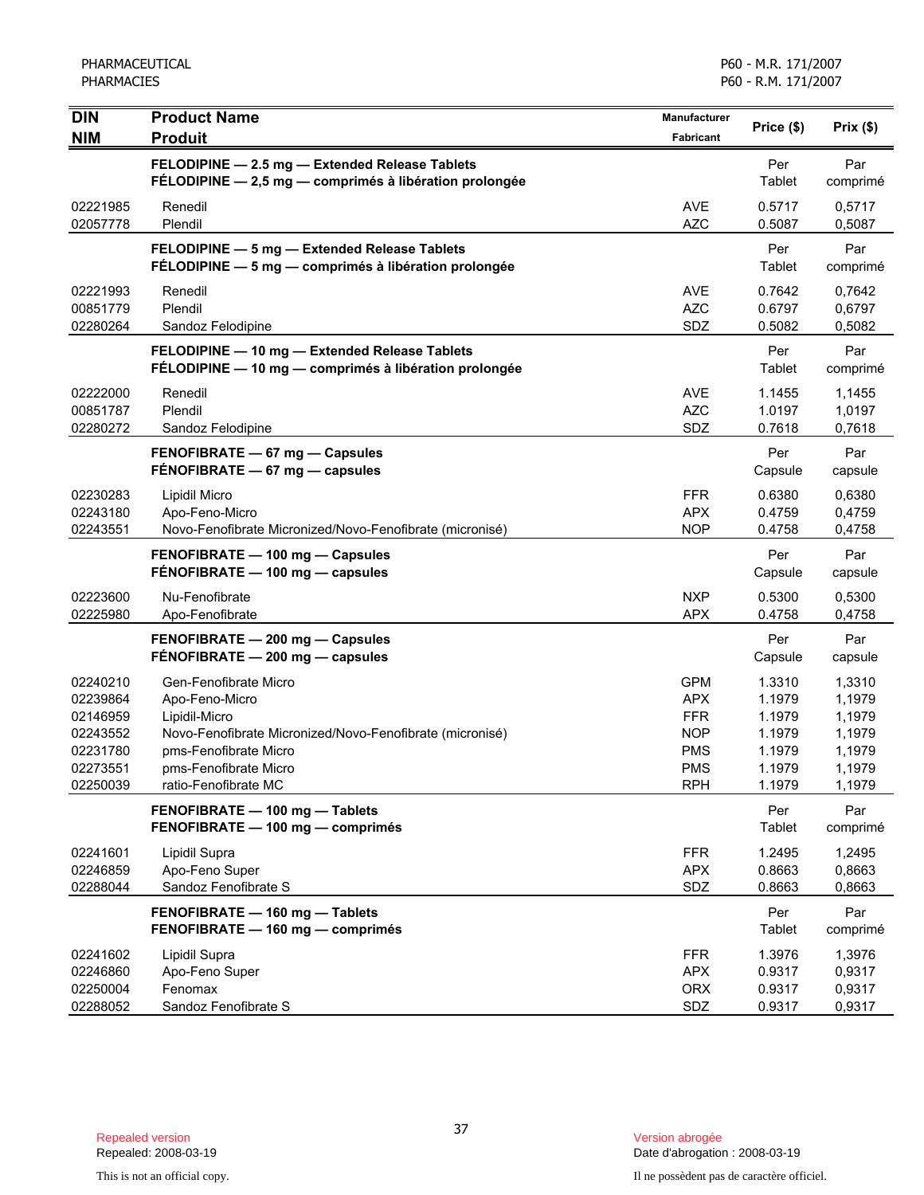| DIN<br>NIM | Product Name<br>Produit | Manufacturer<br>Fabricant | Price ($) | Prix ($) |
|---|---|---|---|---|
| | **FELODIPINE — 2.5 mg — Extended Release Tablets**<br>**FÉLODIPINE — 2,5 mg — comprimés à libération prolongée** | | Per Tablet | Par comprimé |
| 02221985 | Renedil | AVE | 0.5717 | 0,5717 |
| 02057778 | Plendil | AZC | 0.5087 | 0,5087 |
| | **FELODIPINE — 5 mg — Extended Release Tablets**<br>**FÉLODIPINE — 5 mg — comprimés à libération prolongée** | | Per Tablet | Par comprimé |
| 02221993 | Renedil | AVE | 0.7642 | 0,7642 |
| 00851779 | Plendil | AZC | 0.6797 | 0,6797 |
| 02280264 | Sandoz Felodipine | SDZ | 0.5082 | 0,5082 |
| | **FELODIPINE — 10 mg — Extended Release Tablets**<br>**FÉLODIPINE — 10 mg — comprimés à libération prolongée** | | Per Tablet | Par comprimé |
| 02222000 | Renedil | AVE | 1.1455 | 1,1455 |
| 00851787 | Plendil | AZC | 1.0197 | 1,0197 |
| 02280272 | Sandoz Felodipine | SDZ | 0.7618 | 0,7618 |
| | **FENOFIBRATE — 67 mg — Capsules**<br>**FÉNOFIBRATE — 67 mg — capsules** | | Per Capsule | Par capsule |
| 02230283 | Lipidil Micro | FFR | 0.6380 | 0,6380 |
| 02243180 | Apo-Feno-Micro | APX | 0.4759 | 0,4759 |
| 02243551 | Novo-Fenofibrate Micronized/Novo-Fenofibrate (micronisé) | NOP | 0.4758 | 0,4758 |
| | **FENOFIBRATE — 100 mg — Capsules**<br>**FÉNOFIBRATE — 100 mg — capsules** | | Per Capsule | Par capsule |
| 02223600 | Nu-Fenofibrate | NXP | 0.5300 | 0,5300 |
| 02225980 | Apo-Fenofibrate | APX | 0.4758 | 0,4758 |
| | **FENOFIBRATE — 200 mg — Capsules**<br>**FÉNOFIBRATE — 200 mg — capsules** | | Per Capsule | Par capsule |
| 02240210 | Gen-Fenofibrate Micro | GPM | 1.3310 | 1,3310 |
| 02239864 | Apo-Feno-Micro | APX | 1.1979 | 1,1979 |
| 02146959 | Lipidil-Micro | FFR | 1.1979 | 1,1979 |
| 02243552 | Novo-Fenofibrate Micronized/Novo-Fenofibrate (micronisé) | NOP | 1.1979 | 1,1979 |
| 02231780 | pms-Fenofibrate Micro | PMS | 1.1979 | 1,1979 |
| 02273551 | pms-Fenofibrate Micro | PMS | 1.1979 | 1,1979 |
| 02250039 | ratio-Fenofibrate MC | RPH | 1.1979 | 1,1979 |
| | **FENOFIBRATE — 100 mg — Tablets**<br>**FENOFIBRATE — 100 mg — comprimés** | | Per Tablet | Par comprimé |
| 02241601 | Lipidil Supra | FFR | 1.2495 | 1,2495 |
| 02246859 | Apo-Feno Super | APX | 0.8663 | 0,8663 |
| 02288044 | Sandoz Fenofibrate S | SDZ | 0.8663 | 0,8663 |
| | **FENOFIBRATE — 160 mg — Tablets**<br>**FENOFIBRATE — 160 mg — comprimés** | | Per Tablet | Par comprimé |
| 02241602 | Lipidil Supra | FFR | 1.3976 | 1,3976 |
| 02246860 | Apo-Feno Super | APX | 0.9317 | 0,9317 |
| 02250004 | Fenomax | ORX | 0.9317 | 0,9317 |
| 02288052 | Sandoz Fenofibrate S | SDZ | 0.9317 | 0,9317 |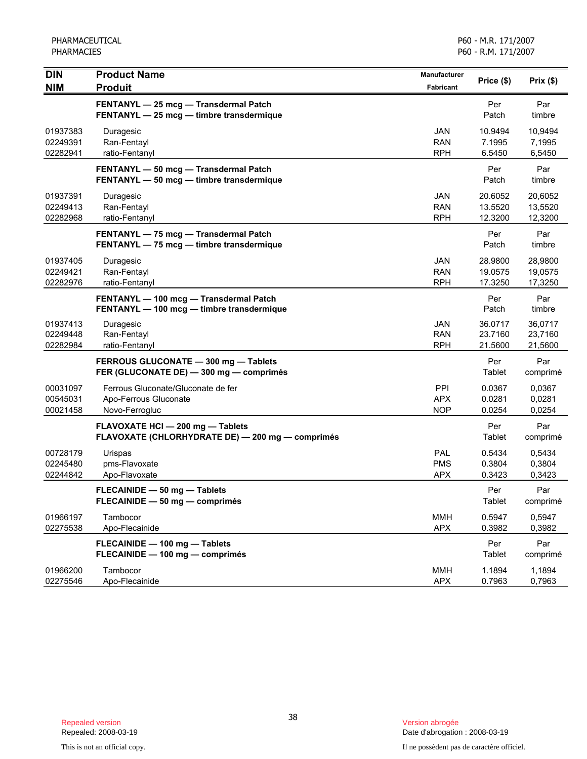| DIN<br>NIM | Product Name<br>Produit | Manufacturer<br>Fabricant | Price ($) | Prix ($) |
|---|---|---|---|---|
| | **FENTANYL — 25 mcg — Transdermal Patch**<br>**FENTANYL — 25 mcg — timbre transdermique** | | Per Patch | Par timbre |
| 01937383 | Duragesic | JAN | 10.9494 | 10,9494 |
| 02249391 | Ran-Fentayl | RAN | 7.1995 | 7,1995 |
| 02282941 | ratio-Fentanyl | RPH | 6.5450 | 6,5450 |
| | **FENTANYL — 50 mcg — Transdermal Patch**<br>**FENTANYL — 50 mcg — timbre transdermique** | | Per Patch | Par timbre |
| 01937391 | Duragesic | JAN | 20.6052 | 20,6052 |
| 02249413 | Ran-Fentayl | RAN | 13.5520 | 13,5520 |
| 02282968 | ratio-Fentanyl | RPH | 12.3200 | 12,3200 |
| | **FENTANYL — 75 mcg — Transdermal Patch**<br>**FENTANYL — 75 mcg — timbre transdermique** | | Per Patch | Par timbre |
| 01937405 | Duragesic | JAN | 28.9800 | 28,9800 |
| 02249421 | Ran-Fentayl | RAN | 19.0575 | 19,0575 |
| 02282976 | ratio-Fentanyl | RPH | 17.3250 | 17,3250 |
| | **FENTANYL — 100 mcg — Transdermal Patch**<br>**FENTANYL — 100 mcg — timbre transdermique** | | Per Patch | Par timbre |
| 01937413 | Duragesic | JAN | 36.0717 | 36,0717 |
| 02249448 | Ran-Fentayl | RAN | 23.7160 | 23,7160 |
| 02282984 | ratio-Fentanyl | RPH | 21.5600 | 21,5600 |
| | **FERROUS GLUCONATE — 300 mg — Tablets**<br>**FER (GLUCONATE DE) — 300 mg — comprimés** | | Per Tablet | Par comprimé |
| 00031097 | Ferrous Gluconate/Gluconate de fer | PPI | 0.0367 | 0,0367 |
| 00545031 | Apo-Ferrous Gluconate | APX | 0.0281 | 0,0281 |
| 00021458 | Novo-Ferrogluc | NOP | 0.0254 | 0,0254 |
| | **FLAVOXATE HCl — 200 mg — Tablets**<br>**FLAVOXATE (CHLORHYDRATE DE) — 200 mg — comprimés** | | Per Tablet | Par comprimé |
| 00728179 | Urispas | PAL | 0.5434 | 0,5434 |
| 02245480 | pms-Flavoxate | PMS | 0.3804 | 0,3804 |
| 02244842 | Apo-Flavoxate | APX | 0.3423 | 0,3423 |
| | **FLECAINIDE — 50 mg — Tablets**<br>**FLECAINIDE — 50 mg — comprimés** | | Per Tablet | Par comprimé |
| 01966197 | Tambocor | MMH | 0.5947 | 0,5947 |
| 02275538 | Apo-Flecainide | APX | 0.3982 | 0,3982 |
| | **FLECAINIDE — 100 mg — Tablets**<br>**FLECAINIDE — 100 mg — comprimés** | | Per Tablet | Par comprimé |
| 01966200 | Tambocor | MMH | 1.1894 | 1,1894 |
| 02275546 | Apo-Flecainide | APX | 0.7963 | 0,7963 |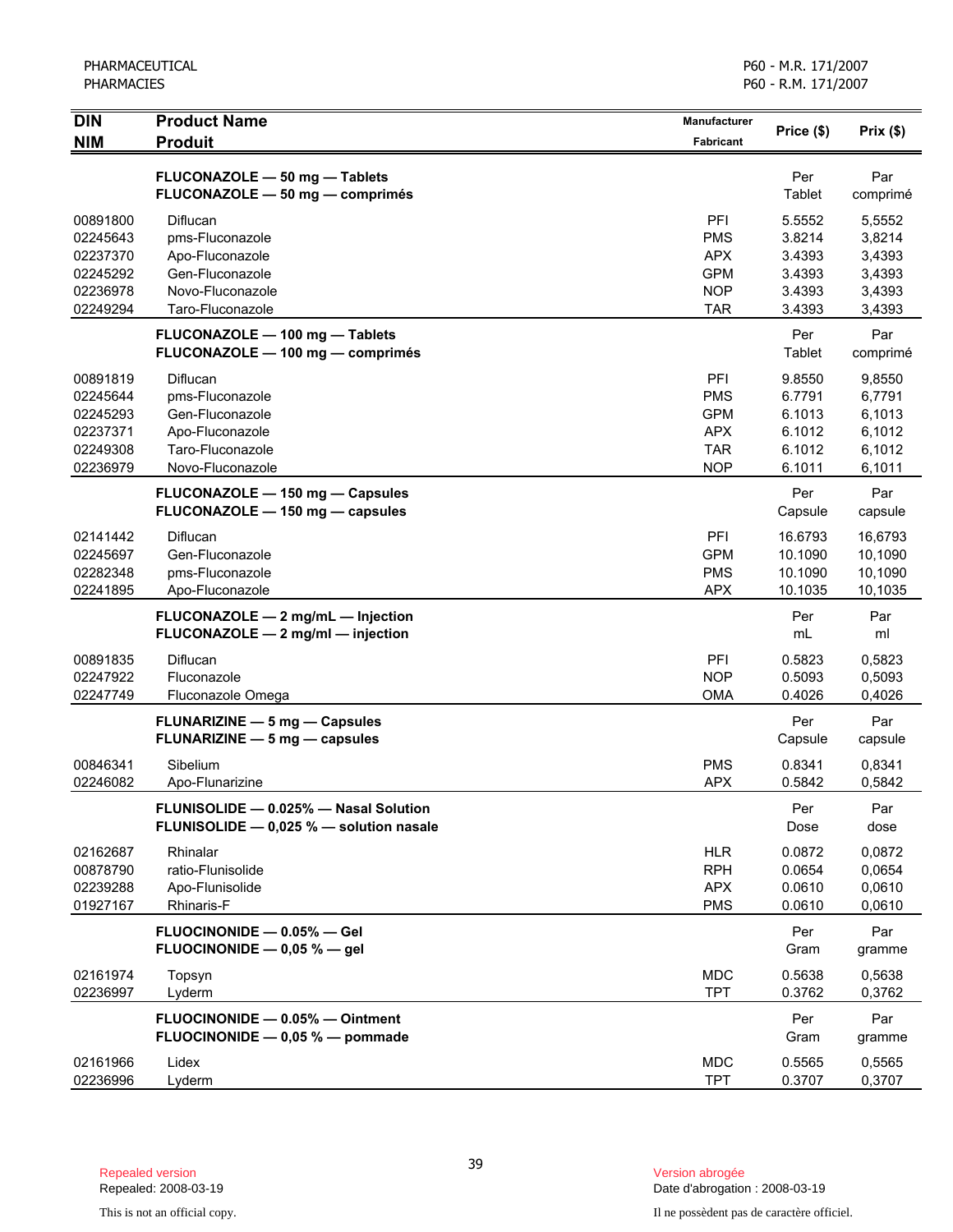| DIN<br>NIM | Product Name<br>Produit | Manufacturer<br>Fabricant | Price ($) | Prix ($) |
|---|---|---|---|---|
| | **FLUCONAZOLE — 50 mg — Tablets**<br>**FLUCONAZOLE — 50 mg — comprimés** | | Per<br>Tablet | Par<br>comprimé |
| 00891800 | Diflucan | PFI | 5.5552 | 5,5552 |
| 02245643 | pms-Fluconazole | PMS | 3.8214 | 3,8214 |
| 02237370 | Apo-Fluconazole | APX | 3.4393 | 3,4393 |
| 02245292 | Gen-Fluconazole | GPM | 3.4393 | 3,4393 |
| 02236978 | Novo-Fluconazole | NOP | 3.4393 | 3,4393 |
| 02249294 | Taro-Fluconazole | TAR | 3.4393 | 3,4393 |
| | **FLUCONAZOLE — 100 mg — Tablets**<br>**FLUCONAZOLE — 100 mg — comprimés** | | Per<br>Tablet | Par<br>comprimé |
| 00891819 | Diflucan | PFI | 9.8550 | 9,8550 |
| 02245644 | pms-Fluconazole | PMS | 6.7791 | 6,7791 |
| 02245293 | Gen-Fluconazole | GPM | 6.1013 | 6,1013 |
| 02237371 | Apo-Fluconazole | APX | 6.1012 | 6,1012 |
| 02249308 | Taro-Fluconazole | TAR | 6.1012 | 6,1012 |
| 02236979 | Novo-Fluconazole | NOP | 6.1011 | 6,1011 |
| | **FLUCONAZOLE — 150 mg — Capsules**<br>**FLUCONAZOLE — 150 mg — capsules** | | Per<br>Capsule | Par<br>capsule |
| 02141442 | Diflucan | PFI | 16.6793 | 16,6793 |
| 02245697 | Gen-Fluconazole | GPM | 10.1090 | 10,1090 |
| 02282348 | pms-Fluconazole | PMS | 10.1090 | 10,1090 |
| 02241895 | Apo-Fluconazole | APX | 10.1035 | 10,1035 |
| | **FLUCONAZOLE — 2 mg/mL — Injection**<br>**FLUCONAZOLE — 2 mg/ml — injection** | | Per<br>mL | Par<br>ml |
| 00891835 | Diflucan | PFI | 0.5823 | 0,5823 |
| 02247922 | Fluconazole | NOP | 0.5093 | 0,5093 |
| 02247749 | Fluconazole Omega | OMA | 0.4026 | 0,4026 |
| | **FLUNARIZINE — 5 mg — Capsules**<br>**FLUNARIZINE — 5 mg — capsules** | | Per<br>Capsule | Par<br>capsule |
| 00846341 | Sibelium | PMS | 0.8341 | 0,8341 |
| 02246082 | Apo-Flunarizine | APX | 0.5842 | 0,5842 |
| | **FLUNISOLIDE — 0.025% — Nasal Solution**<br>**FLUNISOLIDE — 0,025 % — solution nasale** | | Per<br>Dose | Par<br>dose |
| 02162687 | Rhinalar | HLR | 0.0872 | 0,0872 |
| 00878790 | ratio-Flunisolide | RPH | 0.0654 | 0,0654 |
| 02239288 | Apo-Flunisolide | APX | 0.0610 | 0,0610 |
| 01927167 | Rhinaris-F | PMS | 0.0610 | 0,0610 |
| | **FLUOCINONIDE — 0.05% — Gel**<br>**FLUOCINONIDE — 0,05 % — gel** | | Per<br>Gram | Par<br>gramme |
| 02161974 | Topsyn | MDC | 0.5638 | 0,5638 |
| 02236997 | Lyderm | TPT | 0.3762 | 0,3762 |
| | **FLUOCINONIDE — 0.05% — Ointment**<br>**FLUOCINONIDE — 0,05 % — pommade** | | Per<br>Gram | Par<br>gramme |
| 02161966 | Lidex | MDC | 0.5565 | 0,5565 |
| 02236996 | Lyderm | TPT | 0.3707 | 0,3707 |

Repealed version
Repealed: 2008-03-19

This is not an official copy.

Version abrogée
Date d'abrogation : 2008-03-19

Il ne possèdent pas de caractère officiel.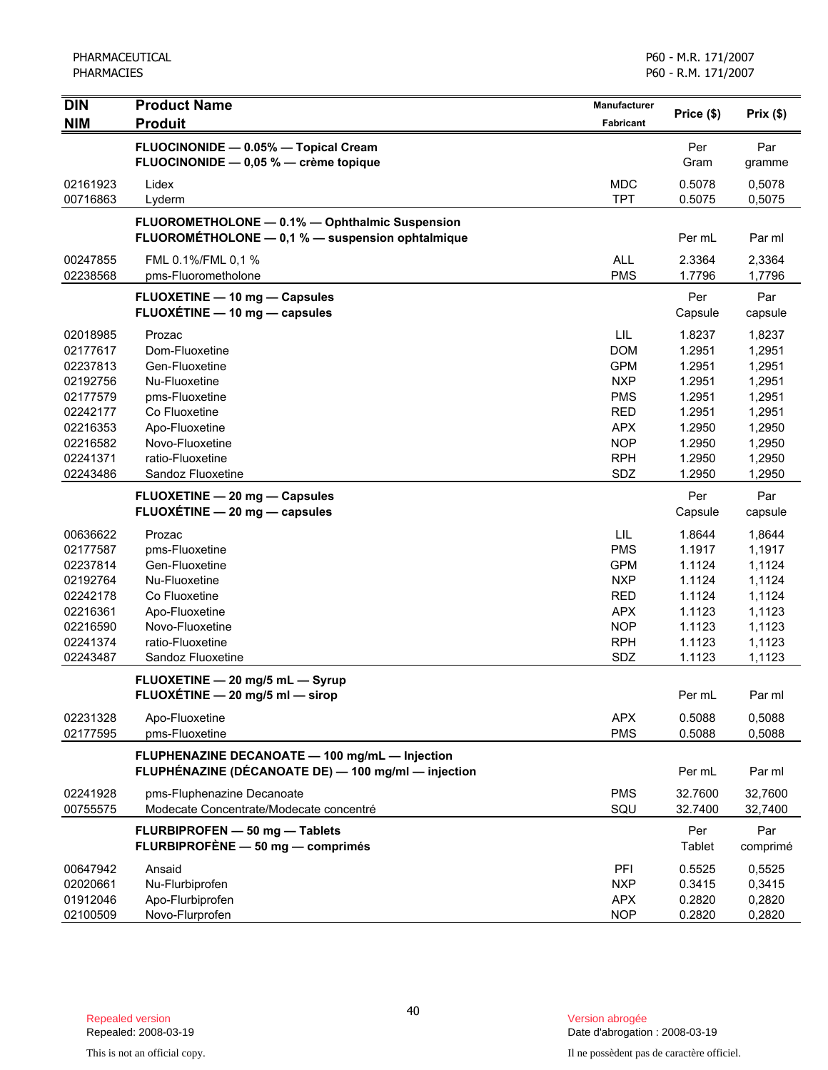| DIN<br>NIM | Product Name<br>Produit | Manufacturer<br>Fabricant | Price ($) | Prix ($) |
|---|---|---|---|---|
| | **FLUOCINONIDE — 0.05% — Topical Cream**<br>**FLUOCINONIDE — 0,05 % — crème topique** | | Per Gram | Par gramme |
| 02161923 | Lidex | MDC | 0.5078 | 0,5078 |
| 00716863 | Lyderm | TPT | 0.5075 | 0,5075 |
| | **FLUOROMETHOLONE — 0.1% — Ophthalmic Suspension**<br>**FLUOROMÉTHOLONE — 0,1 % — suspension ophtalmique** | | Per mL | Par ml |
| 00247855 | FML 0.1%/FML 0,1 % | ALL | 2.3364 | 2,3364 |
| 02238568 | pms-Fluorometholone | PMS | 1.7796 | 1,7796 |
| | **FLUOXETINE — 10 mg — Capsules**<br>**FLUOXÉTINE — 10 mg — capsules** | | Per Capsule | Par capsule |
| 02018985 | Prozac | LIL | 1.8237 | 1,8237 |
| 02177617 | Dom-Fluoxetine | DOM | 1.2951 | 1,2951 |
| 02237813 | Gen-Fluoxetine | GPM | 1.2951 | 1,2951 |
| 02192756 | Nu-Fluoxetine | NXP | 1.2951 | 1,2951 |
| 02177579 | pms-Fluoxetine | PMS | 1.2951 | 1,2951 |
| 02242177 | Co Fluoxetine | RED | 1.2951 | 1,2951 |
| 02216353 | Apo-Fluoxetine | APX | 1.2950 | 1,2950 |
| 02216582 | Novo-Fluoxetine | NOP | 1.2950 | 1,2950 |
| 02241371 | ratio-Fluoxetine | RPH | 1.2950 | 1,2950 |
| 02243486 | Sandoz Fluoxetine | SDZ | 1.2950 | 1,2950 |
| | **FLUOXETINE — 20 mg — Capsules**<br>**FLUOXÉTINE — 20 mg — capsules** | | Per Capsule | Par capsule |
| 00636622 | Prozac | LIL | 1.8644 | 1,8644 |
| 02177587 | pms-Fluoxetine | PMS | 1.1917 | 1,1917 |
| 02237814 | Gen-Fluoxetine | GPM | 1.1124 | 1,1124 |
| 02192764 | Nu-Fluoxetine | NXP | 1.1124 | 1,1124 |
| 02242178 | Co Fluoxetine | RED | 1.1124 | 1,1124 |
| 02216361 | Apo-Fluoxetine | APX | 1.1123 | 1,1123 |
| 02216590 | Novo-Fluoxetine | NOP | 1.1123 | 1,1123 |
| 02241374 | ratio-Fluoxetine | RPH | 1.1123 | 1,1123 |
| 02243487 | Sandoz Fluoxetine | SDZ | 1.1123 | 1,1123 |
| | **FLUOXETINE — 20 mg/5 mL — Syrup**<br>**FLUOXÉTINE — 20 mg/5 ml — sirop** | | Per mL | Par ml |
| 02231328 | Apo-Fluoxetine | APX | 0.5088 | 0,5088 |
| 02177595 | pms-Fluoxetine | PMS | 0.5088 | 0,5088 |
| | **FLUPHENAZINE DECANOATE — 100 mg/mL — Injection**<br>**FLUPHÉNAZINE (DÉCANOATE DE) — 100 mg/ml — injection** | | Per mL | Par ml |
| 02241928 | pms-Fluphenazine Decanoate | PMS | 32.7600 | 32,7600 |
| 00755575 | Modecate Concentrate/Modecate concentré | SQU | 32.7400 | 32,7400 |
| | **FLURBIPROFEN — 50 mg — Tablets**<br>**FLURBIPROFÈNE — 50 mg — comprimés** | | Per Tablet | Par comprimé |
| 00647942 | Ansaid | PFI | 0.5525 | 0,5525 |
| 02020661 | Nu-Flurbiprofen | NXP | 0.3415 | 0,3415 |
| 01912046 | Apo-Flurbiprofen | APX | 0.2820 | 0,2820 |
| 02100509 | Novo-Flurprofen | NOP | 0.2820 | 0,2820 |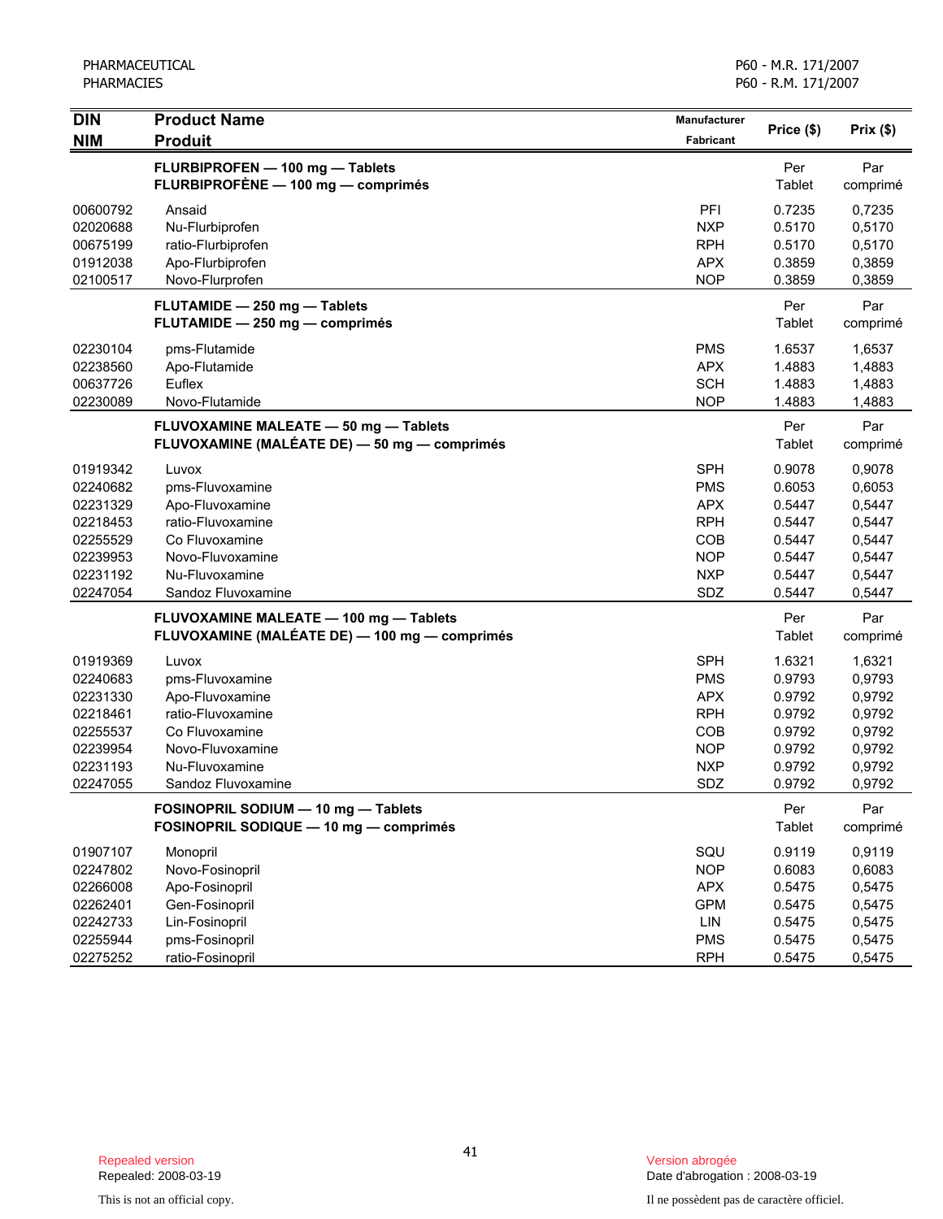| DIN<br>NIM | Product Name<br>Produit | Manufacturer<br>Fabricant | Price ($) | Prix ($) |
|---|---|---|---|---|
| | **FLURBIPROFEN — 100 mg — Tablets**<br>**FLURBIPROFÈNE — 100 mg — comprimés** | | Per Tablet | Par comprimé |
| 00600792 | Ansaid | PFI | 0.7235 | 0,7235 |
| 02020688 | Nu-Flurbiprofen | NXP | 0.5170 | 0,5170 |
| 00675199 | ratio-Flurbiprofen | RPH | 0.5170 | 0,5170 |
| 01912038 | Apo-Flurbiprofen | APX | 0.3859 | 0,3859 |
| 02100517 | Novo-Flurprofen | NOP | 0.3859 | 0,3859 |
| | **FLUTAMIDE — 250 mg — Tablets**<br>**FLUTAMIDE — 250 mg — comprimés** | | Per Tablet | Par comprimé |
| 02230104 | pms-Flutamide | PMS | 1.6537 | 1,6537 |
| 02238560 | Apo-Flutamide | APX | 1.4883 | 1,4883 |
| 00637726 | Euflex | SCH | 1.4883 | 1,4883 |
| 02230089 | Novo-Flutamide | NOP | 1.4883 | 1,4883 |
| | **FLUVOXAMINE MALEATE — 50 mg — Tablets**<br>**FLUVOXAMINE (MALÉATE DE) — 50 mg — comprimés** | | Per Tablet | Par comprimé |
| 01919342 | Luvox | SPH | 0.9078 | 0,9078 |
| 02240682 | pms-Fluvoxamine | PMS | 0.6053 | 0,6053 |
| 02231329 | Apo-Fluvoxamine | APX | 0.5447 | 0,5447 |
| 02218453 | ratio-Fluvoxamine | RPH | 0.5447 | 0,5447 |
| 02255529 | Co Fluvoxamine | COB | 0.5447 | 0,5447 |
| 02239953 | Novo-Fluvoxamine | NOP | 0.5447 | 0,5447 |
| 02231192 | Nu-Fluvoxamine | NXP | 0.5447 | 0,5447 |
| 02247054 | Sandoz Fluvoxamine | SDZ | 0.5447 | 0,5447 |
| | **FLUVOXAMINE MALEATE — 100 mg — Tablets**<br>**FLUVOXAMINE (MALÉATE DE) — 100 mg — comprimés** | | Per Tablet | Par comprimé |
| 01919369 | Luvox | SPH | 1.6321 | 1,6321 |
| 02240683 | pms-Fluvoxamine | PMS | 0.9793 | 0,9793 |
| 02231330 | Apo-Fluvoxamine | APX | 0.9792 | 0,9792 |
| 02218461 | ratio-Fluvoxamine | RPH | 0.9792 | 0,9792 |
| 02255537 | Co Fluvoxamine | COB | 0.9792 | 0,9792 |
| 02239954 | Novo-Fluvoxamine | NOP | 0.9792 | 0,9792 |
| 02231193 | Nu-Fluvoxamine | NXP | 0.9792 | 0,9792 |
| 02247055 | Sandoz Fluvoxamine | SDZ | 0.9792 | 0,9792 |
| | **FOSINOPRIL SODIUM — 10 mg — Tablets**<br>**FOSINOPRIL SODIQUE — 10 mg — comprimés** | | Per Tablet | Par comprimé |
| 01907107 | Monopril | SQU | 0.9119 | 0,9119 |
| 02247802 | Novo-Fosinopril | NOP | 0.6083 | 0,6083 |
| 02266008 | Apo-Fosinopril | APX | 0.5475 | 0,5475 |
| 02262401 | Gen-Fosinopril | GPM | 0.5475 | 0,5475 |
| 02242733 | Lin-Fosinopril | LIN | 0.5475 | 0,5475 |
| 02255944 | pms-Fosinopril | PMS | 0.5475 | 0,5475 |
| 02275252 | ratio-Fosinopril | RPH | 0.5475 | 0,5475 |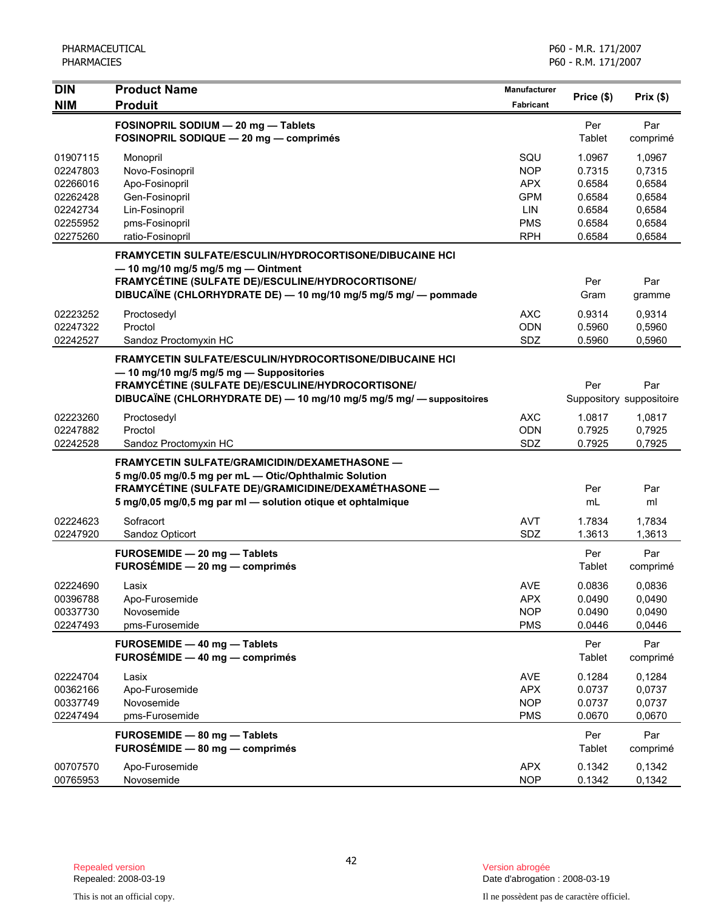| DIN<br>NIM | Product Name<br>Produit | Manufacturer<br>Fabricant | Price ($) | Prix ($) |
|---|---|---|---|---|
| | **FOSINOPRIL SODIUM — 20 mg — Tablets**<br>**FOSINOPRIL SODIQUE — 20 mg — comprimés** | | Per Tablet | Par comprimé |
| 01907115 | Monopril | SQU | 1.0967 | 1,0967 |
| 02247803 | Novo-Fosinopril | NOP | 0.7315 | 0,7315 |
| 02266016 | Apo-Fosinopril | APX | 0.6584 | 0,6584 |
| 02262428 | Gen-Fosinopril | GPM | 0.6584 | 0,6584 |
| 02242734 | Lin-Fosinopril | LIN | 0.6584 | 0,6584 |
| 02255952 | pms-Fosinopril | PMS | 0.6584 | 0,6584 |
| 02275260 | ratio-Fosinopril | RPH | 0.6584 | 0,6584 |
| | **FRAMYCETIN SULFATE/ESCULIN/HYDROCORTISONE/DIBUCAINE HCl — 10 mg/10 mg/5 mg/5 mg — Ointment**<br>**FRAMYCÉTINE (SULFATE DE)/ESCULINE/HYDROCORTISONE/ DIBUCAÏNE (CHLORHYDRATE DE) — 10 mg/10 mg/5 mg/5 mg/ — pommade** | | Per Gram | Par gramme |
| 02223252 | Proctosedyl | AXC | 0.9314 | 0,9314 |
| 02247322 | Proctol | ODN | 0.5960 | 0,5960 |
| 02242527 | Sandoz Proctomyxin HC | SDZ | 0.5960 | 0,5960 |
| | **FRAMYCETIN SULFATE/ESCULIN/HYDROCORTISONE/DIBUCAINE HCl — 10 mg/10 mg/5 mg/5 mg — Suppositories**<br>**FRAMYCÉTINE (SULFATE DE)/ESCULINE/HYDROCORTISONE/ DIBUCAÏNE (CHLORHYDRATE DE) — 10 mg/10 mg/5 mg/5 mg/ — suppositoires** | | Per Suppository | Par suppositoire |
| 02223260 | Proctosedyl | AXC | 1.0817 | 1,0817 |
| 02247882 | Proctol | ODN | 0.7925 | 0,7925 |
| 02242528 | Sandoz Proctomyxin HC | SDZ | 0.7925 | 0,7925 |
| | **FRAMYCETIN SULFATE/GRAMICIDIN/DEXAMETHASONE — 5 mg/0.05 mg/0.5 mg per mL — Otic/Ophthalmic Solution**<br>**FRAMYCÉTINE (SULFATE DE)/GRAMICIDINE/DEXAMÉTHASONE — 5 mg/0,05 mg/0,5 mg par ml — solution otique et ophtalmique** | | Per mL | Par ml |
| 02224623 | Sofracort | AVT | 1.7834 | 1,7834 |
| 02247920 | Sandoz Opticort | SDZ | 1.3613 | 1,3613 |
| | **FUROSEMIDE — 20 mg — Tablets**<br>**FUROSÉMIDE — 20 mg — comprimés** | | Per Tablet | Par comprimé |
| 02224690 | Lasix | AVE | 0.0836 | 0,0836 |
| 00396788 | Apo-Furosemide | APX | 0.0490 | 0,0490 |
| 00337730 | Novosemide | NOP | 0.0490 | 0,0490 |
| 02247493 | pms-Furosemide | PMS | 0.0446 | 0,0446 |
| | **FUROSEMIDE — 40 mg — Tablets**<br>**FUROSÉMIDE — 40 mg — comprimés** | | Per Tablet | Par comprimé |
| 02224704 | Lasix | AVE | 0.1284 | 0,1284 |
| 00362166 | Apo-Furosemide | APX | 0.0737 | 0,0737 |
| 00337749 | Novosemide | NOP | 0.0737 | 0,0737 |
| 02247494 | pms-Furosemide | PMS | 0.0670 | 0,0670 |
| | **FUROSEMIDE — 80 mg — Tablets**<br>**FUROSÉMIDE — 80 mg — comprimés** | | Per Tablet | Par comprimé |
| 00707570 | Apo-Furosemide | APX | 0.1342 | 0,1342 |
| 00765953 | Novosemide | NOP | 0.1342 | 0,1342 |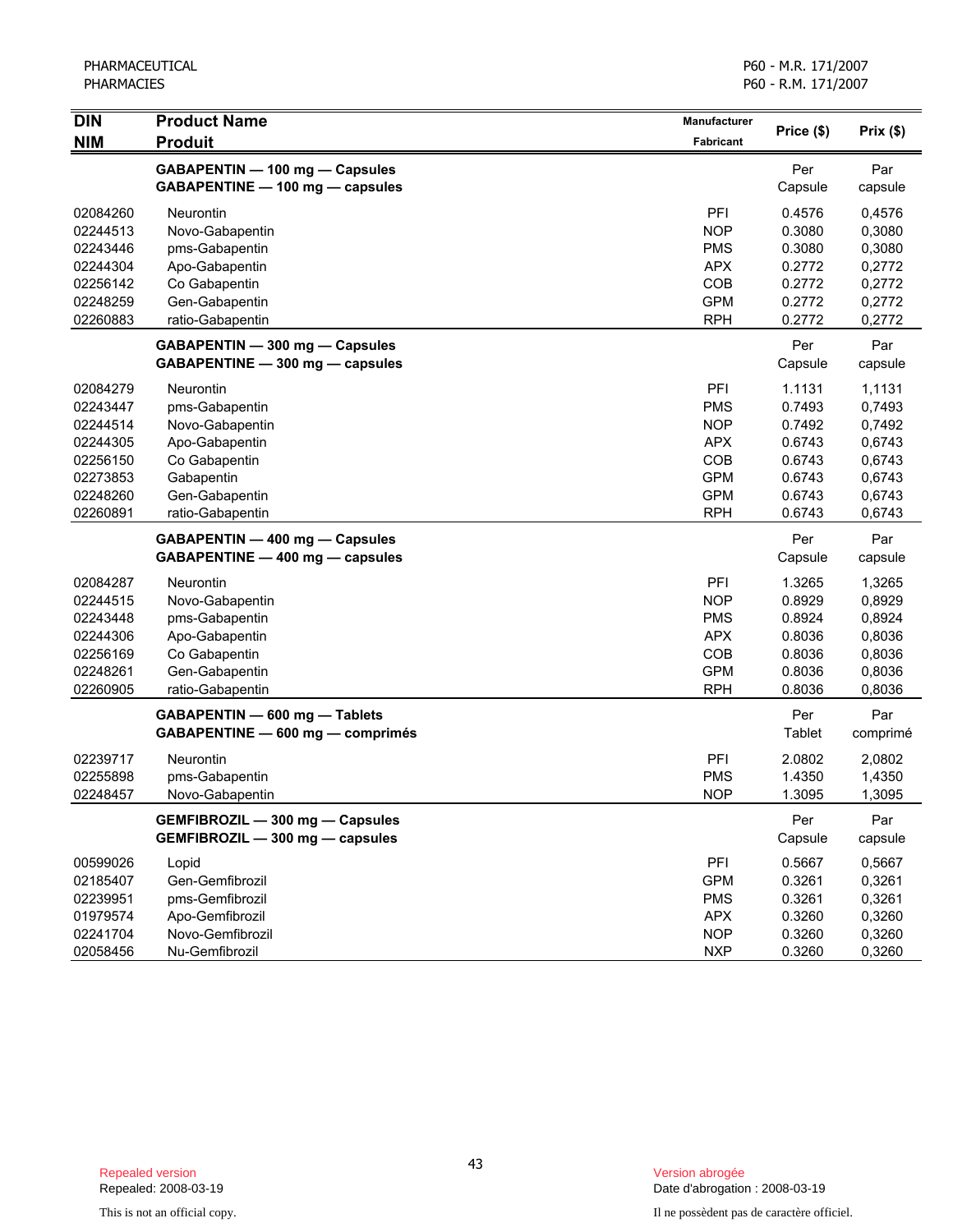| DIN<br>NIM | Product Name<br>Produit | Manufacturer<br>Fabricant | Price ($) | Prix ($) |
|---|---|---|---|---|
| | **GABAPENTIN — 100 mg — Capsules**<br>**GABAPENTINE — 100 mg — capsules** | | Per<br>Capsule | Par<br>capsule |
| 02084260 | Neurontin | PFI | 0.4576 | 0,4576 |
| 02244513 | Novo-Gabapentin | NOP | 0.3080 | 0,3080 |
| 02243446 | pms-Gabapentin | PMS | 0.3080 | 0,3080 |
| 02244304 | Apo-Gabapentin | APX | 0.2772 | 0,2772 |
| 02256142 | Co Gabapentin | COB | 0.2772 | 0,2772 |
| 02248259 | Gen-Gabapentin | GPM | 0.2772 | 0,2772 |
| 02260883 | ratio-Gabapentin | RPH | 0.2772 | 0,2772 |
| | **GABAPENTIN — 300 mg — Capsules**<br>**GABAPENTINE — 300 mg — capsules** | | Per<br>Capsule | Par<br>capsule |
| 02084279 | Neurontin | PFI | 1.1131 | 1,1131 |
| 02243447 | pms-Gabapentin | PMS | 0.7493 | 0,7493 |
| 02244514 | Novo-Gabapentin | NOP | 0.7492 | 0,7492 |
| 02244305 | Apo-Gabapentin | APX | 0.6743 | 0,6743 |
| 02256150 | Co Gabapentin | COB | 0.6743 | 0,6743 |
| 02273853 | Gabapentin | GPM | 0.6743 | 0,6743 |
| 02248260 | Gen-Gabapentin | GPM | 0.6743 | 0,6743 |
| 02260891 | ratio-Gabapentin | RPH | 0.6743 | 0,6743 |
| | **GABAPENTIN — 400 mg — Capsules**<br>**GABAPENTINE — 400 mg — capsules** | | Per<br>Capsule | Par<br>capsule |
| 02084287 | Neurontin | PFI | 1.3265 | 1,3265 |
| 02244515 | Novo-Gabapentin | NOP | 0.8929 | 0,8929 |
| 02243448 | pms-Gabapentin | PMS | 0.8924 | 0,8924 |
| 02244306 | Apo-Gabapentin | APX | 0.8036 | 0,8036 |
| 02256169 | Co Gabapentin | COB | 0.8036 | 0,8036 |
| 02248261 | Gen-Gabapentin | GPM | 0.8036 | 0,8036 |
| 02260905 | ratio-Gabapentin | RPH | 0.8036 | 0,8036 |
| | **GABAPENTIN — 600 mg — Tablets**<br>**GABAPENTINE — 600 mg — comprimés** | | Per<br>Tablet | Par<br>comprimé |
| 02239717 | Neurontin | PFI | 2.0802 | 2,0802 |
| 02255898 | pms-Gabapentin | PMS | 1.4350 | 1,4350 |
| 02248457 | Novo-Gabapentin | NOP | 1.3095 | 1,3095 |
| | **GEMFIBROZIL — 300 mg — Capsules**<br>**GEMFIBROZIL — 300 mg — capsules** | | Per<br>Capsule | Par<br>capsule |
| 00599026 | Lopid | PFI | 0.5667 | 0,5667 |
| 02185407 | Gen-Gemfibrozil | GPM | 0.3261 | 0,3261 |
| 02239951 | pms-Gemfibrozil | PMS | 0.3261 | 0,3261 |
| 01979574 | Apo-Gemfibrozil | APX | 0.3260 | 0,3260 |
| 02241704 | Novo-Gemfibrozil | NOP | 0.3260 | 0,3260 |
| 02058456 | Nu-Gemfibrozil | NXP | 0.3260 | 0,3260 |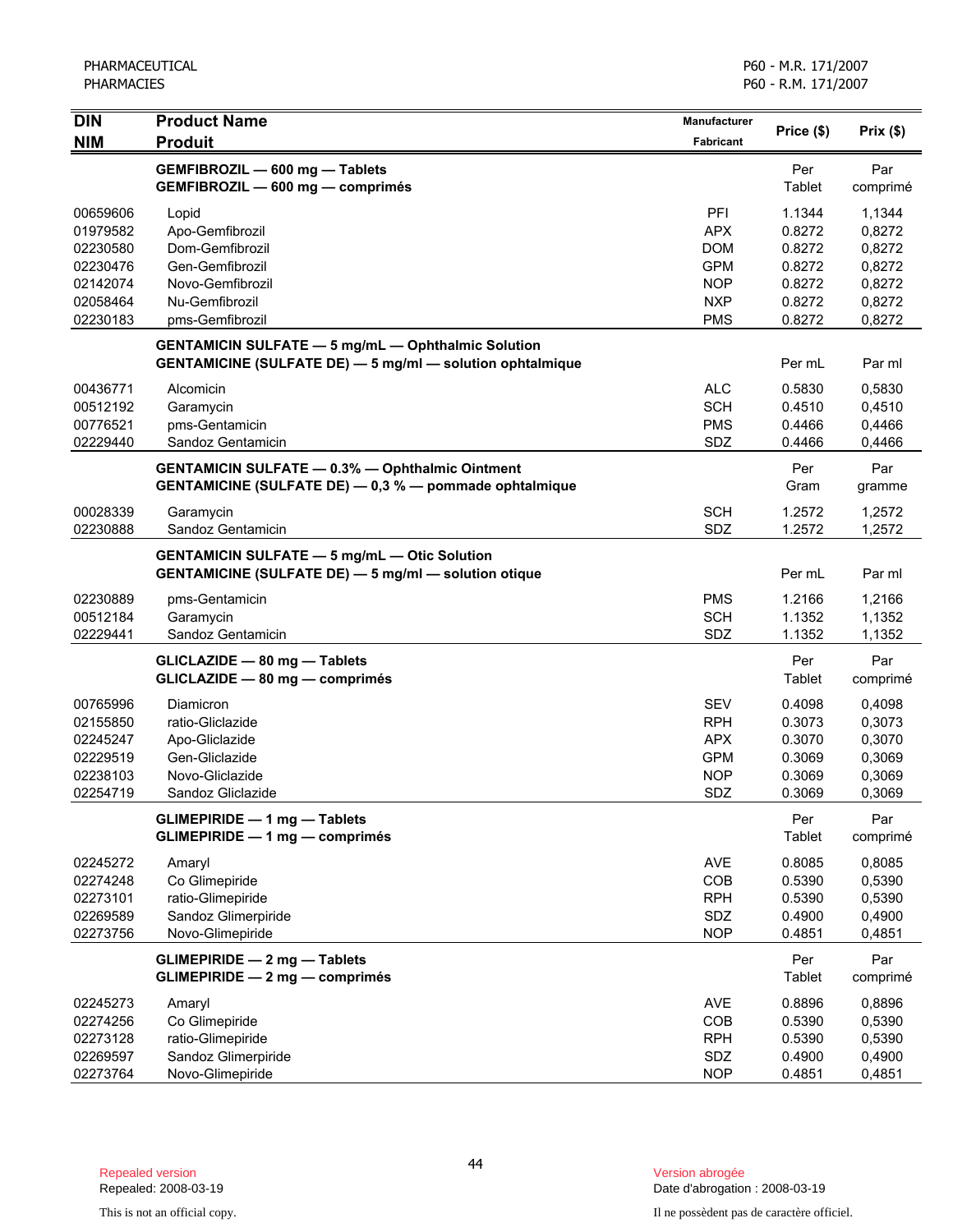| DIN<br>NIM | Product Name<br>Produit | Manufacturer<br>Fabricant | Price ($) | Prix ($) |
|---|---|---|---|---|
| | **GEMFIBROZIL — 600 mg — Tablets**<br>**GEMFIBROZIL — 600 mg — comprimés** | | Per Tablet | Par comprimé |
| 00659606 | Lopid | PFI | 1.1344 | 1,1344 |
| 01979582 | Apo-Gemfibrozil | APX | 0.8272 | 0,8272 |
| 02230580 | Dom-Gemfibrozil | DOM | 0.8272 | 0,8272 |
| 02230476 | Gen-Gemfibrozil | GPM | 0.8272 | 0,8272 |
| 02142074 | Novo-Gemfibrozil | NOP | 0.8272 | 0,8272 |
| 02058464 | Nu-Gemfibrozil | NXP | 0.8272 | 0,8272 |
| 02230183 | pms-Gemfibrozil | PMS | 0.8272 | 0,8272 |
| | **GENTAMICIN SULFATE — 5 mg/mL — Ophthalmic Solution**<br>**GENTAMICINE (SULFATE DE) — 5 mg/ml — solution ophtalmique** | | Per mL | Par ml |
| 00436771 | Alcomicin | ALC | 0.5830 | 0,5830 |
| 00512192 | Garamycin | SCH | 0.4510 | 0,4510 |
| 00776521 | pms-Gentamicin | PMS | 0.4466 | 0,4466 |
| 02229440 | Sandoz Gentamicin | SDZ | 0.4466 | 0,4466 |
| | **GENTAMICIN SULFATE — 0.3% — Ophthalmic Ointment**<br>**GENTAMICINE (SULFATE DE) — 0,3 % — pommade ophtalmique** | | Per Gram | Par gramme |
| 00028339 | Garamycin | SCH | 1.2572 | 1,2572 |
| 02230888 | Sandoz Gentamicin | SDZ | 1.2572 | 1,2572 |
| | **GENTAMICIN SULFATE — 5 mg/mL — Otic Solution**<br>**GENTAMICINE (SULFATE DE) — 5 mg/ml — solution otique** | | Per mL | Par ml |
| 02230889 | pms-Gentamicin | PMS | 1.2166 | 1,2166 |
| 00512184 | Garamycin | SCH | 1.1352 | 1,1352 |
| 02229441 | Sandoz Gentamicin | SDZ | 1.1352 | 1,1352 |
| | **GLICLAZIDE — 80 mg — Tablets**<br>**GLICLAZIDE — 80 mg — comprimés** | | Per Tablet | Par comprimé |
| 00765996 | Diamicron | SEV | 0.4098 | 0,4098 |
| 02155850 | ratio-Gliclazide | RPH | 0.3073 | 0,3073 |
| 02245247 | Apo-Gliclazide | APX | 0.3070 | 0,3070 |
| 02229519 | Gen-Gliclazide | GPM | 0.3069 | 0,3069 |
| 02238103 | Novo-Gliclazide | NOP | 0.3069 | 0,3069 |
| 02254719 | Sandoz Gliclazide | SDZ | 0.3069 | 0,3069 |
| | **GLIMEPIRIDE — 1 mg — Tablets**<br>**GLIMEPIRIDE — 1 mg — comprimés** | | Per Tablet | Par comprimé |
| 02245272 | Amaryl | AVE | 0.8085 | 0,8085 |
| 02274248 | Co Glimepiride | COB | 0.5390 | 0,5390 |
| 02273101 | ratio-Glimepiride | RPH | 0.5390 | 0,5390 |
| 02269589 | Sandoz Glimerpiride | SDZ | 0.4900 | 0,4900 |
| 02273756 | Novo-Glimepiride | NOP | 0.4851 | 0,4851 |
| | **GLIMEPIRIDE — 2 mg — Tablets**<br>**GLIMEPIRIDE — 2 mg — comprimés** | | Per Tablet | Par comprimé |
| 02245273 | Amaryl | AVE | 0.8896 | 0,8896 |
| 02274256 | Co Glimepiride | COB | 0.5390 | 0,5390 |
| 02273128 | ratio-Glimepiride | RPH | 0.5390 | 0,5390 |
| 02269597 | Sandoz Glimerpiride | SDZ | 0.4900 | 0,4900 |
| 02273764 | Novo-Glimepiride | NOP | 0.4851 | 0,4851 |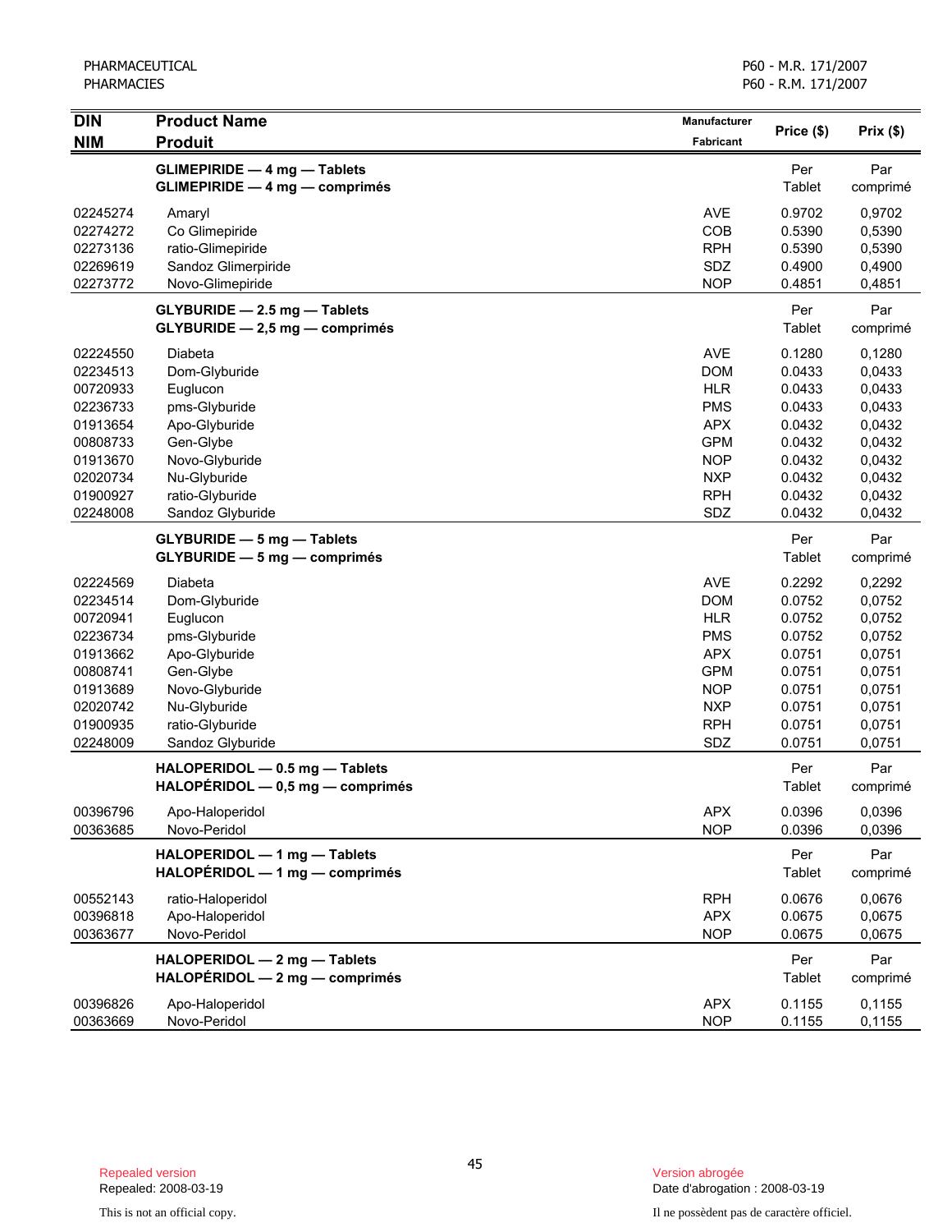| DIN<br>NIM | Product Name<br>Produit | Manufacturer<br>Fabricant | Price ($) | Prix ($) |
|---|---|---|---|---|
| | **GLIMEPIRIDE — 4 mg — Tablets**<br>**GLIMEPIRIDE — 4 mg — comprimés** | | Per Tablet | Par comprimé |
| 02245274 | Amaryl | AVE | 0.9702 | 0,9702 |
| 02274272 | Co Glimepiride | COB | 0.5390 | 0,5390 |
| 02273136 | ratio-Glimepiride | RPH | 0.5390 | 0,5390 |
| 02269619 | Sandoz Glimerpiride | SDZ | 0.4900 | 0,4900 |
| 02273772 | Novo-Glimepiride | NOP | 0.4851 | 0,4851 |
| | **GLYBURIDE — 2.5 mg — Tablets**<br>**GLYBURIDE — 2,5 mg — comprimés** | | Per Tablet | Par comprimé |
| 02224550 | Diabeta | AVE | 0.1280 | 0,1280 |
| 02234513 | Dom-Glyburide | DOM | 0.0433 | 0,0433 |
| 00720933 | Euglucon | HLR | 0.0433 | 0,0433 |
| 02236733 | pms-Glyburide | PMS | 0.0433 | 0,0433 |
| 01913654 | Apo-Glyburide | APX | 0.0432 | 0,0432 |
| 00808733 | Gen-Glybe | GPM | 0.0432 | 0,0432 |
| 01913670 | Novo-Glyburide | NOP | 0.0432 | 0,0432 |
| 02020734 | Nu-Glyburide | NXP | 0.0432 | 0,0432 |
| 01900927 | ratio-Glyburide | RPH | 0.0432 | 0,0432 |
| 02248008 | Sandoz Glyburide | SDZ | 0.0432 | 0,0432 |
| | **GLYBURIDE — 5 mg — Tablets**<br>**GLYBURIDE — 5 mg — comprimés** | | Per Tablet | Par comprimé |
| 02224569 | Diabeta | AVE | 0.2292 | 0,2292 |
| 02234514 | Dom-Glyburide | DOM | 0.0752 | 0,0752 |
| 00720941 | Euglucon | HLR | 0.0752 | 0,0752 |
| 02236734 | pms-Glyburide | PMS | 0.0752 | 0,0752 |
| 01913662 | Apo-Glyburide | APX | 0.0751 | 0,0751 |
| 00808741 | Gen-Glybe | GPM | 0.0751 | 0,0751 |
| 01913689 | Novo-Glyburide | NOP | 0.0751 | 0,0751 |
| 02020742 | Nu-Glyburide | NXP | 0.0751 | 0,0751 |
| 01900935 | ratio-Glyburide | RPH | 0.0751 | 0,0751 |
| 02248009 | Sandoz Glyburide | SDZ | 0.0751 | 0,0751 |
| | **HALOPERIDOL — 0.5 mg — Tablets**<br>**HALOPÉRIDOL — 0,5 mg — comprimés** | | Per Tablet | Par comprimé |
| 00396796 | Apo-Haloperidol | APX | 0.0396 | 0,0396 |
| 00363685 | Novo-Peridol | NOP | 0.0396 | 0,0396 |
| | **HALOPERIDOL — 1 mg — Tablets**<br>**HALOPÉRIDOL — 1 mg — comprimés** | | Per Tablet | Par comprimé |
| 00552143 | ratio-Haloperidol | RPH | 0.0676 | 0,0676 |
| 00396818 | Apo-Haloperidol | APX | 0.0675 | 0,0675 |
| 00363677 | Novo-Peridol | NOP | 0.0675 | 0,0675 |
| | **HALOPERIDOL — 2 mg — Tablets**<br>**HALOPÉRIDOL — 2 mg — comprimés** | | Per Tablet | Par comprimé |
| 00396826 | Apo-Haloperidol | APX | 0.1155 | 0,1155 |
| 00363669 | Novo-Peridol | NOP | 0.1155 | 0,1155 |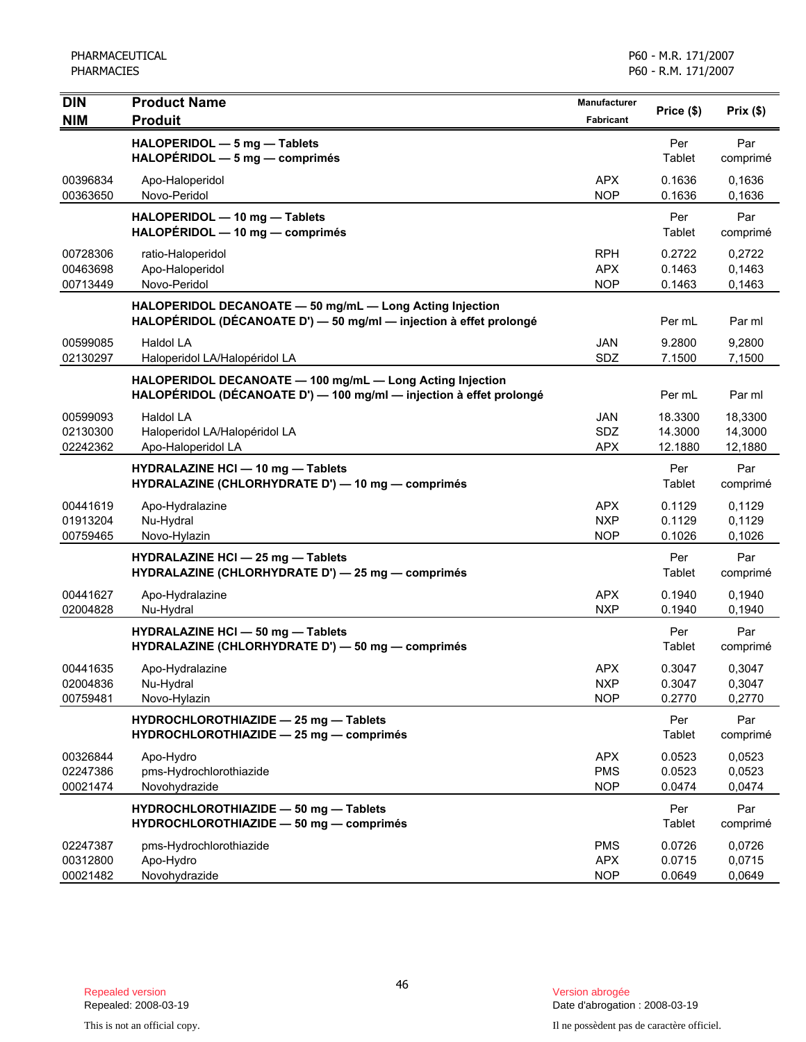| DIN<br>NIM | Product Name<br>Produit | Manufacturer<br>Fabricant | Price ($) | Prix ($) |
|---|---|---|---|---|
| | **HALOPERIDOL — 5 mg — Tablets**<br>**HALOPÉRIDOL — 5 mg — comprimés** | | Per Tablet | Par comprimé |
| 00396834 | Apo-Haloperidol | APX | 0.1636 | 0,1636 |
| 00363650 | Novo-Peridol | NOP | 0.1636 | 0,1636 |
| | **HALOPERIDOL — 10 mg — Tablets**<br>**HALOPÉRIDOL — 10 mg — comprimés** | | Per Tablet | Par comprimé |
| 00728306 | ratio-Haloperidol | RPH | 0.2722 | 0,2722 |
| 00463698 | Apo-Haloperidol | APX | 0.1463 | 0,1463 |
| 00713449 | Novo-Peridol | NOP | 0.1463 | 0,1463 |
| | **HALOPERIDOL DECANOATE — 50 mg/mL — Long Acting Injection**<br>**HALOPÉRIDOL (DÉCANOATE D') — 50 mg/ml — injection à effet prolongé** | | Per mL | Par ml |
| 00599085 | Haldol LA | JAN | 9.2800 | 9,2800 |
| 02130297 | Haloperidol LA/Halopéridol LA | SDZ | 7.1500 | 7,1500 |
| | **HALOPERIDOL DECANOATE — 100 mg/mL — Long Acting Injection**<br>**HALOPÉRIDOL (DÉCANOATE D') — 100 mg/ml — injection à effet prolongé** | | Per mL | Par ml |
| 00599093 | Haldol LA | JAN | 18.3300 | 18,3300 |
| 02130300 | Haloperidol LA/Halopéridol LA | SDZ | 14.3000 | 14,3000 |
| 02242362 | Apo-Haloperidol LA | APX | 12.1880 | 12,1880 |
| | **HYDRALAZINE HCl — 10 mg — Tablets**<br>**HYDRALAZINE (CHLORHYDRATE D') — 10 mg — comprimés** | | Per Tablet | Par comprimé |
| 00441619 | Apo-Hydralazine | APX | 0.1129 | 0,1129 |
| 01913204 | Nu-Hydral | NXP | 0.1129 | 0,1129 |
| 00759465 | Novo-Hylazin | NOP | 0.1026 | 0,1026 |
| | **HYDRALAZINE HCl — 25 mg — Tablets**<br>**HYDRALAZINE (CHLORHYDRATE D') — 25 mg — comprimés** | | Per Tablet | Par comprimé |
| 00441627 | Apo-Hydralazine | APX | 0.1940 | 0,1940 |
| 02004828 | Nu-Hydral | NXP | 0.1940 | 0,1940 |
| | **HYDRALAZINE HCl — 50 mg — Tablets**<br>**HYDRALAZINE (CHLORHYDRATE D') — 50 mg — comprimés** | | Per Tablet | Par comprimé |
| 00441635 | Apo-Hydralazine | APX | 0.3047 | 0,3047 |
| 02004836 | Nu-Hydral | NXP | 0.3047 | 0,3047 |
| 00759481 | Novo-Hylazin | NOP | 0.2770 | 0,2770 |
| | **HYDROCHLOROTHIAZIDE — 25 mg — Tablets**<br>**HYDROCHLOROTHIAZIDE — 25 mg — comprimés** | | Per Tablet | Par comprimé |
| 00326844 | Apo-Hydro | APX | 0.0523 | 0,0523 |
| 02247386 | pms-Hydrochlorothiazide | PMS | 0.0523 | 0,0523 |
| 00021474 | Novohydrazide | NOP | 0.0474 | 0,0474 |
| | **HYDROCHLOROTHIAZIDE — 50 mg — Tablets**<br>**HYDROCHLOROTHIAZIDE — 50 mg — comprimés** | | Per Tablet | Par comprimé |
| 02247387 | pms-Hydrochlorothiazide | PMS | 0.0726 | 0,0726 |
| 00312800 | Apo-Hydro | APX | 0.0715 | 0,0715 |
| 00021482 | Novohydrazide | NOP | 0.0649 | 0,0649 |

Repealed version
Repealed: 2008-03-19

Version abrogée
Date d'abrogation : 2008-03-19

This is not an official copy.

Il ne possèdent pas de caractère officiel.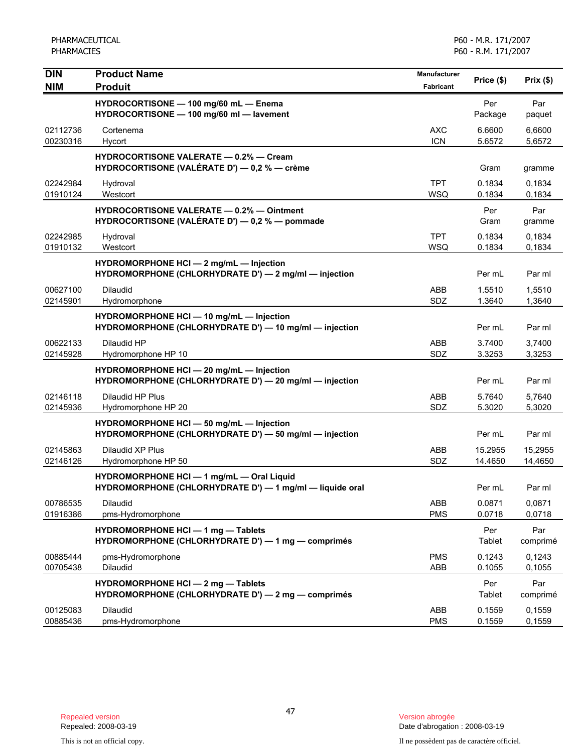| DIN<br>NIM | Product Name<br>Produit | Manufacturer<br>Fabricant | Price ($) | Prix ($) |
|---|---|---|---|---|
| | **HYDROCORTISONE — 100 mg/60 mL — Enema**<br>**HYDROCORTISONE — 100 mg/60 ml — lavement** | | Per Package | Par paquet |
| 02112736 | Cortenema | AXC | 6.6600 | 6,6600 |
| 00230316 | Hycort | ICN | 5.6572 | 5,6572 |
| | **HYDROCORTISONE VALERATE — 0.2% — Cream**<br>**HYDROCORTISONE (VALÉRATE D') — 0,2 % — crème** | | Gram | gramme |
| 02242984 | Hydroval | TPT | 0.1834 | 0,1834 |
| 01910124 | Westcort | WSQ | 0.1834 | 0,1834 |
| | **HYDROCORTISONE VALERATE — 0.2% — Ointment**<br>**HYDROCORTISONE (VALÉRATE D') — 0,2 % — pommade** | | Per Gram | Par gramme |
| 02242985 | Hydroval | TPT | 0.1834 | 0,1834 |
| 01910132 | Westcort | WSQ | 0.1834 | 0,1834 |
| | **HYDROMORPHONE HCl — 2 mg/mL — Injection**<br>**HYDROMORPHONE (CHLORHYDRATE D') — 2 mg/ml — injection** | | Per mL | Par ml |
| 00627100 | Dilaudid | ABB | 1.5510 | 1,5510 |
| 02145901 | Hydromorphone | SDZ | 1.3640 | 1,3640 |
| | **HYDROMORPHONE HCl — 10 mg/mL — Injection**<br>**HYDROMORPHONE (CHLORHYDRATE D') — 10 mg/ml — injection** | | Per mL | Par ml |
| 00622133 | Dilaudid HP | ABB | 3.7400 | 3,7400 |
| 02145928 | Hydromorphone HP 10 | SDZ | 3.3253 | 3,3253 |
| | **HYDROMORPHONE HCl — 20 mg/mL — Injection**<br>**HYDROMORPHONE (CHLORHYDRATE D') — 20 mg/ml — injection** | | Per mL | Par ml |
| 02146118 | Dilaudid HP Plus | ABB | 5.7640 | 5,7640 |
| 02145936 | Hydromorphone HP 20 | SDZ | 5.3020 | 5,3020 |
| | **HYDROMORPHONE HCl — 50 mg/mL — Injection**<br>**HYDROMORPHONE (CHLORHYDRATE D') — 50 mg/ml — injection** | | Per mL | Par ml |
| 02145863 | Dilaudid XP Plus | ABB | 15.2955 | 15,2955 |
| 02146126 | Hydromorphone HP 50 | SDZ | 14.4650 | 14,4650 |
| | **HYDROMORPHONE HCl — 1 mg/mL — Oral Liquid**<br>**HYDROMORPHONE (CHLORHYDRATE D') — 1 mg/ml — liquide oral** | | Per mL | Par ml |
| 00786535 | Dilaudid | ABB | 0.0871 | 0,0871 |
| 01916386 | pms-Hydromorphone | PMS | 0.0718 | 0,0718 |
| | **HYDROMORPHONE HCl — 1 mg — Tablets**<br>**HYDROMORPHONE (CHLORHYDRATE D') — 1 mg — comprimés** | | Per Tablet | Par comprimé |
| 00885444 | pms-Hydromorphone | PMS | 0.1243 | 0,1243 |
| 00705438 | Dilaudid | ABB | 0.1055 | 0,1055 |
| | **HYDROMORPHONE HCl — 2 mg — Tablets**<br>**HYDROMORPHONE (CHLORHYDRATE D') — 2 mg — comprimés** | | Per Tablet | Par comprimé |
| 00125083 | Dilaudid | ABB | 0.1559 | 0,1559 |
| 00885436 | pms-Hydromorphone | PMS | 0.1559 | 0,1559 |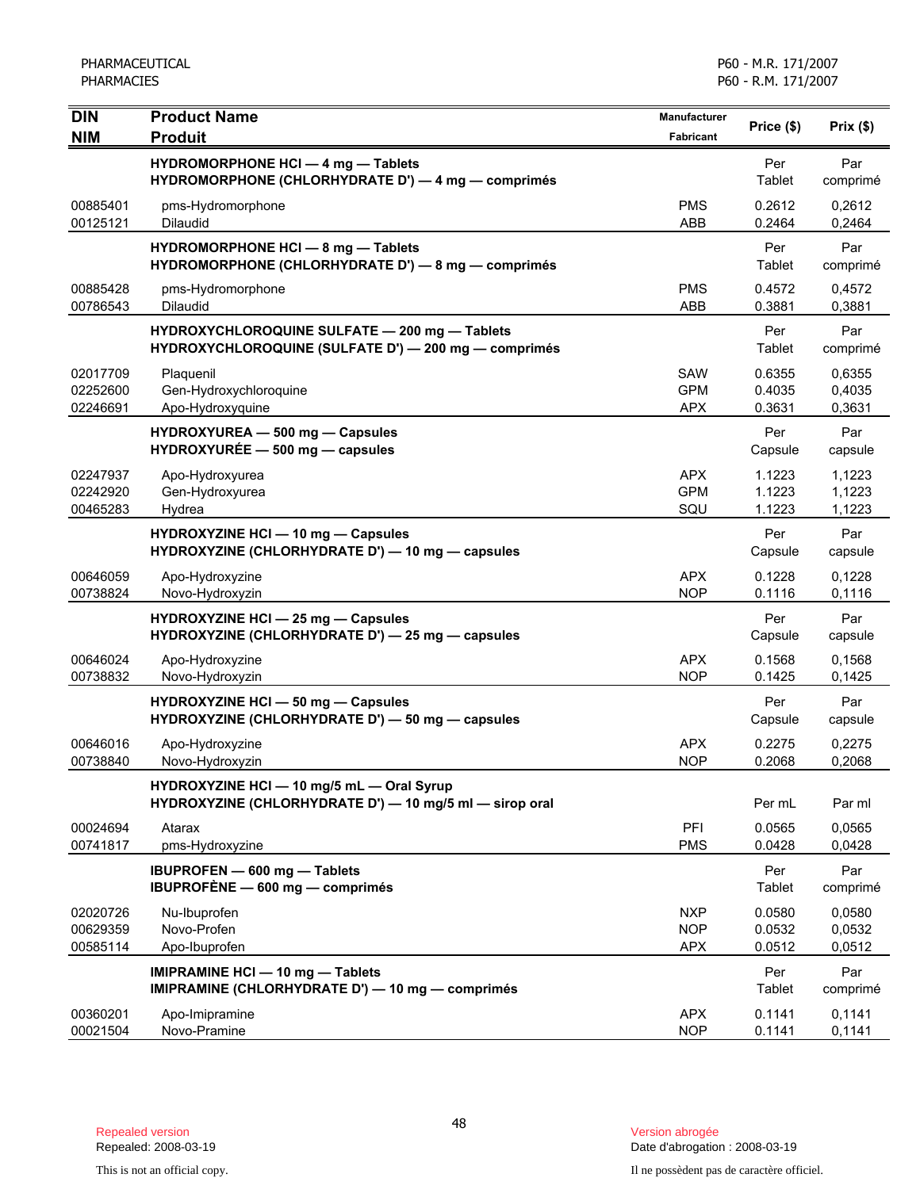| DIN<br>NIM | Product Name<br>Produit | Manufacturer<br>Fabricant | Price ($) | Prix ($) |
|---|---|---|---|---|
| | **HYDROMORPHONE HCl — 4 mg — Tablets**<br>**HYDROMORPHONE (CHLORHYDRATE D') — 4 mg — comprimés** | | Per Tablet | Par comprimé |
| 00885401 | pms-Hydromorphone | PMS | 0.2612 | 0,2612 |
| 00125121 | Dilaudid | ABB | 0.2464 | 0,2464 |
| | **HYDROMORPHONE HCl — 8 mg — Tablets**<br>**HYDROMORPHONE (CHLORHYDRATE D') — 8 mg — comprimés** | | Per Tablet | Par comprimé |
| 00885428 | pms-Hydromorphone | PMS | 0.4572 | 0,4572 |
| 00786543 | Dilaudid | ABB | 0.3881 | 0,3881 |
| | **HYDROXYCHLOROQUINE SULFATE — 200 mg — Tablets**<br>**HYDROXYCHLOROQUINE (SULFATE D') — 200 mg — comprimés** | | Per Tablet | Par comprimé |
| 02017709 | Plaquenil | SAW | 0.6355 | 0,6355 |
| 02252600 | Gen-Hydroxychloroquine | GPM | 0.4035 | 0,4035 |
| 02246691 | Apo-Hydroxyquine | APX | 0.3631 | 0,3631 |
| | **HYDROXYUREA — 500 mg — Capsules**<br>**HYDROXYURÉE — 500 mg — capsules** | | Per Capsule | Par capsule |
| 02247937 | Apo-Hydroxyurea | APX | 1.1223 | 1,1223 |
| 02242920 | Gen-Hydroxyurea | GPM | 1.1223 | 1,1223 |
| 00465283 | Hydrea | SQU | 1.1223 | 1,1223 |
| | **HYDROXYZINE HCl — 10 mg — Capsules**<br>**HYDROXYZINE (CHLORHYDRATE D') — 10 mg — capsules** | | Per Capsule | Par capsule |
| 00646059 | Apo-Hydroxyzine | APX | 0.1228 | 0,1228 |
| 00738824 | Novo-Hydroxyzin | NOP | 0.1116 | 0,1116 |
| | **HYDROXYZINE HCl — 25 mg — Capsules**<br>**HYDROXYZINE (CHLORHYDRATE D') — 25 mg — capsules** | | Per Capsule | Par capsule |
| 00646024 | Apo-Hydroxyzine | APX | 0.1568 | 0,1568 |
| 00738832 | Novo-Hydroxyzin | NOP | 0.1425 | 0,1425 |
| | **HYDROXYZINE HCl — 50 mg — Capsules**<br>**HYDROXYZINE (CHLORHYDRATE D') — 50 mg — capsules** | | Per Capsule | Par capsule |
| 00646016 | Apo-Hydroxyzine | APX | 0.2275 | 0,2275 |
| 00738840 | Novo-Hydroxyzin | NOP | 0.2068 | 0,2068 |
| | **HYDROXYZINE HCl — 10 mg/5 mL — Oral Syrup**<br>**HYDROXYZINE (CHLORHYDRATE D') — 10 mg/5 ml — sirop oral** | | Per mL | Par ml |
| 00024694 | Atarax | PFI | 0.0565 | 0,0565 |
| 00741817 | pms-Hydroxyzine | PMS | 0.0428 | 0,0428 |
| | **IBUPROFEN — 600 mg — Tablets**<br>**IBUPROFÈNE — 600 mg — comprimés** | | Per Tablet | Par comprimé |
| 02020726 | Nu-Ibuprofen | NXP | 0.0580 | 0,0580 |
| 00629359 | Novo-Profen | NOP | 0.0532 | 0,0532 |
| 00585114 | Apo-Ibuprofen | APX | 0.0512 | 0,0512 |
| | **IMIPRAMINE HCl — 10 mg — Tablets**<br>**IMIPRAMINE (CHLORHYDRATE D') — 10 mg — comprimés** | | Per Tablet | Par comprimé |
| 00360201 | Apo-Imipramine | APX | 0.1141 | 0,1141 |
| 00021504 | Novo-Pramine | NOP | 0.1141 | 0,1141 |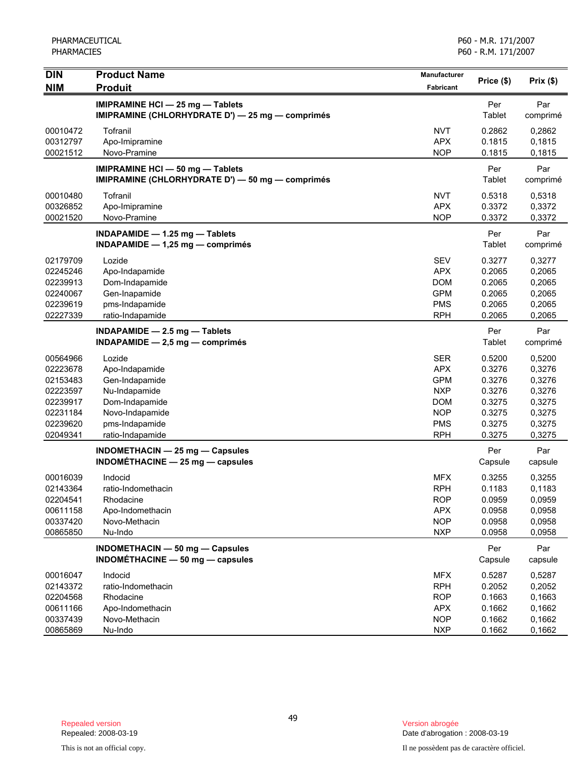| DIN<br>NIM | Product Name<br>Produit | Manufacturer<br>Fabricant | Price ($) | Prix ($) |
|---|---|---|---|---|
| | **IMIPRAMINE HCl — 25 mg — Tablets**<br>**IMIPRAMINE (CHLORHYDRATE D') — 25 mg — comprimés** | | Per Tablet | Par comprimé |
| 00010472 | Tofranil | NVT | 0.2862 | 0,2862 |
| 00312797 | Apo-Imipramine | APX | 0.1815 | 0,1815 |
| 00021512 | Novo-Pramine | NOP | 0.1815 | 0,1815 |
| | **IMIPRAMINE HCl — 50 mg — Tablets**<br>**IMIPRAMINE (CHLORHYDRATE D') — 50 mg — comprimés** | | Per Tablet | Par comprimé |
| 00010480 | Tofranil | NVT | 0.5318 | 0,5318 |
| 00326852 | Apo-Imipramine | APX | 0.3372 | 0,3372 |
| 00021520 | Novo-Pramine | NOP | 0.3372 | 0,3372 |
| | **INDAPAMIDE — 1.25 mg — Tablets**<br>**INDAPAMIDE — 1,25 mg — comprimés** | | Per Tablet | Par comprimé |
| 02179709 | Lozide | SEV | 0.3277 | 0,3277 |
| 02245246 | Apo-Indapamide | APX | 0.2065 | 0,2065 |
| 02239913 | Dom-Indapamide | DOM | 0.2065 | 0,2065 |
| 02240067 | Gen-Inapamide | GPM | 0.2065 | 0,2065 |
| 02239619 | pms-Indapamide | PMS | 0.2065 | 0,2065 |
| 02227339 | ratio-Indapamide | RPH | 0.2065 | 0,2065 |
| | **INDAPAMIDE — 2.5 mg — Tablets**<br>**INDAPAMIDE — 2,5 mg — comprimés** | | Per Tablet | Par comprimé |
| 00564966 | Lozide | SER | 0.5200 | 0,5200 |
| 02223678 | Apo-Indapamide | APX | 0.3276 | 0,3276 |
| 02153483 | Gen-Indapamide | GPM | 0.3276 | 0,3276 |
| 02223597 | Nu-Indapamide | NXP | 0.3276 | 0,3276 |
| 02239917 | Dom-Indapamide | DOM | 0.3275 | 0,3275 |
| 02231184 | Novo-Indapamide | NOP | 0.3275 | 0,3275 |
| 02239620 | pms-Indapamide | PMS | 0.3275 | 0,3275 |
| 02049341 | ratio-Indapamide | RPH | 0.3275 | 0,3275 |
| | **INDOMETHACIN — 25 mg — Capsules**<br>**INDOMÉTHACINE — 25 mg — capsules** | | Per Capsule | Par capsule |
| 00016039 | Indocid | MFX | 0.3255 | 0,3255 |
| 02143364 | ratio-Indomethacin | RPH | 0.1183 | 0,1183 |
| 02204541 | Rhodacine | ROP | 0.0959 | 0,0959 |
| 00611158 | Apo-Indomethacin | APX | 0.0958 | 0,0958 |
| 00337420 | Novo-Methacin | NOP | 0.0958 | 0,0958 |
| 00865850 | Nu-Indo | NXP | 0.0958 | 0,0958 |
| | **INDOMETHACIN — 50 mg — Capsules**<br>**INDOMÉTHACINE — 50 mg — capsules** | | Per Capsule | Par capsule |
| 00016047 | Indocid | MFX | 0.5287 | 0,5287 |
| 02143372 | ratio-Indomethacin | RPH | 0.2052 | 0,2052 |
| 02204568 | Rhodacine | ROP | 0.1663 | 0,1663 |
| 00611166 | Apo-Indomethacin | APX | 0.1662 | 0,1662 |
| 00337439 | Novo-Methacin | NOP | 0.1662 | 0,1662 |
| 00865869 | Nu-Indo | NXP | 0.1662 | 0,1662 |

Repealed version
Repealed: 2008-03-19

This is not an official copy.

Version abrogée
Date d'abrogation : 2008-03-19

Il ne possèdent pas de caractère officiel.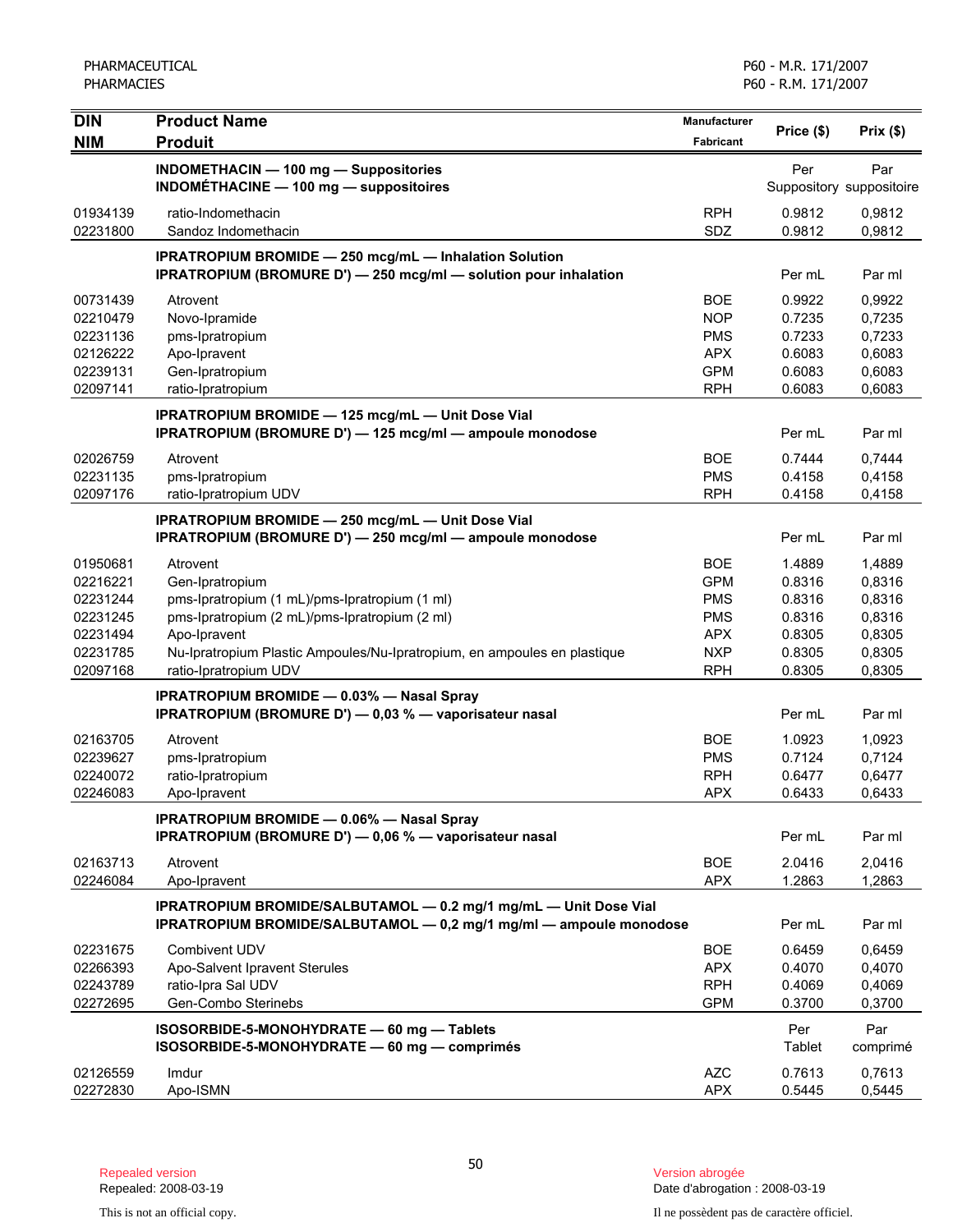| DIN<br>NIM | Product Name<br>Produit | Manufacturer<br>Fabricant | Price ($) | Prix ($) |
|---|---|---|---|---|
| | **INDOMETHACIN — 100 mg — Suppositories**<br>**INDOMÉTHACINE — 100 mg — suppositoires** | | Per Suppository | Par suppositoire |
| 01934139 | ratio-Indomethacin | RPH | 0.9812 | 0,9812 |
| 02231800 | Sandoz Indomethacin | SDZ | 0.9812 | 0,9812 |
| | **IPRATROPIUM BROMIDE — 250 mcg/mL — Inhalation Solution**<br>**IPRATROPIUM (BROMURE D') — 250 mcg/ml — solution pour inhalation** | | Per mL | Par ml |
| 00731439 | Atrovent | BOE | 0.9922 | 0,9922 |
| 02210479 | Novo-Ipramide | NOP | 0.7235 | 0,7235 |
| 02231136 | pms-Ipratropium | PMS | 0.7233 | 0,7233 |
| 02126222 | Apo-Ipravent | APX | 0.6083 | 0,6083 |
| 02239131 | Gen-Ipratropium | GPM | 0.6083 | 0,6083 |
| 02097141 | ratio-Ipratropium | RPH | 0.6083 | 0,6083 |
| | **IPRATROPIUM BROMIDE — 125 mcg/mL — Unit Dose Vial**<br>**IPRATROPIUM (BROMURE D') — 125 mcg/ml — ampoule monodose** | | Per mL | Par ml |
| 02026759 | Atrovent | BOE | 0.7444 | 0,7444 |
| 02231135 | pms-Ipratropium | PMS | 0.4158 | 0,4158 |
| 02097176 | ratio-Ipratropium UDV | RPH | 0.4158 | 0,4158 |
| | **IPRATROPIUM BROMIDE — 250 mcg/mL — Unit Dose Vial**<br>**IPRATROPIUM (BROMURE D') — 250 mcg/ml — ampoule monodose** | | Per mL | Par ml |
| 01950681 | Atrovent | BOE | 1.4889 | 1,4889 |
| 02216221 | Gen-Ipratropium | GPM | 0.8316 | 0,8316 |
| 02231244 | pms-Ipratropium (1 mL)/pms-Ipratropium (1 ml) | PMS | 0.8316 | 0,8316 |
| 02231245 | pms-Ipratropium (2 mL)/pms-Ipratropium (2 ml) | PMS | 0.8316 | 0,8316 |
| 02231494 | Apo-Ipravent | APX | 0.8305 | 0,8305 |
| 02231785 | Nu-Ipratropium Plastic Ampoules/Nu-Ipratropium, en ampoules en plastique | NXP | 0.8305 | 0,8305 |
| 02097168 | ratio-Ipratropium UDV | RPH | 0.8305 | 0,8305 |
| | **IPRATROPIUM BROMIDE — 0.03% — Nasal Spray**<br>**IPRATROPIUM (BROMURE D') — 0,03 % — vaporisateur nasal** | | Per mL | Par ml |
| 02163705 | Atrovent | BOE | 1.0923 | 1,0923 |
| 02239627 | pms-Ipratropium | PMS | 0.7124 | 0,7124 |
| 02240072 | ratio-Ipratropium | RPH | 0.6477 | 0,6477 |
| 02246083 | Apo-Ipravent | APX | 0.6433 | 0,6433 |
| | **IPRATROPIUM BROMIDE — 0.06% — Nasal Spray**<br>**IPRATROPIUM (BROMURE D') — 0,06 % — vaporisateur nasal** | | Per mL | Par ml |
| 02163713 | Atrovent | BOE | 2.0416 | 2,0416 |
| 02246084 | Apo-Ipravent | APX | 1.2863 | 1,2863 |
| | **IPRATROPIUM BROMIDE/SALBUTAMOL — 0.2 mg/1 mg/mL — Unit Dose Vial**<br>**IPRATROPIUM BROMIDE/SALBUTAMOL — 0,2 mg/1 mg/ml — ampoule monodose** | | Per mL | Par ml |
| 02231675 | Combivent UDV | BOE | 0.6459 | 0,6459 |
| 02266393 | Apo-Salvent Ipravent Sterules | APX | 0.4070 | 0,4070 |
| 02243789 | ratio-Ipra Sal UDV | RPH | 0.4069 | 0,4069 |
| 02272695 | Gen-Combo Sterinebs | GPM | 0.3700 | 0,3700 |
| | **ISOSORBIDE-5-MONOHYDRATE — 60 mg — Tablets**<br>**ISOSORBIDE-5-MONOHYDRATE — 60 mg — comprimés** | | Per Tablet | Par comprimé |
| 02126559 | Imdur | AZC | 0.7613 | 0,7613 |
| 02272830 | Apo-ISMN | APX | 0.5445 | 0,5445 |

Repealed version
Repealed: 2008-03-19

Version abrogée
Date d'abrogation : 2008-03-19

This is not an official copy.

Il ne possèdent pas de caractère officiel.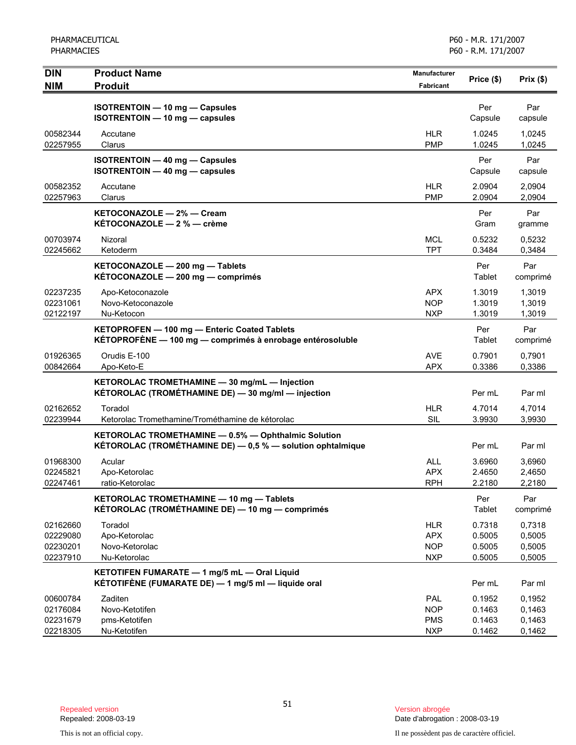| DIN<br>NIM | Product Name<br>Produit | Manufacturer<br>Fabricant | Price ($) | Prix ($) |
|---|---|---|---|---|
| | **ISOTRENTOIN — 10 mg — Capsules**<br>**ISOTRENTOIN — 10 mg — capsules** | | Per Capsule | Par capsule |
| 00582344 | Accutane | HLR | 1.0245 | 1,0245 |
| 02257955 | Clarus | PMP | 1.0245 | 1,0245 |
| | **ISOTRENTOIN — 40 mg — Capsules**<br>**ISOTRENTOIN — 40 mg — capsules** | | Per Capsule | Par capsule |
| 00582352 | Accutane | HLR | 2.0904 | 2,0904 |
| 02257963 | Clarus | PMP | 2.0904 | 2,0904 |
| | **KETOCONAZOLE — 2% — Cream**<br>**KÉTOCONAZOLE — 2 % — crème** | | Per Gram | Par gramme |
| 00703974 | Nizoral | MCL | 0.5232 | 0,5232 |
| 02245662 | Ketoderm | TPT | 0.3484 | 0,3484 |
| | **KETOCONAZOLE — 200 mg — Tablets**<br>**KÉTOCONAZOLE — 200 mg — comprimés** | | Per Tablet | Par comprimé |
| 02237235 | Apo-Ketoconazole | APX | 1.3019 | 1,3019 |
| 02231061 | Novo-Ketoconazole | NOP | 1.3019 | 1,3019 |
| 02122197 | Nu-Ketocon | NXP | 1.3019 | 1,3019 |
| | **KETOPROFEN — 100 mg — Enteric Coated Tablets**<br>**KÉTOPROFÈNE — 100 mg — comprimés à enrobage entérosoluble** | | Per Tablet | Par comprimé |
| 01926365 | Orudis E-100 | AVE | 0.7901 | 0,7901 |
| 00842664 | Apo-Keto-E | APX | 0.3386 | 0,3386 |
| | **KETOROLAC TROMETHAMINE — 30 mg/mL — Injection**<br>**KÉTOROLAC (TROMÉTHAMINE DE) — 30 mg/ml — injection** | | Per mL | Par ml |
| 02162652 | Toradol | HLR | 4.7014 | 4,7014 |
| 02239944 | Ketorolac Tromethamine/Trométhamine de kétorolac | SIL | 3.9930 | 3,9930 |
| | **KETOROLAC TROMETHAMINE — 0.5% — Ophthalmic Solution**<br>**KÉTOROLAC (TROMÉTHAMINE DE) — 0,5 % — solution ophtalmique** | | Per mL | Par ml |
| 01968300 | Acular | ALL | 3.6960 | 3,6960 |
| 02245821 | Apo-Ketorolac | APX | 2.4650 | 2,4650 |
| 02247461 | ratio-Ketorolac | RPH | 2.2180 | 2,2180 |
| | **KETOROLAC TROMETHAMINE — 10 mg — Tablets**<br>**KÉTOROLAC (TROMÉTHAMINE DE) — 10 mg — comprimés** | | Per Tablet | Par comprimé |
| 02162660 | Toradol | HLR | 0.7318 | 0,7318 |
| 02229080 | Apo-Ketorolac | APX | 0.5005 | 0,5005 |
| 02230201 | Novo-Ketorolac | NOP | 0.5005 | 0,5005 |
| 02237910 | Nu-Ketorolac | NXP | 0.5005 | 0,5005 |
| | **KETOTIFEN FUMARATE — 1 mg/5 mL — Oral Liquid**<br>**KÉTOTIFÈNE (FUMARATE DE) — 1 mg/5 ml — liquide oral** | | Per mL | Par ml |
| 00600784 | Zaditen | PAL | 0.1952 | 0,1952 |
| 02176084 | Novo-Ketotifen | NOP | 0.1463 | 0,1463 |
| 02231679 | pms-Ketotifen | PMS | 0.1463 | 0,1463 |
| 02218305 | Nu-Ketotifen | NXP | 0.1462 | 0,1462 |

Repealed version
Repealed: 2008-03-19

This is not an official copy.

Version abrogée
Date d'abrogation : 2008-03-19

Il ne possèdent pas de caractère officiel.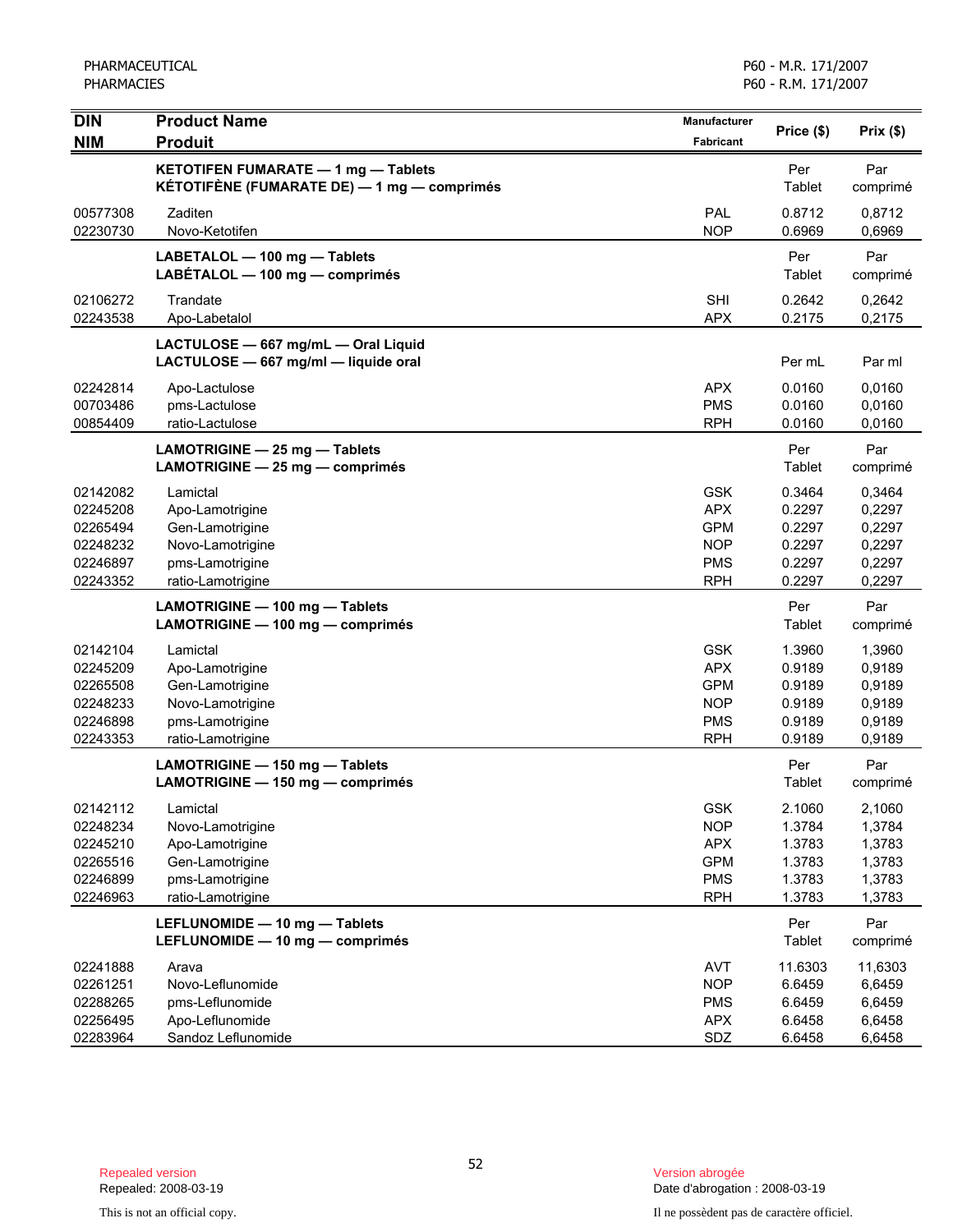| DIN<br>NIM | Product Name<br>Produit | Manufacturer<br>Fabricant | Price ($) | Prix ($) |
|---|---|---|---|---|
| | **KETOTIFEN FUMARATE — 1 mg — Tablets**<br>**KÉTOTIFÈNE (FUMARATE DE) — 1 mg — comprimés** | | Per Tablet | Par comprimé |
| 00577308 | Zaditen | PAL | 0.8712 | 0,8712 |
| 02230730 | Novo-Ketotifen | NOP | 0.6969 | 0,6969 |
| | **LABETALOL — 100 mg — Tablets**<br>**LABÉTALOL — 100 mg — comprimés** | | Per Tablet | Par comprimé |
| 02106272 | Trandate | SHI | 0.2642 | 0,2642 |
| 02243538 | Apo-Labetalol | APX | 0.2175 | 0,2175 |
| | **LACTULOSE — 667 mg/mL — Oral Liquid**<br>**LACTULOSE — 667 mg/ml — liquide oral** | | Per mL | Par ml |
| 02242814 | Apo-Lactulose | APX | 0.0160 | 0,0160 |
| 00703486 | pms-Lactulose | PMS | 0.0160 | 0,0160 |
| 00854409 | ratio-Lactulose | RPH | 0.0160 | 0,0160 |
| | **LAMOTRIGINE — 25 mg — Tablets**<br>**LAMOTRIGINE — 25 mg — comprimés** | | Per Tablet | Par comprimé |
| 02142082 | Lamictal | GSK | 0.3464 | 0,3464 |
| 02245208 | Apo-Lamotrigine | APX | 0.2297 | 0,2297 |
| 02265494 | Gen-Lamotrigine | GPM | 0.2297 | 0,2297 |
| 02248232 | Novo-Lamotrigine | NOP | 0.2297 | 0,2297 |
| 02246897 | pms-Lamotrigine | PMS | 0.2297 | 0,2297 |
| 02243352 | ratio-Lamotrigine | RPH | 0.2297 | 0,2297 |
| | **LAMOTRIGINE — 100 mg — Tablets**<br>**LAMOTRIGINE — 100 mg — comprimés** | | Per Tablet | Par comprimé |
| 02142104 | Lamictal | GSK | 1.3960 | 1,3960 |
| 02245209 | Apo-Lamotrigine | APX | 0.9189 | 0,9189 |
| 02265508 | Gen-Lamotrigine | GPM | 0.9189 | 0,9189 |
| 02248233 | Novo-Lamotrigine | NOP | 0.9189 | 0,9189 |
| 02246898 | pms-Lamotrigine | PMS | 0.9189 | 0,9189 |
| 02243353 | ratio-Lamotrigine | RPH | 0.9189 | 0,9189 |
| | **LAMOTRIGINE — 150 mg — Tablets**<br>**LAMOTRIGINE — 150 mg — comprimés** | | Per Tablet | Par comprimé |
| 02142112 | Lamictal | GSK | 2.1060 | 2,1060 |
| 02248234 | Novo-Lamotrigine | NOP | 1.3784 | 1,3784 |
| 02245210 | Apo-Lamotrigine | APX | 1.3783 | 1,3783 |
| 02265516 | Gen-Lamotrigine | GPM | 1.3783 | 1,3783 |
| 02246899 | pms-Lamotrigine | PMS | 1.3783 | 1,3783 |
| 02246963 | ratio-Lamotrigine | RPH | 1.3783 | 1,3783 |
| | **LEFLUNOMIDE — 10 mg — Tablets**<br>**LEFLUNOMIDE — 10 mg — comprimés** | | Per Tablet | Par comprimé |
| 02241888 | Arava | AVT | 11.6303 | 11,6303 |
| 02261251 | Novo-Leflunomide | NOP | 6.6459 | 6,6459 |
| 02288265 | pms-Leflunomide | PMS | 6.6459 | 6,6459 |
| 02256495 | Apo-Leflunomide | APX | 6.6458 | 6,6458 |
| 02283964 | Sandoz Leflunomide | SDZ | 6.6458 | 6,6458 |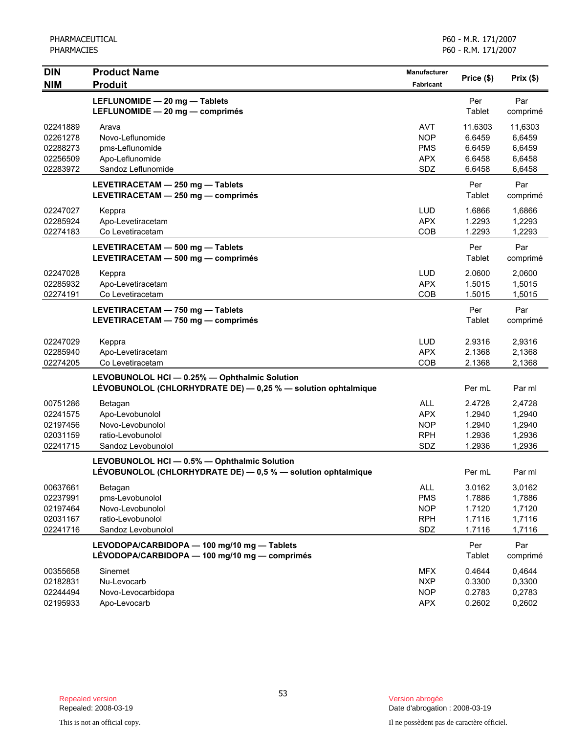| DIN<br>NIM | Product Name<br>Produit | Manufacturer<br>Fabricant | Price ($) | Prix ($) |
|---|---|---|---|---|
| | **LEFLUNOMIDE — 20 mg — Tablets**<br>**LEFLUNOMIDE — 20 mg — comprimés** | | Per Tablet | Par comprimé |
| 02241889 | Arava | AVT | 11.6303 | 11,6303 |
| 02261278 | Novo-Leflunomide | NOP | 6.6459 | 6,6459 |
| 02288273 | pms-Leflunomide | PMS | 6.6459 | 6,6459 |
| 02256509 | Apo-Leflunomide | APX | 6.6458 | 6,6458 |
| 02283972 | Sandoz Leflunomide | SDZ | 6.6458 | 6,6458 |
| | **LEVETIRACETAM — 250 mg — Tablets**<br>**LEVETIRACETAM — 250 mg — comprimés** | | Per Tablet | Par comprimé |
| 02247027 | Keppra | LUD | 1.6866 | 1,6866 |
| 02285924 | Apo-Levetiracetam | APX | 1.2293 | 1,2293 |
| 02274183 | Co Levetiracetam | COB | 1.2293 | 1,2293 |
| | **LEVETIRACETAM — 500 mg — Tablets**<br>**LEVETIRACETAM — 500 mg — comprimés** | | Per Tablet | Par comprimé |
| 02247028 | Keppra | LUD | 2.0600 | 2,0600 |
| 02285932 | Apo-Levetiracetam | APX | 1.5015 | 1,5015 |
| 02274191 | Co Levetiracetam | COB | 1.5015 | 1,5015 |
| | **LEVETIRACETAM — 750 mg — Tablets**<br>**LEVETIRACETAM — 750 mg — comprimés** | | Per Tablet | Par comprimé |
| 02247029 | Keppra | LUD | 2.9316 | 2,9316 |
| 02285940 | Apo-Levetiracetam | APX | 2.1368 | 2,1368 |
| 02274205 | Co Levetiracetam | COB | 2.1368 | 2,1368 |
| | **LEVOBUNOLOL HCl — 0.25% — Ophthalmic Solution**<br>**LÉVOBUNOLOL (CHLORHYDRATE DE) — 0,25 % — solution ophtalmique** | | Per mL | Par ml |
| 00751286 | Betagan | ALL | 2.4728 | 2,4728 |
| 02241575 | Apo-Levobunolol | APX | 1.2940 | 1,2940 |
| 02197456 | Novo-Levobunolol | NOP | 1.2940 | 1,2940 |
| 02031159 | ratio-Levobunolol | RPH | 1.2936 | 1,2936 |
| 02241715 | Sandoz Levobunolol | SDZ | 1.2936 | 1,2936 |
| | **LEVOBUNOLOL HCl — 0.5% — Ophthalmic Solution**<br>**LÉVOBUNOLOL (CHLORHYDRATE DE) — 0,5 % — solution ophtalmique** | | Per mL | Par ml |
| 00637661 | Betagan | ALL | 3.0162 | 3,0162 |
| 02237991 | pms-Levobunolol | PMS | 1.7886 | 1,7886 |
| 02197464 | Novo-Levobunolol | NOP | 1.7120 | 1,7120 |
| 02031167 | ratio-Levobunolol | RPH | 1.7116 | 1,7116 |
| 02241716 | Sandoz Levobunolol | SDZ | 1.7116 | 1,7116 |
| | **LEVODOPA/CARBIDOPA — 100 mg/10 mg — Tablets**<br>**LÉVODOPA/CARBIDOPA — 100 mg/10 mg — comprimés** | | Per Tablet | Par comprimé |
| 00355658 | Sinemet | MFX | 0.4644 | 0,4644 |
| 02182831 | Nu-Levocarb | NXP | 0.3300 | 0,3300 |
| 02244494 | Novo-Levocarbidopa | NOP | 0.2783 | 0,2783 |
| 02195933 | Apo-Levocarb | APX | 0.2602 | 0,2602 |

Repealed version
Repealed: 2008-03-19

Version abrogée
Date d'abrogation : 2008-03-19

This is not an official copy.

Il ne possèdent pas de caractère officiel.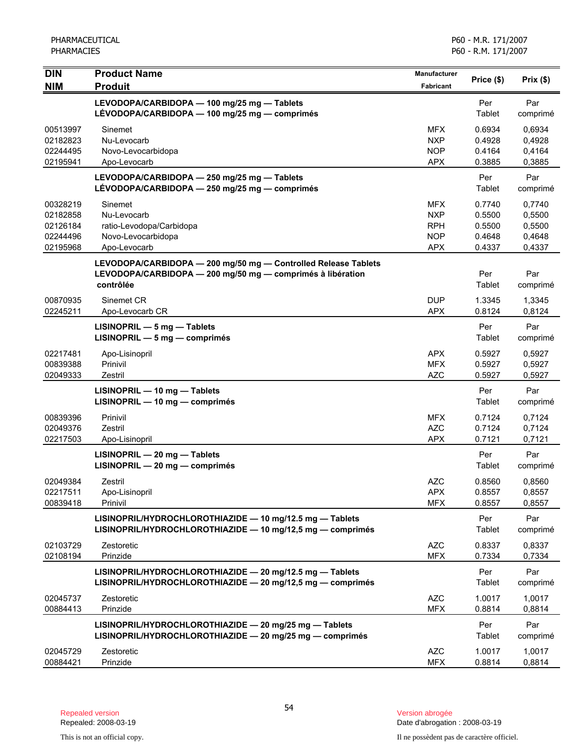| DIN<br>NIM | Product Name<br>Produit | Manufacturer<br>Fabricant | Price ($) | Prix ($) |
|---|---|---|---|---|
| | **LEVODOPA/CARBIDOPA — 100 mg/25 mg — Tablets**<br>**LÉVODOPA/CARBIDOPA — 100 mg/25 mg — comprimés** | | Per Tablet | Par comprimé |
| 00513997 | Sinemet | MFX | 0.6934 | 0,6934 |
| 02182823 | Nu-Levocarb | NXP | 0.4928 | 0,4928 |
| 02244495 | Novo-Levocarbidopa | NOP | 0.4164 | 0,4164 |
| 02195941 | Apo-Levocarb | APX | 0.3885 | 0,3885 |
| | **LEVODOPA/CARBIDOPA — 250 mg/25 mg — Tablets**<br>**LÉVODOPA/CARBIDOPA — 250 mg/25 mg — comprimés** | | Per Tablet | Par comprimé |
| 00328219 | Sinemet | MFX | 0.7740 | 0,7740 |
| 02182858 | Nu-Levocarb | NXP | 0.5500 | 0,5500 |
| 02126184 | ratio-Levodopa/Carbidopa | RPH | 0.5500 | 0,5500 |
| 02244496 | Novo-Levocarbidopa | NOP | 0.4648 | 0,4648 |
| 02195968 | Apo-Levocarb | APX | 0.4337 | 0,4337 |
| | **LEVODOPA/CARBIDOPA — 200 mg/50 mg — Controlled Release Tablets**<br>**LEVODOPA/CARBIDOPA — 200 mg/50 mg — comprimés à libération contrôlée** | | Per Tablet | Par comprimé |
| 00870935 | Sinemet CR | DUP | 1.3345 | 1,3345 |
| 02245211 | Apo-Levocarb CR | APX | 0.8124 | 0,8124 |
| | **LISINOPRIL — 5 mg — Tablets**<br>**LISINOPRIL — 5 mg — comprimés** | | Per Tablet | Par comprimé |
| 02217481 | Apo-Lisinopril | APX | 0.5927 | 0,5927 |
| 00839388 | Prinivil | MFX | 0.5927 | 0,5927 |
| 02049333 | Zestril | AZC | 0.5927 | 0,5927 |
| | **LISINOPRIL — 10 mg — Tablets**<br>**LISINOPRIL — 10 mg — comprimés** | | Per Tablet | Par comprimé |
| 00839396 | Prinivil | MFX | 0.7124 | 0,7124 |
| 02049376 | Zestril | AZC | 0.7124 | 0,7124 |
| 02217503 | Apo-Lisinopril | APX | 0.7121 | 0,7121 |
| | **LISINOPRIL — 20 mg — Tablets**<br>**LISINOPRIL — 20 mg — comprimés** | | Per Tablet | Par comprimé |
| 02049384 | Zestril | AZC | 0.8560 | 0,8560 |
| 02217511 | Apo-Lisinopril | APX | 0.8557 | 0,8557 |
| 00839418 | Prinivil | MFX | 0.8557 | 0,8557 |
| | **LISINOPRIL/HYDROCHLOROTHIAZIDE — 10 mg/12.5 mg — Tablets**<br>**LISINOPRIL/HYDROCHLOROTHIAZIDE — 10 mg/12,5 mg — comprimés** | | Per Tablet | Par comprimé |
| 02103729 | Zestoretic | AZC | 0.8337 | 0,8337 |
| 02108194 | Prinzide | MFX | 0.7334 | 0,7334 |
| | **LISINOPRIL/HYDROCHLOROTHIAZIDE — 20 mg/12.5 mg — Tablets**<br>**LISINOPRIL/HYDROCHLOROTHIAZIDE — 20 mg/12,5 mg — comprimés** | | Per Tablet | Par comprimé |
| 02045737 | Zestoretic | AZC | 1.0017 | 1,0017 |
| 00884413 | Prinzide | MFX | 0.8814 | 0,8814 |
| | **LISINOPRIL/HYDROCHLOROTHIAZIDE — 20 mg/25 mg — Tablets**<br>**LISINOPRIL/HYDROCHLOROTHIAZIDE — 20 mg/25 mg — comprimés** | | Per Tablet | Par comprimé |
| 02045729 | Zestoretic | AZC | 1.0017 | 1,0017 |
| 00884421 | Prinzide | MFX | 0.8814 | 0,8814 |

Repealed version
Repealed: 2008-03-19

Version abrogée
Date d'abrogation : 2008-03-19

This is not an official copy.

Il ne possèdent pas de caractère officiel.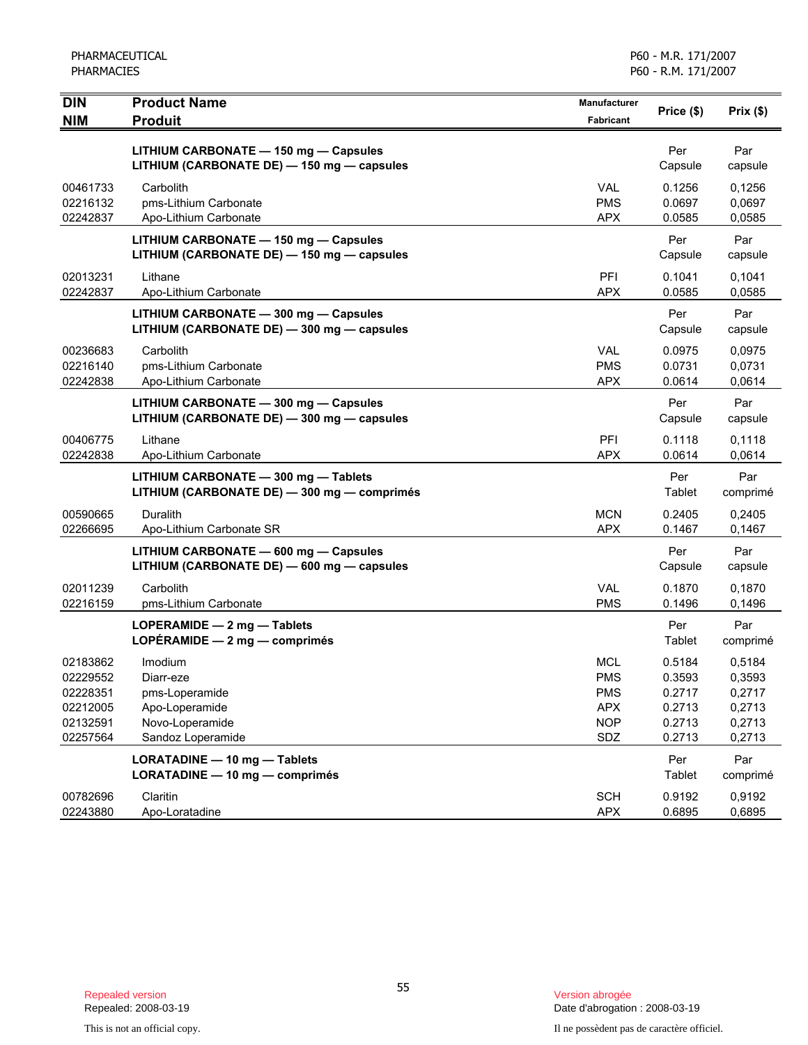| DIN<br>NIM | Product Name<br>Produit | Manufacturer<br>Fabricant | Price ($) | Prix ($) |
|---|---|---|---|---|
| | **LITHIUM CARBONATE — 150 mg — Capsules**<br>**LITHIUM (CARBONATE DE) — 150 mg — capsules** | | Per Capsule | Par capsule |
| 00461733 | Carbolith | VAL | 0.1256 | 0,1256 |
| 02216132 | pms-Lithium Carbonate | PMS | 0.0697 | 0,0697 |
| 02242837 | Apo-Lithium Carbonate | APX | 0.0585 | 0,0585 |
| | **LITHIUM CARBONATE — 150 mg — Capsules**<br>**LITHIUM (CARBONATE DE) — 150 mg — capsules** | | Per Capsule | Par capsule |
| 02013231 | Lithane | PFI | 0.1041 | 0,1041 |
| 02242837 | Apo-Lithium Carbonate | APX | 0.0585 | 0,0585 |
| | **LITHIUM CARBONATE — 300 mg — Capsules**<br>**LITHIUM (CARBONATE DE) — 300 mg — capsules** | | Per Capsule | Par capsule |
| 00236683 | Carbolith | VAL | 0.0975 | 0,0975 |
| 02216140 | pms-Lithium Carbonate | PMS | 0.0731 | 0,0731 |
| 02242838 | Apo-Lithium Carbonate | APX | 0.0614 | 0,0614 |
| | **LITHIUM CARBONATE — 300 mg — Capsules**<br>**LITHIUM (CARBONATE DE) — 300 mg — capsules** | | Per Capsule | Par capsule |
| 00406775 | Lithane | PFI | 0.1118 | 0,1118 |
| 02242838 | Apo-Lithium Carbonate | APX | 0.0614 | 0,0614 |
| | **LITHIUM CARBONATE — 300 mg — Tablets**<br>**LITHIUM (CARBONATE DE) — 300 mg — comprimés** | | Per Tablet | Par comprimé |
| 00590665 | Duralith | MCN | 0.2405 | 0,2405 |
| 02266695 | Apo-Lithium Carbonate SR | APX | 0.1467 | 0,1467 |
| | **LITHIUM CARBONATE — 600 mg — Capsules**<br>**LITHIUM (CARBONATE DE) — 600 mg — capsules** | | Per Capsule | Par capsule |
| 02011239 | Carbolith | VAL | 0.1870 | 0,1870 |
| 02216159 | pms-Lithium Carbonate | PMS | 0.1496 | 0,1496 |
| | **LOPERAMIDE — 2 mg — Tablets**<br>**LOPÉRAMIDE — 2 mg — comprimés** | | Per Tablet | Par comprimé |
| 02183862 | Imodium | MCL | 0.5184 | 0,5184 |
| 02229552 | Diarr-eze | PMS | 0.3593 | 0,3593 |
| 02228351 | pms-Loperamide | PMS | 0.2717 | 0,2717 |
| 02212005 | Apo-Loperamide | APX | 0.2713 | 0,2713 |
| 02132591 | Novo-Loperamide | NOP | 0.2713 | 0,2713 |
| 02257564 | Sandoz Loperamide | SDZ | 0.2713 | 0,2713 |
| | **LORATADINE — 10 mg — Tablets**<br>**LORATADINE — 10 mg — comprimés** | | Per Tablet | Par comprimé |
| 00782696 | Claritin | SCH | 0.9192 | 0,9192 |
| 02243880 | Apo-Loratadine | APX | 0.6895 | 0,6895 |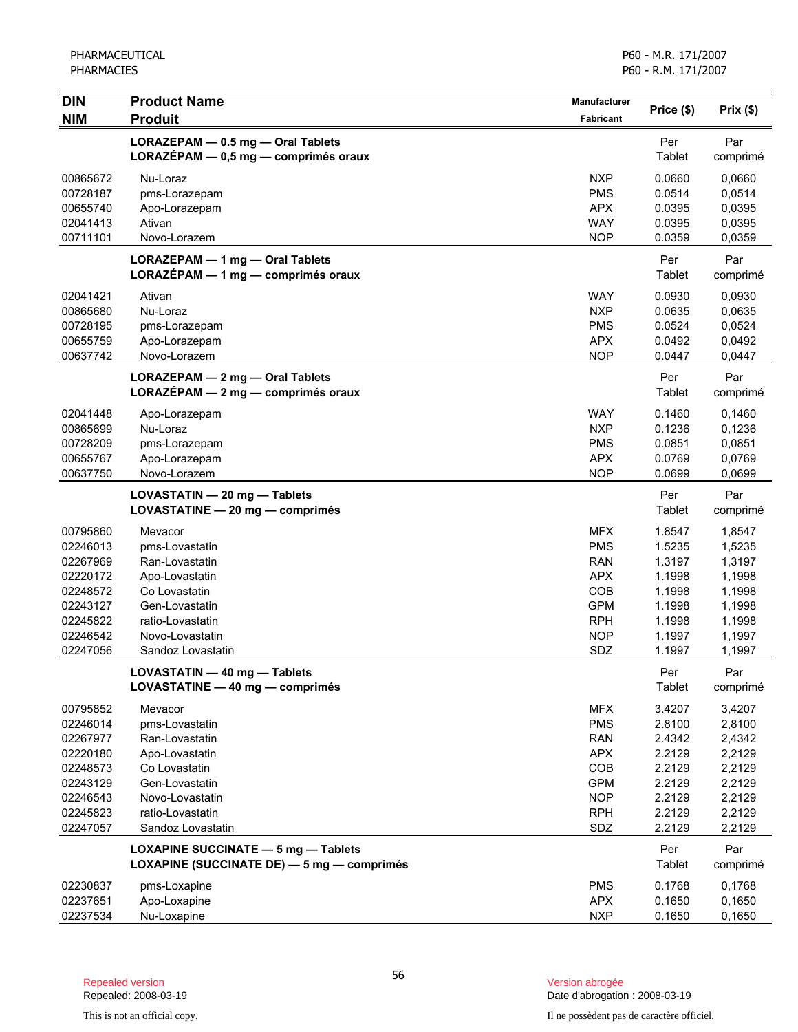| DIN<br>NIM | Product Name<br>Produit | Manufacturer<br>Fabricant | Price ($) | Prix ($) |
|---|---|---|---|---|
| | **LORAZEPAM — 0.5 mg — Oral Tablets**<br>**LORAZÉPAM — 0,5 mg — comprimés oraux** | | Per Tablet | Par comprimé |
| 00865672 | Nu-Loraz | NXP | 0.0660 | 0,0660 |
| 00728187 | pms-Lorazepam | PMS | 0.0514 | 0,0514 |
| 00655740 | Apo-Lorazepam | APX | 0.0395 | 0,0395 |
| 02041413 | Ativan | WAY | 0.0395 | 0,0395 |
| 00711101 | Novo-Lorazem | NOP | 0.0359 | 0,0359 |
| | **LORAZEPAM — 1 mg — Oral Tablets**<br>**LORAZÉPAM — 1 mg — comprimés oraux** | | Per Tablet | Par comprimé |
| 02041421 | Ativan | WAY | 0.0930 | 0,0930 |
| 00865680 | Nu-Loraz | NXP | 0.0635 | 0,0635 |
| 00728195 | pms-Lorazepam | PMS | 0.0524 | 0,0524 |
| 00655759 | Apo-Lorazepam | APX | 0.0492 | 0,0492 |
| 00637742 | Novo-Lorazem | NOP | 0.0447 | 0,0447 |
| | **LORAZEPAM — 2 mg — Oral Tablets**<br>**LORAZÉPAM — 2 mg — comprimés oraux** | | Per Tablet | Par comprimé |
| 02041448 | Apo-Lorazepam | WAY | 0.1460 | 0,1460 |
| 00865699 | Nu-Loraz | NXP | 0.1236 | 0,1236 |
| 00728209 | pms-Lorazepam | PMS | 0.0851 | 0,0851 |
| 00655767 | Apo-Lorazepam | APX | 0.0769 | 0,0769 |
| 00637750 | Novo-Lorazem | NOP | 0.0699 | 0,0699 |
| | **LOVASTATIN — 20 mg — Tablets**<br>**LOVASTATINE — 20 mg — comprimés** | | Per Tablet | Par comprimé |
| 00795860 | Mevacor | MFX | 1.8547 | 1,8547 |
| 02246013 | pms-Lovastatin | PMS | 1.5235 | 1,5235 |
| 02267969 | Ran-Lovastatin | RAN | 1.3197 | 1,3197 |
| 02220172 | Apo-Lovastatin | APX | 1.1998 | 1,1998 |
| 02248572 | Co Lovastatin | COB | 1.1998 | 1,1998 |
| 02243127 | Gen-Lovastatin | GPM | 1.1998 | 1,1998 |
| 02245822 | ratio-Lovastatin | RPH | 1.1998 | 1,1998 |
| 02246542 | Novo-Lovastatin | NOP | 1.1997 | 1,1997 |
| 02247056 | Sandoz Lovastatin | SDZ | 1.1997 | 1,1997 |
| | **LOVASTATIN — 40 mg — Tablets**<br>**LOVASTATINE — 40 mg — comprimés** | | Per Tablet | Par comprimé |
| 00795852 | Mevacor | MFX | 3.4207 | 3,4207 |
| 02246014 | pms-Lovastatin | PMS | 2.8100 | 2,8100 |
| 02267977 | Ran-Lovastatin | RAN | 2.4342 | 2,4342 |
| 02220180 | Apo-Lovastatin | APX | 2.2129 | 2,2129 |
| 02248573 | Co Lovastatin | COB | 2.2129 | 2,2129 |
| 02243129 | Gen-Lovastatin | GPM | 2.2129 | 2,2129 |
| 02246543 | Novo-Lovastatin | NOP | 2.2129 | 2,2129 |
| 02245823 | ratio-Lovastatin | RPH | 2.2129 | 2,2129 |
| 02247057 | Sandoz Lovastatin | SDZ | 2.2129 | 2,2129 |
| | **LOXAPINE SUCCINATE — 5 mg — Tablets**<br>**LOXAPINE (SUCCINATE DE) — 5 mg — comprimés** | | Per Tablet | Par comprimé |
| 02230837 | pms-Loxapine | PMS | 0.1768 | 0,1768 |
| 02237651 | Apo-Loxapine | APX | 0.1650 | 0,1650 |
| 02237534 | Nu-Loxapine | NXP | 0.1650 | 0,1650 |

Repealed version
Repealed: 2008-03-19

Version abrogée
Date d'abrogation : 2008-03-19

This is not an official copy.

Il ne possèdent pas de caractère officiel.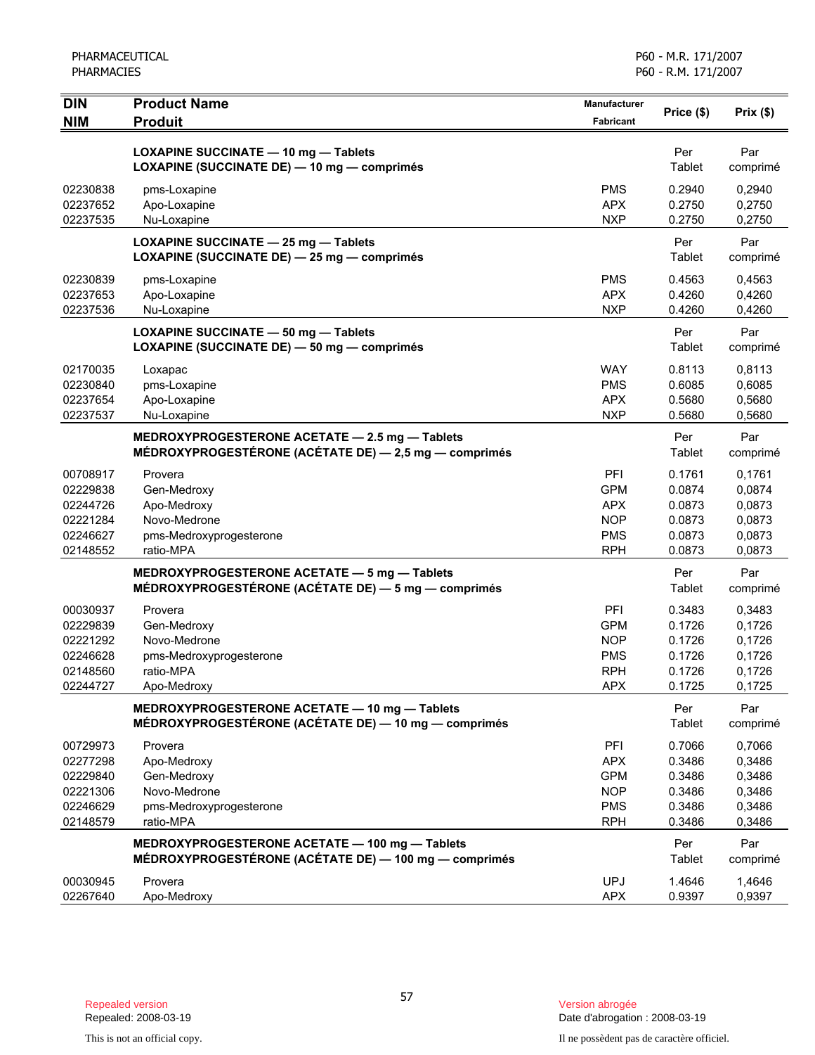| DIN<br>NIM | Product Name<br>Produit | Manufacturer<br>Fabricant | Price ($) | Prix ($) |
|---|---|---|---|---|
| | **LOXAPINE SUCCINATE — 10 mg — Tablets**<br>**LOXAPINE (SUCCINATE DE) — 10 mg — comprimés** | | Per Tablet | Par comprimé |
| 02230838 | pms-Loxapine | PMS | 0.2940 | 0,2940 |
| 02237652 | Apo-Loxapine | APX | 0.2750 | 0,2750 |
| 02237535 | Nu-Loxapine | NXP | 0.2750 | 0,2750 |
| | **LOXAPINE SUCCINATE — 25 mg — Tablets**<br>**LOXAPINE (SUCCINATE DE) — 25 mg — comprimés** | | Per Tablet | Par comprimé |
| 02230839 | pms-Loxapine | PMS | 0.4563 | 0,4563 |
| 02237653 | Apo-Loxapine | APX | 0.4260 | 0,4260 |
| 02237536 | Nu-Loxapine | NXP | 0.4260 | 0,4260 |
| | **LOXAPINE SUCCINATE — 50 mg — Tablets**<br>**LOXAPINE (SUCCINATE DE) — 50 mg — comprimés** | | Per Tablet | Par comprimé |
| 02170035 | Loxapac | WAY | 0.8113 | 0,8113 |
| 02230840 | pms-Loxapine | PMS | 0.6085 | 0,6085 |
| 02237654 | Apo-Loxapine | APX | 0.5680 | 0,5680 |
| 02237537 | Nu-Loxapine | NXP | 0.5680 | 0,5680 |
| | **MEDROXYPROGESTERONE ACETATE — 2.5 mg — Tablets**<br>**MÉDROXYPROGESTÉRONE (ACÉTATE DE) — 2,5 mg — comprimés** | | Per Tablet | Par comprimé |
| 00708917 | Provera | PFI | 0.1761 | 0,1761 |
| 02229838 | Gen-Medroxy | GPM | 0.0874 | 0,0874 |
| 02244726 | Apo-Medroxy | APX | 0.0873 | 0,0873 |
| 02221284 | Novo-Medrone | NOP | 0.0873 | 0,0873 |
| 02246627 | pms-Medroxyprogesterone | PMS | 0.0873 | 0,0873 |
| 02148552 | ratio-MPA | RPH | 0.0873 | 0,0873 |
| | **MEDROXYPROGESTERONE ACETATE — 5 mg — Tablets**<br>**MÉDROXYPROGESTÉRONE (ACÉTATE DE) — 5 mg — comprimés** | | Per Tablet | Par comprimé |
| 00030937 | Provera | PFI | 0.3483 | 0,3483 |
| 02229839 | Gen-Medroxy | GPM | 0.1726 | 0,1726 |
| 02221292 | Novo-Medrone | NOP | 0.1726 | 0,1726 |
| 02246628 | pms-Medroxyprogesterone | PMS | 0.1726 | 0,1726 |
| 02148560 | ratio-MPA | RPH | 0.1726 | 0,1726 |
| 02244727 | Apo-Medroxy | APX | 0.1725 | 0,1725 |
| | **MEDROXYPROGESTERONE ACETATE — 10 mg — Tablets**<br>**MÉDROXYPROGESTÉRONE (ACÉTATE DE) — 10 mg — comprimés** | | Per Tablet | Par comprimé |
| 00729973 | Provera | PFI | 0.7066 | 0,7066 |
| 02277298 | Apo-Medroxy | APX | 0.3486 | 0,3486 |
| 02229840 | Gen-Medroxy | GPM | 0.3486 | 0,3486 |
| 02221306 | Novo-Medrone | NOP | 0.3486 | 0,3486 |
| 02246629 | pms-Medroxyprogesterone | PMS | 0.3486 | 0,3486 |
| 02148579 | ratio-MPA | RPH | 0.3486 | 0,3486 |
| | **MEDROXYPROGESTERONE ACETATE — 100 mg — Tablets**<br>**MÉDROXYPROGESTÉRONE (ACÉTATE DE) — 100 mg — comprimés** | | Per Tablet | Par comprimé |
| 00030945 | Provera | UPJ | 1.4646 | 1,4646 |
| 02267640 | Apo-Medroxy | APX | 0.9397 | 0,9397 |

Repealed version
Repealed: 2008-03-19

Version abrogée
Date d'abrogation : 2008-03-19

This is not an official copy.

Il ne possèdent pas de caractère officiel.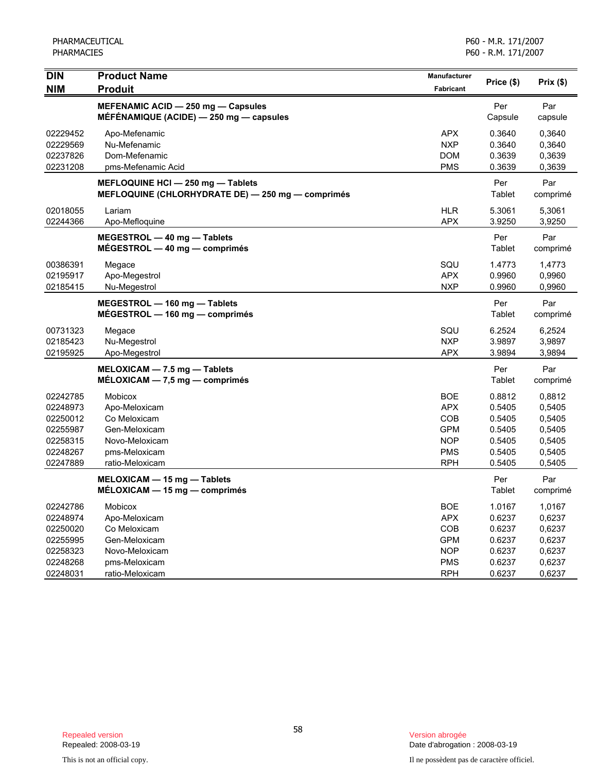| DIN<br>NIM | Product Name<br>Produit | Manufacturer<br>Fabricant | Price ($) | Prix ($) |
|---|---|---|---|---|
| | **MEFENAMIC ACID — 250 mg — Capsules**<br>**MÉFÉNAMIQUE (ACIDE) — 250 mg — capsules** | | Per Capsule | Par capsule |
| 02229452 | Apo-Mefenamic | APX | 0.3640 | 0,3640 |
| 02229569 | Nu-Mefenamic | NXP | 0.3640 | 0,3640 |
| 02237826 | Dom-Mefenamic | DOM | 0.3639 | 0,3639 |
| 02231208 | pms-Mefenamic Acid | PMS | 0.3639 | 0,3639 |
| | **MEFLOQUINE HCl — 250 mg — Tablets**<br>**MEFLOQUINE (CHLORHYDRATE DE) — 250 mg — comprimés** | | Per Tablet | Par comprimé |
| 02018055 | Lariam | HLR | 5.3061 | 5,3061 |
| 02244366 | Apo-Mefloquine | APX | 3.9250 | 3,9250 |
| | **MEGESTROL — 40 mg — Tablets**<br>**MÉGESTROL — 40 mg — comprimés** | | Per Tablet | Par comprimé |
| 00386391 | Megace | SQU | 1.4773 | 1,4773 |
| 02195917 | Apo-Megestrol | APX | 0.9960 | 0,9960 |
| 02185415 | Nu-Megestrol | NXP | 0.9960 | 0,9960 |
| | **MEGESTROL — 160 mg — Tablets**<br>**MÉGESTROL — 160 mg — comprimés** | | Per Tablet | Par comprimé |
| 00731323 | Megace | SQU | 6.2524 | 6,2524 |
| 02185423 | Nu-Megestrol | NXP | 3.9897 | 3,9897 |
| 02195925 | Apo-Megestrol | APX | 3.9894 | 3,9894 |
| | **MELOXICAM — 7.5 mg — Tablets**<br>**MÉLOXICAM — 7,5 mg — comprimés** | | Per Tablet | Par comprimé |
| 02242785 | Mobicox | BOE | 0.8812 | 0,8812 |
| 02248973 | Apo-Meloxicam | APX | 0.5405 | 0,5405 |
| 02250012 | Co Meloxicam | COB | 0.5405 | 0,5405 |
| 02255987 | Gen-Meloxicam | GPM | 0.5405 | 0,5405 |
| 02258315 | Novo-Meloxicam | NOP | 0.5405 | 0,5405 |
| 02248267 | pms-Meloxicam | PMS | 0.5405 | 0,5405 |
| 02247889 | ratio-Meloxicam | RPH | 0.5405 | 0,5405 |
| | **MELOXICAM — 15 mg — Tablets**<br>**MÉLOXICAM — 15 mg — comprimés** | | Per Tablet | Par comprimé |
| 02242786 | Mobicox | BOE | 1.0167 | 1,0167 |
| 02248974 | Apo-Meloxicam | APX | 0.6237 | 0,6237 |
| 02250020 | Co Meloxicam | COB | 0.6237 | 0,6237 |
| 02255995 | Gen-Meloxicam | GPM | 0.6237 | 0,6237 |
| 02258323 | Novo-Meloxicam | NOP | 0.6237 | 0,6237 |
| 02248268 | pms-Meloxicam | PMS | 0.6237 | 0,6237 |
| 02248031 | ratio-Meloxicam | RPH | 0.6237 | 0,6237 |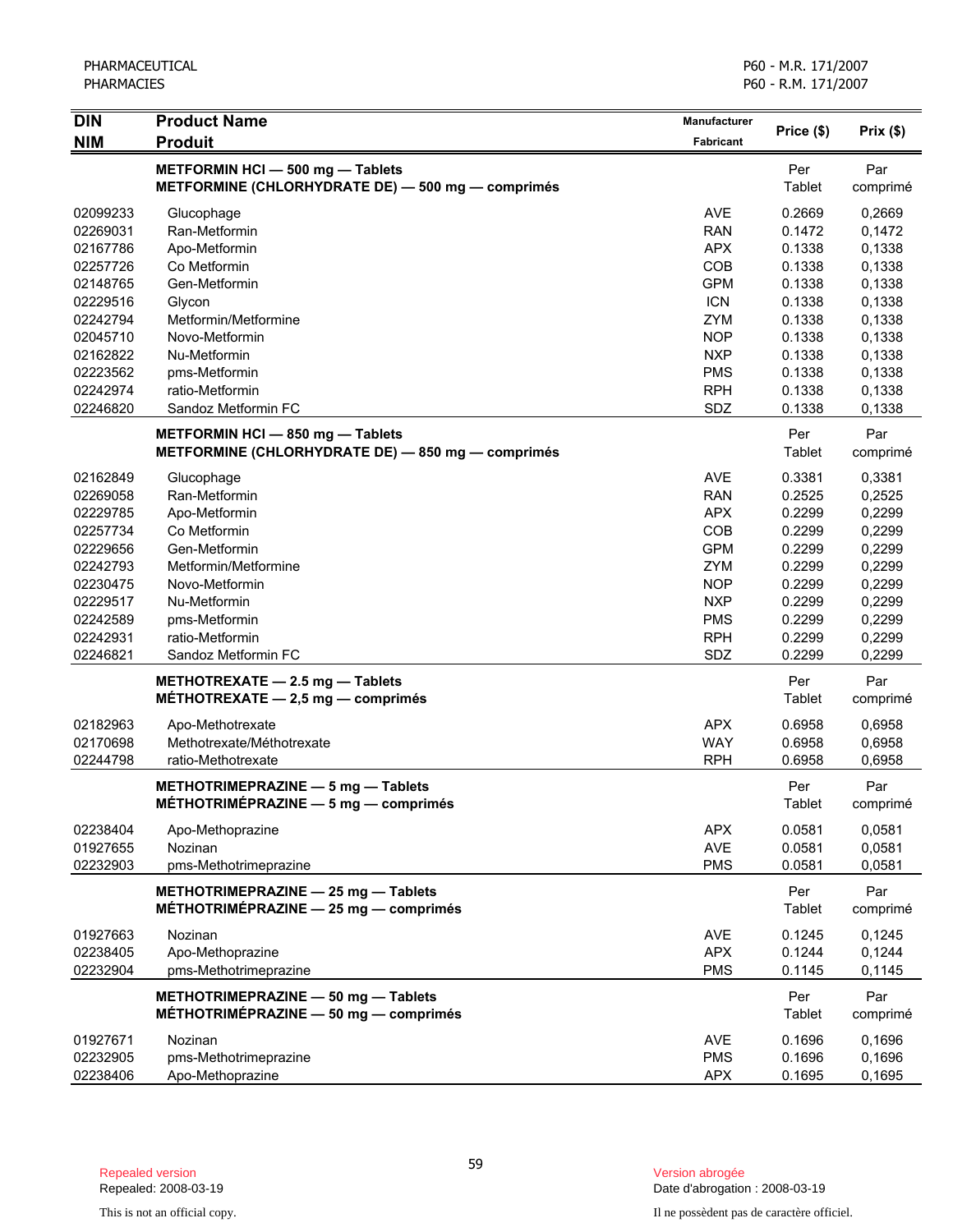| DIN<br>NIM | Product Name<br>Produit | Manufacturer<br>Fabricant | Price ($) | Prix ($) |
|---|---|---|---|---|
| | **METFORMIN HCl — 500 mg — Tablets**<br>**METFORMINE (CHLORHYDRATE DE) — 500 mg — comprimés** | | Per Tablet | Par comprimé |
| 02099233 | Glucophage | AVE | 0.2669 | 0,2669 |
| 02269031 | Ran-Metformin | RAN | 0.1472 | 0,1472 |
| 02167786 | Apo-Metformin | APX | 0.1338 | 0,1338 |
| 02257726 | Co Metformin | COB | 0.1338 | 0,1338 |
| 02148765 | Gen-Metformin | GPM | 0.1338 | 0,1338 |
| 02229516 | Glycon | ICN | 0.1338 | 0,1338 |
| 02242794 | Metformin/Metformine | ZYM | 0.1338 | 0,1338 |
| 02045710 | Novo-Metformin | NOP | 0.1338 | 0,1338 |
| 02162822 | Nu-Metformin | NXP | 0.1338 | 0,1338 |
| 02223562 | pms-Metformin | PMS | 0.1338 | 0,1338 |
| 02242974 | ratio-Metformin | RPH | 0.1338 | 0,1338 |
| 02246820 | Sandoz Metformin FC | SDZ | 0.1338 | 0,1338 |
| | **METFORMIN HCl — 850 mg — Tablets**<br>**METFORMINE (CHLORHYDRATE DE) — 850 mg — comprimés** | | Per Tablet | Par comprimé |
| 02162849 | Glucophage | AVE | 0.3381 | 0,3381 |
| 02269058 | Ran-Metformin | RAN | 0.2525 | 0,2525 |
| 02229785 | Apo-Metformin | APX | 0.2299 | 0,2299 |
| 02257734 | Co Metformin | COB | 0.2299 | 0,2299 |
| 02229656 | Gen-Metformin | GPM | 0.2299 | 0,2299 |
| 02242793 | Metformin/Metformine | ZYM | 0.2299 | 0,2299 |
| 02230475 | Novo-Metformin | NOP | 0.2299 | 0,2299 |
| 02229517 | Nu-Metformin | NXP | 0.2299 | 0,2299 |
| 02242589 | pms-Metformin | PMS | 0.2299 | 0,2299 |
| 02242931 | ratio-Metformin | RPH | 0.2299 | 0,2299 |
| 02246821 | Sandoz Metformin FC | SDZ | 0.2299 | 0,2299 |
| | **METHOTREXATE — 2.5 mg — Tablets**<br>**MÉTHOTREXATE — 2,5 mg — comprimés** | | Per Tablet | Par comprimé |
| 02182963 | Apo-Methotrexate | APX | 0.6958 | 0,6958 |
| 02170698 | Methotrexate/Méthotrexate | WAY | 0.6958 | 0,6958 |
| 02244798 | ratio-Methotrexate | RPH | 0.6958 | 0,6958 |
| | **METHOTRIMEPRAZINE — 5 mg — Tablets**<br>**MÉTHOTRIMÉPRAZINE — 5 mg — comprimés** | | Per Tablet | Par comprimé |
| 02238404 | Apo-Methoprazine | APX | 0.0581 | 0,0581 |
| 01927655 | Nozinan | AVE | 0.0581 | 0,0581 |
| 02232903 | pms-Methotrimeprazine | PMS | 0.0581 | 0,0581 |
| | **METHOTRIMEPRAZINE — 25 mg — Tablets**<br>**MÉTHOTRIMÉPRAZINE — 25 mg — comprimés** | | Per Tablet | Par comprimé |
| 01927663 | Nozinan | AVE | 0.1245 | 0,1245 |
| 02238405 | Apo-Methoprazine | APX | 0.1244 | 0,1244 |
| 02232904 | pms-Methotrimeprazine | PMS | 0.1145 | 0,1145 |
| | **METHOTRIMEPRAZINE — 50 mg — Tablets**<br>**MÉTHOTRIMÉPRAZINE — 50 mg — comprimés** | | Per Tablet | Par comprimé |
| 01927671 | Nozinan | AVE | 0.1696 | 0,1696 |
| 02232905 | pms-Methotrimeprazine | PMS | 0.1696 | 0,1696 |
| 02238406 | Apo-Methoprazine | APX | 0.1695 | 0,1695 |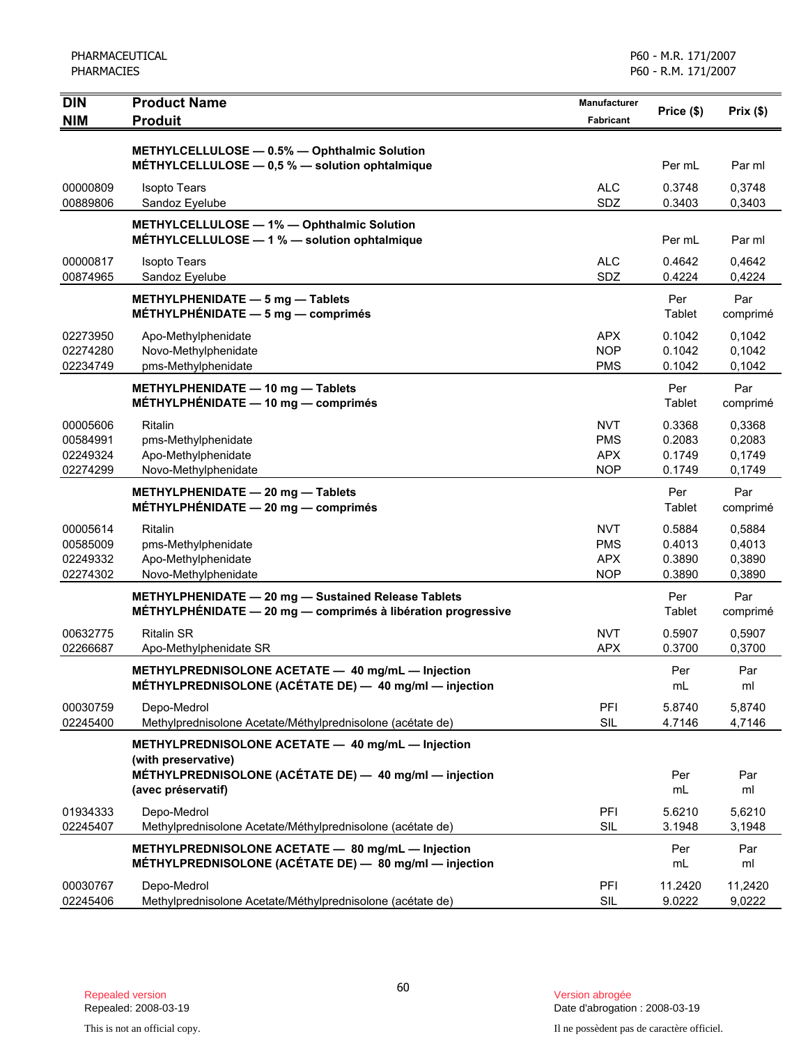| DIN<br>NIM | Product Name<br>Produit | Manufacturer<br>Fabricant | Price ($) | Prix ($) |
|---|---|---|---|---|
| | **METHYLCELLULOSE — 0.5% — Ophthalmic Solution**<br>**MÉTHYLCELLULOSE — 0,5 % — solution ophtalmique** | | Per mL | Par ml |
| 00000809 | Isopto Tears | ALC | 0.3748 | 0,3748 |
| 00889806 | Sandoz Eyelube | SDZ | 0.3403 | 0,3403 |
| | **METHYLCELLULOSE — 1% — Ophthalmic Solution**<br>**MÉTHYLCELLULOSE — 1 % — solution ophtalmique** | | Per mL | Par ml |
| 00000817 | Isopto Tears | ALC | 0.4642 | 0,4642 |
| 00874965 | Sandoz Eyelube | SDZ | 0.4224 | 0,4224 |
| | **METHYLPHENIDATE — 5 mg — Tablets**<br>**MÉTHYLPHÉNIDATE — 5 mg — comprimés** | | Per Tablet | Par comprimé |
| 02273950 | Apo-Methylphenidate | APX | 0.1042 | 0,1042 |
| 02274280 | Novo-Methylphenidate | NOP | 0.1042 | 0,1042 |
| 02234749 | pms-Methylphenidate | PMS | 0.1042 | 0,1042 |
| | **METHYLPHENIDATE — 10 mg — Tablets**<br>**MÉTHYLPHÉNIDATE — 10 mg — comprimés** | | Per Tablet | Par comprimé |
| 00005606 | Ritalin | NVT | 0.3368 | 0,3368 |
| 00584991 | pms-Methylphenidate | PMS | 0.2083 | 0,2083 |
| 02249324 | Apo-Methylphenidate | APX | 0.1749 | 0,1749 |
| 02274299 | Novo-Methylphenidate | NOP | 0.1749 | 0,1749 |
| | **METHYLPHENIDATE — 20 mg — Tablets**<br>**MÉTHYLPHÉNIDATE — 20 mg — comprimés** | | Per Tablet | Par comprimé |
| 00005614 | Ritalin | NVT | 0.5884 | 0,5884 |
| 00585009 | pms-Methylphenidate | PMS | 0.4013 | 0,4013 |
| 02249332 | Apo-Methylphenidate | APX | 0.3890 | 0,3890 |
| 02274302 | Novo-Methylphenidate | NOP | 0.3890 | 0,3890 |
| | **METHYLPHENIDATE — 20 mg — Sustained Release Tablets**<br>**MÉTHYLPHÉNIDATE — 20 mg — comprimés à libération progressive** | | Per Tablet | Par comprimé |
| 00632775 | Ritalin SR | NVT | 0.5907 | 0,5907 |
| 02266687 | Apo-Methylphenidate SR | APX | 0.3700 | 0,3700 |
| | **METHYLPREDNISOLONE ACETATE — 40 mg/mL — Injection**<br>**MÉTHYLPREDNISOLONE (ACÉTATE DE) — 40 mg/ml — injection** | | Per mL | Par ml |
| 00030759 | Depo-Medrol | PFI | 5.8740 | 5,8740 |
| 02245400 | Methylprednisolone Acetate/Méthylprednisolone (acétate de) | SIL | 4.7146 | 4,7146 |
| | **METHYLPREDNISOLONE ACETATE — 40 mg/mL — Injection (with preservative)**<br>**MÉTHYLPREDNISOLONE (ACÉTATE DE) — 40 mg/ml — injection (avec préservatif)** | | Per mL | Par ml |
| 01934333 | Depo-Medrol | PFI | 5.6210 | 5,6210 |
| 02245407 | Methylprednisolone Acetate/Méthylprednisolone (acétate de) | SIL | 3.1948 | 3,1948 |
| | **METHYLPREDNISOLONE ACETATE — 80 mg/mL — Injection**<br>**MÉTHYLPREDNISOLONE (ACÉTATE DE) — 80 mg/ml — injection** | | Per mL | Par ml |
| 00030767 | Depo-Medrol | PFI | 11.2420 | 11,2420 |
| 02245406 | Methylprednisolone Acetate/Méthylprednisolone (acétate de) | SIL | 9.0222 | 9,0222 |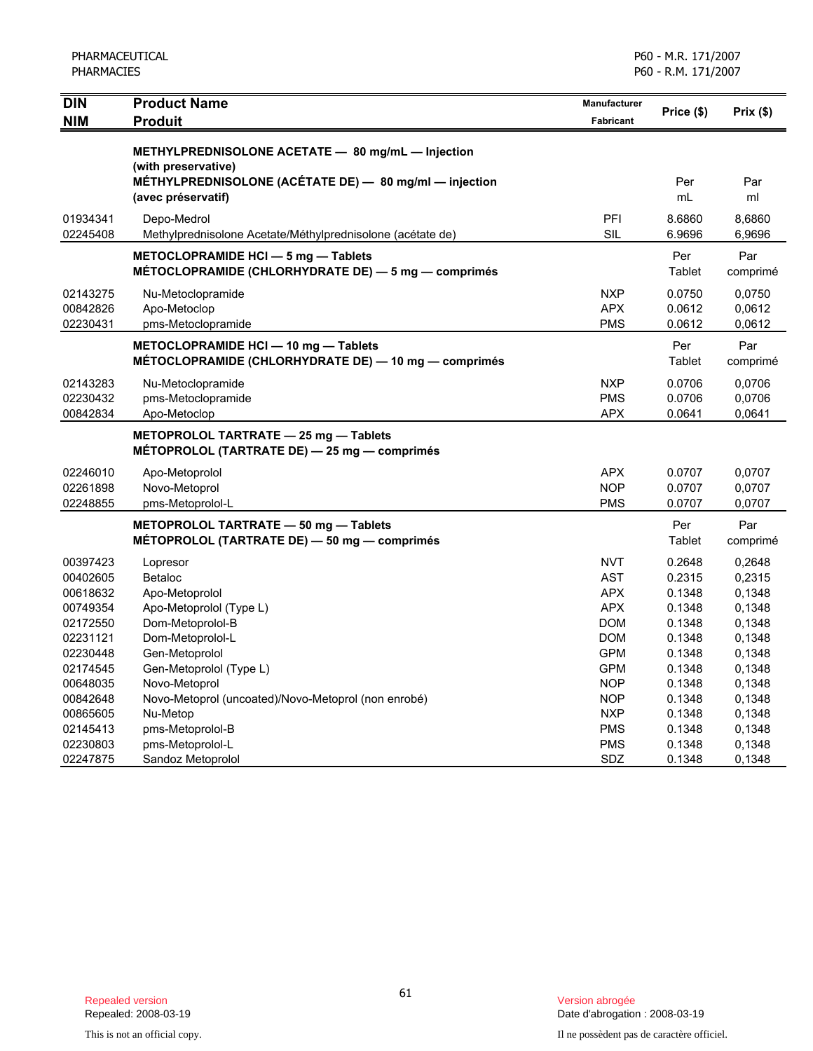| DIN<br>NIM | Product Name<br>Produit | Manufacturer<br>Fabricant | Price ($) | Prix ($) |
|---|---|---|---|---|
| | **METHYLPREDNISOLONE ACETATE — 80 mg/mL — Injection (with preservative)**<br>**MÉTHYLPREDNISOLONE (ACÉTATE DE) — 80 mg/ml — injection (avec préservatif)** | | Per mL | Par ml |
| 01934341 | Depo-Medrol | PFI | 8.6860 | 8,6860 |
| 02245408 | Methylprednisolone Acetate/Méthylprednisolone (acétate de) | SIL | 6.9696 | 6,9696 |
| | **METOCLOPRAMIDE HCl — 5 mg — Tablets**<br>**MÉTOCLOPRAMIDE (CHLORHYDRATE DE) — 5 mg — comprimés** | | Per Tablet | Par comprimé |
| 02143275 | Nu-Metoclopramide | NXP | 0.0750 | 0,0750 |
| 00842826 | Apo-Metoclop | APX | 0.0612 | 0,0612 |
| 02230431 | pms-Metoclopramide | PMS | 0.0612 | 0,0612 |
| | **METOCLOPRAMIDE HCl — 10 mg — Tablets**<br>**MÉTOCLOPRAMIDE (CHLORHYDRATE DE) — 10 mg — comprimés** | | Per Tablet | Par comprimé |
| 02143283 | Nu-Metoclopramide | NXP | 0.0706 | 0,0706 |
| 02230432 | pms-Metoclopramide | PMS | 0.0706 | 0,0706 |
| 00842834 | Apo-Metoclop | APX | 0.0641 | 0,0641 |
| | **METOPROLOL TARTRATE — 25 mg — Tablets**<br>**MÉTOPROLOL (TARTRATE DE) — 25 mg — comprimés** | | | |
| 02246010 | Apo-Metoprolol | APX | 0.0707 | 0,0707 |
| 02261898 | Novo-Metoprol | NOP | 0.0707 | 0,0707 |
| 02248855 | pms-Metoprolol-L | PMS | 0.0707 | 0,0707 |
| | **METOPROLOL TARTRATE — 50 mg — Tablets**<br>**MÉTOPROLOL (TARTRATE DE) — 50 mg — comprimés** | | Per Tablet | Par comprimé |
| 00397423 | Lopresor | NVT | 0.2648 | 0,2648 |
| 00402605 | Betaloc | AST | 0.2315 | 0,2315 |
| 00618632 | Apo-Metoprolol | APX | 0.1348 | 0,1348 |
| 00749354 | Apo-Metoprolol (Type L) | APX | 0.1348 | 0,1348 |
| 02172550 | Dom-Metoprolol-B | DOM | 0.1348 | 0,1348 |
| 02231121 | Dom-Metoprolol-L | DOM | 0.1348 | 0,1348 |
| 02230448 | Gen-Metoprolol | GPM | 0.1348 | 0,1348 |
| 02174545 | Gen-Metoprolol (Type L) | GPM | 0.1348 | 0,1348 |
| 00648035 | Novo-Metoprol | NOP | 0.1348 | 0,1348 |
| 00842648 | Novo-Metoprol (uncoated)/Novo-Metoprol (non enrobé) | NOP | 0.1348 | 0,1348 |
| 00865605 | Nu-Metop | NXP | 0.1348 | 0,1348 |
| 02145413 | pms-Metoprolol-B | PMS | 0.1348 | 0,1348 |
| 02230803 | pms-Metoprolol-L | PMS | 0.1348 | 0,1348 |
| 02247875 | Sandoz Metoprolol | SDZ | 0.1348 | 0,1348 |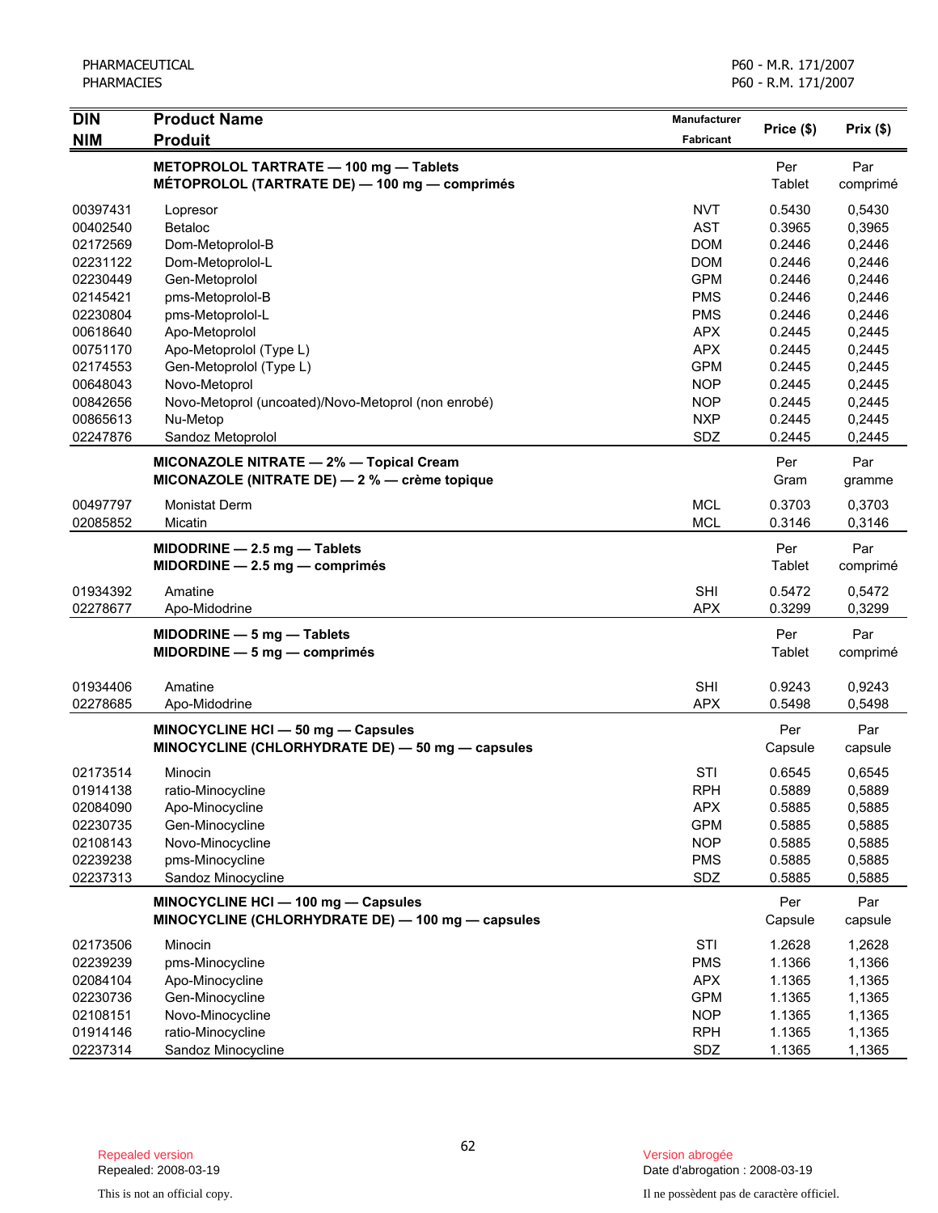| DIN<br>NIM | Product Name<br>Produit | Manufacturer<br>Fabricant | Price ($) | Prix ($) |
|---|---|---|---|---|
| | **METOPROLOL TARTRATE — 100 mg — Tablets**<br>**MÉTOPROLOL (TARTRATE DE) — 100 mg — comprimés** | | Per Tablet | Par comprimé |
| 00397431 | Lopresor | NVT | 0.5430 | 0,5430 |
| 00402540 | Betaloc | AST | 0.3965 | 0,3965 |
| 02172569 | Dom-Metoprolol-B | DOM | 0.2446 | 0,2446 |
| 02231122 | Dom-Metoprolol-L | DOM | 0.2446 | 0,2446 |
| 02230449 | Gen-Metoprolol | GPM | 0.2446 | 0,2446 |
| 02145421 | pms-Metoprolol-B | PMS | 0.2446 | 0,2446 |
| 02230804 | pms-Metoprolol-L | PMS | 0.2446 | 0,2446 |
| 00618640 | Apo-Metoprolol | APX | 0.2445 | 0,2445 |
| 00751170 | Apo-Metoprolol (Type L) | APX | 0.2445 | 0,2445 |
| 02174553 | Gen-Metoprolol (Type L) | GPM | 0.2445 | 0,2445 |
| 00648043 | Novo-Metoprol | NOP | 0.2445 | 0,2445 |
| 00842656 | Novo-Metoprol (uncoated)/Novo-Metoprol (non enrobé) | NOP | 0.2445 | 0,2445 |
| 00865613 | Nu-Metop | NXP | 0.2445 | 0,2445 |
| 02247876 | Sandoz Metoprolol | SDZ | 0.2445 | 0,2445 |
| | **MICONAZOLE NITRATE — 2% — Topical Cream**<br>**MICONAZOLE (NITRATE DE) — 2 % — crème topique** | | Per Gram | Par gramme |
| 00497797 | Monistat Derm | MCL | 0.3703 | 0,3703 |
| 02085852 | Micatin | MCL | 0.3146 | 0,3146 |
| | **MIDODRINE — 2.5 mg — Tablets**<br>**MIDORDINE — 2.5 mg — comprimés** | | Per Tablet | Par comprimé |
| 01934392 | Amatine | SHI | 0.5472 | 0,5472 |
| 02278677 | Apo-Midodrine | APX | 0.3299 | 0,3299 |
| | **MIDODRINE — 5 mg — Tablets**<br>**MIDORDINE — 5 mg — comprimés** | | Per Tablet | Par comprimé |
| 01934406 | Amatine | SHI | 0.9243 | 0,9243 |
| 02278685 | Apo-Midodrine | APX | 0.5498 | 0,5498 |
| | **MINOCYCLINE HCl — 50 mg — Capsules**<br>**MINOCYCLINE (CHLORHYDRATE DE) — 50 mg — capsules** | | Per Capsule | Par capsule |
| 02173514 | Minocin | STI | 0.6545 | 0,6545 |
| 01914138 | ratio-Minocycline | RPH | 0.5889 | 0,5889 |
| 02084090 | Apo-Minocycline | APX | 0.5885 | 0,5885 |
| 02230735 | Gen-Minocycline | GPM | 0.5885 | 0,5885 |
| 02108143 | Novo-Minocycline | NOP | 0.5885 | 0,5885 |
| 02239238 | pms-Minocycline | PMS | 0.5885 | 0,5885 |
| 02237313 | Sandoz Minocycline | SDZ | 0.5885 | 0,5885 |
| | **MINOCYCLINE HCl — 100 mg — Capsules**<br>**MINOCYCLINE (CHLORHYDRATE DE) — 100 mg — capsules** | | Per Capsule | Par capsule |
| 02173506 | Minocin | STI | 1.2628 | 1,2628 |
| 02239239 | pms-Minocycline | PMS | 1.1366 | 1,1366 |
| 02084104 | Apo-Minocycline | APX | 1.1365 | 1,1365 |
| 02230736 | Gen-Minocycline | GPM | 1.1365 | 1,1365 |
| 02108151 | Novo-Minocycline | NOP | 1.1365 | 1,1365 |
| 01914146 | ratio-Minocycline | RPH | 1.1365 | 1,1365 |
| 02237314 | Sandoz Minocycline | SDZ | 1.1365 | 1,1365 |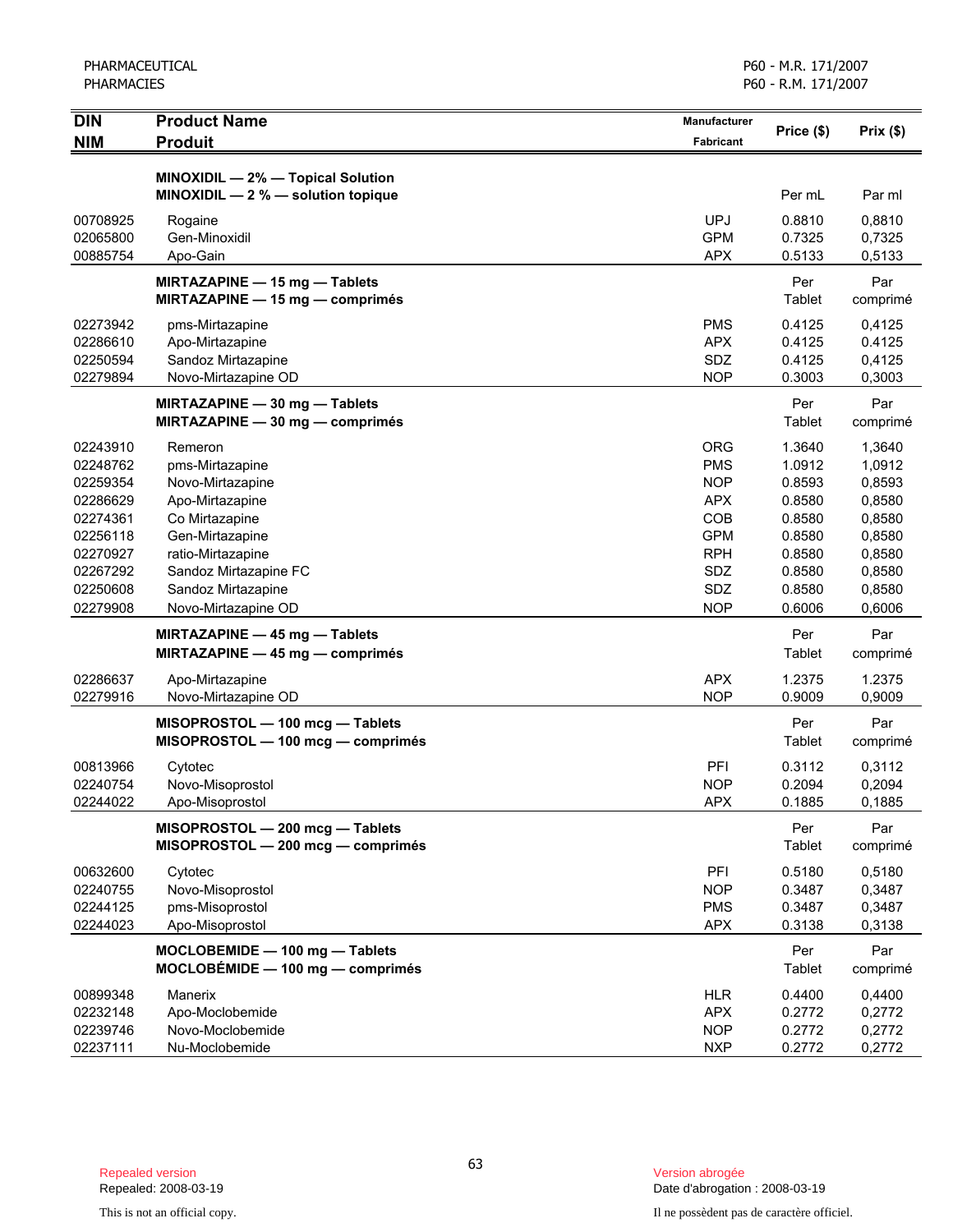| DIN<br>NIM | Product Name<br>Produit | Manufacturer<br>Fabricant | Price ($) | Prix ($) |
|---|---|---|---|---|
| | **MINOXIDIL — 2% — Topical Solution**<br>**MINOXIDIL — 2 % — solution topique** | | Per mL | Par ml |
| 00708925 | Rogaine | UPJ | 0.8810 | 0,8810 |
| 02065800 | Gen-Minoxidil | GPM | 0.7325 | 0,7325 |
| 00885754 | Apo-Gain | APX | 0.5133 | 0,5133 |
| | **MIRTAZAPINE — 15 mg — Tablets**<br>**MIRTAZAPINE — 15 mg — comprimés** | | Per Tablet | Par comprimé |
| 02273942 | pms-Mirtazapine | PMS | 0.4125 | 0,4125 |
| 02286610 | Apo-Mirtazapine | APX | 0.4125 | 0.4125 |
| 02250594 | Sandoz Mirtazapine | SDZ | 0.4125 | 0,4125 |
| 02279894 | Novo-Mirtazapine OD | NOP | 0.3003 | 0,3003 |
| | **MIRTAZAPINE — 30 mg — Tablets**<br>**MIRTAZAPINE — 30 mg — comprimés** | | Per Tablet | Par comprimé |
| 02243910 | Remeron | ORG | 1.3640 | 1,3640 |
| 02248762 | pms-Mirtazapine | PMS | 1.0912 | 1,0912 |
| 02259354 | Novo-Mirtazapine | NOP | 0.8593 | 0,8593 |
| 02286629 | Apo-Mirtazapine | APX | 0.8580 | 0,8580 |
| 02274361 | Co Mirtazapine | COB | 0.8580 | 0,8580 |
| 02256118 | Gen-Mirtazapine | GPM | 0.8580 | 0,8580 |
| 02270927 | ratio-Mirtazapine | RPH | 0.8580 | 0,8580 |
| 02267292 | Sandoz Mirtazapine FC | SDZ | 0.8580 | 0,8580 |
| 02250608 | Sandoz Mirtazapine | SDZ | 0.8580 | 0,8580 |
| 02279908 | Novo-Mirtazapine OD | NOP | 0.6006 | 0,6006 |
| | **MIRTAZAPINE — 45 mg — Tablets**<br>**MIRTAZAPINE — 45 mg — comprimés** | | Per Tablet | Par comprimé |
| 02286637 | Apo-Mirtazapine | APX | 1.2375 | 1.2375 |
| 02279916 | Novo-Mirtazapine OD | NOP | 0.9009 | 0,9009 |
| | **MISOPROSTOL — 100 mcg — Tablets**<br>**MISOPROSTOL — 100 mcg — comprimés** | | Per Tablet | Par comprimé |
| 00813966 | Cytotec | PFI | 0.3112 | 0,3112 |
| 02240754 | Novo-Misoprostol | NOP | 0.2094 | 0,2094 |
| 02244022 | Apo-Misoprostol | APX | 0.1885 | 0,1885 |
| | **MISOPROSTOL — 200 mcg — Tablets**<br>**MISOPROSTOL — 200 mcg — comprimés** | | Per Tablet | Par comprimé |
| 00632600 | Cytotec | PFI | 0.5180 | 0,5180 |
| 02240755 | Novo-Misoprostol | NOP | 0.3487 | 0,3487 |
| 02244125 | pms-Misoprostol | PMS | 0.3487 | 0,3487 |
| 02244023 | Apo-Misoprostol | APX | 0.3138 | 0,3138 |
| | **MOCLOBEMIDE — 100 mg — Tablets**<br>**MOCLOBÉMIDE — 100 mg — comprimés** | | Per Tablet | Par comprimé |
| 00899348 | Manerix | HLR | 0.4400 | 0,4400 |
| 02232148 | Apo-Moclobemide | APX | 0.2772 | 0,2772 |
| 02239746 | Novo-Moclobemide | NOP | 0.2772 | 0,2772 |
| 02237111 | Nu-Moclobemide | NXP | 0.2772 | 0,2772 |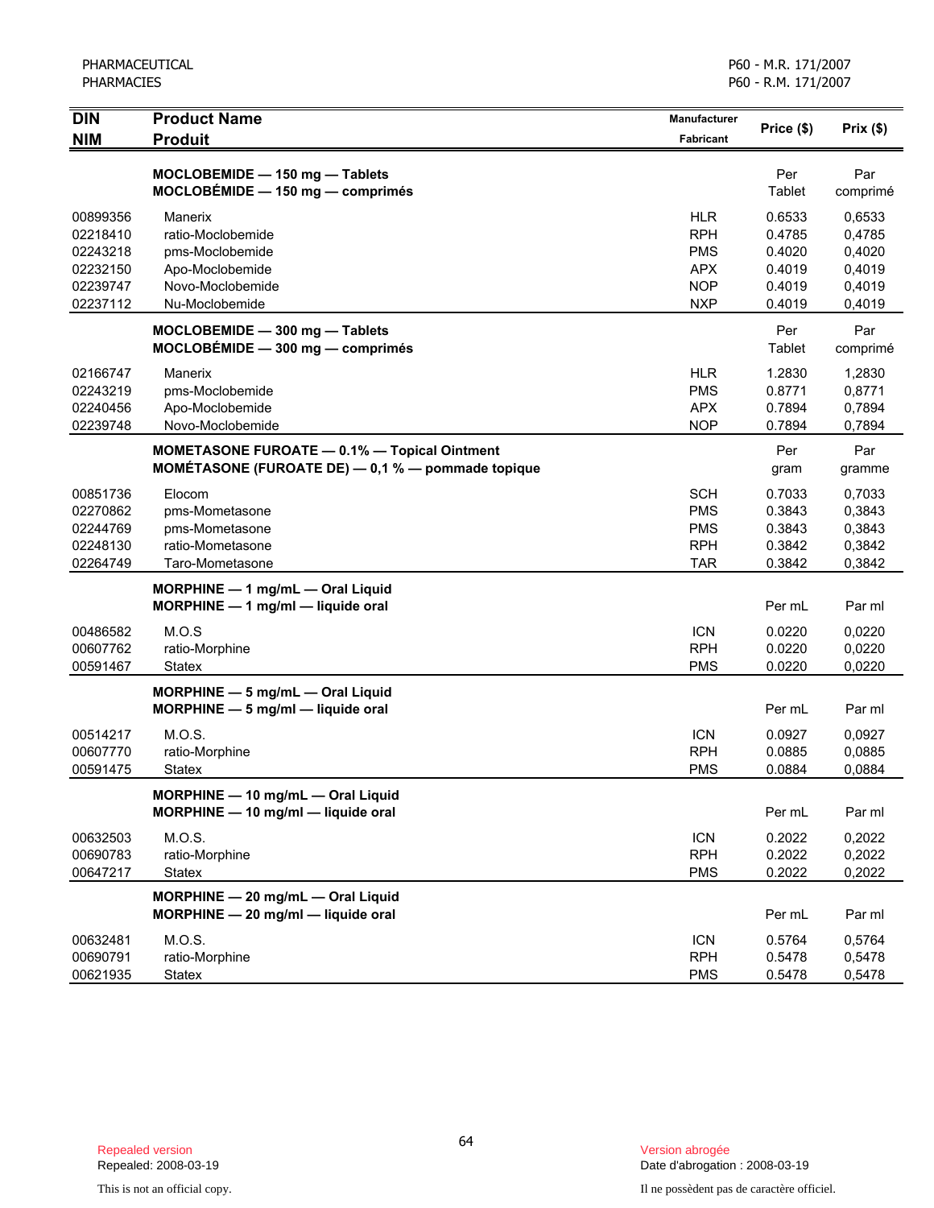| DIN<br>NIM | Product Name<br>Produit | Manufacturer<br>Fabricant | Price ($) | Prix ($) |
|---|---|---|---|---|
| | **MOCLOBEMIDE — 150 mg — Tablets**<br>**MOCLOBÉMIDE — 150 mg — comprimés** | | Per Tablet | Par comprimé |
| 00899356 | Manerix | HLR | 0.6533 | 0,6533 |
| 02218410 | ratio-Moclobemide | RPH | 0.4785 | 0,4785 |
| 02243218 | pms-Moclobemide | PMS | 0.4020 | 0,4020 |
| 02232150 | Apo-Moclobemide | APX | 0.4019 | 0,4019 |
| 02239747 | Novo-Moclobemide | NOP | 0.4019 | 0,4019 |
| 02237112 | Nu-Moclobemide | NXP | 0.4019 | 0,4019 |
| | **MOCLOBEMIDE — 300 mg — Tablets**<br>**MOCLOBÉMIDE — 300 mg — comprimés** | | Per Tablet | Par comprimé |
| 02166747 | Manerix | HLR | 1.2830 | 1,2830 |
| 02243219 | pms-Moclobemide | PMS | 0.8771 | 0,8771 |
| 02240456 | Apo-Moclobemide | APX | 0.7894 | 0,7894 |
| 02239748 | Novo-Moclobemide | NOP | 0.7894 | 0,7894 |
| | **MOMETASONE FUROATE — 0.1% — Topical Ointment**<br>**MOMÉTASONE (FUROATE DE) — 0,1 % — pommade topique** | | Per gram | Par gramme |
| 00851736 | Elocom | SCH | 0.7033 | 0,7033 |
| 02270862 | pms-Mometasone | PMS | 0.3843 | 0,3843 |
| 02244769 | pms-Mometasone | PMS | 0.3843 | 0,3843 |
| 02248130 | ratio-Mometasone | RPH | 0.3842 | 0,3842 |
| 02264749 | Taro-Mometasone | TAR | 0.3842 | 0,3842 |
| | **MORPHINE — 1 mg/mL — Oral Liquid**<br>**MORPHINE — 1 mg/ml — liquide oral** | | Per mL | Par ml |
| 00486582 | M.O.S | ICN | 0.0220 | 0,0220 |
| 00607762 | ratio-Morphine | RPH | 0.0220 | 0,0220 |
| 00591467 | Statex | PMS | 0.0220 | 0,0220 |
| | **MORPHINE — 5 mg/mL — Oral Liquid**<br>**MORPHINE — 5 mg/ml — liquide oral** | | Per mL | Par ml |
| 00514217 | M.O.S. | ICN | 0.0927 | 0,0927 |
| 00607770 | ratio-Morphine | RPH | 0.0885 | 0,0885 |
| 00591475 | Statex | PMS | 0.0884 | 0,0884 |
| | **MORPHINE — 10 mg/mL — Oral Liquid**<br>**MORPHINE — 10 mg/ml — liquide oral** | | Per mL | Par ml |
| 00632503 | M.O.S. | ICN | 0.2022 | 0,2022 |
| 00690783 | ratio-Morphine | RPH | 0.2022 | 0,2022 |
| 00647217 | Statex | PMS | 0.2022 | 0,2022 |
| | **MORPHINE — 20 mg/mL — Oral Liquid**<br>**MORPHINE — 20 mg/ml — liquide oral** | | Per mL | Par ml |
| 00632481 | M.O.S. | ICN | 0.5764 | 0,5764 |
| 00690791 | ratio-Morphine | RPH | 0.5478 | 0,5478 |
| 00621935 | Statex | PMS | 0.5478 | 0,5478 |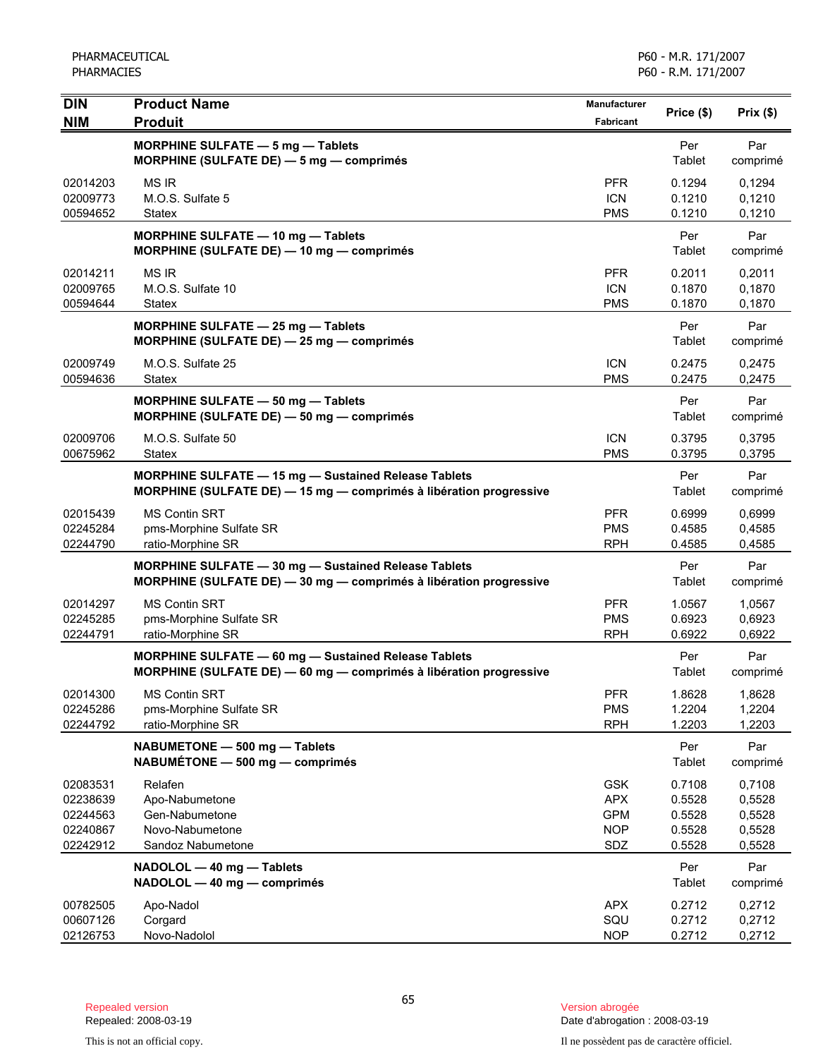| DIN<br>NIM | Product Name<br>Produit | Manufacturer<br>Fabricant | Price ($) | Prix ($) |
|---|---|---|---|---|
| | **MORPHINE SULFATE — 5 mg — Tablets**<br>**MORPHINE (SULFATE DE) — 5 mg — comprimés** | | Per Tablet | Par comprimé |
| 02014203 | MS IR | PFR | 0.1294 | 0,1294 |
| 02009773 | M.O.S. Sulfate 5 | ICN | 0.1210 | 0,1210 |
| 00594652 | Statex | PMS | 0.1210 | 0,1210 |
| | **MORPHINE SULFATE — 10 mg — Tablets**<br>**MORPHINE (SULFATE DE) — 10 mg — comprimés** | | Per Tablet | Par comprimé |
| 02014211 | MS IR | PFR | 0.2011 | 0,2011 |
| 02009765 | M.O.S. Sulfate 10 | ICN | 0.1870 | 0,1870 |
| 00594644 | Statex | PMS | 0.1870 | 0,1870 |
| | **MORPHINE SULFATE — 25 mg — Tablets**<br>**MORPHINE (SULFATE DE) — 25 mg — comprimés** | | Per Tablet | Par comprimé |
| 02009749 | M.O.S. Sulfate 25 | ICN | 0.2475 | 0,2475 |
| 00594636 | Statex | PMS | 0.2475 | 0,2475 |
| | **MORPHINE SULFATE — 50 mg — Tablets**<br>**MORPHINE (SULFATE DE) — 50 mg — comprimés** | | Per Tablet | Par comprimé |
| 02009706 | M.O.S. Sulfate 50 | ICN | 0.3795 | 0,3795 |
| 00675962 | Statex | PMS | 0.3795 | 0,3795 |
| | **MORPHINE SULFATE — 15 mg — Sustained Release Tablets**<br>**MORPHINE (SULFATE DE) — 15 mg — comprimés à libération progressive** | | Per Tablet | Par comprimé |
| 02015439 | MS Contin SRT | PFR | 0.6999 | 0,6999 |
| 02245284 | pms-Morphine Sulfate SR | PMS | 0.4585 | 0,4585 |
| 02244790 | ratio-Morphine SR | RPH | 0.4585 | 0,4585 |
| | **MORPHINE SULFATE — 30 mg — Sustained Release Tablets**<br>**MORPHINE (SULFATE DE) — 30 mg — comprimés à libération progressive** | | Per Tablet | Par comprimé |
| 02014297 | MS Contin SRT | PFR | 1.0567 | 1,0567 |
| 02245285 | pms-Morphine Sulfate SR | PMS | 0.6923 | 0,6923 |
| 02244791 | ratio-Morphine SR | RPH | 0.6922 | 0,6922 |
| | **MORPHINE SULFATE — 60 mg — Sustained Release Tablets**<br>**MORPHINE (SULFATE DE) — 60 mg — comprimés à libération progressive** | | Per Tablet | Par comprimé |
| 02014300 | MS Contin SRT | PFR | 1.8628 | 1,8628 |
| 02245286 | pms-Morphine Sulfate SR | PMS | 1.2204 | 1,2204 |
| 02244792 | ratio-Morphine SR | RPH | 1.2203 | 1,2203 |
| | **NABUMETONE — 500 mg — Tablets**<br>**NABUMÉTONE — 500 mg — comprimés** | | Per Tablet | Par comprimé |
| 02083531 | Relafen | GSK | 0.7108 | 0,7108 |
| 02238639 | Apo-Nabumetone | APX | 0.5528 | 0,5528 |
| 02244563 | Gen-Nabumetone | GPM | 0.5528 | 0,5528 |
| 02240867 | Novo-Nabumetone | NOP | 0.5528 | 0,5528 |
| 02242912 | Sandoz Nabumetone | SDZ | 0.5528 | 0,5528 |
| | **NADOLOL — 40 mg — Tablets**<br>**NADOLOL — 40 mg — comprimés** | | Per Tablet | Par comprimé |
| 00782505 | Apo-Nadol | APX | 0.2712 | 0,2712 |
| 00607126 | Corgard | SQU | 0.2712 | 0,2712 |
| 02126753 | Novo-Nadolol | NOP | 0.2712 | 0,2712 |

Repealed version
Repealed: 2008-03-19

Version abrogée
Date d'abrogation : 2008-03-19

This is not an official copy.

Il ne possèdent pas de caractère officiel.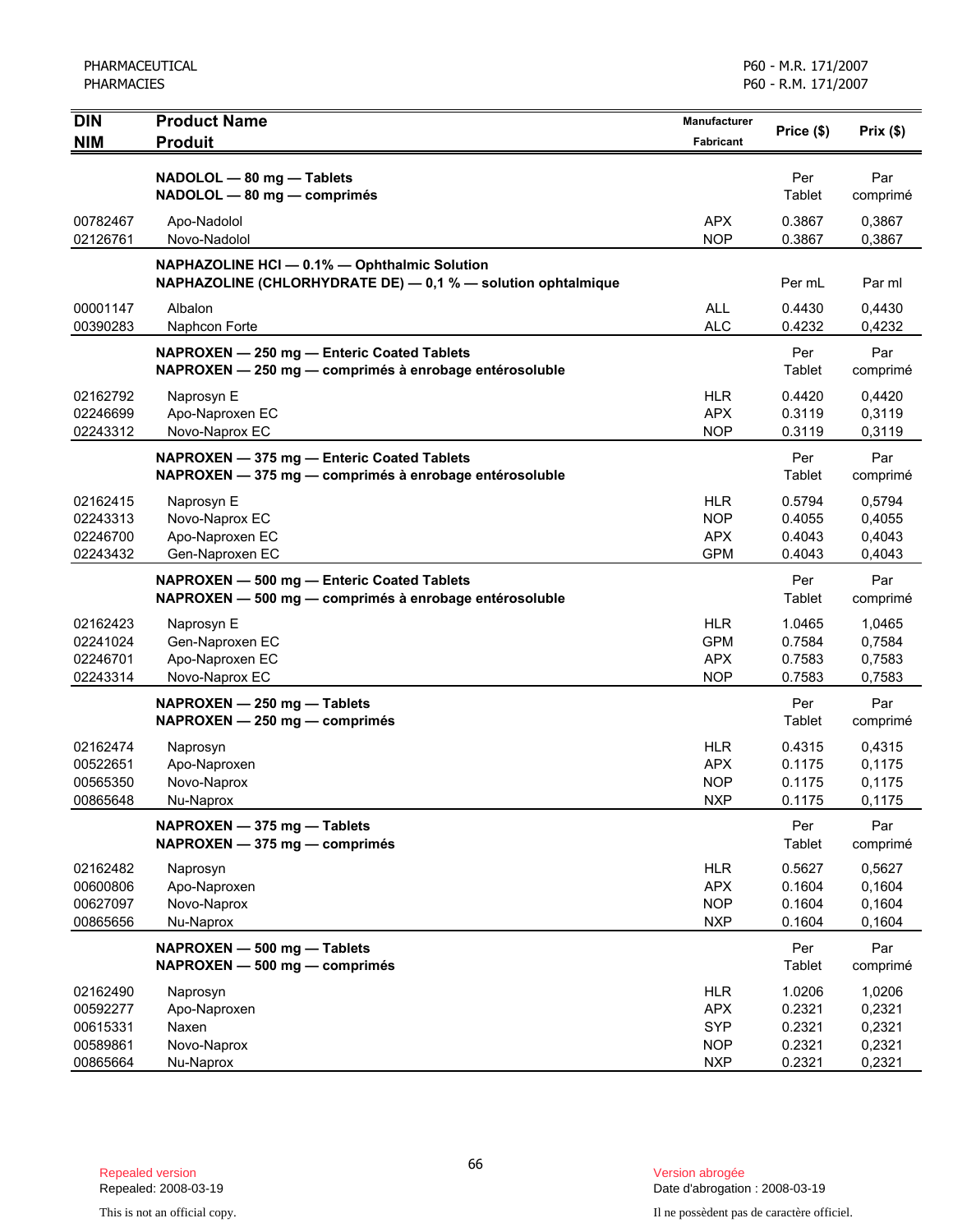| DIN<br>NIM | Product Name<br>Produit | Manufacturer<br>Fabricant | Price ($) | Prix ($) |
|---|---|---|---|---|
| | **NADOLOL — 80 mg — Tablets**<br>**NADOLOL — 80 mg — comprimés** | | Per Tablet | Par comprimé |
| 00782467 | Apo-Nadolol | APX | 0.3867 | 0,3867 |
| 02126761 | Novo-Nadolol | NOP | 0.3867 | 0,3867 |
| | **NAPHAZOLINE HCl — 0.1% — Ophthalmic Solution**<br>**NAPHAZOLINE (CHLORHYDRATE DE) — 0,1 % — solution ophtalmique** | | Per mL | Par ml |
| 00001147 | Albalon | ALL | 0.4430 | 0,4430 |
| 00390283 | Naphcon Forte | ALC | 0.4232 | 0,4232 |
| | **NAPROXEN — 250 mg — Enteric Coated Tablets**<br>**NAPROXEN — 250 mg — comprimés à enrobage entérosoluble** | | Per Tablet | Par comprimé |
| 02162792 | Naprosyn E | HLR | 0.4420 | 0,4420 |
| 02246699 | Apo-Naproxen EC | APX | 0.3119 | 0,3119 |
| 02243312 | Novo-Naprox EC | NOP | 0.3119 | 0,3119 |
| | **NAPROXEN — 375 mg — Enteric Coated Tablets**<br>**NAPROXEN — 375 mg — comprimés à enrobage entérosoluble** | | Per Tablet | Par comprimé |
| 02162415 | Naprosyn E | HLR | 0.5794 | 0,5794 |
| 02243313 | Novo-Naprox EC | NOP | 0.4055 | 0,4055 |
| 02246700 | Apo-Naproxen EC | APX | 0.4043 | 0,4043 |
| 02243432 | Gen-Naproxen EC | GPM | 0.4043 | 0,4043 |
| | **NAPROXEN — 500 mg — Enteric Coated Tablets**<br>**NAPROXEN — 500 mg — comprimés à enrobage entérosoluble** | | Per Tablet | Par comprimé |
| 02162423 | Naprosyn E | HLR | 1.0465 | 1,0465 |
| 02241024 | Gen-Naproxen EC | GPM | 0.7584 | 0,7584 |
| 02246701 | Apo-Naproxen EC | APX | 0.7583 | 0,7583 |
| 02243314 | Novo-Naprox EC | NOP | 0.7583 | 0,7583 |
| | **NAPROXEN — 250 mg — Tablets**<br>**NAPROXEN — 250 mg — comprimés** | | Per Tablet | Par comprimé |
| 02162474 | Naprosyn | HLR | 0.4315 | 0,4315 |
| 00522651 | Apo-Naproxen | APX | 0.1175 | 0,1175 |
| 00565350 | Novo-Naprox | NOP | 0.1175 | 0,1175 |
| 00865648 | Nu-Naprox | NXP | 0.1175 | 0,1175 |
| | **NAPROXEN — 375 mg — Tablets**<br>**NAPROXEN — 375 mg — comprimés** | | Per Tablet | Par comprimé |
| 02162482 | Naprosyn | HLR | 0.5627 | 0,5627 |
| 00600806 | Apo-Naproxen | APX | 0.1604 | 0,1604 |
| 00627097 | Novo-Naprox | NOP | 0.1604 | 0,1604 |
| 00865656 | Nu-Naprox | NXP | 0.1604 | 0,1604 |
| | **NAPROXEN — 500 mg — Tablets**<br>**NAPROXEN — 500 mg — comprimés** | | Per Tablet | Par comprimé |
| 02162490 | Naprosyn | HLR | 1.0206 | 1,0206 |
| 00592277 | Apo-Naproxen | APX | 0.2321 | 0,2321 |
| 00615331 | Naxen | SYP | 0.2321 | 0,2321 |
| 00589861 | Novo-Naprox | NOP | 0.2321 | 0,2321 |
| 00865664 | Nu-Naprox | NXP | 0.2321 | 0,2321 |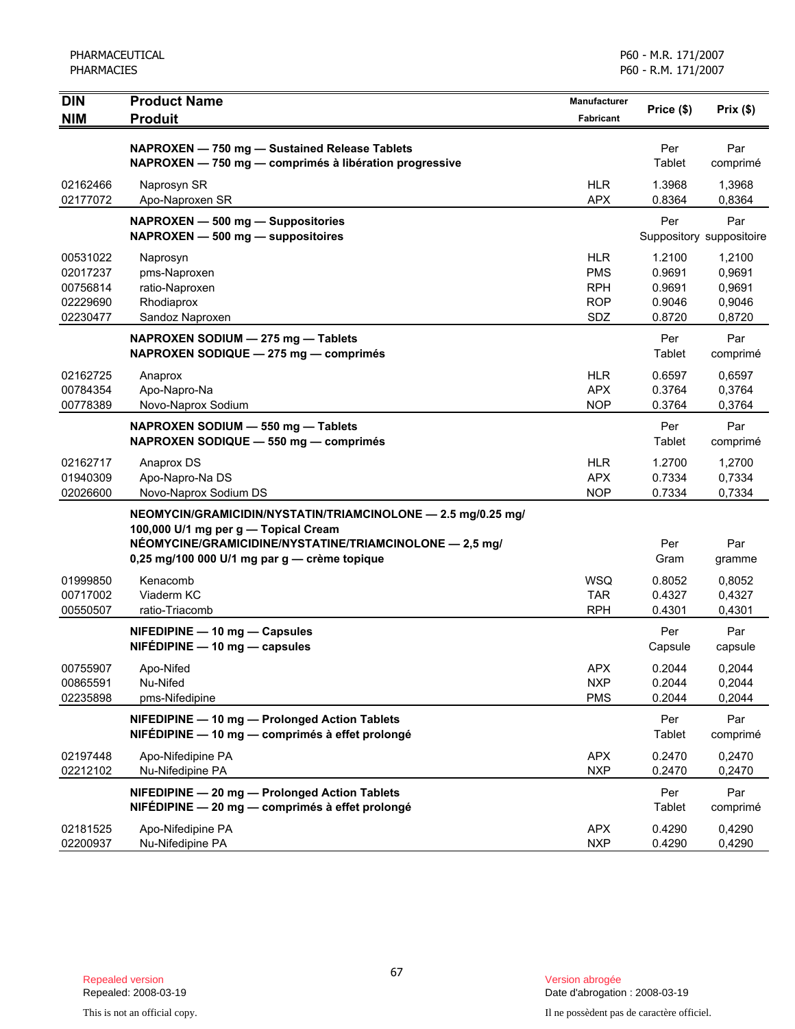| DIN<br>NIM | Product Name<br>Produit | Manufacturer<br>Fabricant | Price ($) | Prix ($) |
|---|---|---|---|---|
| | **NAPROXEN — 750 mg — Sustained Release Tablets**<br>**NAPROXEN — 750 mg — comprimés à libération progressive** | | Per Tablet | Par comprimé |
| 02162466 | Naprosyn SR | HLR | 1.3968 | 1,3968 |
| 02177072 | Apo-Naproxen SR | APX | 0.8364 | 0,8364 |
| | **NAPROXEN — 500 mg — Suppositories**<br>**NAPROXEN — 500 mg — suppositoires** | | Per Suppository | Par suppositoire |
| 00531022 | Naprosyn | HLR | 1.2100 | 1,2100 |
| 02017237 | pms-Naproxen | PMS | 0.9691 | 0,9691 |
| 00756814 | ratio-Naproxen | RPH | 0.9691 | 0,9691 |
| 02229690 | Rhodiaprox | ROP | 0.9046 | 0,9046 |
| 02230477 | Sandoz Naproxen | SDZ | 0.8720 | 0,8720 |
| | **NAPROXEN SODIUM — 275 mg — Tablets**<br>**NAPROXEN SODIQUE — 275 mg — comprimés** | | Per Tablet | Par comprimé |
| 02162725 | Anaprox | HLR | 0.6597 | 0,6597 |
| 00784354 | Apo-Napro-Na | APX | 0.3764 | 0,3764 |
| 00778389 | Novo-Naprox Sodium | NOP | 0.3764 | 0,3764 |
| | **NAPROXEN SODIUM — 550 mg — Tablets**<br>**NAPROXEN SODIQUE — 550 mg — comprimés** | | Per Tablet | Par comprimé |
| 02162717 | Anaprox DS | HLR | 1.2700 | 1,2700 |
| 01940309 | Apo-Napro-Na DS | APX | 0.7334 | 0,7334 |
| 02026600 | Novo-Naprox Sodium DS | NOP | 0.7334 | 0,7334 |
| | **NEOMYCIN/GRAMICIDIN/NYSTATIN/TRIAMCINOLONE — 2.5 mg/0.25 mg/ 100,000 U/1 mg per g — Topical Cream**<br>**NÉOMYCINE/GRAMICIDINE/NYSTATINE/TRIAMCINOLONE — 2,5 mg/ 0,25 mg/100 000 U/1 mg par g — crème topique** | | Per Gram | Par gramme |
| 01999850 | Kenacomb | WSQ | 0.8052 | 0,8052 |
| 00717002 | Viaderm KC | TAR | 0.4327 | 0,4327 |
| 00550507 | ratio-Triacomb | RPH | 0.4301 | 0,4301 |
| | **NIFEDIPINE — 10 mg — Capsules**<br>**NIFÉDIPINE — 10 mg — capsules** | | Per Capsule | Par capsule |
| 00755907 | Apo-Nifed | APX | 0.2044 | 0,2044 |
| 00865591 | Nu-Nifed | NXP | 0.2044 | 0,2044 |
| 02235898 | pms-Nifedipine | PMS | 0.2044 | 0,2044 |
| | **NIFEDIPINE — 10 mg — Prolonged Action Tablets**<br>**NIFÉDIPINE — 10 mg — comprimés à effet prolongé** | | Per Tablet | Par comprimé |
| 02197448 | Apo-Nifedipine PA | APX | 0.2470 | 0,2470 |
| 02212102 | Nu-Nifedipine PA | NXP | 0.2470 | 0,2470 |
| | **NIFEDIPINE — 20 mg — Prolonged Action Tablets**<br>**NIFÉDIPINE — 20 mg — comprimés à effet prolongé** | | Per Tablet | Par comprimé |
| 02181525 | Apo-Nifedipine PA | APX | 0.4290 | 0,4290 |
| 02200937 | Nu-Nifedipine PA | NXP | 0.4290 | 0,4290 |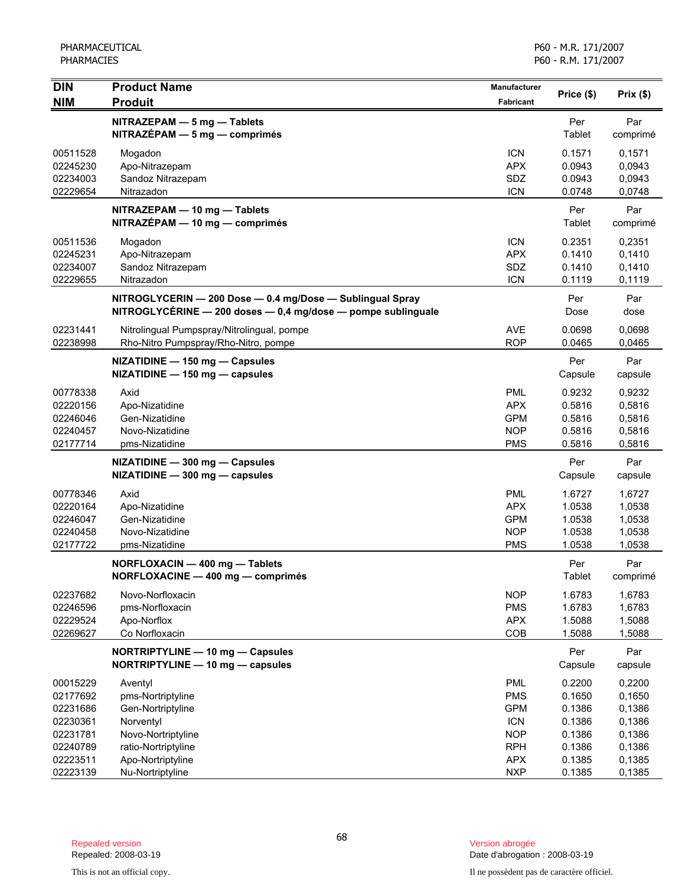| DIN<br>NIM | Product Name<br>Produit | Manufacturer<br>Fabricant | Price ($) | Prix ($) |
|---|---|---|---|---|
| | **NITRAZEPAM — 5 mg — Tablets**<br>**NITRAZÉPAM — 5 mg — comprimés** | | Per<br>Tablet | Par<br>comprimé |
| 00511528 | Mogadon | ICN | 0.1571 | 0,1571 |
| 02245230 | Apo-Nitrazepam | APX | 0.0943 | 0,0943 |
| 02234003 | Sandoz Nitrazepam | SDZ | 0.0943 | 0,0943 |
| 02229654 | Nitrazadon | ICN | 0.0748 | 0,0748 |
| | **NITRAZEPAM — 10 mg — Tablets**<br>**NITRAZÉPAM — 10 mg — comprimés** | | Per<br>Tablet | Par<br>comprimé |
| 00511536 | Mogadon | ICN | 0.2351 | 0,2351 |
| 02245231 | Apo-Nitrazepam | APX | 0.1410 | 0,1410 |
| 02234007 | Sandoz Nitrazepam | SDZ | 0.1410 | 0,1410 |
| 02229655 | Nitrazadon | ICN | 0.1119 | 0,1119 |
| | **NITROGLYCERIN — 200 Dose — 0.4 mg/Dose — Sublingual Spray**<br>**NITROGLYCÉRINE — 200 doses — 0,4 mg/dose — pompe sublinguale** | | Per<br>Dose | Par<br>dose |
| 02231441 | Nitrolingual Pumpspray/Nitrolingual, pompe | AVE | 0.0698 | 0,0698 |
| 02238998 | Rho-Nitro Pumpspray/Rho-Nitro, pompe | ROP | 0.0465 | 0,0465 |
| | **NIZATIDINE — 150 mg — Capsules**<br>**NIZATIDINE — 150 mg — capsules** | | Per<br>Capsule | Par<br>capsule |
| 00778338 | Axid | PML | 0.9232 | 0,9232 |
| 02220156 | Apo-Nizatidine | APX | 0.5816 | 0,5816 |
| 02246046 | Gen-Nizatidine | GPM | 0.5816 | 0,5816 |
| 02240457 | Novo-Nizatidine | NOP | 0.5816 | 0,5816 |
| 02177714 | pms-Nizatidine | PMS | 0.5816 | 0,5816 |
| | **NIZATIDINE — 300 mg — Capsules**<br>**NIZATIDINE — 300 mg — capsules** | | Per<br>Capsule | Par<br>capsule |
| 00778346 | Axid | PML | 1.6727 | 1,6727 |
| 02220164 | Apo-Nizatidine | APX | 1.0538 | 1,0538 |
| 02246047 | Gen-Nizatidine | GPM | 1.0538 | 1,0538 |
| 02240458 | Novo-Nizatidine | NOP | 1.0538 | 1,0538 |
| 02177722 | pms-Nizatidine | PMS | 1.0538 | 1,0538 |
| | **NORFLOXACIN — 400 mg — Tablets**<br>**NORFLOXACINE — 400 mg — comprimés** | | Per<br>Tablet | Par<br>comprimé |
| 02237682 | Novo-Norfloxacin | NOP | 1.6783 | 1,6783 |
| 02246596 | pms-Norfloxacin | PMS | 1.6783 | 1,6783 |
| 02229524 | Apo-Norflox | APX | 1.5088 | 1,5088 |
| 02269627 | Co Norfloxacin | COB | 1.5088 | 1,5088 |
| | **NORTRIPTYLINE — 10 mg — Capsules**<br>**NORTRIPTYLINE — 10 mg — capsules** | | Per<br>Capsule | Par<br>capsule |
| 00015229 | Aventyl | PML | 0.2200 | 0,2200 |
| 02177692 | pms-Nortriptyline | PMS | 0.1650 | 0,1650 |
| 02231686 | Gen-Nortriptyline | GPM | 0.1386 | 0,1386 |
| 02230361 | Norventyl | ICN | 0.1386 | 0,1386 |
| 02231781 | Novo-Nortriptyline | NOP | 0.1386 | 0,1386 |
| 02240789 | ratio-Nortriptyline | RPH | 0.1386 | 0,1386 |
| 02223511 | Apo-Nortriptyline | APX | 0.1385 | 0,1385 |
| 02223139 | Nu-Nortriptyline | NXP | 0.1385 | 0,1385 |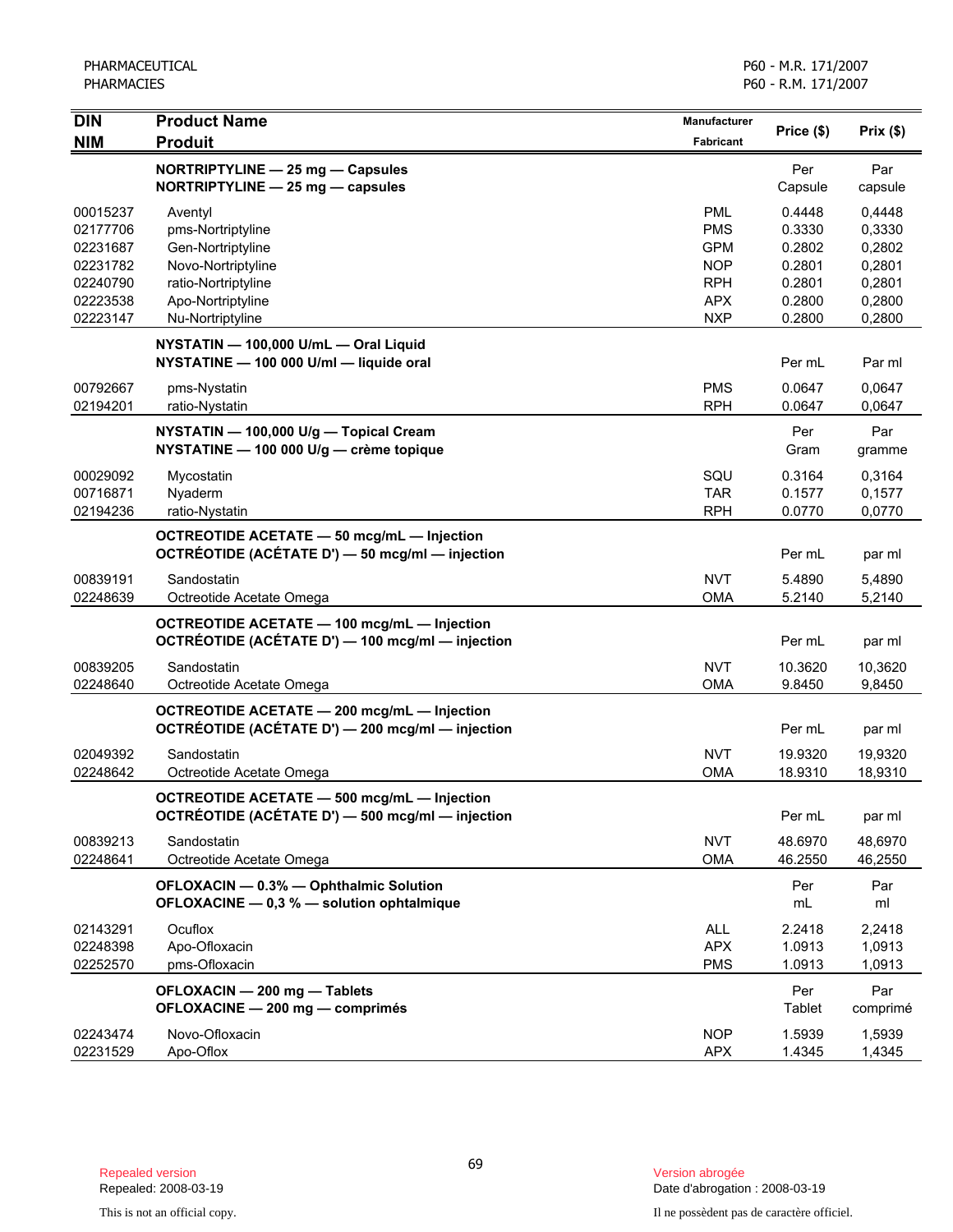| DIN<br>NIM | Product Name<br>Produit | Manufacturer<br>Fabricant | Price ($) | Prix ($) |
|---|---|---|---|---|
| | **NORTRIPTYLINE — 25 mg — Capsules**<br>**NORTRIPTYLINE — 25 mg — capsules** | | Per Capsule | Par capsule |
| 00015237 | Aventyl | PML | 0.4448 | 0,4448 |
| 02177706 | pms-Nortriptyline | PMS | 0.3330 | 0,3330 |
| 02231687 | Gen-Nortriptyline | GPM | 0.2802 | 0,2802 |
| 02231782 | Novo-Nortriptyline | NOP | 0.2801 | 0,2801 |
| 02240790 | ratio-Nortriptyline | RPH | 0.2801 | 0,2801 |
| 02223538 | Apo-Nortriptyline | APX | 0.2800 | 0,2800 |
| 02223147 | Nu-Nortriptyline | NXP | 0.2800 | 0,2800 |
| | **NYSTATIN — 100,000 U/mL — Oral Liquid**<br>**NYSTATINE — 100 000 U/ml — liquide oral** | | Per mL | Par ml |
| 00792667 | pms-Nystatin | PMS | 0.0647 | 0,0647 |
| 02194201 | ratio-Nystatin | RPH | 0.0647 | 0,0647 |
| | **NYSTATIN — 100,000 U/g — Topical Cream**<br>**NYSTATINE — 100 000 U/g — crème topique** | | Per Gram | Par gramme |
| 00029092 | Mycostatin | SQU | 0.3164 | 0,3164 |
| 00716871 | Nyaderm | TAR | 0.1577 | 0,1577 |
| 02194236 | ratio-Nystatin | RPH | 0.0770 | 0,0770 |
| | **OCTREOTIDE ACETATE — 50 mcg/mL — Injection**<br>**OCTRÉOTIDE (ACÉTATE D') — 50 mcg/ml — injection** | | Per mL | par ml |
| 00839191 | Sandostatin | NVT | 5.4890 | 5,4890 |
| 02248639 | Octreotide Acetate Omega | OMA | 5.2140 | 5,2140 |
| | **OCTREOTIDE ACETATE — 100 mcg/mL — Injection**<br>**OCTRÉOTIDE (ACÉTATE D') — 100 mcg/ml — injection** | | Per mL | par ml |
| 00839205 | Sandostatin | NVT | 10.3620 | 10,3620 |
| 02248640 | Octreotide Acetate Omega | OMA | 9.8450 | 9,8450 |
| | **OCTREOTIDE ACETATE — 200 mcg/mL — Injection**<br>**OCTRÉOTIDE (ACÉTATE D') — 200 mcg/ml — injection** | | Per mL | par ml |
| 02049392 | Sandostatin | NVT | 19.9320 | 19,9320 |
| 02248642 | Octreotide Acetate Omega | OMA | 18.9310 | 18,9310 |
| | **OCTREOTIDE ACETATE — 500 mcg/mL — Injection**<br>**OCTRÉOTIDE (ACÉTATE D') — 500 mcg/ml — injection** | | Per mL | par ml |
| 00839213 | Sandostatin | NVT | 48.6970 | 48,6970 |
| 02248641 | Octreotide Acetate Omega | OMA | 46.2550 | 46,2550 |
| | **OFLOXACIN — 0.3% — Ophthalmic Solution**<br>**OFLOXACINE — 0,3 % — solution ophtalmique** | | Per mL | Par ml |
| 02143291 | Ocuflox | ALL | 2.2418 | 2,2418 |
| 02248398 | Apo-Ofloxacin | APX | 1.0913 | 1,0913 |
| 02252570 | pms-Ofloxacin | PMS | 1.0913 | 1,0913 |
| | **OFLOXACIN — 200 mg — Tablets**<br>**OFLOXACINE — 200 mg — comprimés** | | Per Tablet | Par comprimé |
| 02243474 | Novo-Ofloxacin | NOP | 1.5939 | 1,5939 |
| 02231529 | Apo-Oflox | APX | 1.4345 | 1,4345 |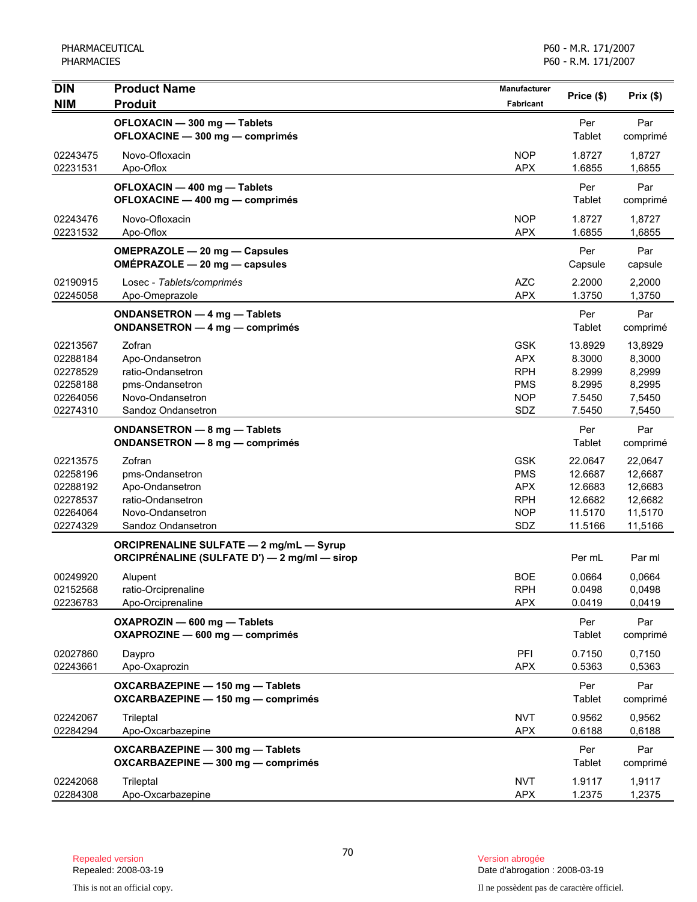| DIN<br>NIM | Product Name<br>Produit | Manufacturer<br>Fabricant | Price ($) | Prix ($) |
|---|---|---|---|---|
| | **OFLOXACIN — 300 mg — Tablets**<br>**OFLOXACINE — 300 mg — comprimés** | | Per Tablet | Par comprimé |
| 02243475 | Novo-Ofloxacin | NOP | 1.8727 | 1,8727 |
| 02231531 | Apo-Oflox | APX | 1.6855 | 1,6855 |
| | **OFLOXACIN — 400 mg — Tablets**<br>**OFLOXACINE — 400 mg — comprimés** | | Per Tablet | Par comprimé |
| 02243476 | Novo-Ofloxacin | NOP | 1.8727 | 1,8727 |
| 02231532 | Apo-Oflox | APX | 1.6855 | 1,6855 |
| | **OMEPRAZOLE — 20 mg — Capsules**<br>**OMÉPRAZOLE — 20 mg — capsules** | | Per Capsule | Par capsule |
| 02190915 | Losec - *Tablets/comprimés* | AZC | 2.2000 | 2,2000 |
| 02245058 | Apo-Omeprazole | APX | 1.3750 | 1,3750 |
| | **ONDANSETRON — 4 mg — Tablets**<br>**ONDANSETRON — 4 mg — comprimés** | | Per Tablet | Par comprimé |
| 02213567 | Zofran | GSK | 13.8929 | 13,8929 |
| 02288184 | Apo-Ondansetron | APX | 8.3000 | 8,3000 |
| 02278529 | ratio-Ondansetron | RPH | 8.2999 | 8,2999 |
| 02258188 | pms-Ondansetron | PMS | 8.2995 | 8,2995 |
| 02264056 | Novo-Ondansetron | NOP | 7.5450 | 7,5450 |
| 02274310 | Sandoz Ondansetron | SDZ | 7.5450 | 7,5450 |
| | **ONDANSETRON — 8 mg — Tablets**<br>**ONDANSETRON — 8 mg — comprimés** | | Per Tablet | Par comprimé |
| 02213575 | Zofran | GSK | 22.0647 | 22,0647 |
| 02258196 | pms-Ondansetron | PMS | 12.6687 | 12,6687 |
| 02288192 | Apo-Ondansetron | APX | 12.6683 | 12,6683 |
| 02278537 | ratio-Ondansetron | RPH | 12.6682 | 12,6682 |
| 02264064 | Novo-Ondansetron | NOP | 11.5170 | 11,5170 |
| 02274329 | Sandoz Ondansetron | SDZ | 11.5166 | 11,5166 |
| | **ORCIPRENALINE SULFATE — 2 mg/mL — Syrup**<br>**ORCIPRÉNALINE (SULFATE D') — 2 mg/ml — sirop** | | Per mL | Par ml |
| 00249920 | Alupent | BOE | 0.0664 | 0,0664 |
| 02152568 | ratio-Orciprenaline | RPH | 0.0498 | 0,0498 |
| 02236783 | Apo-Orciprenaline | APX | 0.0419 | 0,0419 |
| | **OXAPROZIN — 600 mg — Tablets**<br>**OXAPROZINE — 600 mg — comprimés** | | Per Tablet | Par comprimé |
| 02027860 | Daypro | PFI | 0.7150 | 0,7150 |
| 02243661 | Apo-Oxaprozin | APX | 0.5363 | 0,5363 |
| | **OXCARBAZEPINE — 150 mg — Tablets**<br>**OXCARBAZEPINE — 150 mg — comprimés** | | Per Tablet | Par comprimé |
| 02242067 | Trileptal | NVT | 0.9562 | 0,9562 |
| 02284294 | Apo-Oxcarbazepine | APX | 0.6188 | 0,6188 |
| | **OXCARBAZEPINE — 300 mg — Tablets**<br>**OXCARBAZEPINE — 300 mg — comprimés** | | Per Tablet | Par comprimé |
| 02242068 | Trileptal | NVT | 1.9117 | 1,9117 |
| 02284308 | Apo-Oxcarbazepine | APX | 1.2375 | 1,2375 |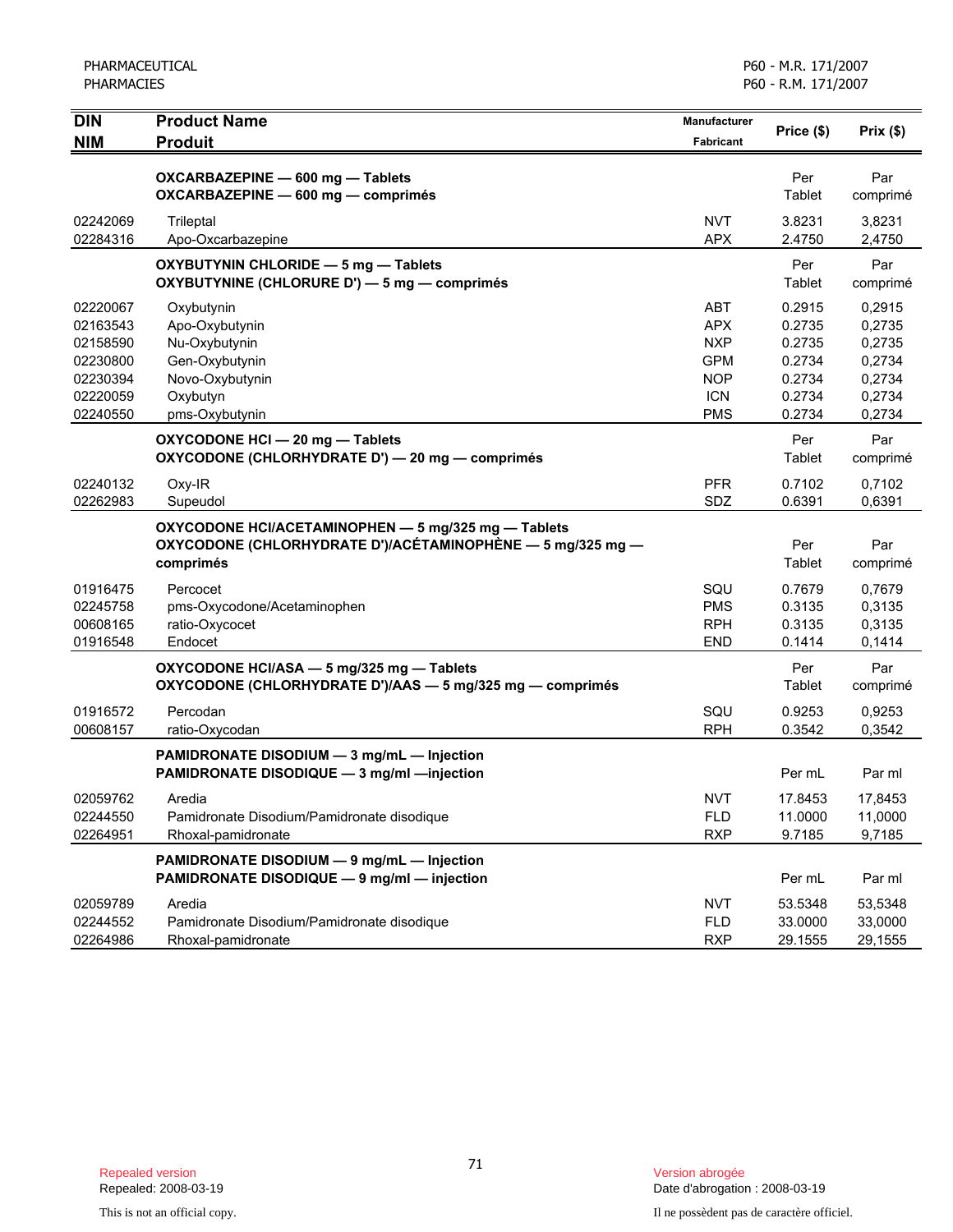| DIN<br>NIM | Product Name<br>Produit | Manufacturer<br>Fabricant | Price ($) | Prix ($) |
|---|---|---|---|---|
| | **OXCARBAZEPINE — 600 mg — Tablets**<br>**OXCARBAZEPINE — 600 mg — comprimés** | | Per Tablet | Par comprimé |
| 02242069 | Trileptal | NVT | 3.8231 | 3,8231 |
| 02284316 | Apo-Oxcarbazepine | APX | 2.4750 | 2,4750 |
| | **OXYBUTYNIN CHLORIDE — 5 mg — Tablets**<br>**OXYBUTYNINE (CHLORURE D') — 5 mg — comprimés** | | Per Tablet | Par comprimé |
| 02220067 | Oxybutynin | ABT | 0.2915 | 0,2915 |
| 02163543 | Apo-Oxybutynin | APX | 0.2735 | 0,2735 |
| 02158590 | Nu-Oxybutynin | NXP | 0.2735 | 0,2735 |
| 02230800 | Gen-Oxybutynin | GPM | 0.2734 | 0,2734 |
| 02230394 | Novo-Oxybutynin | NOP | 0.2734 | 0,2734 |
| 02220059 | Oxybutyn | ICN | 0.2734 | 0,2734 |
| 02240550 | pms-Oxybutynin | PMS | 0.2734 | 0,2734 |
| | **OXYCODONE HCl — 20 mg — Tablets**<br>**OXYCODONE (CHLORHYDRATE D') — 20 mg — comprimés** | | Per Tablet | Par comprimé |
| 02240132 | Oxy-IR | PFR | 0.7102 | 0,7102 |
| 02262983 | Supeudol | SDZ | 0.6391 | 0,6391 |
| | **OXYCODONE HCl/ACETAMINOPHEN — 5 mg/325 mg — Tablets**<br>**OXYCODONE (CHLORHYDRATE D')/ACÉTAMINOPHÈNE — 5 mg/325 mg — comprimés** | | Per Tablet | Par comprimé |
| 01916475 | Percocet | SQU | 0.7679 | 0,7679 |
| 02245758 | pms-Oxycodone/Acetaminophen | PMS | 0.3135 | 0,3135 |
| 00608165 | ratio-Oxycocet | RPH | 0.3135 | 0,3135 |
| 01916548 | Endocet | END | 0.1414 | 0,1414 |
| | **OXYCODONE HCl/ASA — 5 mg/325 mg — Tablets**<br>**OXYCODONE (CHLORHYDRATE D')/AAS — 5 mg/325 mg — comprimés** | | Per Tablet | Par comprimé |
| 01916572 | Percodan | SQU | 0.9253 | 0,9253 |
| 00608157 | ratio-Oxycodan | RPH | 0.3542 | 0,3542 |
| | **PAMIDRONATE DISODIUM — 3 mg/mL — Injection**<br>**PAMIDRONATE DISODIQUE — 3 mg/ml —injection** | | Per mL | Par ml |
| 02059762 | Aredia | NVT | 17.8453 | 17,8453 |
| 02244550 | Pamidronate Disodium/Pamidronate disodique | FLD | 11.0000 | 11,0000 |
| 02264951 | Rhoxal-pamidronate | RXP | 9.7185 | 9,7185 |
| | **PAMIDRONATE DISODIUM — 9 mg/mL — Injection**<br>**PAMIDRONATE DISODIQUE — 9 mg/ml — injection** | | Per mL | Par ml |
| 02059789 | Aredia | NVT | 53.5348 | 53,5348 |
| 02244552 | Pamidronate Disodium/Pamidronate disodique | FLD | 33.0000 | 33,0000 |
| 02264986 | Rhoxal-pamidronate | RXP | 29.1555 | 29,1555 |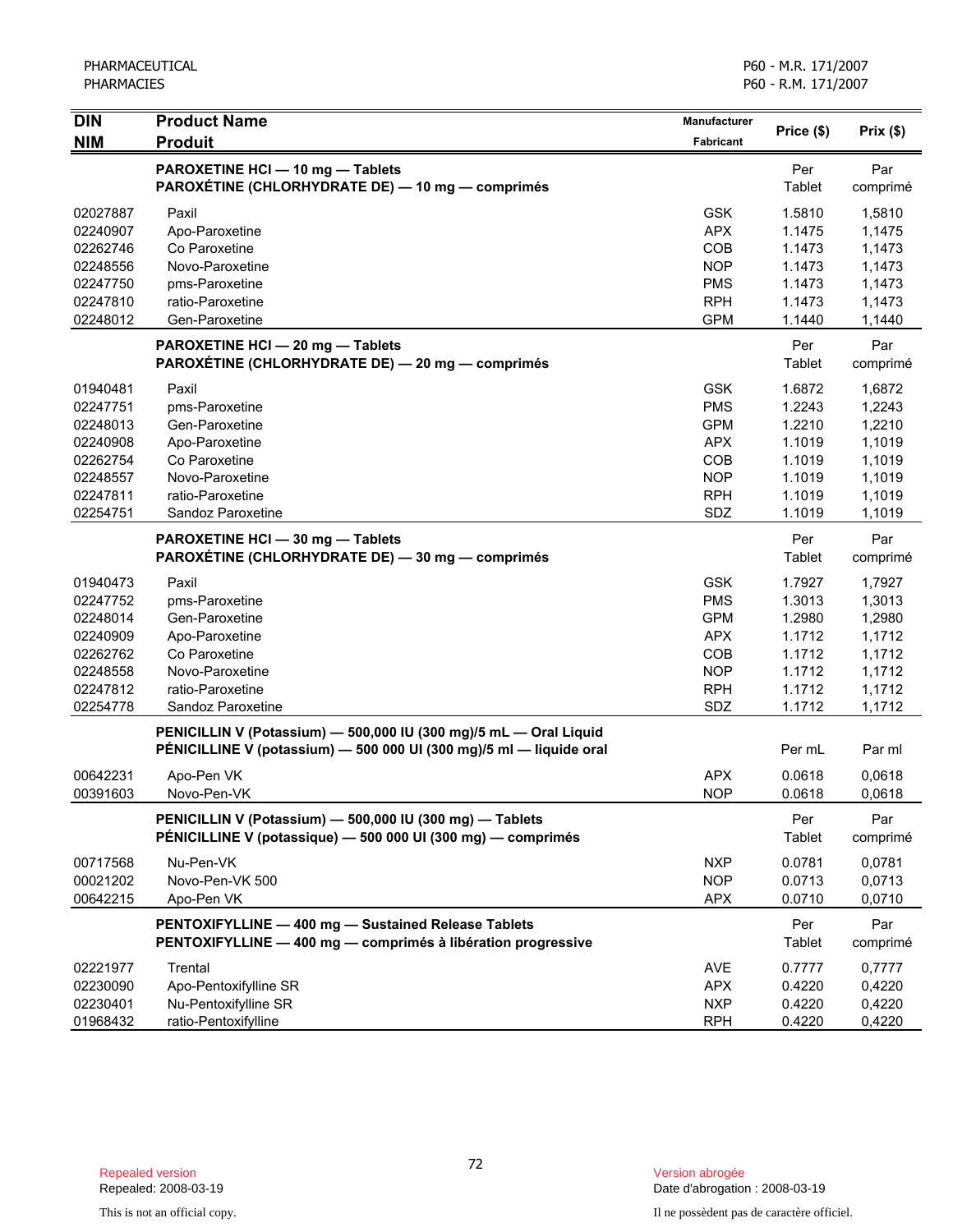| DIN<br>NIM | Product Name<br>Produit | Manufacturer<br>Fabricant | Price ($) | Prix ($) |
|---|---|---|---|---|
| | **PAROXETINE HCl — 10 mg — Tablets**<br>**PAROXÉTINE (CHLORHYDRATE DE) — 10 mg — comprimés** | | Per Tablet | Par comprimé |
| 02027887 | Paxil | GSK | 1.5810 | 1,5810 |
| 02240907 | Apo-Paroxetine | APX | 1.1475 | 1,1475 |
| 02262746 | Co Paroxetine | COB | 1.1473 | 1,1473 |
| 02248556 | Novo-Paroxetine | NOP | 1.1473 | 1,1473 |
| 02247750 | pms-Paroxetine | PMS | 1.1473 | 1,1473 |
| 02247810 | ratio-Paroxetine | RPH | 1.1473 | 1,1473 |
| 02248012 | Gen-Paroxetine | GPM | 1.1440 | 1,1440 |
| | **PAROXETINE HCl — 20 mg — Tablets**<br>**PAROXÉTINE (CHLORHYDRATE DE) — 20 mg — comprimés** | | Per Tablet | Par comprimé |
| 01940481 | Paxil | GSK | 1.6872 | 1,6872 |
| 02247751 | pms-Paroxetine | PMS | 1.2243 | 1,2243 |
| 02248013 | Gen-Paroxetine | GPM | 1.2210 | 1,2210 |
| 02240908 | Apo-Paroxetine | APX | 1.1019 | 1,1019 |
| 02262754 | Co Paroxetine | COB | 1.1019 | 1,1019 |
| 02248557 | Novo-Paroxetine | NOP | 1.1019 | 1,1019 |
| 02247811 | ratio-Paroxetine | RPH | 1.1019 | 1,1019 |
| 02254751 | Sandoz Paroxetine | SDZ | 1.1019 | 1,1019 |
| | **PAROXETINE HCl — 30 mg — Tablets**<br>**PAROXÉTINE (CHLORHYDRATE DE) — 30 mg — comprimés** | | Per Tablet | Par comprimé |
| 01940473 | Paxil | GSK | 1.7927 | 1,7927 |
| 02247752 | pms-Paroxetine | PMS | 1.3013 | 1,3013 |
| 02248014 | Gen-Paroxetine | GPM | 1.2980 | 1,2980 |
| 02240909 | Apo-Paroxetine | APX | 1.1712 | 1,1712 |
| 02262762 | Co Paroxetine | COB | 1.1712 | 1,1712 |
| 02248558 | Novo-Paroxetine | NOP | 1.1712 | 1,1712 |
| 02247812 | ratio-Paroxetine | RPH | 1.1712 | 1,1712 |
| 02254778 | Sandoz Paroxetine | SDZ | 1.1712 | 1,1712 |
| | **PENICILLIN V (Potassium) — 500,000 IU (300 mg)/5 mL — Oral Liquid**<br>**PÉNICILLINE V (potassium) — 500 000 UI (300 mg)/5 ml — liquide oral** | | Per mL | Par ml |
| 00642231 | Apo-Pen VK | APX | 0.0618 | 0,0618 |
| 00391603 | Novo-Pen-VK | NOP | 0.0618 | 0,0618 |
| | **PENICILLIN V (Potassium) — 500,000 IU (300 mg) — Tablets**<br>**PÉNICILLINE V (potassique) — 500 000 UI (300 mg) — comprimés** | | Per Tablet | Par comprimé |
| 00717568 | Nu-Pen-VK | NXP | 0.0781 | 0,0781 |
| 00021202 | Novo-Pen-VK 500 | NOP | 0.0713 | 0,0713 |
| 00642215 | Apo-Pen VK | APX | 0.0710 | 0,0710 |
| | **PENTOXIFYLLINE — 400 mg — Sustained Release Tablets**<br>**PENTOXIFYLLINE — 400 mg — comprimés à libération progressive** | | Per Tablet | Par comprimé |
| 02221977 | Trental | AVE | 0.7777 | 0,7777 |
| 02230090 | Apo-Pentoxifylline SR | APX | 0.4220 | 0,4220 |
| 02230401 | Nu-Pentoxifylline SR | NXP | 0.4220 | 0,4220 |
| 01968432 | ratio-Pentoxifylline | RPH | 0.4220 | 0,4220 |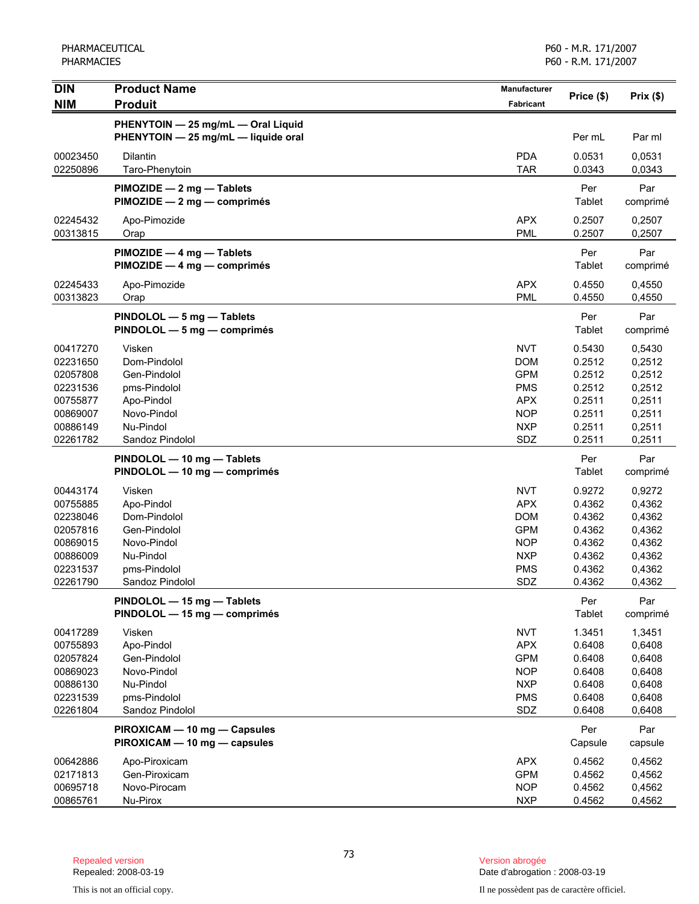| DIN<br>NIM | Product Name<br>Produit | Manufacturer<br>Fabricant | Price ($) | Prix ($) |
|---|---|---|---|---|
| | **PHENYTOIN — 25 mg/mL — Oral Liquid**<br>**PHENYTOIN — 25 mg/mL — liquide oral** | | Per mL | Par ml |
| 00023450 | Dilantin | PDA | 0.0531 | 0,0531 |
| 02250896 | Taro-Phenytoin | TAR | 0.0343 | 0,0343 |
| | **PIMOZIDE — 2 mg — Tablets**<br>**PIMOZIDE — 2 mg — comprimés** | | Per Tablet | Par comprimé |
| 02245432 | Apo-Pimozide | APX | 0.2507 | 0,2507 |
| 00313815 | Orap | PML | 0.2507 | 0,2507 |
| | **PIMOZIDE — 4 mg — Tablets**<br>**PIMOZIDE — 4 mg — comprimés** | | Per Tablet | Par comprimé |
| 02245433 | Apo-Pimozide | APX | 0.4550 | 0,4550 |
| 00313823 | Orap | PML | 0.4550 | 0,4550 |
| | **PINDOLOL — 5 mg — Tablets**<br>**PINDOLOL — 5 mg — comprimés** | | Per Tablet | Par comprimé |
| 00417270 | Visken | NVT | 0.5430 | 0,5430 |
| 02231650 | Dom-Pindolol | DOM | 0.2512 | 0,2512 |
| 02057808 | Gen-Pindolol | GPM | 0.2512 | 0,2512 |
| 02231536 | pms-Pindolol | PMS | 0.2512 | 0,2512 |
| 00755877 | Apo-Pindol | APX | 0.2511 | 0,2511 |
| 00869007 | Novo-Pindol | NOP | 0.2511 | 0,2511 |
| 00886149 | Nu-Pindol | NXP | 0.2511 | 0,2511 |
| 02261782 | Sandoz Pindolol | SDZ | 0.2511 | 0,2511 |
| | **PINDOLOL — 10 mg — Tablets**<br>**PINDOLOL — 10 mg — comprimés** | | Per Tablet | Par comprimé |
| 00443174 | Visken | NVT | 0.9272 | 0,9272 |
| 00755885 | Apo-Pindol | APX | 0.4362 | 0,4362 |
| 02238046 | Dom-Pindolol | DOM | 0.4362 | 0,4362 |
| 02057816 | Gen-Pindolol | GPM | 0.4362 | 0,4362 |
| 00869015 | Novo-Pindol | NOP | 0.4362 | 0,4362 |
| 00886009 | Nu-Pindol | NXP | 0.4362 | 0,4362 |
| 02231537 | pms-Pindolol | PMS | 0.4362 | 0,4362 |
| 02261790 | Sandoz Pindolol | SDZ | 0.4362 | 0,4362 |
| | **PINDOLOL — 15 mg — Tablets**<br>**PINDOLOL — 15 mg — comprimés** | | Per Tablet | Par comprimé |
| 00417289 | Visken | NVT | 1.3451 | 1,3451 |
| 00755893 | Apo-Pindol | APX | 0.6408 | 0,6408 |
| 02057824 | Gen-Pindolol | GPM | 0.6408 | 0,6408 |
| 00869023 | Novo-Pindol | NOP | 0.6408 | 0,6408 |
| 00886130 | Nu-Pindol | NXP | 0.6408 | 0,6408 |
| 02231539 | pms-Pindolol | PMS | 0.6408 | 0,6408 |
| 02261804 | Sandoz Pindolol | SDZ | 0.6408 | 0,6408 |
| | **PIROXICAM — 10 mg — Capsules**<br>**PIROXICAM — 10 mg — capsules** | | Per Capsule | Par capsule |
| 00642886 | Apo-Piroxicam | APX | 0.4562 | 0,4562 |
| 02171813 | Gen-Piroxicam | GPM | 0.4562 | 0,4562 |
| 00695718 | Novo-Pirocam | NOP | 0.4562 | 0,4562 |
| 00865761 | Nu-Pirox | NXP | 0.4562 | 0,4562 |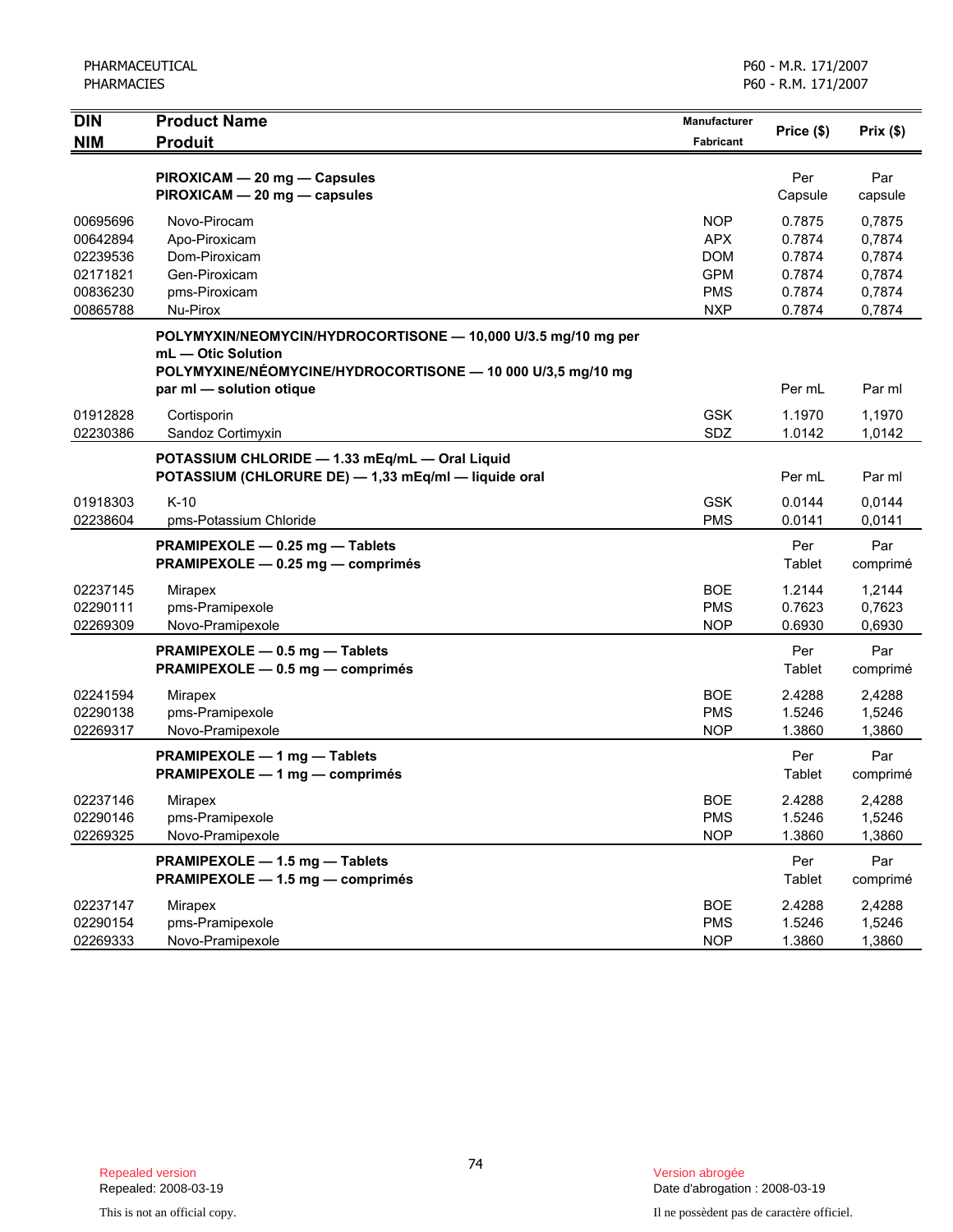| DIN<br>NIM | Product Name<br>Produit | Manufacturer<br>Fabricant | Price ($) | Prix ($) |
|---|---|---|---|---|
| | **PIROXICAM — 20 mg — Capsules**<br>**PIROXICAM — 20 mg — capsules** | | Per Capsule | Par capsule |
| 00695696 | Novo-Pirocam | NOP | 0.7875 | 0,7875 |
| 00642894 | Apo-Piroxicam | APX | 0.7874 | 0,7874 |
| 02239536 | Dom-Piroxicam | DOM | 0.7874 | 0,7874 |
| 02171821 | Gen-Piroxicam | GPM | 0.7874 | 0,7874 |
| 00836230 | pms-Piroxicam | PMS | 0.7874 | 0,7874 |
| 00865788 | Nu-Pirox | NXP | 0.7874 | 0,7874 |
| | **POLYMYXIN/NEOMYCIN/HYDROCORTISONE — 10,000 U/3.5 mg/10 mg per mL — Otic Solution**<br>**POLYMYXINE/NÉOMYCINE/HYDROCORTISONE — 10 000 U/3,5 mg/10 mg par ml — solution otique** | | Per mL | Par ml |
| 01912828 | Cortisporin | GSK | 1.1970 | 1,1970 |
| 02230386 | Sandoz Cortimyxin | SDZ | 1.0142 | 1,0142 |
| | **POTASSIUM CHLORIDE — 1.33 mEq/mL — Oral Liquid**<br>**POTASSIUM (CHLORURE DE) — 1,33 mEq/ml — liquide oral** | | Per mL | Par ml |
| 01918303 | K-10 | GSK | 0.0144 | 0,0144 |
| 02238604 | pms-Potassium Chloride | PMS | 0.0141 | 0,0141 |
| | **PRAMIPEXOLE — 0.25 mg — Tablets**<br>**PRAMIPEXOLE — 0.25 mg — comprimés** | | Per Tablet | Par comprimé |
| 02237145 | Mirapex | BOE | 1.2144 | 1,2144 |
| 02290111 | pms-Pramipexole | PMS | 0.7623 | 0,7623 |
| 02269309 | Novo-Pramipexole | NOP | 0.6930 | 0,6930 |
| | **PRAMIPEXOLE — 0.5 mg — Tablets**<br>**PRAMIPEXOLE — 0.5 mg — comprimés** | | Per Tablet | Par comprimé |
| 02241594 | Mirapex | BOE | 2.4288 | 2,4288 |
| 02290138 | pms-Pramipexole | PMS | 1.5246 | 1,5246 |
| 02269317 | Novo-Pramipexole | NOP | 1.3860 | 1,3860 |
| | **PRAMIPEXOLE — 1 mg — Tablets**<br>**PRAMIPEXOLE — 1 mg — comprimés** | | Per Tablet | Par comprimé |
| 02237146 | Mirapex | BOE | 2.4288 | 2,4288 |
| 02290146 | pms-Pramipexole | PMS | 1.5246 | 1,5246 |
| 02269325 | Novo-Pramipexole | NOP | 1.3860 | 1,3860 |
| | **PRAMIPEXOLE — 1.5 mg — Tablets**<br>**PRAMIPEXOLE — 1.5 mg — comprimés** | | Per Tablet | Par comprimé |
| 02237147 | Mirapex | BOE | 2.4288 | 2,4288 |
| 02290154 | pms-Pramipexole | PMS | 1.5246 | 1,5246 |
| 02269333 | Novo-Pramipexole | NOP | 1.3860 | 1,3860 |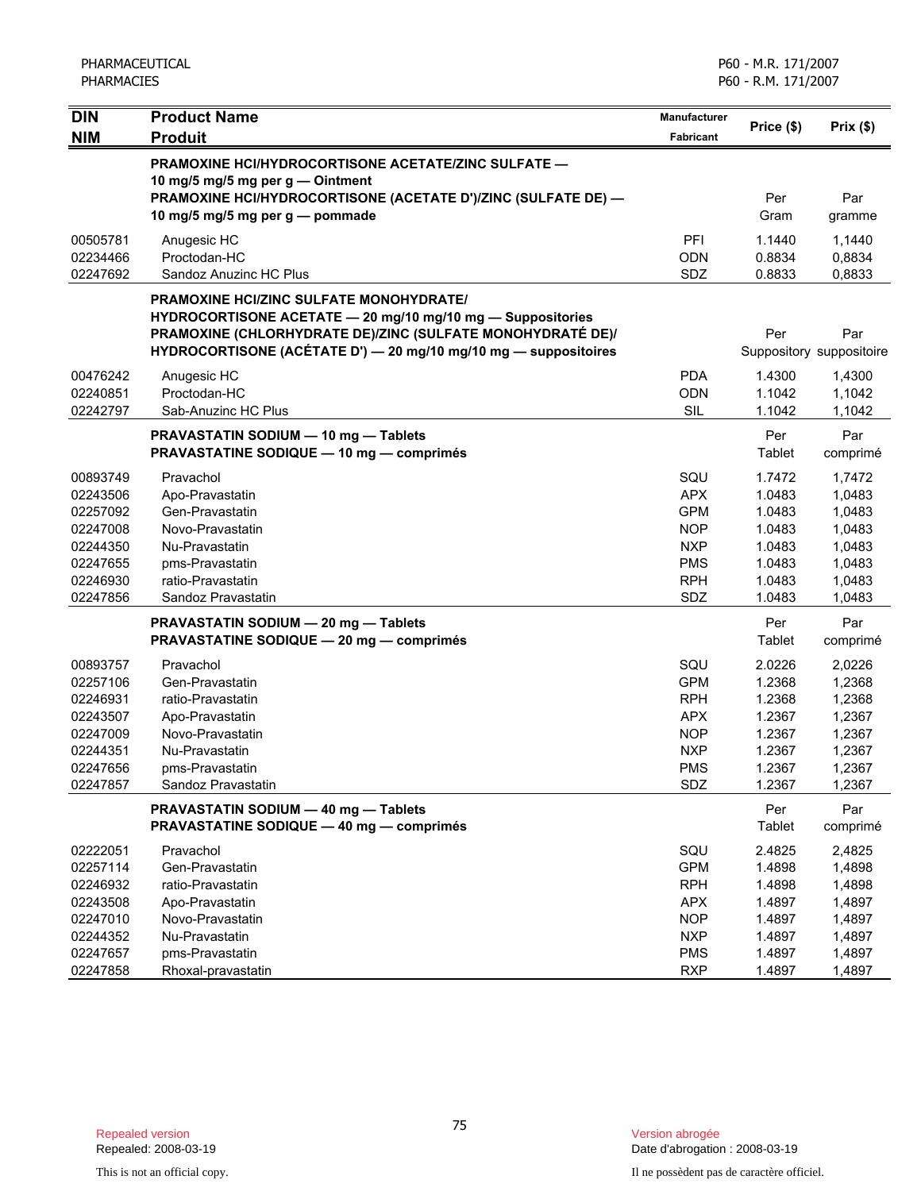| DIN<br>NIM | Product Name<br>Produit | Manufacturer<br>Fabricant | Price ($) | Prix ($) |
|---|---|---|---|---|
| | **PRAMOXINE HCl/HYDROCORTISONE ACETATE/ZINC SULFATE — 10 mg/5 mg/5 mg per g — Ointment**<br>**PRAMOXINE HCl/HYDROCORTISONE (ACETATE D')/ZINC (SULFATE DE) — 10 mg/5 mg/5 mg per g — pommade** | | Per Gram | Par gramme |
| 00505781 | Anugesic HC | PFI | 1.1440 | 1,1440 |
| 02234466 | Proctodan-HC | ODN | 0.8834 | 0,8834 |
| 02247692 | Sandoz Anuzinc HC Plus | SDZ | 0.8833 | 0,8833 |
| | **PRAMOXINE HCl/ZINC SULFATE MONOHYDRATE/ HYDROCORTISONE ACETATE — 20 mg/10 mg/10 mg — Suppositories**<br>**PRAMOXINE (CHLORHYDRATE DE)/ZINC (SULFATE MONOHYDRATÉ DE)/ HYDROCORTISONE (ACÉTATE D') — 20 mg/10 mg/10 mg — suppositoires** | | Per Suppository | Par suppositoire |
| 00476242 | Anugesic HC | PDA | 1.4300 | 1,4300 |
| 02240851 | Proctodan-HC | ODN | 1.1042 | 1,1042 |
| 02242797 | Sab-Anuzinc HC Plus | SIL | 1.1042 | 1,1042 |
| | **PRAVASTATIN SODIUM — 10 mg — Tablets**<br>**PRAVASTATINE SODIQUE — 10 mg — comprimés** | | Per Tablet | Par comprimé |
| 00893749 | Pravachol | SQU | 1.7472 | 1,7472 |
| 02243506 | Apo-Pravastatin | APX | 1.0483 | 1,0483 |
| 02257092 | Gen-Pravastatin | GPM | 1.0483 | 1,0483 |
| 02247008 | Novo-Pravastatin | NOP | 1.0483 | 1,0483 |
| 02244350 | Nu-Pravastatin | NXP | 1.0483 | 1,0483 |
| 02247655 | pms-Pravastatin | PMS | 1.0483 | 1,0483 |
| 02246930 | ratio-Pravastatin | RPH | 1.0483 | 1,0483 |
| 02247856 | Sandoz Pravastatin | SDZ | 1.0483 | 1,0483 |
| | **PRAVASTATIN SODIUM — 20 mg — Tablets**<br>**PRAVASTATINE SODIQUE — 20 mg — comprimés** | | Per Tablet | Par comprimé |
| 00893757 | Pravachol | SQU | 2.0226 | 2,0226 |
| 02257106 | Gen-Pravastatin | GPM | 1.2368 | 1,2368 |
| 02246931 | ratio-Pravastatin | RPH | 1.2368 | 1,2368 |
| 02243507 | Apo-Pravastatin | APX | 1.2367 | 1,2367 |
| 02247009 | Novo-Pravastatin | NOP | 1.2367 | 1,2367 |
| 02244351 | Nu-Pravastatin | NXP | 1.2367 | 1,2367 |
| 02247656 | pms-Pravastatin | PMS | 1.2367 | 1,2367 |
| 02247857 | Sandoz Pravastatin | SDZ | 1.2367 | 1,2367 |
| | **PRAVASTATIN SODIUM — 40 mg — Tablets**<br>**PRAVASTATINE SODIQUE — 40 mg — comprimés** | | Per Tablet | Par comprimé |
| 02222051 | Pravachol | SQU | 2.4825 | 2,4825 |
| 02257114 | Gen-Pravastatin | GPM | 1.4898 | 1,4898 |
| 02246932 | ratio-Pravastatin | RPH | 1.4898 | 1,4898 |
| 02243508 | Apo-Pravastatin | APX | 1.4897 | 1,4897 |
| 02247010 | Novo-Pravastatin | NOP | 1.4897 | 1,4897 |
| 02244352 | Nu-Pravastatin | NXP | 1.4897 | 1,4897 |
| 02247657 | pms-Pravastatin | PMS | 1.4897 | 1,4897 |
| 02247858 | Rhoxal-pravastatin | RXP | 1.4897 | 1,4897 |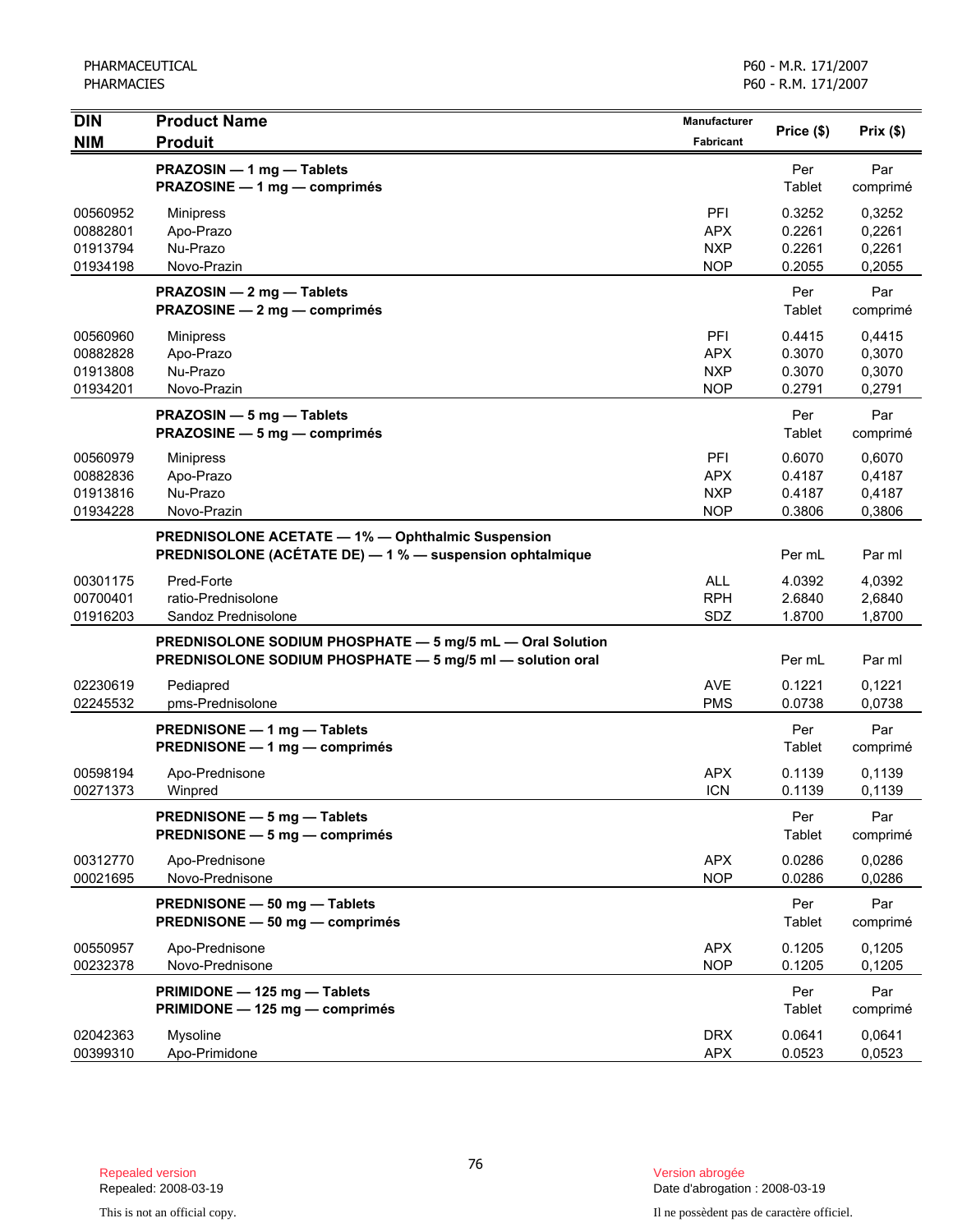PHARMACEUTICAL
PHARMACIES

P60 - M.R. 171/2007
P60 - R.M. 171/2007

| DIN<br>NIM | Product Name<br>Produit | Manufacturer<br>Fabricant | Price ($) | Prix ($) |
|---|---|---|---|---|
| | **PRAZOSIN — 1 mg — Tablets**<br>**PRAZOSINE — 1 mg — comprimés** | | Per Tablet | Par comprimé |
| 00560952 | Minipress | PFI | 0.3252 | 0,3252 |
| 00882801 | Apo-Prazo | APX | 0.2261 | 0,2261 |
| 01913794 | Nu-Prazo | NXP | 0.2261 | 0,2261 |
| 01934198 | Novo-Prazin | NOP | 0.2055 | 0,2055 |
| | **PRAZOSIN — 2 mg — Tablets**<br>**PRAZOSINE — 2 mg — comprimés** | | Per Tablet | Par comprimé |
| 00560960 | Minipress | PFI | 0.4415 | 0,4415 |
| 00882828 | Apo-Prazo | APX | 0.3070 | 0,3070 |
| 01913808 | Nu-Prazo | NXP | 0.3070 | 0,3070 |
| 01934201 | Novo-Prazin | NOP | 0.2791 | 0,2791 |
| | **PRAZOSIN — 5 mg — Tablets**<br>**PRAZOSINE — 5 mg — comprimés** | | Per Tablet | Par comprimé |
| 00560979 | Minipress | PFI | 0.6070 | 0,6070 |
| 00882836 | Apo-Prazo | APX | 0.4187 | 0,4187 |
| 01913816 | Nu-Prazo | NXP | 0.4187 | 0,4187 |
| 01934228 | Novo-Prazin | NOP | 0.3806 | 0,3806 |
| | **PREDNISOLONE ACETATE — 1% — Ophthalmic Suspension**<br>**PREDNISOLONE (ACÉTATE DE) — 1 % — suspension ophtalmique** | | Per mL | Par ml |
| 00301175 | Pred-Forte | ALL | 4.0392 | 4,0392 |
| 00700401 | ratio-Prednisolone | RPH | 2.6840 | 2,6840 |
| 01916203 | Sandoz Prednisolone | SDZ | 1.8700 | 1,8700 |
| | **PREDNISOLONE SODIUM PHOSPHATE — 5 mg/5 mL — Oral Solution**<br>**PREDNISOLONE SODIUM PHOSPHATE — 5 mg/5 ml — solution oral** | | Per mL | Par ml |
| 02230619 | Pediapred | AVE | 0.1221 | 0,1221 |
| 02245532 | pms-Prednisolone | PMS | 0.0738 | 0,0738 |
| | **PREDNISONE — 1 mg — Tablets**<br>**PREDNISONE — 1 mg — comprimés** | | Per Tablet | Par comprimé |
| 00598194 | Apo-Prednisone | APX | 0.1139 | 0,1139 |
| 00271373 | Winpred | ICN | 0.1139 | 0,1139 |
| | **PREDNISONE — 5 mg — Tablets**<br>**PREDNISONE — 5 mg — comprimés** | | Per Tablet | Par comprimé |
| 00312770 | Apo-Prednisone | APX | 0.0286 | 0,0286 |
| 00021695 | Novo-Prednisone | NOP | 0.0286 | 0,0286 |
| | **PREDNISONE — 50 mg — Tablets**<br>**PREDNISONE — 50 mg — comprimés** | | Per Tablet | Par comprimé |
| 00550957 | Apo-Prednisone | APX | 0.1205 | 0,1205 |
| 00232378 | Novo-Prednisone | NOP | 0.1205 | 0,1205 |
| | **PRIMIDONE — 125 mg — Tablets**<br>**PRIMIDONE — 125 mg — comprimés** | | Per Tablet | Par comprimé |
| 02042363 | Mysoline | DRX | 0.0641 | 0,0641 |
| 00399310 | Apo-Primidone | APX | 0.0523 | 0,0523 |

Repealed version
Repealed: 2008-03-19

Version abrogée
Date d'abrogation : 2008-03-19

This is not an official copy.

Il ne possèdent pas de caractère officiel.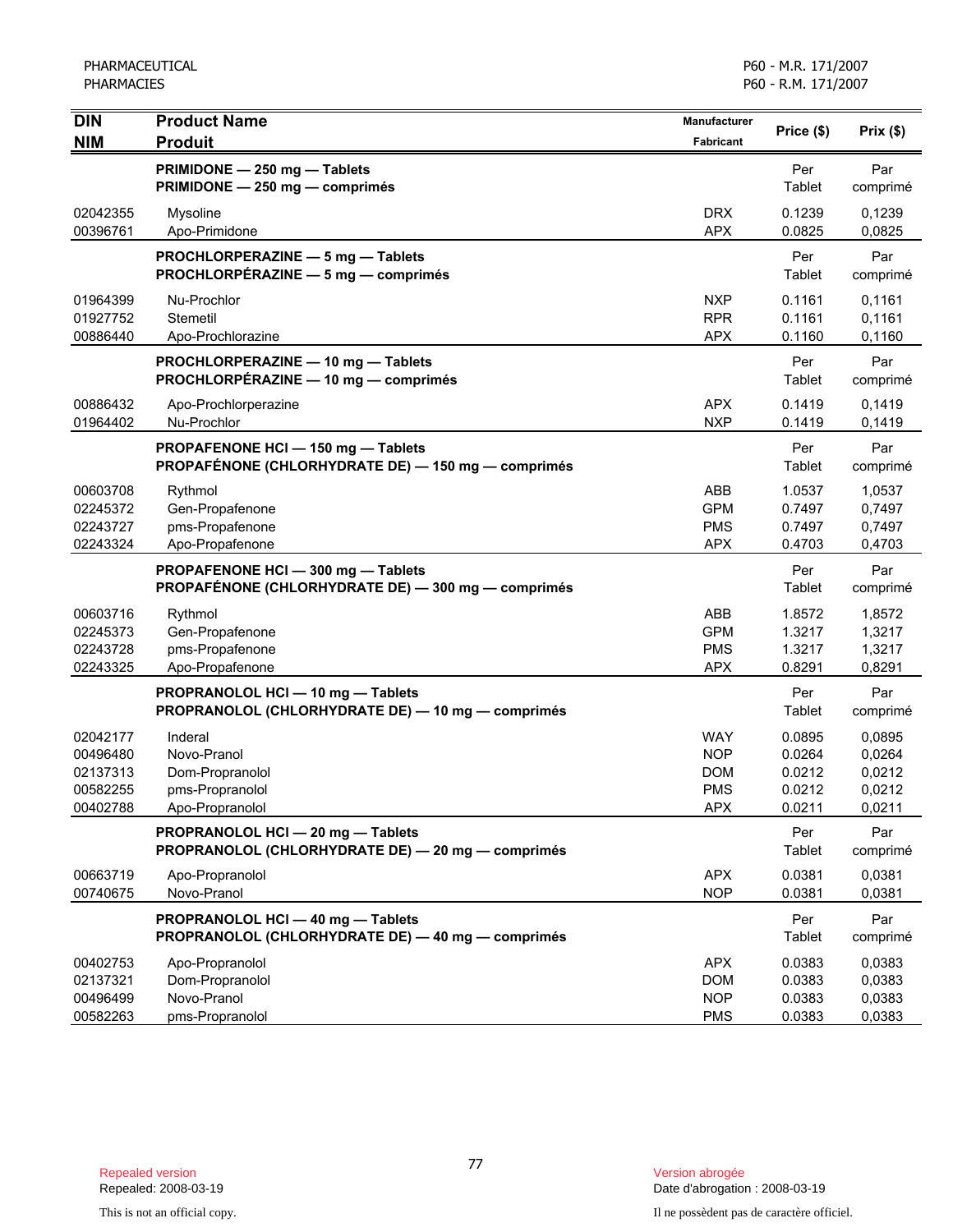| DIN / NIM | Product Name / Produit | Manufacturer / Fabricant | Price ($) | Prix ($) |
|---|---|---|---|---|
| | **PRIMIDONE — 250 mg — Tablets** **PRIMIDONE — 250 mg — comprimés** | | Per Tablet | Par comprimé |
| 02042355 | Mysoline | DRX | 0.1239 | 0,1239 |
| 00396761 | Apo-Primidone | APX | 0.0825 | 0,0825 |
| | **PROCHLORPERAZINE — 5 mg — Tablets** **PROCHLORPÉRAZINE — 5 mg — comprimés** | | Per Tablet | Par comprimé |
| 01964399 | Nu-Prochlor | NXP | 0.1161 | 0,1161 |
| 01927752 | Stemetil | RPR | 0.1161 | 0,1161 |
| 00886440 | Apo-Prochlorazine | APX | 0.1160 | 0,1160 |
| | **PROCHLORPERAZINE — 10 mg — Tablets** **PROCHLORPÉRAZINE — 10 mg — comprimés** | | Per Tablet | Par comprimé |
| 00886432 | Apo-Prochlorperazine | APX | 0.1419 | 0,1419 |
| 01964402 | Nu-Prochlor | NXP | 0.1419 | 0,1419 |
| | **PROPAFENONE HCl — 150 mg — Tablets** **PROPAFÉNONE (CHLORHYDRATE DE) — 150 mg — comprimés** | | Per Tablet | Par comprimé |
| 00603708 | Rythmol | ABB | 1.0537 | 1,0537 |
| 02245372 | Gen-Propafenone | GPM | 0.7497 | 0,7497 |
| 02243727 | pms-Propafenone | PMS | 0.7497 | 0,7497 |
| 02243324 | Apo-Propafenone | APX | 0.4703 | 0,4703 |
| | **PROPAFENONE HCl — 300 mg — Tablets** **PROPAFÉNONE (CHLORHYDRATE DE) — 300 mg — comprimés** | | Per Tablet | Par comprimé |
| 00603716 | Rythmol | ABB | 1.8572 | 1,8572 |
| 02245373 | Gen-Propafenone | GPM | 1.3217 | 1,3217 |
| 02243728 | pms-Propafenone | PMS | 1.3217 | 1,3217 |
| 02243325 | Apo-Propafenone | APX | 0.8291 | 0,8291 |
| | **PROPRANOLOL HCl — 10 mg — Tablets** **PROPRANOLOL (CHLORHYDRATE DE) — 10 mg — comprimés** | | Per Tablet | Par comprimé |
| 02042177 | Inderal | WAY | 0.0895 | 0,0895 |
| 00496480 | Novo-Pranol | NOP | 0.0264 | 0,0264 |
| 02137313 | Dom-Propranolol | DOM | 0.0212 | 0,0212 |
| 00582255 | pms-Propranolol | PMS | 0.0212 | 0,0212 |
| 00402788 | Apo-Propranolol | APX | 0.0211 | 0,0211 |
| | **PROPRANOLOL HCl — 20 mg — Tablets** **PROPRANOLOL (CHLORHYDRATE DE) — 20 mg — comprimés** | | Per Tablet | Par comprimé |
| 00663719 | Apo-Propranolol | APX | 0.0381 | 0,0381 |
| 00740675 | Novo-Pranol | NOP | 0.0381 | 0,0381 |
| | **PROPRANOLOL HCl — 40 mg — Tablets** **PROPRANOLOL (CHLORHYDRATE DE) — 40 mg — comprimés** | | Per Tablet | Par comprimé |
| 00402753 | Apo-Propranolol | APX | 0.0383 | 0,0383 |
| 02137321 | Dom-Propranolol | DOM | 0.0383 | 0,0383 |
| 00496499 | Novo-Pranol | NOP | 0.0383 | 0,0383 |
| 00582263 | pms-Propranolol | PMS | 0.0383 | 0,0383 |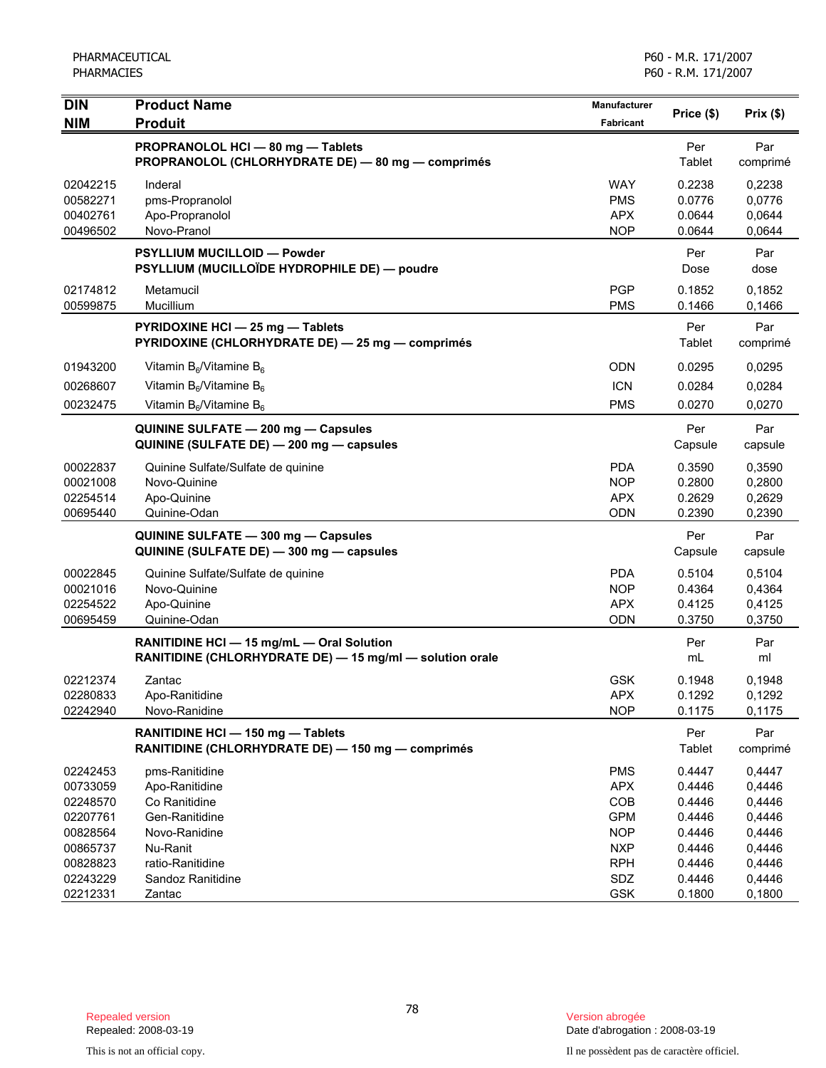| DIN<br>NIM | Product Name<br>Produit | Manufacturer<br>Fabricant | Price ($) | Prix ($) |
|---|---|---|---|---|
| | **PROPRANOLOL HCl — 80 mg — Tablets**<br>**PROPRANOLOL (CHLORHYDRATE DE) — 80 mg — comprimés** | | Per Tablet | Par comprimé |
| 02042215 | Inderal | WAY | 0.2238 | 0,2238 |
| 00582271 | pms-Propranolol | PMS | 0.0776 | 0,0776 |
| 00402761 | Apo-Propranolol | APX | 0.0644 | 0,0644 |
| 00496502 | Novo-Pranol | NOP | 0.0644 | 0,0644 |
| | **PSYLLIUM MUCILLOID — Powder**<br>**PSYLLIUM (MUCILLOÏDE HYDROPHILE DE) — poudre** | | Per Dose | Par dose |
| 02174812 | Metamucil | PGP | 0.1852 | 0,1852 |
| 00599875 | Mucillium | PMS | 0.1466 | 0,1466 |
| | **PYRIDOXINE HCl — 25 mg — Tablets**<br>**PYRIDOXINE (CHLORHYDRATE DE) — 25 mg — comprimés** | | Per Tablet | Par comprimé |
| 01943200 | Vitamin $B_6$/Vitamine $B_6$ | ODN | 0.0295 | 0,0295 |
| 00268607 | Vitamin $B_6$/Vitamine $B_6$ | ICN | 0.0284 | 0,0284 |
| 00232475 | Vitamin $B_6$/Vitamine $B_6$ | PMS | 0.0270 | 0,0270 |
| | **QUININE SULFATE — 200 mg — Capsules**<br>**QUININE (SULFATE DE) — 200 mg — capsules** | | Per Capsule | Par capsule |
| 00022837 | Quinine Sulfate/Sulfate de quinine | PDA | 0.3590 | 0,3590 |
| 00021008 | Novo-Quinine | NOP | 0.2800 | 0,2800 |
| 02254514 | Apo-Quinine | APX | 0.2629 | 0,2629 |
| 00695440 | Quinine-Odan | ODN | 0.2390 | 0,2390 |
| | **QUININE SULFATE — 300 mg — Capsules**<br>**QUININE (SULFATE DE) — 300 mg — capsules** | | Per Capsule | Par capsule |
| 00022845 | Quinine Sulfate/Sulfate de quinine | PDA | 0.5104 | 0,5104 |
| 00021016 | Novo-Quinine | NOP | 0.4364 | 0,4364 |
| 02254522 | Apo-Quinine | APX | 0.4125 | 0,4125 |
| 00695459 | Quinine-Odan | ODN | 0.3750 | 0,3750 |
| | **RANITIDINE HCl — 15 mg/mL — Oral Solution**<br>**RANITIDINE (CHLORHYDRATE DE) — 15 mg/ml — solution orale** | | Per mL | Par ml |
| 02212374 | Zantac | GSK | 0.1948 | 0,1948 |
| 02280833 | Apo-Ranitidine | APX | 0.1292 | 0,1292 |
| 02242940 | Novo-Ranidine | NOP | 0.1175 | 0,1175 |
| | **RANITIDINE HCl — 150 mg — Tablets**<br>**RANITIDINE (CHLORHYDRATE DE) — 150 mg — comprimés** | | Per Tablet | Par comprimé |
| 02242453 | pms-Ranitidine | PMS | 0.4447 | 0,4447 |
| 00733059 | Apo-Ranitidine | APX | 0.4446 | 0,4446 |
| 02248570 | Co Ranitidine | COB | 0.4446 | 0,4446 |
| 02207761 | Gen-Ranitidine | GPM | 0.4446 | 0,4446 |
| 00828564 | Novo-Ranidine | NOP | 0.4446 | 0,4446 |
| 00865737 | Nu-Ranit | NXP | 0.4446 | 0,4446 |
| 00828823 | ratio-Ranitidine | RPH | 0.4446 | 0,4446 |
| 02243229 | Sandoz Ranitidine | SDZ | 0.4446 | 0,4446 |
| 02212331 | Zantac | GSK | 0.1800 | 0,1800 |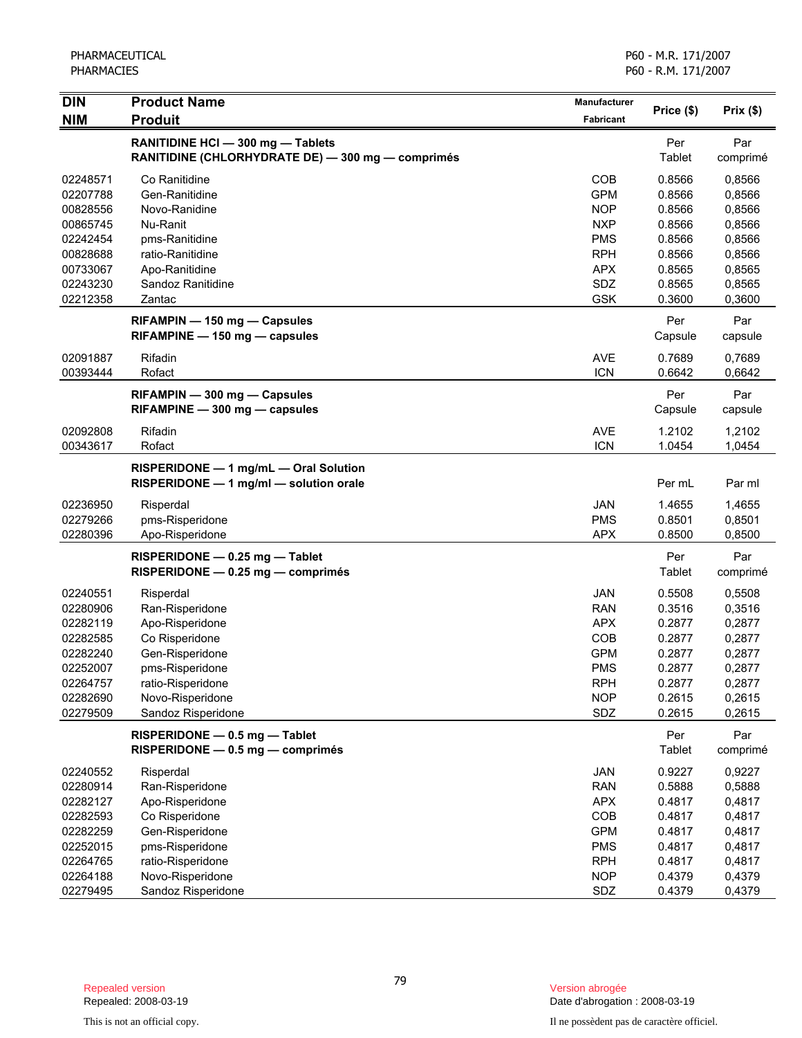| DIN<br>NIM | Product Name<br>Produit | Manufacturer<br>Fabricant | Price ($) | Prix ($) |
|---|---|---|---|---|
| | **RANITIDINE HCl — 300 mg — Tablets**<br>**RANITIDINE (CHLORHYDRATE DE) — 300 mg — comprimés** | | Per Tablet | Par comprimé |
| 02248571 | Co Ranitidine | COB | 0.8566 | 0,8566 |
| 02207788 | Gen-Ranitidine | GPM | 0.8566 | 0,8566 |
| 00828556 | Novo-Ranidine | NOP | 0.8566 | 0,8566 |
| 00865745 | Nu-Ranit | NXP | 0.8566 | 0,8566 |
| 02242454 | pms-Ranitidine | PMS | 0.8566 | 0,8566 |
| 00828688 | ratio-Ranitidine | RPH | 0.8566 | 0,8566 |
| 00733067 | Apo-Ranitidine | APX | 0.8565 | 0,8565 |
| 02243230 | Sandoz Ranitidine | SDZ | 0.8565 | 0,8565 |
| 02212358 | Zantac | GSK | 0.3600 | 0,3600 |
| | **RIFAMPIN — 150 mg — Capsules**<br>**RIFAMPINE — 150 mg — capsules** | | Per Capsule | Par capsule |
| 02091887 | Rifadin | AVE | 0.7689 | 0,7689 |
| 00393444 | Rofact | ICN | 0.6642 | 0,6642 |
| | **RIFAMPIN — 300 mg — Capsules**<br>**RIFAMPINE — 300 mg — capsules** | | Per Capsule | Par capsule |
| 02092808 | Rifadin | AVE | 1.2102 | 1,2102 |
| 00343617 | Rofact | ICN | 1.0454 | 1,0454 |
| | **RISPERIDONE — 1 mg/mL — Oral Solution**<br>**RISPERIDONE — 1 mg/ml — solution orale** | | Per mL | Par ml |
| 02236950 | Risperdal | JAN | 1.4655 | 1,4655 |
| 02279266 | pms-Risperidone | PMS | 0.8501 | 0,8501 |
| 02280396 | Apo-Risperidone | APX | 0.8500 | 0,8500 |
| | **RISPERIDONE — 0.25 mg — Tablet**<br>**RISPERIDONE — 0.25 mg — comprimés** | | Per Tablet | Par comprimé |
| 02240551 | Risperdal | JAN | 0.5508 | 0,5508 |
| 02280906 | Ran-Risperidone | RAN | 0.3516 | 0,3516 |
| 02282119 | Apo-Risperidone | APX | 0.2877 | 0,2877 |
| 02282585 | Co Risperidone | COB | 0.2877 | 0,2877 |
| 02282240 | Gen-Risperidone | GPM | 0.2877 | 0,2877 |
| 02252007 | pms-Risperidone | PMS | 0.2877 | 0,2877 |
| 02264757 | ratio-Risperidone | RPH | 0.2877 | 0,2877 |
| 02282690 | Novo-Risperidone | NOP | 0.2615 | 0,2615 |
| 02279509 | Sandoz Risperidone | SDZ | 0.2615 | 0,2615 |
| | **RISPERIDONE — 0.5 mg — Tablet**<br>**RISPERIDONE — 0.5 mg — comprimés** | | Per Tablet | Par comprimé |
| 02240552 | Risperdal | JAN | 0.9227 | 0,9227 |
| 02280914 | Ran-Risperidone | RAN | 0.5888 | 0,5888 |
| 02282127 | Apo-Risperidone | APX | 0.4817 | 0,4817 |
| 02282593 | Co Risperidone | COB | 0.4817 | 0,4817 |
| 02282259 | Gen-Risperidone | GPM | 0.4817 | 0,4817 |
| 02252015 | pms-Risperidone | PMS | 0.4817 | 0,4817 |
| 02264765 | ratio-Risperidone | RPH | 0.4817 | 0,4817 |
| 02264188 | Novo-Risperidone | NOP | 0.4379 | 0,4379 |
| 02279495 | Sandoz Risperidone | SDZ | 0.4379 | 0,4379 |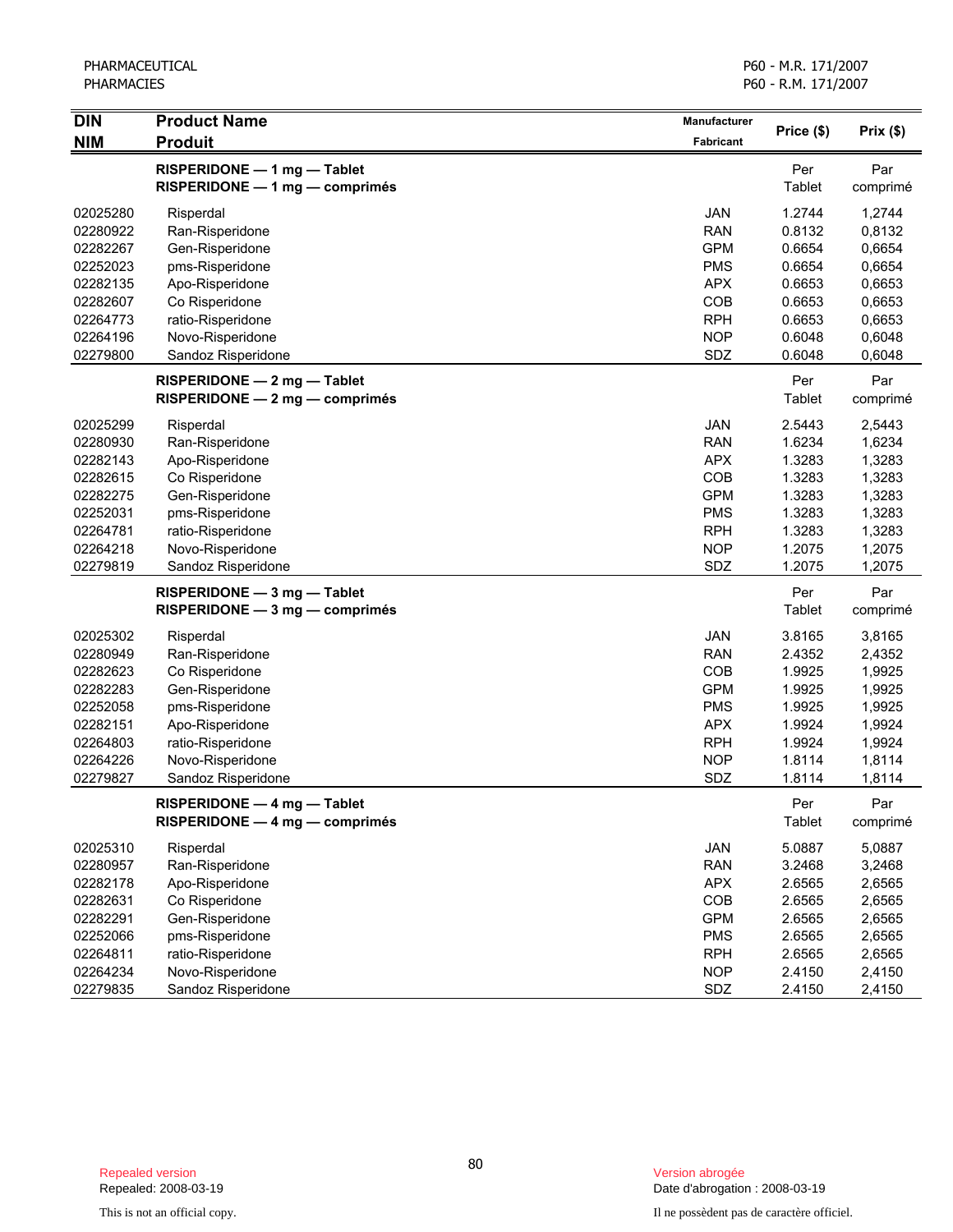| DIN<br>NIM | Product Name<br>Produit | Manufacturer<br>Fabricant | Price ($) | Prix ($) |
|---|---|---|---|---|
| | **RISPERIDONE — 1 mg — Tablet**<br>**RISPERIDONE — 1 mg — comprimés** | | Per Tablet | Par comprimé |
| 02025280 | Risperdal | JAN | 1.2744 | 1,2744 |
| 02280922 | Ran-Risperidone | RAN | 0.8132 | 0,8132 |
| 02282267 | Gen-Risperidone | GPM | 0.6654 | 0,6654 |
| 02252023 | pms-Risperidone | PMS | 0.6654 | 0,6654 |
| 02282135 | Apo-Risperidone | APX | 0.6653 | 0,6653 |
| 02282607 | Co Risperidone | COB | 0.6653 | 0,6653 |
| 02264773 | ratio-Risperidone | RPH | 0.6653 | 0,6653 |
| 02264196 | Novo-Risperidone | NOP | 0.6048 | 0,6048 |
| 02279800 | Sandoz Risperidone | SDZ | 0.6048 | 0,6048 |
| | **RISPERIDONE — 2 mg — Tablet**<br>**RISPERIDONE — 2 mg — comprimés** | | Per Tablet | Par comprimé |
| 02025299 | Risperdal | JAN | 2.5443 | 2,5443 |
| 02280930 | Ran-Risperidone | RAN | 1.6234 | 1,6234 |
| 02282143 | Apo-Risperidone | APX | 1.3283 | 1,3283 |
| 02282615 | Co Risperidone | COB | 1.3283 | 1,3283 |
| 02282275 | Gen-Risperidone | GPM | 1.3283 | 1,3283 |
| 02252031 | pms-Risperidone | PMS | 1.3283 | 1,3283 |
| 02264781 | ratio-Risperidone | RPH | 1.3283 | 1,3283 |
| 02264218 | Novo-Risperidone | NOP | 1.2075 | 1,2075 |
| 02279819 | Sandoz Risperidone | SDZ | 1.2075 | 1,2075 |
| | **RISPERIDONE — 3 mg — Tablet**<br>**RISPERIDONE — 3 mg — comprimés** | | Per Tablet | Par comprimé |
| 02025302 | Risperdal | JAN | 3.8165 | 3,8165 |
| 02280949 | Ran-Risperidone | RAN | 2.4352 | 2,4352 |
| 02282623 | Co Risperidone | COB | 1.9925 | 1,9925 |
| 02282283 | Gen-Risperidone | GPM | 1.9925 | 1,9925 |
| 02252058 | pms-Risperidone | PMS | 1.9925 | 1,9925 |
| 02282151 | Apo-Risperidone | APX | 1.9924 | 1,9924 |
| 02264803 | ratio-Risperidone | RPH | 1.9924 | 1,9924 |
| 02264226 | Novo-Risperidone | NOP | 1.8114 | 1,8114 |
| 02279827 | Sandoz Risperidone | SDZ | 1.8114 | 1,8114 |
| | **RISPERIDONE — 4 mg — Tablet**<br>**RISPERIDONE — 4 mg — comprimés** | | Per Tablet | Par comprimé |
| 02025310 | Risperdal | JAN | 5.0887 | 5,0887 |
| 02280957 | Ran-Risperidone | RAN | 3.2468 | 3,2468 |
| 02282178 | Apo-Risperidone | APX | 2.6565 | 2,6565 |
| 02282631 | Co Risperidone | COB | 2.6565 | 2,6565 |
| 02282291 | Gen-Risperidone | GPM | 2.6565 | 2,6565 |
| 02252066 | pms-Risperidone | PMS | 2.6565 | 2,6565 |
| 02264811 | ratio-Risperidone | RPH | 2.6565 | 2,6565 |
| 02264234 | Novo-Risperidone | NOP | 2.4150 | 2,4150 |
| 02279835 | Sandoz Risperidone | SDZ | 2.4150 | 2,4150 |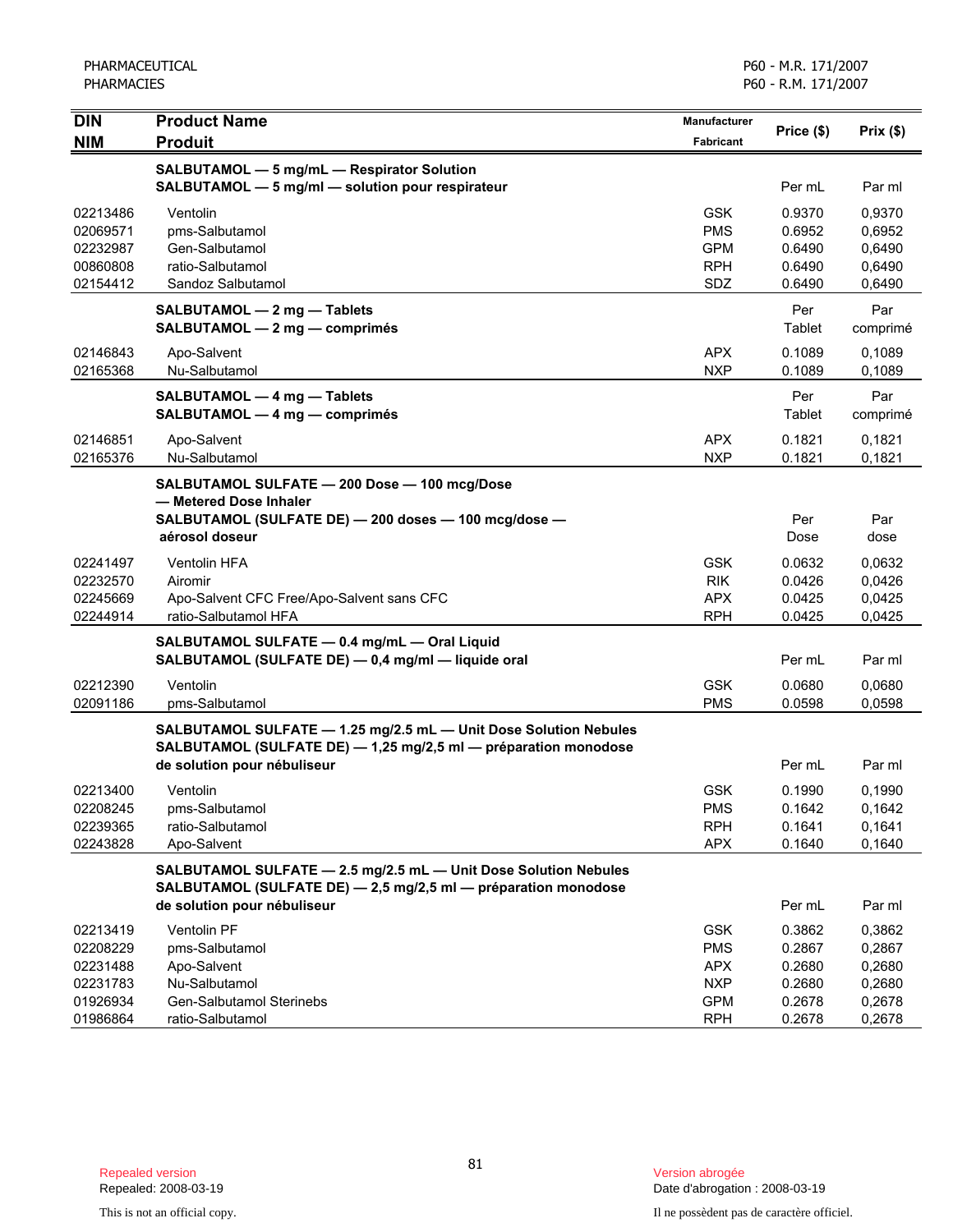| DIN<br>NIM | Product Name<br>Produit | Manufacturer<br>Fabricant | Price ($) | Prix ($) |
|---|---|---|---|---|
| | **SALBUTAMOL — 5 mg/mL — Respirator Solution**<br>**SALBUTAMOL — 5 mg/ml — solution pour respirateur** | | Per mL | Par ml |
| 02213486 | Ventolin | GSK | 0.9370 | 0,9370 |
| 02069571 | pms-Salbutamol | PMS | 0.6952 | 0,6952 |
| 02232987 | Gen-Salbutamol | GPM | 0.6490 | 0,6490 |
| 00860808 | ratio-Salbutamol | RPH | 0.6490 | 0,6490 |
| 02154412 | Sandoz Salbutamol | SDZ | 0.6490 | 0,6490 |
| | **SALBUTAMOL — 2 mg — Tablets**<br>**SALBUTAMOL — 2 mg — comprimés** | | Per Tablet | Par comprimé |
| 02146843 | Apo-Salvent | APX | 0.1089 | 0,1089 |
| 02165368 | Nu-Salbutamol | NXP | 0.1089 | 0,1089 |
| | **SALBUTAMOL — 4 mg — Tablets**<br>**SALBUTAMOL — 4 mg — comprimés** | | Per Tablet | Par comprimé |
| 02146851 | Apo-Salvent | APX | 0.1821 | 0,1821 |
| 02165376 | Nu-Salbutamol | NXP | 0.1821 | 0,1821 |
| | **SALBUTAMOL SULFATE — 200 Dose — 100 mcg/Dose — Metered Dose Inhaler**<br>**SALBUTAMOL (SULFATE DE) — 200 doses — 100 mcg/dose — aérosol doseur** | | Per Dose | Par dose |
| 02241497 | Ventolin HFA | GSK | 0.0632 | 0,0632 |
| 02232570 | Airomir | RIK | 0.0426 | 0,0426 |
| 02245669 | Apo-Salvent CFC Free/Apo-Salvent sans CFC | APX | 0.0425 | 0,0425 |
| 02244914 | ratio-Salbutamol HFA | RPH | 0.0425 | 0,0425 |
| | **SALBUTAMOL SULFATE — 0.4 mg/mL — Oral Liquid**<br>**SALBUTAMOL (SULFATE DE) — 0,4 mg/ml — liquide oral** | | Per mL | Par ml |
| 02212390 | Ventolin | GSK | 0.0680 | 0,0680 |
| 02091186 | pms-Salbutamol | PMS | 0.0598 | 0,0598 |
| | **SALBUTAMOL SULFATE — 1.25 mg/2.5 mL — Unit Dose Solution Nebules**<br>**SALBUTAMOL (SULFATE DE) — 1,25 mg/2,5 ml — préparation monodose de solution pour nébuliseur** | | Per mL | Par ml |
| 02213400 | Ventolin | GSK | 0.1990 | 0,1990 |
| 02208245 | pms-Salbutamol | PMS | 0.1642 | 0,1642 |
| 02239365 | ratio-Salbutamol | RPH | 0.1641 | 0,1641 |
| 02243828 | Apo-Salvent | APX | 0.1640 | 0,1640 |
| | **SALBUTAMOL SULFATE — 2.5 mg/2.5 mL — Unit Dose Solution Nebules**<br>**SALBUTAMOL (SULFATE DE) — 2,5 mg/2,5 ml — préparation monodose de solution pour nébuliseur** | | Per mL | Par ml |
| 02213419 | Ventolin PF | GSK | 0.3862 | 0,3862 |
| 02208229 | pms-Salbutamol | PMS | 0.2867 | 0,2867 |
| 02231488 | Apo-Salvent | APX | 0.2680 | 0,2680 |
| 02231783 | Nu-Salbutamol | NXP | 0.2680 | 0,2680 |
| 01926934 | Gen-Salbutamol Sterinebs | GPM | 0.2678 | 0,2678 |
| 01986864 | ratio-Salbutamol | RPH | 0.2678 | 0,2678 |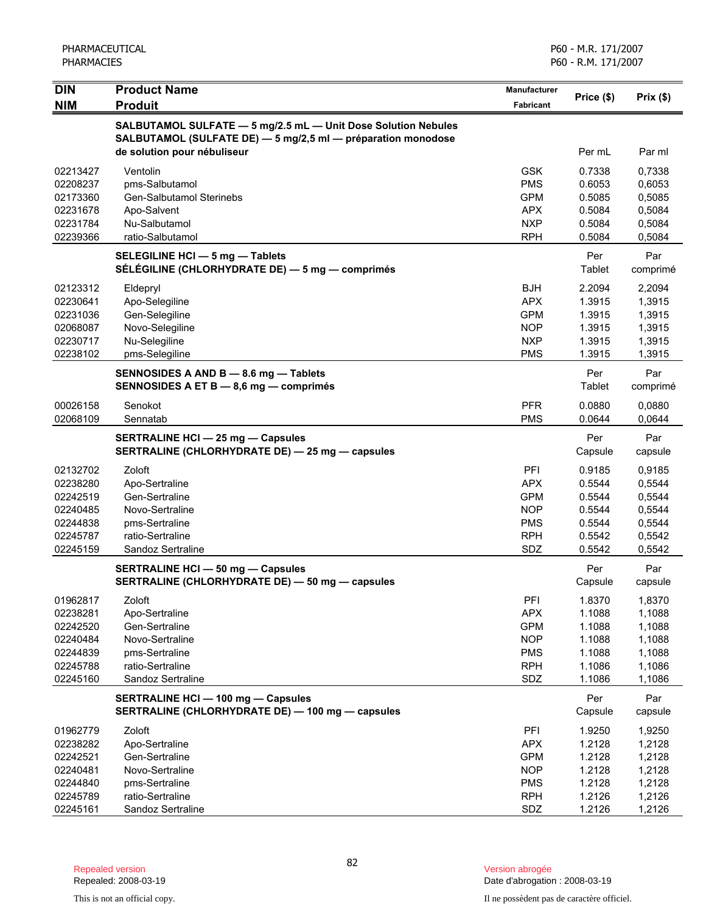| DIN<br>NIM | Product Name<br>Produit | Manufacturer<br>Fabricant | Price ($) | Prix ($) |
|---|---|---|---|---|
| | **SALBUTAMOL SULFATE — 5 mg/2.5 mL — Unit Dose Solution Nebules<br>SALBUTAMOL (SULFATE DE) — 5 mg/2,5 ml — préparation monodose de solution pour nébuliseur** | | Per mL | Par ml |
| 02213427 | Ventolin | GSK | 0.7338 | 0,7338 |
| 02208237 | pms-Salbutamol | PMS | 0.6053 | 0,6053 |
| 02173360 | Gen-Salbutamol Sterinebs | GPM | 0.5085 | 0,5085 |
| 02231678 | Apo-Salvent | APX | 0.5084 | 0,5084 |
| 02231784 | Nu-Salbutamol | NXP | 0.5084 | 0,5084 |
| 02239366 | ratio-Salbutamol | RPH | 0.5084 | 0,5084 |
| | **SELEGILINE HCl — 5 mg — Tablets<br>SÉLÉGILINE (CHLORHYDRATE DE) — 5 mg — comprimés** | | Per Tablet | Par comprimé |
| 02123312 | Eldepryl | BJH | 2.2094 | 2,2094 |
| 02230641 | Apo-Selegiline | APX | 1.3915 | 1,3915 |
| 02231036 | Gen-Selegiline | GPM | 1.3915 | 1,3915 |
| 02068087 | Novo-Selegiline | NOP | 1.3915 | 1,3915 |
| 02230717 | Nu-Selegiline | NXP | 1.3915 | 1,3915 |
| 02238102 | pms-Selegiline | PMS | 1.3915 | 1,3915 |
| | **SENNOSIDES A AND B — 8.6 mg — Tablets<br>SENNOSIDES A ET B — 8,6 mg — comprimés** | | Per Tablet | Par comprimé |
| 00026158 | Senokot | PFR | 0.0880 | 0,0880 |
| 02068109 | Sennatab | PMS | 0.0644 | 0,0644 |
| | **SERTRALINE HCl — 25 mg — Capsules<br>SERTRALINE (CHLORHYDRATE DE) — 25 mg — capsules** | | Per Capsule | Par capsule |
| 02132702 | Zoloft | PFI | 0.9185 | 0,9185 |
| 02238280 | Apo-Sertraline | APX | 0.5544 | 0,5544 |
| 02242519 | Gen-Sertraline | GPM | 0.5544 | 0,5544 |
| 02240485 | Novo-Sertraline | NOP | 0.5544 | 0,5544 |
| 02244838 | pms-Sertraline | PMS | 0.5544 | 0,5544 |
| 02245787 | ratio-Sertraline | RPH | 0.5542 | 0,5542 |
| 02245159 | Sandoz Sertraline | SDZ | 0.5542 | 0,5542 |
| | **SERTRALINE HCl — 50 mg — Capsules<br>SERTRALINE (CHLORHYDRATE DE) — 50 mg — capsules** | | Per Capsule | Par capsule |
| 01962817 | Zoloft | PFI | 1.8370 | 1,8370 |
| 02238281 | Apo-Sertraline | APX | 1.1088 | 1,1088 |
| 02242520 | Gen-Sertraline | GPM | 1.1088 | 1,1088 |
| 02240484 | Novo-Sertraline | NOP | 1.1088 | 1,1088 |
| 02244839 | pms-Sertraline | PMS | 1.1088 | 1,1088 |
| 02245788 | ratio-Sertraline | RPH | 1.1086 | 1,1086 |
| 02245160 | Sandoz Sertraline | SDZ | 1.1086 | 1,1086 |
| | **SERTRALINE HCl — 100 mg — Capsules<br>SERTRALINE (CHLORHYDRATE DE) — 100 mg — capsules** | | Per Capsule | Par capsule |
| 01962779 | Zoloft | PFI | 1.9250 | 1,9250 |
| 02238282 | Apo-Sertraline | APX | 1.2128 | 1,2128 |
| 02242521 | Gen-Sertraline | GPM | 1.2128 | 1,2128 |
| 02240481 | Novo-Sertraline | NOP | 1.2128 | 1,2128 |
| 02244840 | pms-Sertraline | PMS | 1.2128 | 1,2128 |
| 02245789 | ratio-Sertraline | RPH | 1.2126 | 1,2126 |
| 02245161 | Sandoz Sertraline | SDZ | 1.2126 | 1,2126 |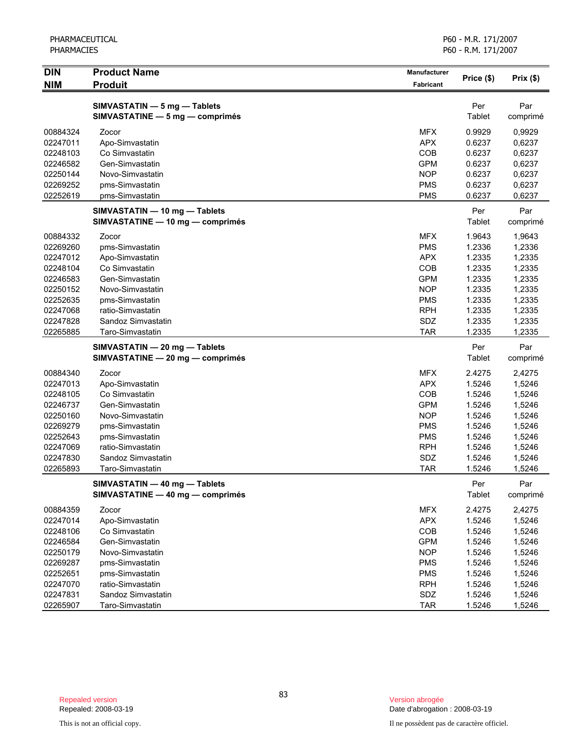| DIN<br>NIM | Product Name<br>Produit | Manufacturer<br>Fabricant | Price ($) | Prix ($) |
|---|---|---|---|---|
| | **SIMVASTATIN — 5 mg — Tablets**<br>**SIMVASTATINE — 5 mg — comprimés** | | Per Tablet | Par comprimé |
| 00884324 | Zocor | MFX | 0.9929 | 0,9929 |
| 02247011 | Apo-Simvastatin | APX | 0.6237 | 0,6237 |
| 02248103 | Co Simvastatin | COB | 0.6237 | 0,6237 |
| 02246582 | Gen-Simvastatin | GPM | 0.6237 | 0,6237 |
| 02250144 | Novo-Simvastatin | NOP | 0.6237 | 0,6237 |
| 02269252 | pms-Simvastatin | PMS | 0.6237 | 0,6237 |
| 02252619 | pms-Simvastatin | PMS | 0.6237 | 0,6237 |
| | **SIMVASTATIN — 10 mg — Tablets**<br>**SIMVASTATINE — 10 mg — comprimés** | | Per Tablet | Par comprimé |
| 00884332 | Zocor | MFX | 1.9643 | 1,9643 |
| 02269260 | pms-Simvastatin | PMS | 1.2336 | 1,2336 |
| 02247012 | Apo-Simvastatin | APX | 1.2335 | 1,2335 |
| 02248104 | Co Simvastatin | COB | 1.2335 | 1,2335 |
| 02246583 | Gen-Simvastatin | GPM | 1.2335 | 1,2335 |
| 02250152 | Novo-Simvastatin | NOP | 1.2335 | 1,2335 |
| 02252635 | pms-Simvastatin | PMS | 1.2335 | 1,2335 |
| 02247068 | ratio-Simvastatin | RPH | 1.2335 | 1,2335 |
| 02247828 | Sandoz Simvastatin | SDZ | 1.2335 | 1,2335 |
| 02265885 | Taro-Simvastatin | TAR | 1.2335 | 1,2335 |
| | **SIMVASTATIN — 20 mg — Tablets**<br>**SIMVASTATINE — 20 mg — comprimés** | | Per Tablet | Par comprimé |
| 00884340 | Zocor | MFX | 2.4275 | 2,4275 |
| 02247013 | Apo-Simvastatin | APX | 1.5246 | 1,5246 |
| 02248105 | Co Simvastatin | COB | 1.5246 | 1,5246 |
| 02246737 | Gen-Simvastatin | GPM | 1.5246 | 1,5246 |
| 02250160 | Novo-Simvastatin | NOP | 1.5246 | 1,5246 |
| 02269279 | pms-Simvastatin | PMS | 1.5246 | 1,5246 |
| 02252643 | pms-Simvastatin | PMS | 1.5246 | 1,5246 |
| 02247069 | ratio-Simvastatin | RPH | 1.5246 | 1,5246 |
| 02247830 | Sandoz Simvastatin | SDZ | 1.5246 | 1,5246 |
| 02265893 | Taro-Simvastatin | TAR | 1.5246 | 1,5246 |
| | **SIMVASTATIN — 40 mg — Tablets**<br>**SIMVASTATINE — 40 mg — comprimés** | | Per Tablet | Par comprimé |
| 00884359 | Zocor | MFX | 2.4275 | 2,4275 |
| 02247014 | Apo-Simvastatin | APX | 1.5246 | 1,5246 |
| 02248106 | Co Simvastatin | COB | 1.5246 | 1,5246 |
| 02246584 | Gen-Simvastatin | GPM | 1.5246 | 1,5246 |
| 02250179 | Novo-Simvastatin | NOP | 1.5246 | 1,5246 |
| 02269287 | pms-Simvastatin | PMS | 1.5246 | 1,5246 |
| 02252651 | pms-Simvastatin | PMS | 1.5246 | 1,5246 |
| 02247070 | ratio-Simvastatin | RPH | 1.5246 | 1,5246 |
| 02247831 | Sandoz Simvastatin | SDZ | 1.5246 | 1,5246 |
| 02265907 | Taro-Simvastatin | TAR | 1.5246 | 1,5246 |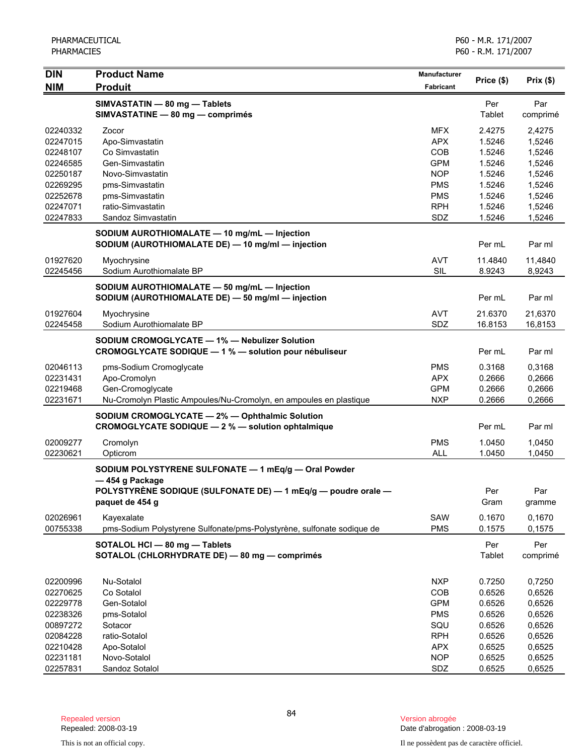| DIN<br>NIM | Product Name<br>Produit | Manufacturer<br>Fabricant | Price ($) | Prix ($) |
|---|---|---|---|---|
| | **SIMVASTATIN — 80 mg — Tablets**<br>**SIMVASTATINE — 80 mg — comprimés** | | Per Tablet | Par comprimé |
| 02240332 | Zocor | MFX | 2.4275 | 2,4275 |
| 02247015 | Apo-Simvastatin | APX | 1.5246 | 1,5246 |
| 02248107 | Co Simvastatin | COB | 1.5246 | 1,5246 |
| 02246585 | Gen-Simvastatin | GPM | 1.5246 | 1,5246 |
| 02250187 | Novo-Simvastatin | NOP | 1.5246 | 1,5246 |
| 02269295 | pms-Simvastatin | PMS | 1.5246 | 1,5246 |
| 02252678 | pms-Simvastatin | PMS | 1.5246 | 1,5246 |
| 02247071 | ratio-Simvastatin | RPH | 1.5246 | 1,5246 |
| 02247833 | Sandoz Simvastatin | SDZ | 1.5246 | 1,5246 |
| | **SODIUM AUROTHIOMALATE — 10 mg/mL — Injection**<br>**SODIUM (AUROTHIOMALATE DE) — 10 mg/ml — injection** | | Per mL | Par ml |
| 01927620 | Myochrysine | AVT | 11.4840 | 11,4840 |
| 02245456 | Sodium Aurothiomalate BP | SIL | 8.9243 | 8,9243 |
| | **SODIUM AUROTHIOMALATE — 50 mg/mL — Injection**<br>**SODIUM (AUROTHIOMALATE DE) — 50 mg/ml — injection** | | Per mL | Par ml |
| 01927604 | Myochrysine | AVT | 21.6370 | 21,6370 |
| 02245458 | Sodium Aurothiomalate BP | SDZ | 16.8153 | 16,8153 |
| | **SODIUM CROMOGLYCATE — 1% — Nebulizer Solution**<br>**CROMOGLYCATE SODIQUE — 1 % — solution pour nébuliseur** | | Per mL | Par ml |
| 02046113 | pms-Sodium Cromoglycate | PMS | 0.3168 | 0,3168 |
| 02231431 | Apo-Cromolyn | APX | 0.2666 | 0,2666 |
| 02219468 | Gen-Cromoglycate | GPM | 0.2666 | 0,2666 |
| 02231671 | Nu-Cromolyn Plastic Ampoules/Nu-Cromolyn, en ampoules en plastique | NXP | 0.2666 | 0,2666 |
| | **SODIUM CROMOGLYCATE — 2% — Ophthalmic Solution**<br>**CROMOGLYCATE SODIQUE — 2 % — solution ophtalmique** | | Per mL | Par ml |
| 02009277 | Cromolyn | PMS | 1.0450 | 1,0450 |
| 02230621 | Opticrom | ALL | 1.0450 | 1,0450 |
| | **SODIUM POLYSTYRENE SULFONATE — 1 mEq/g — Oral Powder — 454 g Package**<br>**POLYSTYRÈNE SODIQUE (SULFONATE DE) — 1 mEq/g — poudre orale — paquet de 454 g** | | Per Gram | Par gramme |
| 02026961 | Kayexalate | SAW | 0.1670 | 0,1670 |
| 00755338 | pms-Sodium Polystyrene Sulfonate/pms-Polystyrène, sulfonate sodique de | PMS | 0.1575 | 0,1575 |
| | **SOTALOL HCl — 80 mg — Tablets**<br>**SOTALOL (CHLORHYDRATE DE) — 80 mg — comprimés** | | Per Tablet | Per comprimé |
| 02200996 | Nu-Sotalol | NXP | 0.7250 | 0,7250 |
| 02270625 | Co Sotalol | COB | 0.6526 | 0,6526 |
| 02229778 | Gen-Sotalol | GPM | 0.6526 | 0,6526 |
| 02238326 | pms-Sotalol | PMS | 0.6526 | 0,6526 |
| 00897272 | Sotacor | SQU | 0.6526 | 0,6526 |
| 02084228 | ratio-Sotalol | RPH | 0.6526 | 0,6526 |
| 02210428 | Apo-Sotalol | APX | 0.6525 | 0,6525 |
| 02231181 | Novo-Sotalol | NOP | 0.6525 | 0,6525 |
| 02257831 | Sandoz Sotalol | SDZ | 0.6525 | 0,6525 |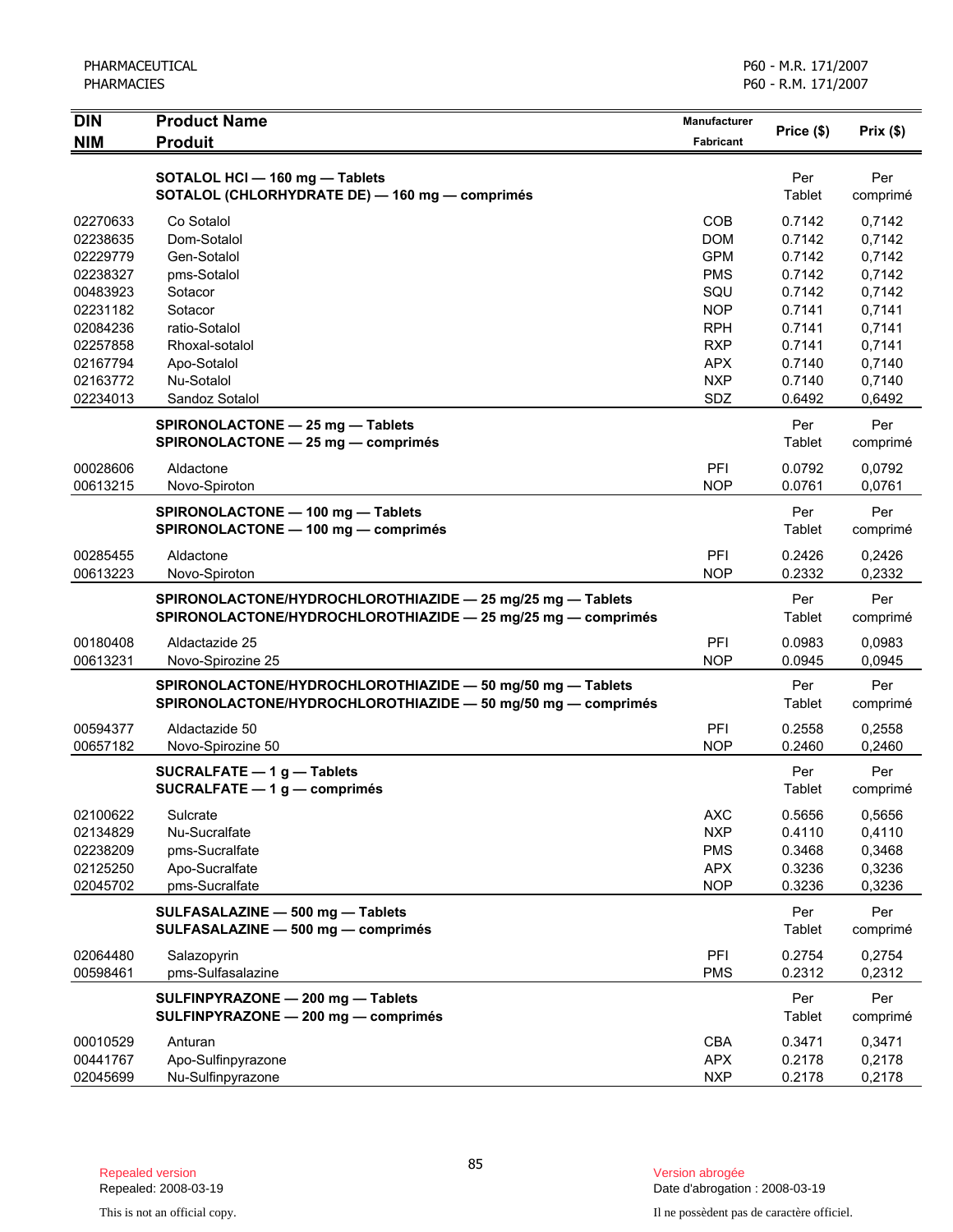| DIN<br>NIM | Product Name<br>Produit | Manufacturer<br>Fabricant | Price ($) | Prix ($) |
|---|---|---|---|---|
| | **SOTALOL HCl — 160 mg — Tablets**<br>**SOTALOL (CHLORHYDRATE DE) — 160 mg — comprimés** | | Per Tablet | Per comprimé |
| 02270633 | Co Sotalol | COB | 0.7142 | 0,7142 |
| 02238635 | Dom-Sotalol | DOM | 0.7142 | 0,7142 |
| 02229779 | Gen-Sotalol | GPM | 0.7142 | 0,7142 |
| 02238327 | pms-Sotalol | PMS | 0.7142 | 0,7142 |
| 00483923 | Sotacor | SQU | 0.7142 | 0,7142 |
| 02231182 | Sotacor | NOP | 0.7141 | 0,7141 |
| 02084236 | ratio-Sotalol | RPH | 0.7141 | 0,7141 |
| 02257858 | Rhoxal-sotalol | RXP | 0.7141 | 0,7141 |
| 02167794 | Apo-Sotalol | APX | 0.7140 | 0,7140 |
| 02163772 | Nu-Sotalol | NXP | 0.7140 | 0,7140 |
| 02234013 | Sandoz Sotalol | SDZ | 0.6492 | 0,6492 |
| | **SPIRONOLACTONE — 25 mg — Tablets**<br>**SPIRONOLACTONE — 25 mg — comprimés** | | Per Tablet | Per comprimé |
| 00028606 | Aldactone | PFI | 0.0792 | 0,0792 |
| 00613215 | Novo-Spiroton | NOP | 0.0761 | 0,0761 |
| | **SPIRONOLACTONE — 100 mg — Tablets**<br>**SPIRONOLACTONE — 100 mg — comprimés** | | Per Tablet | Per comprimé |
| 00285455 | Aldactone | PFI | 0.2426 | 0,2426 |
| 00613223 | Novo-Spiroton | NOP | 0.2332 | 0,2332 |
| | **SPIRONOLACTONE/HYDROCHLOROTHIAZIDE — 25 mg/25 mg — Tablets**<br>**SPIRONOLACTONE/HYDROCHLOROTHIAZIDE — 25 mg/25 mg — comprimés** | | Per Tablet | Per comprimé |
| 00180408 | Aldactazide 25 | PFI | 0.0983 | 0,0983 |
| 00613231 | Novo-Spirozine 25 | NOP | 0.0945 | 0,0945 |
| | **SPIRONOLACTONE/HYDROCHLOROTHIAZIDE — 50 mg/50 mg — Tablets**<br>**SPIRONOLACTONE/HYDROCHLOROTHIAZIDE — 50 mg/50 mg — comprimés** | | Per Tablet | Per comprimé |
| 00594377 | Aldactazide 50 | PFI | 0.2558 | 0,2558 |
| 00657182 | Novo-Spirozine 50 | NOP | 0.2460 | 0,2460 |
| | **SUCRALFATE — 1 g — Tablets**<br>**SUCRALFATE — 1 g — comprimés** | | Per Tablet | Per comprimé |
| 02100622 | Sulcrate | AXC | 0.5656 | 0,5656 |
| 02134829 | Nu-Sucralfate | NXP | 0.4110 | 0,4110 |
| 02238209 | pms-Sucralfate | PMS | 0.3468 | 0,3468 |
| 02125250 | Apo-Sucralfate | APX | 0.3236 | 0,3236 |
| 02045702 | pms-Sucralfate | NOP | 0.3236 | 0,3236 |
| | **SULFASALAZINE — 500 mg — Tablets**<br>**SULFASALAZINE — 500 mg — comprimés** | | Per Tablet | Per comprimé |
| 02064480 | Salazopyrin | PFI | 0.2754 | 0,2754 |
| 00598461 | pms-Sulfasalazine | PMS | 0.2312 | 0,2312 |
| | **SULFINPYRAZONE — 200 mg — Tablets**<br>**SULFINPYRAZONE — 200 mg — comprimés** | | Per Tablet | Per comprimé |
| 00010529 | Anturan | CBA | 0.3471 | 0,3471 |
| 00441767 | Apo-Sulfinpyrazone | APX | 0.2178 | 0,2178 |
| 02045699 | Nu-Sulfinpyrazone | NXP | 0.2178 | 0,2178 |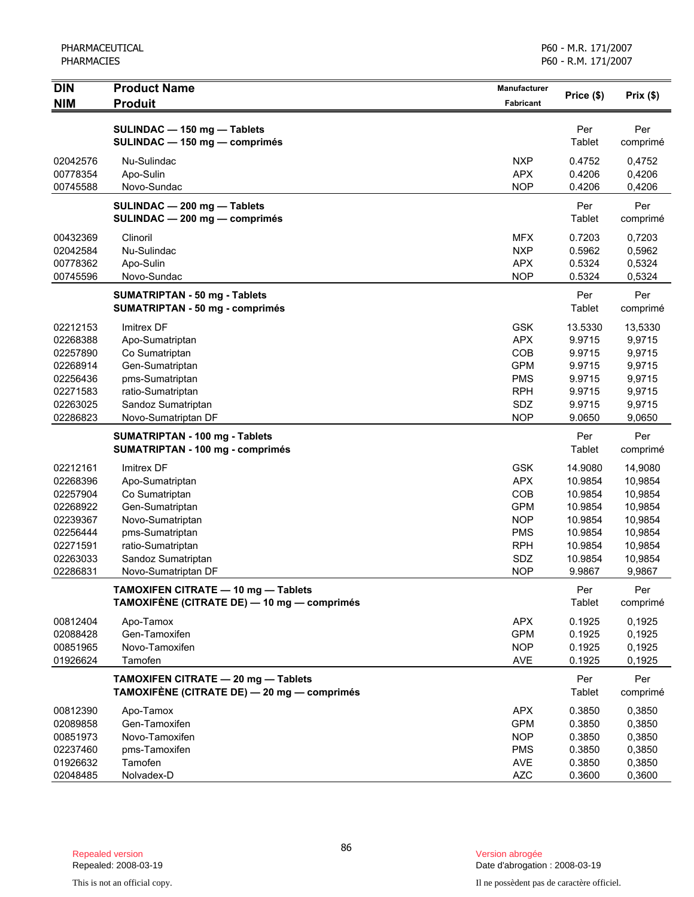| DIN<br>NIM | Product Name<br>Produit | Manufacturer<br>Fabricant | Price ($) | Prix ($) |
|---|---|---|---|---|
| | **SULINDAC — 150 mg — Tablets**<br>**SULINDAC — 150 mg — comprimés** | | Per Tablet | Per comprimé |
| 02042576 | Nu-Sulindac | NXP | 0.4752 | 0,4752 |
| 00778354 | Apo-Sulin | APX | 0.4206 | 0,4206 |
| 00745588 | Novo-Sundac | NOP | 0.4206 | 0,4206 |
| | **SULINDAC — 200 mg — Tablets**<br>**SULINDAC — 200 mg — comprimés** | | Per Tablet | Per comprimé |
| 00432369 | Clinoril | MFX | 0.7203 | 0,7203 |
| 02042584 | Nu-Sulindac | NXP | 0.5962 | 0,5962 |
| 00778362 | Apo-Sulin | APX | 0.5324 | 0,5324 |
| 00745596 | Novo-Sundac | NOP | 0.5324 | 0,5324 |
| | **SUMATRIPTAN - 50 mg - Tablets**<br>**SUMATRIPTAN - 50 mg - comprimés** | | Per Tablet | Per comprimé |
| 02212153 | Imitrex DF | GSK | 13.5330 | 13,5330 |
| 02268388 | Apo-Sumatriptan | APX | 9.9715 | 9,9715 |
| 02257890 | Co Sumatriptan | COB | 9.9715 | 9,9715 |
| 02268914 | Gen-Sumatriptan | GPM | 9.9715 | 9,9715 |
| 02256436 | pms-Sumatriptan | PMS | 9.9715 | 9,9715 |
| 02271583 | ratio-Sumatriptan | RPH | 9.9715 | 9,9715 |
| 02263025 | Sandoz Sumatriptan | SDZ | 9.9715 | 9,9715 |
| 02286823 | Novo-Sumatriptan DF | NOP | 9.0650 | 9,0650 |
| | **SUMATRIPTAN - 100 mg - Tablets**<br>**SUMATRIPTAN - 100 mg - comprimés** | | Per Tablet | Per comprimé |
| 02212161 | Imitrex DF | GSK | 14.9080 | 14,9080 |
| 02268396 | Apo-Sumatriptan | APX | 10.9854 | 10,9854 |
| 02257904 | Co Sumatriptan | COB | 10.9854 | 10,9854 |
| 02268922 | Gen-Sumatriptan | GPM | 10.9854 | 10,9854 |
| 02239367 | Novo-Sumatriptan | NOP | 10.9854 | 10,9854 |
| 02256444 | pms-Sumatriptan | PMS | 10.9854 | 10,9854 |
| 02271591 | ratio-Sumatriptan | RPH | 10.9854 | 10,9854 |
| 02263033 | Sandoz Sumatriptan | SDZ | 10.9854 | 10,9854 |
| 02286831 | Novo-Sumatriptan DF | NOP | 9.9867 | 9,9867 |
| | **TAMOXIFEN CITRATE — 10 mg — Tablets**<br>**TAMOXIFÈNE (CITRATE DE) — 10 mg — comprimés** | | Per Tablet | Per comprimé |
| 00812404 | Apo-Tamox | APX | 0.1925 | 0,1925 |
| 02088428 | Gen-Tamoxifen | GPM | 0.1925 | 0,1925 |
| 00851965 | Novo-Tamoxifen | NOP | 0.1925 | 0,1925 |
| 01926624 | Tamofen | AVE | 0.1925 | 0,1925 |
| | **TAMOXIFEN CITRATE — 20 mg — Tablets**<br>**TAMOXIFÈNE (CITRATE DE) — 20 mg — comprimés** | | Per Tablet | Per comprimé |
| 00812390 | Apo-Tamox | APX | 0.3850 | 0,3850 |
| 02089858 | Gen-Tamoxifen | GPM | 0.3850 | 0,3850 |
| 00851973 | Novo-Tamoxifen | NOP | 0.3850 | 0,3850 |
| 02237460 | pms-Tamoxifen | PMS | 0.3850 | 0,3850 |
| 01926632 | Tamofen | AVE | 0.3850 | 0,3850 |
| 02048485 | Nolvadex-D | AZC | 0.3600 | 0,3600 |

Repealed version
Repealed: 2008-03-19

This is not an official copy.

Version abrogée
Date d'abrogation : 2008-03-19

Il ne possèdent pas de caractère officiel.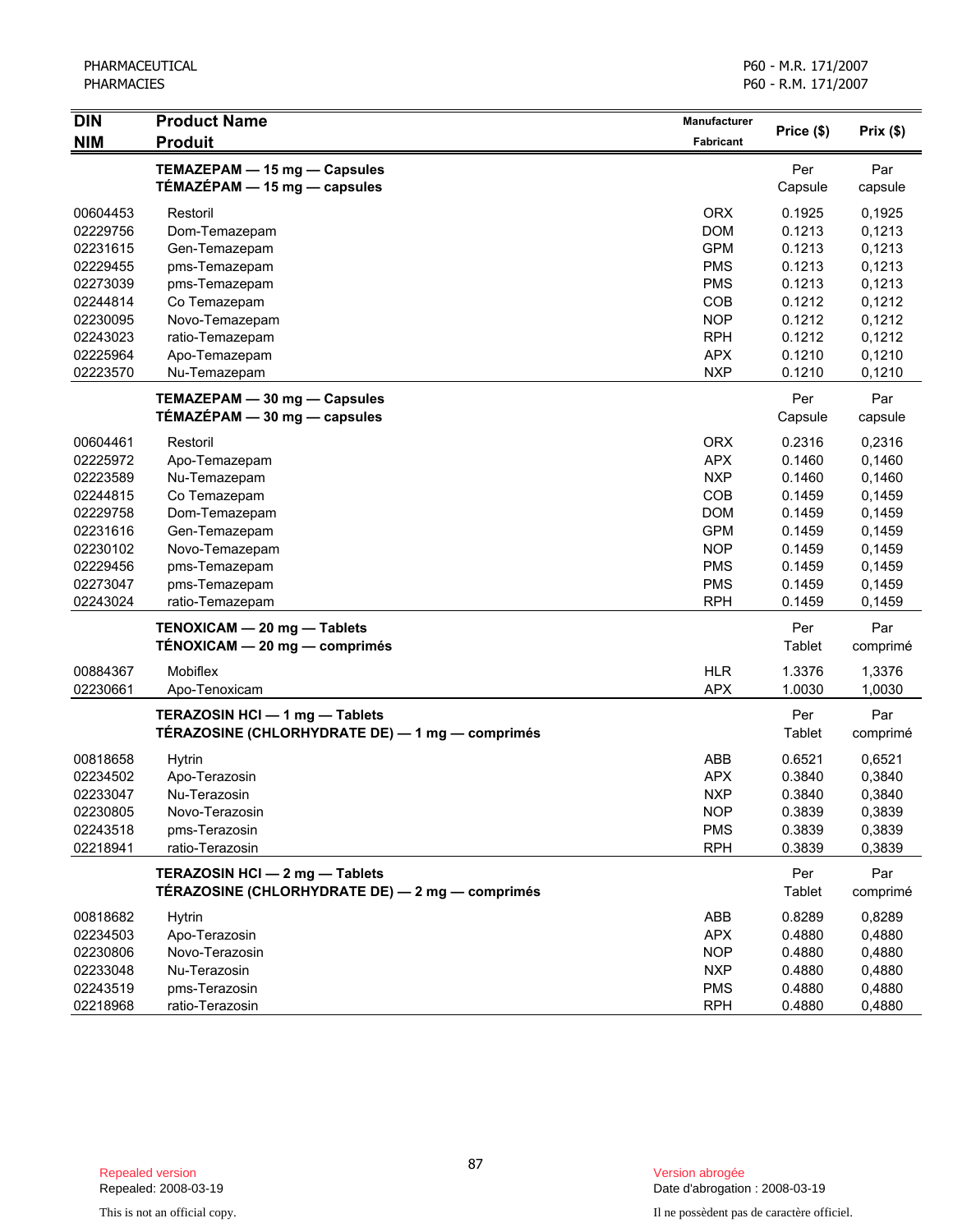| DIN<br>NIM | Product Name<br>Produit | Manufacturer<br>Fabricant | Price ($) | Prix ($) |
|---|---|---|---|---|
| | **TEMAZEPAM — 15 mg — Capsules**<br>**TÉMAZÉPAM — 15 mg — capsules** | | Per Capsule | Par capsule |
| 00604453 | Restoril | ORX | 0.1925 | 0,1925 |
| 02229756 | Dom-Temazepam | DOM | 0.1213 | 0,1213 |
| 02231615 | Gen-Temazepam | GPM | 0.1213 | 0,1213 |
| 02229455 | pms-Temazepam | PMS | 0.1213 | 0,1213 |
| 02273039 | pms-Temazepam | PMS | 0.1213 | 0,1213 |
| 02244814 | Co Temazepam | COB | 0.1212 | 0,1212 |
| 02230095 | Novo-Temazepam | NOP | 0.1212 | 0,1212 |
| 02243023 | ratio-Temazepam | RPH | 0.1212 | 0,1212 |
| 02225964 | Apo-Temazepam | APX | 0.1210 | 0,1210 |
| 02223570 | Nu-Temazepam | NXP | 0.1210 | 0,1210 |
| | **TEMAZEPAM — 30 mg — Capsules**<br>**TÉMAZÉPAM — 30 mg — capsules** | | Per Capsule | Par capsule |
| 00604461 | Restoril | ORX | 0.2316 | 0,2316 |
| 02225972 | Apo-Temazepam | APX | 0.1460 | 0,1460 |
| 02223589 | Nu-Temazepam | NXP | 0.1460 | 0,1460 |
| 02244815 | Co Temazepam | COB | 0.1459 | 0,1459 |
| 02229758 | Dom-Temazepam | DOM | 0.1459 | 0,1459 |
| 02231616 | Gen-Temazepam | GPM | 0.1459 | 0,1459 |
| 02230102 | Novo-Temazepam | NOP | 0.1459 | 0,1459 |
| 02229456 | pms-Temazepam | PMS | 0.1459 | 0,1459 |
| 02273047 | pms-Temazepam | PMS | 0.1459 | 0,1459 |
| 02243024 | ratio-Temazepam | RPH | 0.1459 | 0,1459 |
| | **TENOXICAM — 20 mg — Tablets**<br>**TÉNOXICAM — 20 mg — comprimés** | | Per Tablet | Par comprimé |
| 00884367 | Mobiflex | HLR | 1.3376 | 1,3376 |
| 02230661 | Apo-Tenoxicam | APX | 1.0030 | 1,0030 |
| | **TERAZOSIN HCl — 1 mg — Tablets**<br>**TÉRAZOSINE (CHLORHYDRATE DE) — 1 mg — comprimés** | | Per Tablet | Par comprimé |
| 00818658 | Hytrin | ABB | 0.6521 | 0,6521 |
| 02234502 | Apo-Terazosin | APX | 0.3840 | 0,3840 |
| 02233047 | Nu-Terazosin | NXP | 0.3840 | 0,3840 |
| 02230805 | Novo-Terazosin | NOP | 0.3839 | 0,3839 |
| 02243518 | pms-Terazosin | PMS | 0.3839 | 0,3839 |
| 02218941 | ratio-Terazosin | RPH | 0.3839 | 0,3839 |
| | **TERAZOSIN HCl — 2 mg — Tablets**<br>**TÉRAZOSINE (CHLORHYDRATE DE) — 2 mg — comprimés** | | Per Tablet | Par comprimé |
| 00818682 | Hytrin | ABB | 0.8289 | 0,8289 |
| 02234503 | Apo-Terazosin | APX | 0.4880 | 0,4880 |
| 02230806 | Novo-Terazosin | NOP | 0.4880 | 0,4880 |
| 02233048 | Nu-Terazosin | NXP | 0.4880 | 0,4880 |
| 02243519 | pms-Terazosin | PMS | 0.4880 | 0,4880 |
| 02218968 | ratio-Terazosin | RPH | 0.4880 | 0,4880 |

Repealed version
Repealed: 2008-03-19

This is not an official copy.

Version abrogée
Date d'abrogation : 2008-03-19

Il ne possèdent pas de caractère officiel.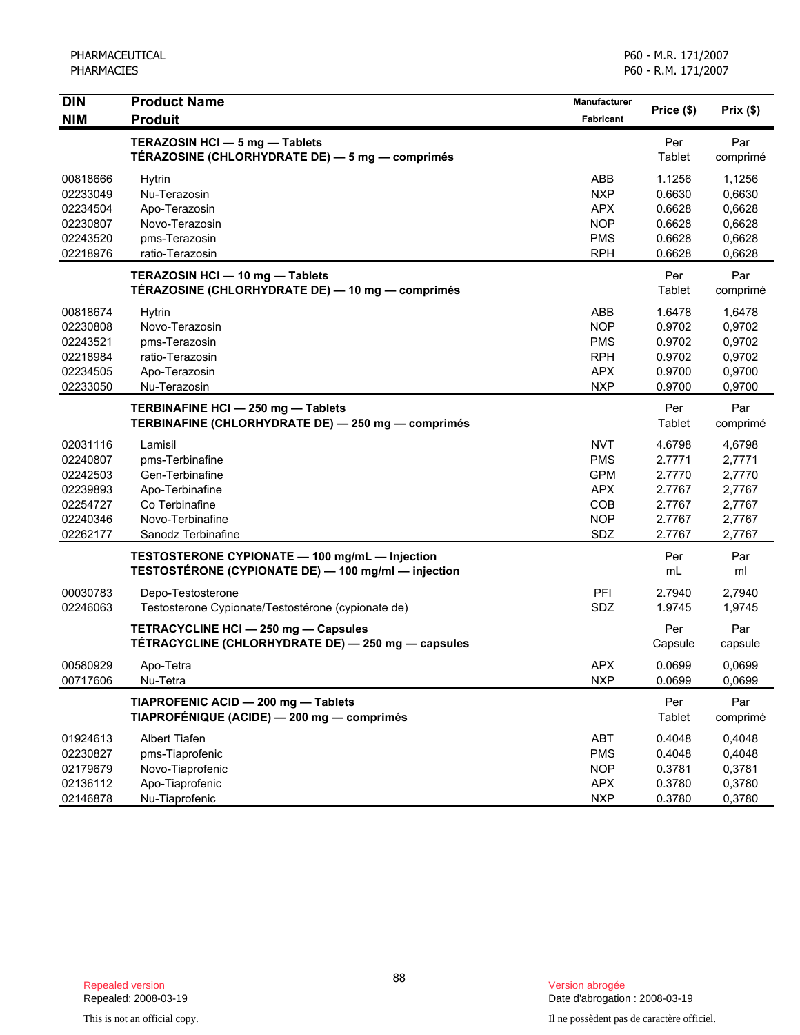| DIN<br>NIM | Product Name<br>Produit | Manufacturer<br>Fabricant | Price ($) | Prix ($) |
|---|---|---|---|---|
| | **TERAZOSIN HCl — 5 mg — Tablets<br>TÉRAZOSINE (CHLORHYDRATE DE) — 5 mg — comprimés** | | Per Tablet | Par comprimé |
| 00818666 | Hytrin | ABB | 1.1256 | 1,1256 |
| 02233049 | Nu-Terazosin | NXP | 0.6630 | 0,6630 |
| 02234504 | Apo-Terazosin | APX | 0.6628 | 0,6628 |
| 02230807 | Novo-Terazosin | NOP | 0.6628 | 0,6628 |
| 02243520 | pms-Terazosin | PMS | 0.6628 | 0,6628 |
| 02218976 | ratio-Terazosin | RPH | 0.6628 | 0,6628 |
| | **TERAZOSIN HCl — 10 mg — Tablets<br>TÉRAZOSINE (CHLORHYDRATE DE) — 10 mg — comprimés** | | Per Tablet | Par comprimé |
| 00818674 | Hytrin | ABB | 1.6478 | 1,6478 |
| 02230808 | Novo-Terazosin | NOP | 0.9702 | 0,9702 |
| 02243521 | pms-Terazosin | PMS | 0.9702 | 0,9702 |
| 02218984 | ratio-Terazosin | RPH | 0.9702 | 0,9702 |
| 02234505 | Apo-Terazosin | APX | 0.9700 | 0,9700 |
| 02233050 | Nu-Terazosin | NXP | 0.9700 | 0,9700 |
| | **TERBINAFINE HCl — 250 mg — Tablets<br>TERBINAFINE (CHLORHYDRATE DE) — 250 mg — comprimés** | | Per Tablet | Par comprimé |
| 02031116 | Lamisil | NVT | 4.6798 | 4,6798 |
| 02240807 | pms-Terbinafine | PMS | 2.7771 | 2,7771 |
| 02242503 | Gen-Terbinafine | GPM | 2.7770 | 2,7770 |
| 02239893 | Apo-Terbinafine | APX | 2.7767 | 2,7767 |
| 02254727 | Co Terbinafine | COB | 2.7767 | 2,7767 |
| 02240346 | Novo-Terbinafine | NOP | 2.7767 | 2,7767 |
| 02262177 | Sanodz Terbinafine | SDZ | 2.7767 | 2,7767 |
| | **TESTOSTERONE CYPIONATE — 100 mg/mL — Injection<br>TESTOSTÉRONE (CYPIONATE DE) — 100 mg/ml — injection** | | Per mL | Par ml |
| 00030783 | Depo-Testosterone | PFI | 2.7940 | 2,7940 |
| 02246063 | Testosterone Cypionate/Testostérone (cypionate de) | SDZ | 1.9745 | 1,9745 |
| | **TETRACYCLINE HCl — 250 mg — Capsules<br>TÉTRACYCLINE (CHLORHYDRATE DE) — 250 mg — capsules** | | Per Capsule | Par capsule |
| 00580929 | Apo-Tetra | APX | 0.0699 | 0,0699 |
| 00717606 | Nu-Tetra | NXP | 0.0699 | 0,0699 |
| | **TIAPROFENIC ACID — 200 mg — Tablets<br>TIAPROFÉNIQUE (ACIDE) — 200 mg — comprimés** | | Per Tablet | Par comprimé |
| 01924613 | Albert Tiafen | ABT | 0.4048 | 0,4048 |
| 02230827 | pms-Tiaprofenic | PMS | 0.4048 | 0,4048 |
| 02179679 | Novo-Tiaprofenic | NOP | 0.3781 | 0,3781 |
| 02136112 | Apo-Tiaprofenic | APX | 0.3780 | 0,3780 |
| 02146878 | Nu-Tiaprofenic | NXP | 0.3780 | 0,3780 |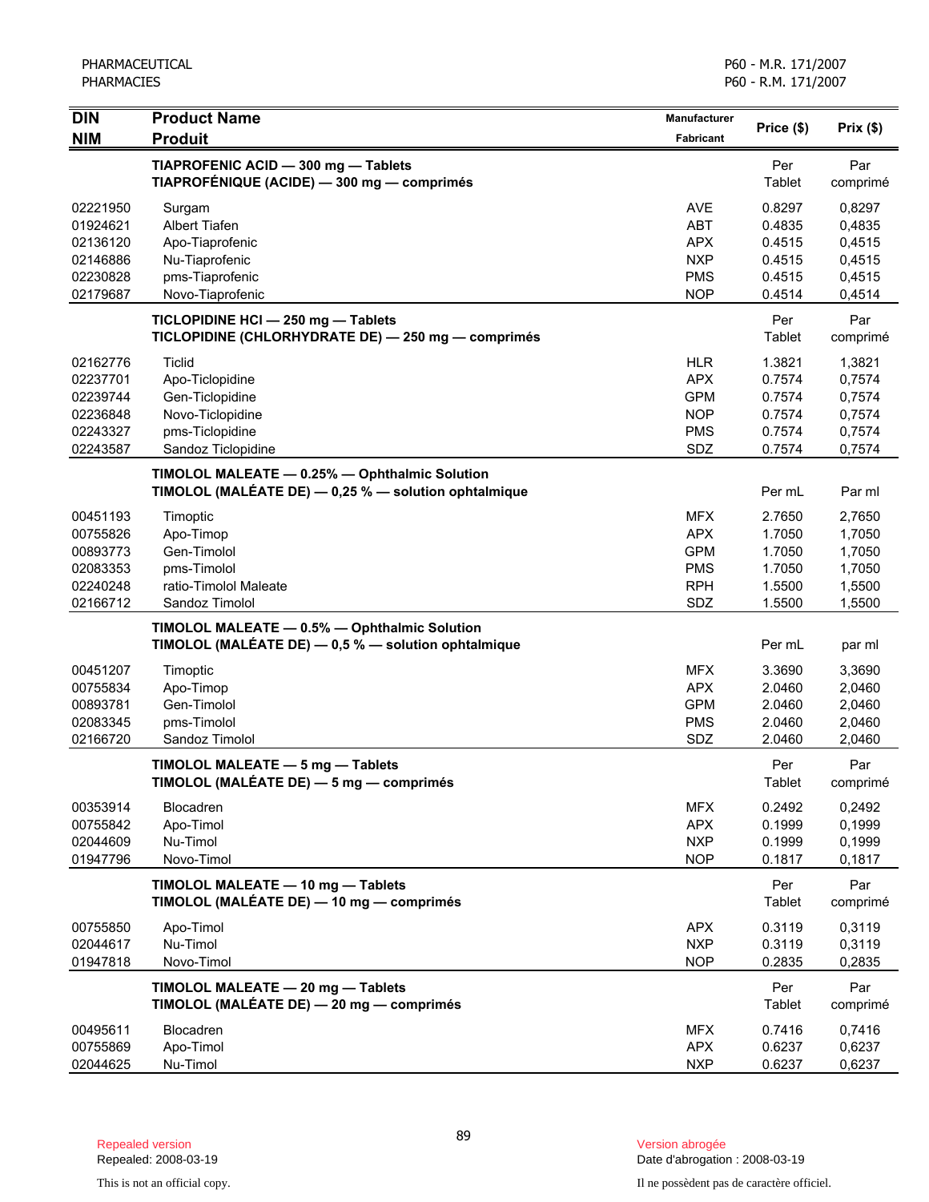| DIN<br>NIM | Product Name<br>Produit | Manufacturer<br>Fabricant | Price ($) | Prix ($) |
|---|---|---|---|---|
| | **TIAPROFENIC ACID — 300 mg — Tablets<br>TIAPROFÉNIQUE (ACIDE) — 300 mg — comprimés** | | Per Tablet | Par comprimé |
| 02221950 | Surgam | AVE | 0.8297 | 0,8297 |
| 01924621 | Albert Tiafen | ABT | 0.4835 | 0,4835 |
| 02136120 | Apo-Tiaprofenic | APX | 0.4515 | 0,4515 |
| 02146886 | Nu-Tiaprofenic | NXP | 0.4515 | 0,4515 |
| 02230828 | pms-Tiaprofenic | PMS | 0.4515 | 0,4515 |
| 02179687 | Novo-Tiaprofenic | NOP | 0.4514 | 0,4514 |
| | **TICLOPIDINE HCl — 250 mg — Tablets<br>TICLOPIDINE (CHLORHYDRATE DE) — 250 mg — comprimés** | | Per Tablet | Par comprimé |
| 02162776 | Ticlid | HLR | 1.3821 | 1,3821 |
| 02237701 | Apo-Ticlopidine | APX | 0.7574 | 0,7574 |
| 02239744 | Gen-Ticlopidine | GPM | 0.7574 | 0,7574 |
| 02236848 | Novo-Ticlopidine | NOP | 0.7574 | 0,7574 |
| 02243327 | pms-Ticlopidine | PMS | 0.7574 | 0,7574 |
| 02243587 | Sandoz Ticlopidine | SDZ | 0.7574 | 0,7574 |
| | **TIMOLOL MALEATE — 0.25% — Ophthalmic Solution<br>TIMOLOL (MALÉATE DE) — 0,25 % — solution ophtalmique** | | Per mL | Par ml |
| 00451193 | Timoptic | MFX | 2.7650 | 2,7650 |
| 00755826 | Apo-Timop | APX | 1.7050 | 1,7050 |
| 00893773 | Gen-Timolol | GPM | 1.7050 | 1,7050 |
| 02083353 | pms-Timolol | PMS | 1.7050 | 1,7050 |
| 02240248 | ratio-Timolol Maleate | RPH | 1.5500 | 1,5500 |
| 02166712 | Sandoz Timolol | SDZ | 1.5500 | 1,5500 |
| | **TIMOLOL MALEATE — 0.5% — Ophthalmic Solution<br>TIMOLOL (MALÉATE DE) — 0,5 % — solution ophtalmique** | | Per mL | par ml |
| 00451207 | Timoptic | MFX | 3.3690 | 3,3690 |
| 00755834 | Apo-Timop | APX | 2.0460 | 2,0460 |
| 00893781 | Gen-Timolol | GPM | 2.0460 | 2,0460 |
| 02083345 | pms-Timolol | PMS | 2.0460 | 2,0460 |
| 02166720 | Sandoz Timolol | SDZ | 2.0460 | 2,0460 |
| | **TIMOLOL MALEATE — 5 mg — Tablets<br>TIMOLOL (MALÉATE DE) — 5 mg — comprimés** | | Per Tablet | Par comprimé |
| 00353914 | Blocadren | MFX | 0.2492 | 0,2492 |
| 00755842 | Apo-Timol | APX | 0.1999 | 0,1999 |
| 02044609 | Nu-Timol | NXP | 0.1999 | 0,1999 |
| 01947796 | Novo-Timol | NOP | 0.1817 | 0,1817 |
| | **TIMOLOL MALEATE — 10 mg — Tablets<br>TIMOLOL (MALÉATE DE) — 10 mg — comprimés** | | Per Tablet | Par comprimé |
| 00755850 | Apo-Timol | APX | 0.3119 | 0,3119 |
| 02044617 | Nu-Timol | NXP | 0.3119 | 0,3119 |
| 01947818 | Novo-Timol | NOP | 0.2835 | 0,2835 |
| | **TIMOLOL MALEATE — 20 mg — Tablets<br>TIMOLOL (MALÉATE DE) — 20 mg — comprimés** | | Per Tablet | Par comprimé |
| 00495611 | Blocadren | MFX | 0.7416 | 0,7416 |
| 00755869 | Apo-Timol | APX | 0.6237 | 0,6237 |
| 02044625 | Nu-Timol | NXP | 0.6237 | 0,6237 |

Repealed version
Repealed: 2008-03-19

Version abrogée
Date d'abrogation : 2008-03-19

This is not an official copy.

Il ne possèdent pas de caractère officiel.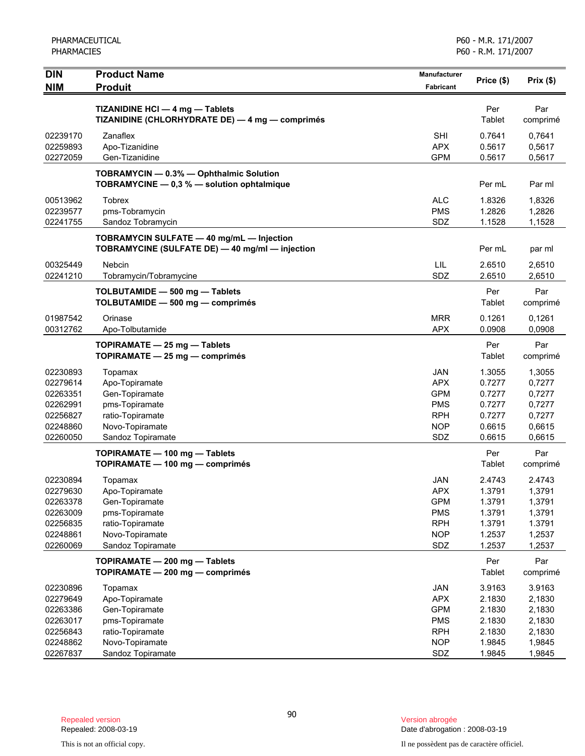| DIN<br>NIM | Product Name<br>Produit | Manufacturer<br>Fabricant | Price ($) | Prix ($) |
|---|---|---|---|---|
| | **TIZANIDINE HCl — 4 mg — Tablets**<br>**TIZANIDINE (CHLORHYDRATE DE) — 4 mg — comprimés** | | Per Tablet | Par comprimé |
| 02239170 | Zanaflex | SHI | 0.7641 | 0,7641 |
| 02259893 | Apo-Tizanidine | APX | 0.5617 | 0,5617 |
| 02272059 | Gen-Tizanidine | GPM | 0.5617 | 0,5617 |
| | **TOBRAMYCIN — 0.3% — Ophthalmic Solution**<br>**TOBRAMYCINE — 0,3 % — solution ophtalmique** | | Per mL | Par ml |
| 00513962 | Tobrex | ALC | 1.8326 | 1,8326 |
| 02239577 | pms-Tobramycin | PMS | 1.2826 | 1,2826 |
| 02241755 | Sandoz Tobramycin | SDZ | 1.1528 | 1,1528 |
| | **TOBRAMYCIN SULFATE — 40 mg/mL — Injection**<br>**TOBRAMYCINE (SULFATE DE) — 40 mg/ml — injection** | | Per mL | par ml |
| 00325449 | Nebcin | LIL | 2.6510 | 2,6510 |
| 02241210 | Tobramycin/Tobramycine | SDZ | 2.6510 | 2,6510 |
| | **TOLBUTAMIDE — 500 mg — Tablets**<br>**TOLBUTAMIDE — 500 mg — comprimés** | | Per Tablet | Par comprimé |
| 01987542 | Orinase | MRR | 0.1261 | 0,1261 |
| 00312762 | Apo-Tolbutamide | APX | 0.0908 | 0,0908 |
| | **TOPIRAMATE — 25 mg — Tablets**<br>**TOPIRAMATE — 25 mg — comprimés** | | Per Tablet | Par comprimé |
| 02230893 | Topamax | JAN | 1.3055 | 1,3055 |
| 02279614 | Apo-Topiramate | APX | 0.7277 | 0,7277 |
| 02263351 | Gen-Topiramate | GPM | 0.7277 | 0,7277 |
| 02262991 | pms-Topiramate | PMS | 0.7277 | 0,7277 |
| 02256827 | ratio-Topiramate | RPH | 0.7277 | 0,7277 |
| 02248860 | Novo-Topiramate | NOP | 0.6615 | 0,6615 |
| 02260050 | Sandoz Topiramate | SDZ | 0.6615 | 0,6615 |
| | **TOPIRAMATE — 100 mg — Tablets**<br>**TOPIRAMATE — 100 mg — comprimés** | | Per Tablet | Par comprimé |
| 02230894 | Topamax | JAN | 2.4743 | 2.4743 |
| 02279630 | Apo-Topiramate | APX | 1.3791 | 1,3791 |
| 02263378 | Gen-Topiramate | GPM | 1.3791 | 1,3791 |
| 02263009 | pms-Topiramate | PMS | 1.3791 | 1,3791 |
| 02256835 | ratio-Topiramate | RPH | 1.3791 | 1.3791 |
| 02248861 | Novo-Topiramate | NOP | 1.2537 | 1,2537 |
| 02260069 | Sandoz Topiramate | SDZ | 1.2537 | 1,2537 |
| | **TOPIRAMATE — 200 mg — Tablets**<br>**TOPIRAMATE — 200 mg — comprimés** | | Per Tablet | Par comprimé |
| 02230896 | Topamax | JAN | 3.9163 | 3.9163 |
| 02279649 | Apo-Topiramate | APX | 2.1830 | 2,1830 |
| 02263386 | Gen-Topiramate | GPM | 2.1830 | 2,1830 |
| 02263017 | pms-Topiramate | PMS | 2.1830 | 2,1830 |
| 02256843 | ratio-Topiramate | RPH | 2.1830 | 2,1830 |
| 02248862 | Novo-Topiramate | NOP | 1.9845 | 1,9845 |
| 02267837 | Sandoz Topiramate | SDZ | 1.9845 | 1,9845 |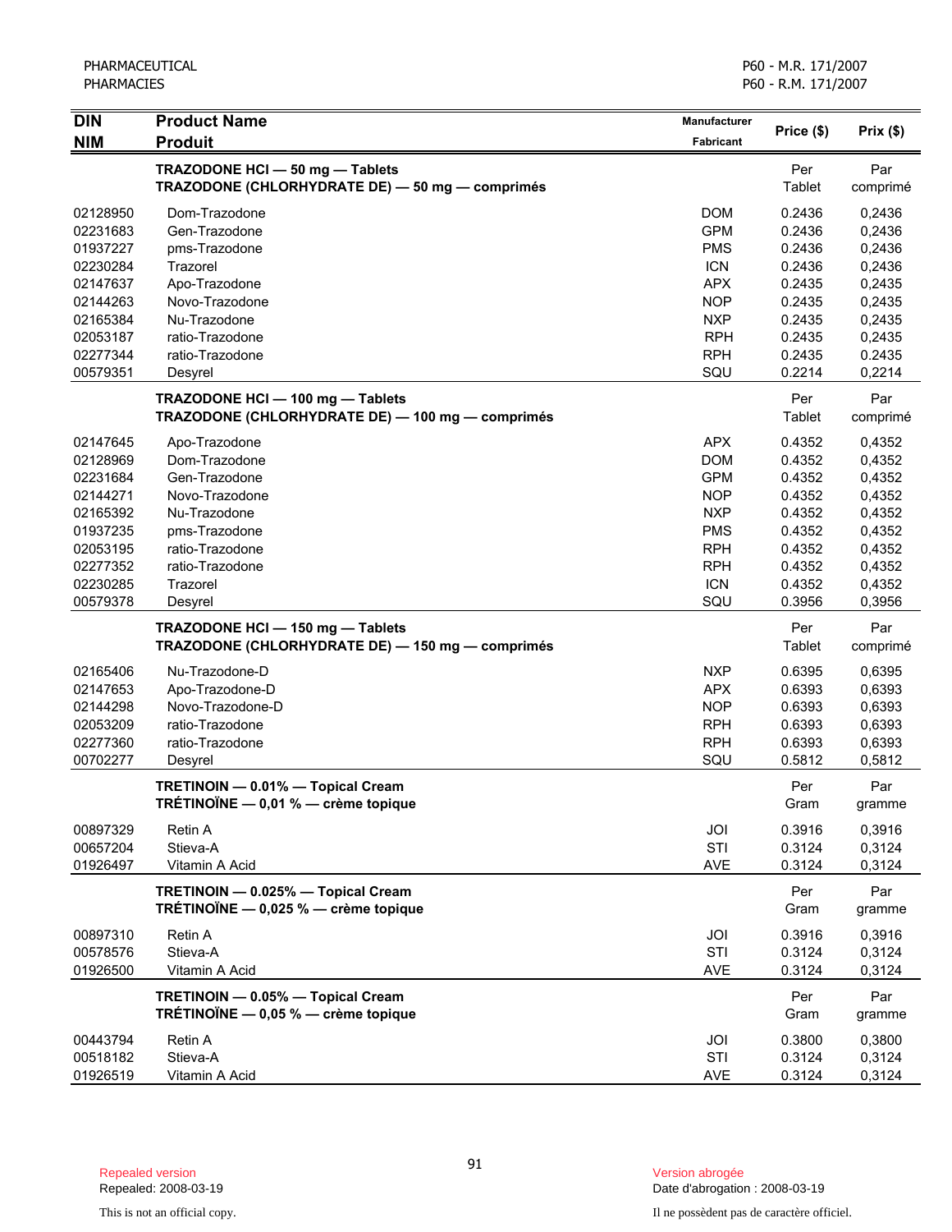| DIN<br>NIM | Product Name<br>Produit | Manufacturer<br>Fabricant | Price ($) | Prix ($) |
|---|---|---|---|---|
| | **TRAZODONE HCl — 50 mg — Tablets**<br>**TRAZODONE (CHLORHYDRATE DE) — 50 mg — comprimés** | | Per Tablet | Par comprimé |
| 02128950 | Dom-Trazodone | DOM | 0.2436 | 0,2436 |
| 02231683 | Gen-Trazodone | GPM | 0.2436 | 0,2436 |
| 01937227 | pms-Trazodone | PMS | 0.2436 | 0,2436 |
| 02230284 | Trazorel | ICN | 0.2436 | 0,2436 |
| 02147637 | Apo-Trazodone | APX | 0.2435 | 0,2435 |
| 02144263 | Novo-Trazodone | NOP | 0.2435 | 0,2435 |
| 02165384 | Nu-Trazodone | NXP | 0.2435 | 0,2435 |
| 02053187 | ratio-Trazodone | RPH | 0.2435 | 0,2435 |
| 02277344 | ratio-Trazodone | RPH | 0.2435 | 0.2435 |
| 00579351 | Desyrel | SQU | 0.2214 | 0,2214 |
| | **TRAZODONE HCl — 100 mg — Tablets**<br>**TRAZODONE (CHLORHYDRATE DE) — 100 mg — comprimés** | | Per Tablet | Par comprimé |
| 02147645 | Apo-Trazodone | APX | 0.4352 | 0,4352 |
| 02128969 | Dom-Trazodone | DOM | 0.4352 | 0,4352 |
| 02231684 | Gen-Trazodone | GPM | 0.4352 | 0,4352 |
| 02144271 | Novo-Trazodone | NOP | 0.4352 | 0,4352 |
| 02165392 | Nu-Trazodone | NXP | 0.4352 | 0,4352 |
| 01937235 | pms-Trazodone | PMS | 0.4352 | 0,4352 |
| 02053195 | ratio-Trazodone | RPH | 0.4352 | 0,4352 |
| 02277352 | ratio-Trazodone | RPH | 0.4352 | 0,4352 |
| 02230285 | Trazorel | ICN | 0.4352 | 0,4352 |
| 00579378 | Desyrel | SQU | 0.3956 | 0,3956 |
| | **TRAZODONE HCl — 150 mg — Tablets**<br>**TRAZODONE (CHLORHYDRATE DE) — 150 mg — comprimés** | | Per Tablet | Par comprimé |
| 02165406 | Nu-Trazodone-D | NXP | 0.6395 | 0,6395 |
| 02147653 | Apo-Trazodone-D | APX | 0.6393 | 0,6393 |
| 02144298 | Novo-Trazodone-D | NOP | 0.6393 | 0,6393 |
| 02053209 | ratio-Trazodone | RPH | 0.6393 | 0,6393 |
| 02277360 | ratio-Trazodone | RPH | 0.6393 | 0,6393 |
| 00702277 | Desyrel | SQU | 0.5812 | 0,5812 |
| | **TRETINOIN — 0.01% — Topical Cream**<br>**TRÉTINOÏNE — 0,01 % — crème topique** | | Per Gram | Par gramme |
| 00897329 | Retin A | JOI | 0.3916 | 0,3916 |
| 00657204 | Stieva-A | STI | 0.3124 | 0,3124 |
| 01926497 | Vitamin A Acid | AVE | 0.3124 | 0,3124 |
| | **TRETINOIN — 0.025% — Topical Cream**<br>**TRÉTINOÏNE — 0,025 % — crème topique** | | Per Gram | Par gramme |
| 00897310 | Retin A | JOI | 0.3916 | 0,3916 |
| 00578576 | Stieva-A | STI | 0.3124 | 0,3124 |
| 01926500 | Vitamin A Acid | AVE | 0.3124 | 0,3124 |
| | **TRETINOIN — 0.05% — Topical Cream**<br>**TRÉTINOÏNE — 0,05 % — crème topique** | | Per Gram | Par gramme |
| 00443794 | Retin A | JOI | 0.3800 | 0,3800 |
| 00518182 | Stieva-A | STI | 0.3124 | 0,3124 |
| 01926519 | Vitamin A Acid | AVE | 0.3124 | 0,3124 |

Repealed version
Repealed: 2008-03-19

Version abrogée
Date d'abrogation : 2008-03-19

This is not an official copy.

Il ne possèdent pas de caractère officiel.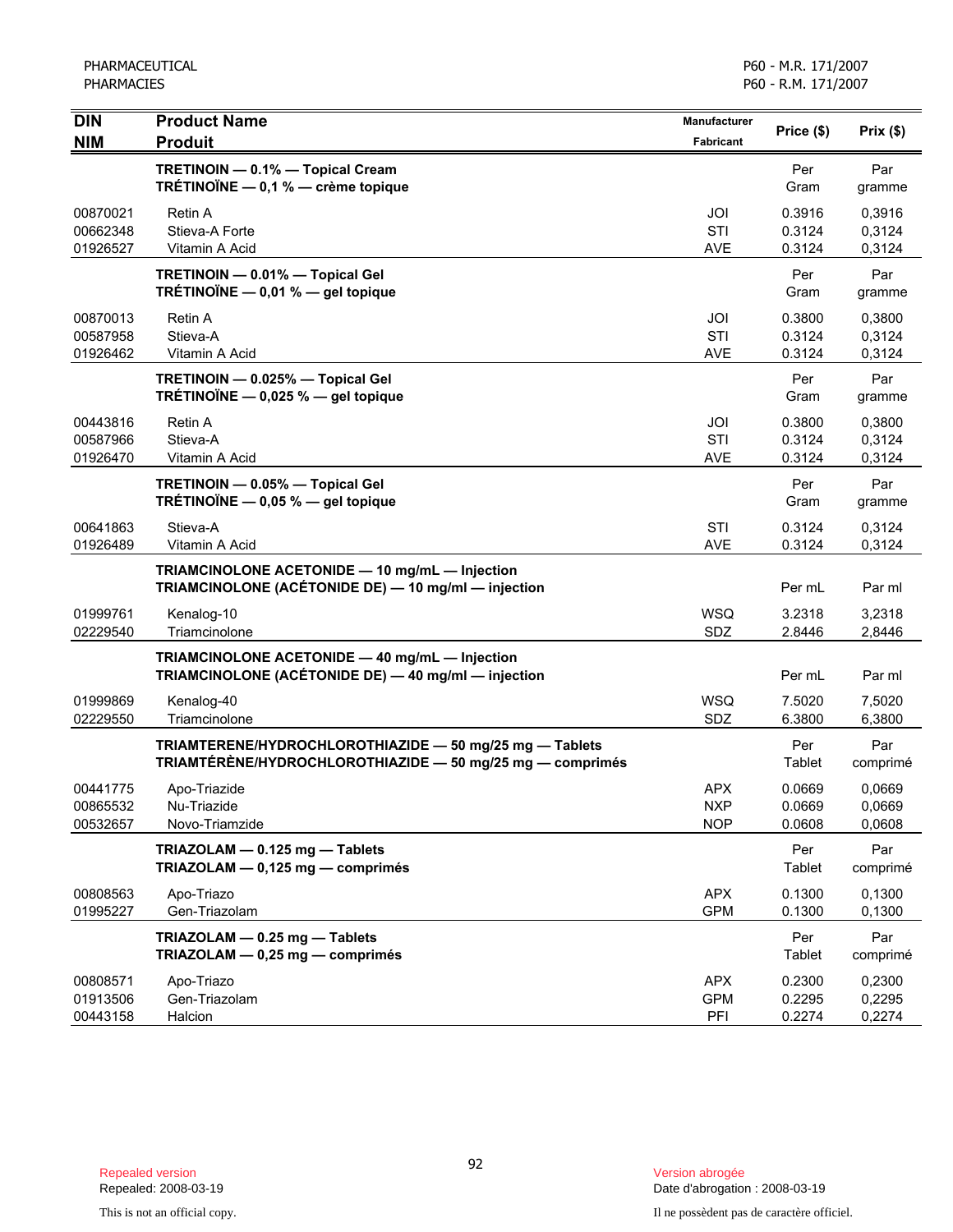| DIN<br>NIM | Product Name<br>Produit | Manufacturer<br>Fabricant | Price ($) | Prix ($) |
|---|---|---|---|---|
| | **TRETINOIN — 0.1% — Topical Cream**<br>**TRÉTINOÏNE — 0,1 % — crème topique** | | Per Gram | Par gramme |
| 00870021 | Retin A | JOI | 0.3916 | 0,3916 |
| 00662348 | Stieva-A Forte | STI | 0.3124 | 0,3124 |
| 01926527 | Vitamin A Acid | AVE | 0.3124 | 0,3124 |
| | **TRETINOIN — 0.01% — Topical Gel**<br>**TRÉTINOÏNE — 0,01 % — gel topique** | | Per Gram | Par gramme |
| 00870013 | Retin A | JOI | 0.3800 | 0,3800 |
| 00587958 | Stieva-A | STI | 0.3124 | 0,3124 |
| 01926462 | Vitamin A Acid | AVE | 0.3124 | 0,3124 |
| | **TRETINOIN — 0.025% — Topical Gel**<br>**TRÉTINOÏNE — 0,025 % — gel topique** | | Per Gram | Par gramme |
| 00443816 | Retin A | JOI | 0.3800 | 0,3800 |
| 00587966 | Stieva-A | STI | 0.3124 | 0,3124 |
| 01926470 | Vitamin A Acid | AVE | 0.3124 | 0,3124 |
| | **TRETINOIN — 0.05% — Topical Gel**<br>**TRÉTINOÏNE — 0,05 % — gel topique** | | Per Gram | Par gramme |
| 00641863 | Stieva-A | STI | 0.3124 | 0,3124 |
| 01926489 | Vitamin A Acid | AVE | 0.3124 | 0,3124 |
| | **TRIAMCINOLONE ACETONIDE — 10 mg/mL — Injection**<br>**TRIAMCINOLONE (ACÉTONIDE DE) — 10 mg/ml — injection** | | Per mL | Par ml |
| 01999761 | Kenalog-10 | WSQ | 3.2318 | 3,2318 |
| 02229540 | Triamcinolone | SDZ | 2.8446 | 2,8446 |
| | **TRIAMCINOLONE ACETONIDE — 40 mg/mL — Injection**<br>**TRIAMCINOLONE (ACÉTONIDE DE) — 40 mg/ml — injection** | | Per mL | Par ml |
| 01999869 | Kenalog-40 | WSQ | 7.5020 | 7,5020 |
| 02229550 | Triamcinolone | SDZ | 6.3800 | 6,3800 |
| | **TRIAMTERENE/HYDROCHLOROTHIAZIDE — 50 mg/25 mg — Tablets**<br>**TRIAMTÉRÈNE/HYDROCHLOROTHIAZIDE — 50 mg/25 mg — comprimés** | | Per Tablet | Par comprimé |
| 00441775 | Apo-Triazide | APX | 0.0669 | 0,0669 |
| 00865532 | Nu-Triazide | NXP | 0.0669 | 0,0669 |
| 00532657 | Novo-Triamzide | NOP | 0.0608 | 0,0608 |
| | **TRIAZOLAM — 0.125 mg — Tablets**<br>**TRIAZOLAM — 0,125 mg — comprimés** | | Per Tablet | Par comprimé |
| 00808563 | Apo-Triazo | APX | 0.1300 | 0,1300 |
| 01995227 | Gen-Triazolam | GPM | 0.1300 | 0,1300 |
| | **TRIAZOLAM — 0.25 mg — Tablets**<br>**TRIAZOLAM — 0,25 mg — comprimés** | | Per Tablet | Par comprimé |
| 00808571 | Apo-Triazo | APX | 0.2300 | 0,2300 |
| 01913506 | Gen-Triazolam | GPM | 0.2295 | 0,2295 |
| 00443158 | Halcion | PFI | 0.2274 | 0,2274 |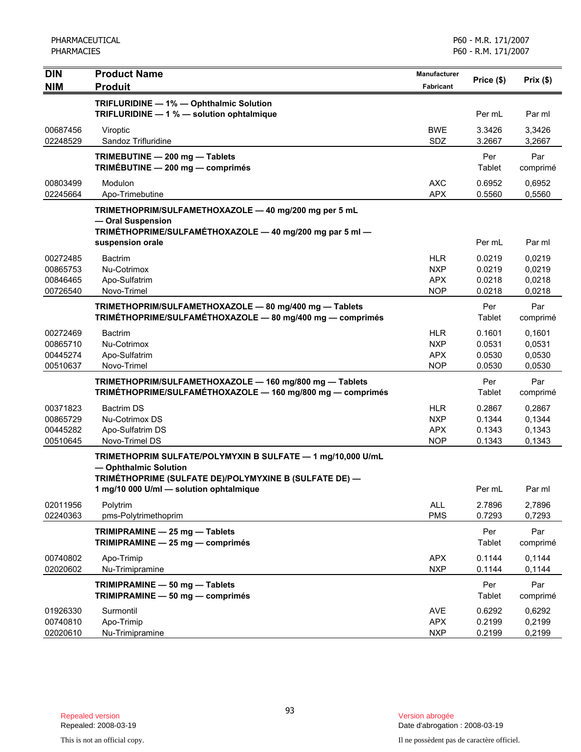| DIN<br>NIM | Product Name<br>Produit | Manufacturer<br>Fabricant | Price ($) | Prix ($) |
|---|---|---|---|---|
| | **TRIFLURIDINE — 1% — Ophthalmic Solution**<br>**TRIFLURIDINE — 1 % — solution ophtalmique** | | Per mL | Par ml |
| 00687456 | Viroptic | BWE | 3.3426 | 3,3426 |
| 02248529 | Sandoz Trifluridine | SDZ | 3.2667 | 3,2667 |
| | **TRIMEBUTINE — 200 mg — Tablets**<br>**TRIMÉBUTINE — 200 mg — comprimés** | | Per Tablet | Par comprimé |
| 00803499 | Modulon | AXC | 0.6952 | 0,6952 |
| 02245664 | Apo-Trimebutine | APX | 0.5560 | 0,5560 |
| | **TRIMETHOPRIM/SULFAMETHOXAZOLE — 40 mg/200 mg per 5 mL — Oral Suspension**<br>**TRIMÉTHOPRIME/SULFAMÉTHOXAZOLE — 40 mg/200 mg par 5 ml — suspension orale** | | Per mL | Par ml |
| 00272485 | Bactrim | HLR | 0.0219 | 0,0219 |
| 00865753 | Nu-Cotrimox | NXP | 0.0219 | 0,0219 |
| 00846465 | Apo-Sulfatrim | APX | 0.0218 | 0,0218 |
| 00726540 | Novo-Trimel | NOP | 0.0218 | 0,0218 |
| | **TRIMETHOPRIM/SULFAMETHOXAZOLE — 80 mg/400 mg — Tablets**<br>**TRIMÉTHOPRIME/SULFAMÉTHOXAZOLE — 80 mg/400 mg — comprimés** | | Per Tablet | Par comprimé |
| 00272469 | Bactrim | HLR | 0.1601 | 0,1601 |
| 00865710 | Nu-Cotrimox | NXP | 0.0531 | 0,0531 |
| 00445274 | Apo-Sulfatrim | APX | 0.0530 | 0,0530 |
| 00510637 | Novo-Trimel | NOP | 0.0530 | 0,0530 |
| | **TRIMETHOPRIM/SULFAMETHOXAZOLE — 160 mg/800 mg — Tablets**<br>**TRIMÉTHOPRIME/SULFAMÉTHOXAZOLE — 160 mg/800 mg — comprimés** | | Per Tablet | Par comprimé |
| 00371823 | Bactrim DS | HLR | 0.2867 | 0,2867 |
| 00865729 | Nu-Cotrimox DS | NXP | 0.1344 | 0,1344 |
| 00445282 | Apo-Sulfatrim DS | APX | 0.1343 | 0,1343 |
| 00510645 | Novo-Trimel DS | NOP | 0.1343 | 0,1343 |
| | **TRIMETHOPRIM SULFATE/POLYMYXIN B SULFATE — 1 mg/10,000 U/mL — Ophthalmic Solution**<br>**TRIMÉTHOPRIME (SULFATE DE)/POLYMYXINE B (SULFATE DE) — 1 mg/10 000 U/ml — solution ophtalmique** | | Per mL | Par ml |
| 02011956 | Polytrim | ALL | 2.7896 | 2,7896 |
| 02240363 | pms-Polytrimethoprim | PMS | 0.7293 | 0,7293 |
| | **TRIMIPRAMINE — 25 mg — Tablets**<br>**TRIMIPRAMINE — 25 mg — comprimés** | | Per Tablet | Par comprimé |
| 00740802 | Apo-Trimip | APX | 0.1144 | 0,1144 |
| 02020602 | Nu-Trimipramine | NXP | 0.1144 | 0,1144 |
| | **TRIMIPRAMINE — 50 mg — Tablets**<br>**TRIMIPRAMINE — 50 mg — comprimés** | | Per Tablet | Par comprimé |
| 01926330 | Surmontil | AVE | 0.6292 | 0,6292 |
| 00740810 | Apo-Trimip | APX | 0.2199 | 0,2199 |
| 02020610 | Nu-Trimipramine | NXP | 0.2199 | 0,2199 |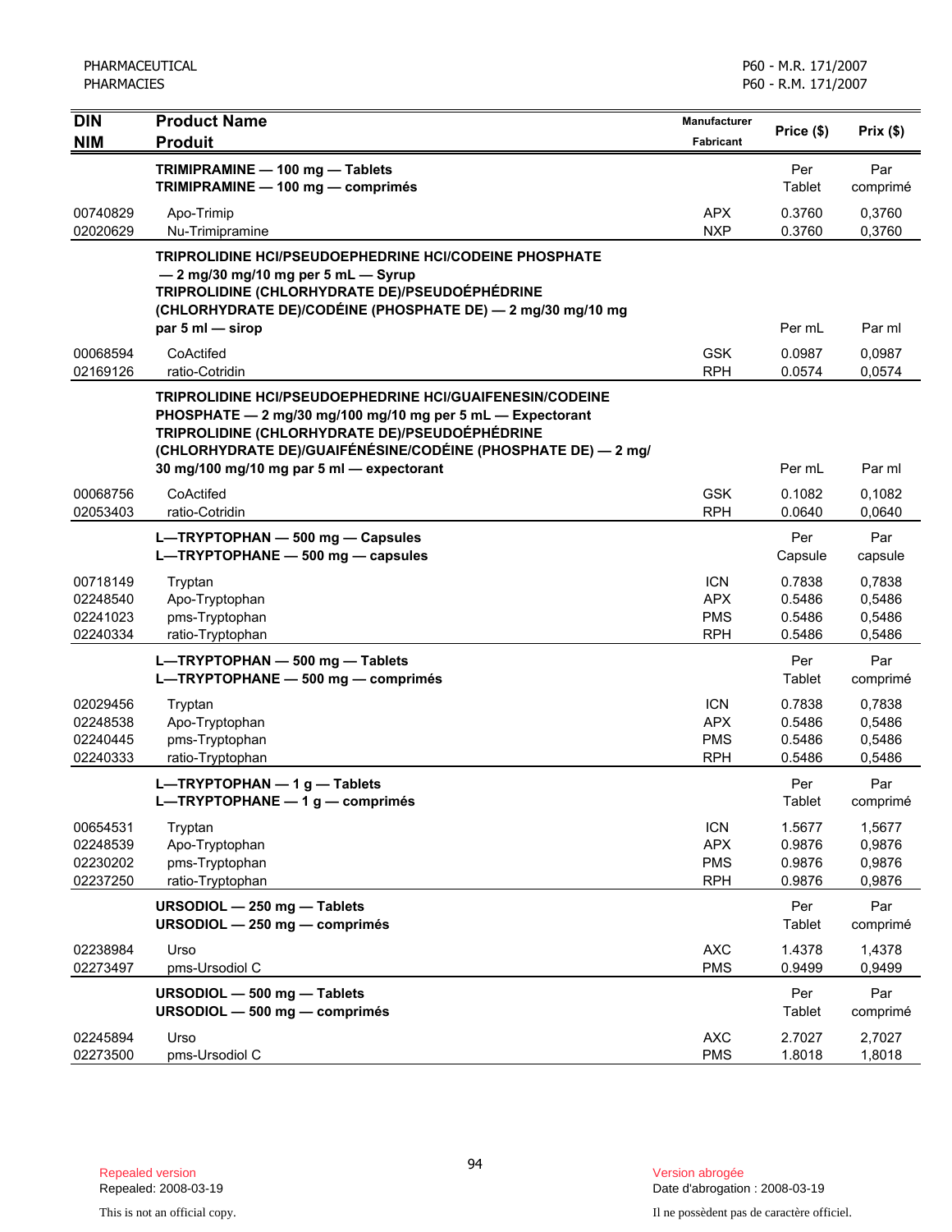| DIN<br>NIM | Product Name<br>Produit | Manufacturer<br>Fabricant | Price ($) | Prix ($) |
|---|---|---|---|---|
| | **TRIMIPRAMINE — 100 mg — Tablets**<br>**TRIMIPRAMINE — 100 mg — comprimés** | | Per Tablet | Par comprimé |
| 00740829 | Apo-Trimip | APX | 0.3760 | 0,3760 |
| 02020629 | Nu-Trimipramine | NXP | 0.3760 | 0,3760 |
| | **TRIPROLIDINE HCl/PSEUDOEPHEDRINE HCl/CODEINE PHOSPHATE — 2 mg/30 mg/10 mg per 5 mL — Syrup**<br>**TRIPROLIDINE (CHLORHYDRATE DE)/PSEUDOÉPHÉDRINE (CHLORHYDRATE DE)/CODÉINE (PHOSPHATE DE) — 2 mg/30 mg/10 mg par 5 ml — sirop** | | Per mL | Par ml |
| 00068594 | CoActifed | GSK | 0.0987 | 0,0987 |
| 02169126 | ratio-Cotridin | RPH | 0.0574 | 0,0574 |
| | **TRIPROLIDINE HCl/PSEUDOEPHEDRINE HCl/GUAIFENESIN/CODEINE PHOSPHATE — 2 mg/30 mg/100 mg/10 mg per 5 mL — Expectorant**<br>**TRIPROLIDINE (CHLORHYDRATE DE)/PSEUDOÉPHÉDRINE (CHLORHYDRATE DE)/GUAIFÉNÉSINE/CODÉINE (PHOSPHATE DE) — 2 mg/ 30 mg/100 mg/10 mg par 5 ml — expectorant** | | Per mL | Par ml |
| 00068756 | CoActifed | GSK | 0.1082 | 0,1082 |
| 02053403 | ratio-Cotridin | RPH | 0.0640 | 0,0640 |
| | **L—TRYPTOPHAN — 500 mg — Capsules**<br>**L—TRYPTOPHANE — 500 mg — capsules** | | Per Capsule | Par capsule |
| 00718149 | Tryptan | ICN | 0.7838 | 0,7838 |
| 02248540 | Apo-Tryptophan | APX | 0.5486 | 0,5486 |
| 02241023 | pms-Tryptophan | PMS | 0.5486 | 0,5486 |
| 02240334 | ratio-Tryptophan | RPH | 0.5486 | 0,5486 |
| | **L—TRYPTOPHAN — 500 mg — Tablets**<br>**L—TRYPTOPHANE — 500 mg — comprimés** | | Per Tablet | Par comprimé |
| 02029456 | Tryptan | ICN | 0.7838 | 0,7838 |
| 02248538 | Apo-Tryptophan | APX | 0.5486 | 0,5486 |
| 02240445 | pms-Tryptophan | PMS | 0.5486 | 0,5486 |
| 02240333 | ratio-Tryptophan | RPH | 0.5486 | 0,5486 |
| | **L—TRYPTOPHAN — 1 g — Tablets**<br>**L—TRYPTOPHANE — 1 g — comprimés** | | Per Tablet | Par comprimé |
| 00654531 | Tryptan | ICN | 1.5677 | 1,5677 |
| 02248539 | Apo-Tryptophan | APX | 0.9876 | 0,9876 |
| 02230202 | pms-Tryptophan | PMS | 0.9876 | 0,9876 |
| 02237250 | ratio-Tryptophan | RPH | 0.9876 | 0,9876 |
| | **URSODIOL — 250 mg — Tablets**<br>**URSODIOL — 250 mg — comprimés** | | Per Tablet | Par comprimé |
| 02238984 | Urso | AXC | 1.4378 | 1,4378 |
| 02273497 | pms-Ursodiol C | PMS | 0.9499 | 0,9499 |
| | **URSODIOL — 500 mg — Tablets**<br>**URSODIOL — 500 mg — comprimés** | | Per Tablet | Par comprimé |
| 02245894 | Urso | AXC | 2.7027 | 2,7027 |
| 02273500 | pms-Ursodiol C | PMS | 1.8018 | 1,8018 |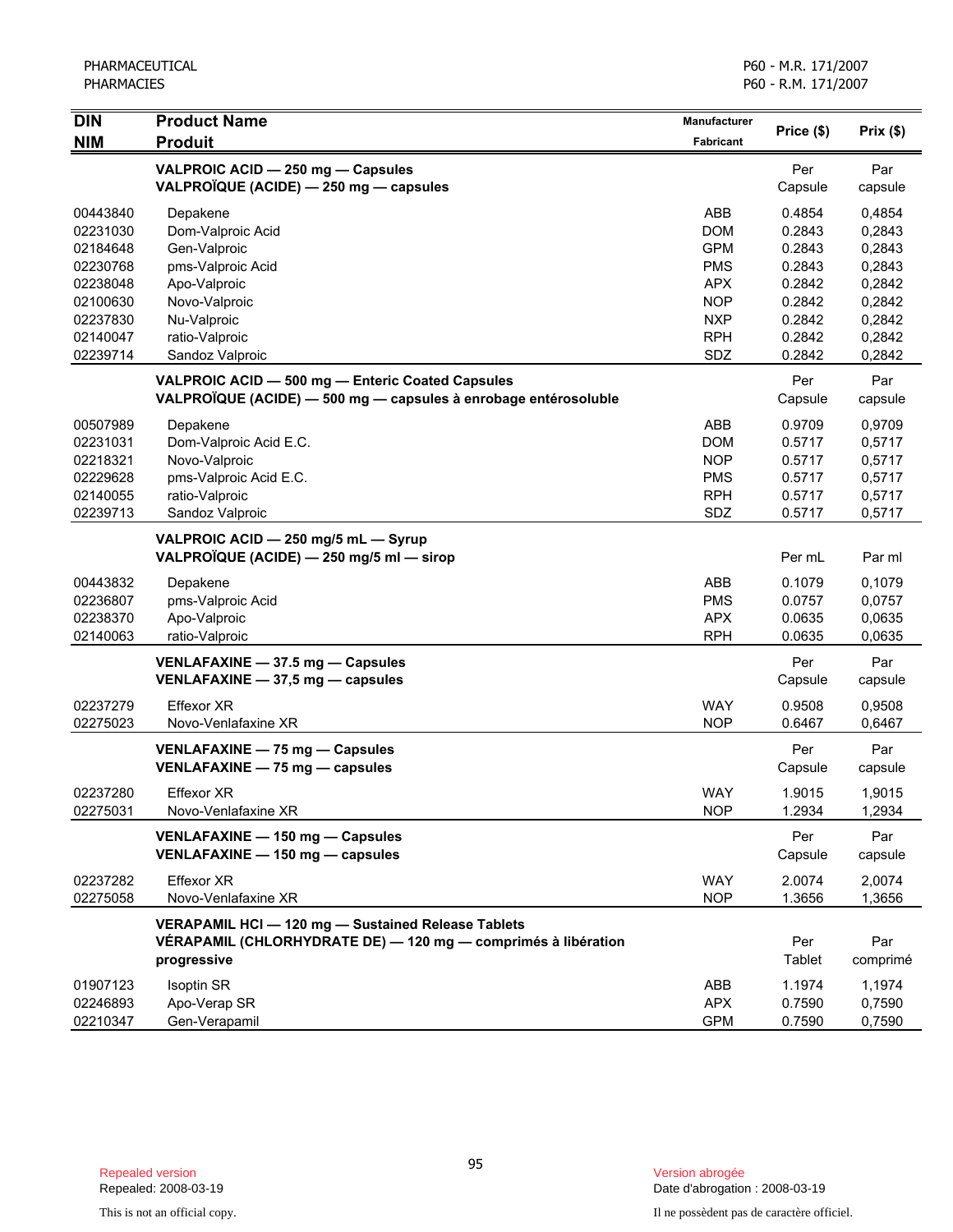| DIN<br>NIM | Product Name<br>Produit | Manufacturer<br>Fabricant | Price ($) | Prix ($) |
|---|---|---|---|---|
| | **VALPROIC ACID — 250 mg — Capsules**<br>**VALPROÏQUE (ACIDE) — 250 mg — capsules** | | Per Capsule | Par capsule |
| 00443840 | Depakene | ABB | 0.4854 | 0,4854 |
| 02231030 | Dom-Valproic Acid | DOM | 0.2843 | 0,2843 |
| 02184648 | Gen-Valproic | GPM | 0.2843 | 0,2843 |
| 02230768 | pms-Valproic Acid | PMS | 0.2843 | 0,2843 |
| 02238048 | Apo-Valproic | APX | 0.2842 | 0,2842 |
| 02100630 | Novo-Valproic | NOP | 0.2842 | 0,2842 |
| 02237830 | Nu-Valproic | NXP | 0.2842 | 0,2842 |
| 02140047 | ratio-Valproic | RPH | 0.2842 | 0,2842 |
| 02239714 | Sandoz Valproic | SDZ | 0.2842 | 0,2842 |
| | **VALPROIC ACID — 500 mg — Enteric Coated Capsules**<br>**VALPROÏQUE (ACIDE) — 500 mg — capsules à enrobage entérosoluble** | | Per Capsule | Par capsule |
| 00507989 | Depakene | ABB | 0.9709 | 0,9709 |
| 02231031 | Dom-Valproic Acid E.C. | DOM | 0.5717 | 0,5717 |
| 02218321 | Novo-Valproic | NOP | 0.5717 | 0,5717 |
| 02229628 | pms-Valproic Acid E.C. | PMS | 0.5717 | 0,5717 |
| 02140055 | ratio-Valproic | RPH | 0.5717 | 0,5717 |
| 02239713 | Sandoz Valproic | SDZ | 0.5717 | 0,5717 |
| | **VALPROIC ACID — 250 mg/5 mL — Syrup**<br>**VALPROÏQUE (ACIDE) — 250 mg/5 ml — sirop** | | Per mL | Par ml |
| 00443832 | Depakene | ABB | 0.1079 | 0,1079 |
| 02236807 | pms-Valproic Acid | PMS | 0.0757 | 0,0757 |
| 02238370 | Apo-Valproic | APX | 0.0635 | 0,0635 |
| 02140063 | ratio-Valproic | RPH | 0.0635 | 0,0635 |
| | **VENLAFAXINE — 37.5 mg — Capsules**<br>**VENLAFAXINE — 37,5 mg — capsules** | | Per Capsule | Par capsule |
| 02237279 | Effexor XR | WAY | 0.9508 | 0,9508 |
| 02275023 | Novo-Venlafaxine XR | NOP | 0.6467 | 0,6467 |
| | **VENLAFAXINE — 75 mg — Capsules**<br>**VENLAFAXINE — 75 mg — capsules** | | Per Capsule | Par capsule |
| 02237280 | Effexor XR | WAY | 1.9015 | 1,9015 |
| 02275031 | Novo-Venlafaxine XR | NOP | 1.2934 | 1,2934 |
| | **VENLAFAXINE — 150 mg — Capsules**<br>**VENLAFAXINE — 150 mg — capsules** | | Per Capsule | Par capsule |
| 02237282 | Effexor XR | WAY | 2.0074 | 2,0074 |
| 02275058 | Novo-Venlafaxine XR | NOP | 1.3656 | 1,3656 |
| | **VERAPAMIL HCl — 120 mg — Sustained Release Tablets**<br>**VÉRAPAMIL (CHLORHYDRATE DE) — 120 mg — comprimés à libération progressive** | | Per Tablet | Par comprimé |
| 01907123 | Isoptin SR | ABB | 1.1974 | 1,1974 |
| 02246893 | Apo-Verap SR | APX | 0.7590 | 0,7590 |
| 02210347 | Gen-Verapamil | GPM | 0.7590 | 0,7590 |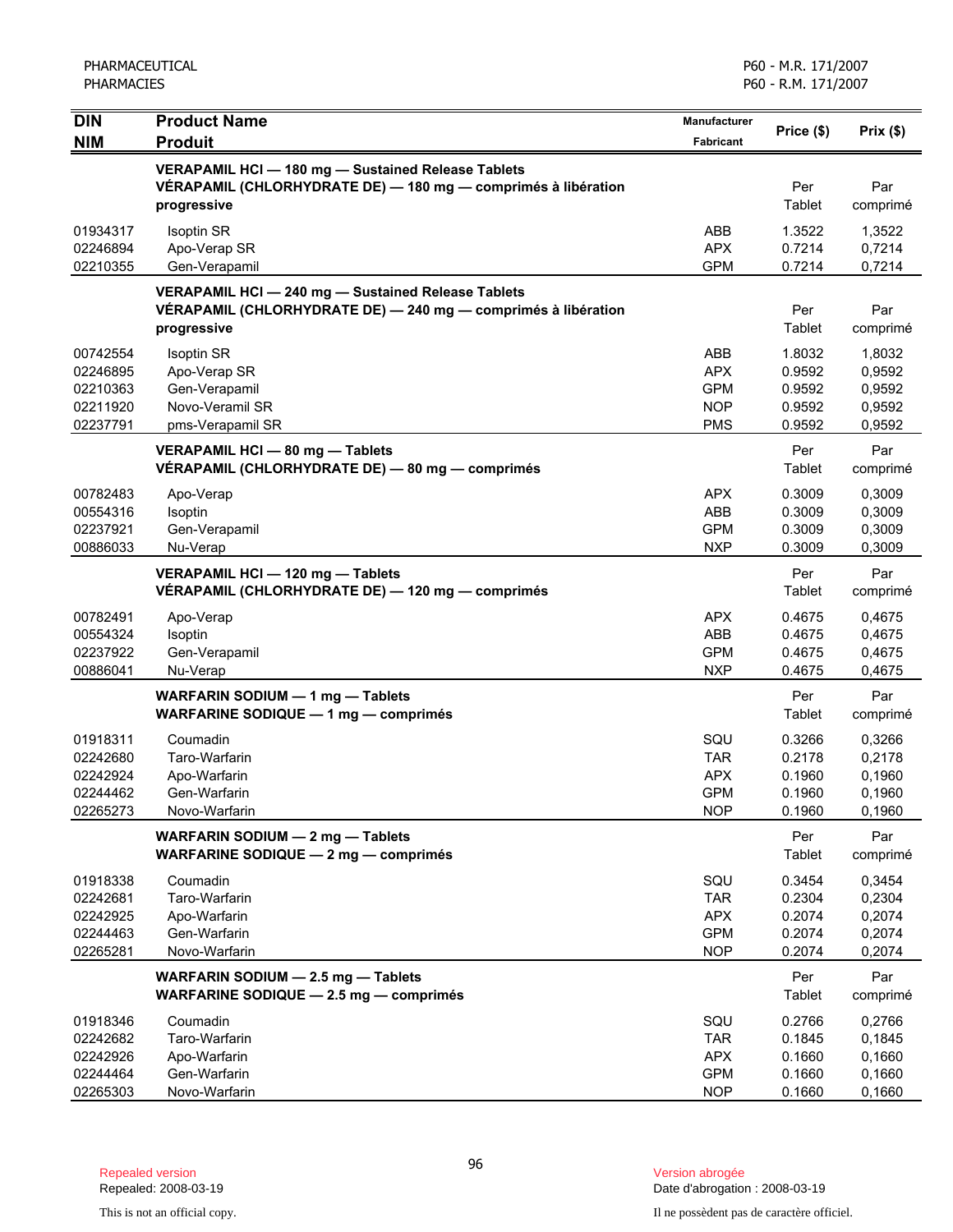| DIN<br>NIM | Product Name<br>Produit | Manufacturer<br>Fabricant | Price ($) | Prix ($) |
|---|---|---|---|---|
| | **VERAPAMIL HCl — 180 mg — Sustained Release Tablets<br>VÉRAPAMIL (CHLORHYDRATE DE) — 180 mg — comprimés à libération progressive** | | Per Tablet | Par comprimé |
| 01934317 | Isoptin SR | ABB | 1.3522 | 1,3522 |
| 02246894 | Apo-Verap SR | APX | 0.7214 | 0,7214 |
| 02210355 | Gen-Verapamil | GPM | 0.7214 | 0,7214 |
| | **VERAPAMIL HCl — 240 mg — Sustained Release Tablets<br>VÉRAPAMIL (CHLORHYDRATE DE) — 240 mg — comprimés à libération progressive** | | Per Tablet | Par comprimé |
| 00742554 | Isoptin SR | ABB | 1.8032 | 1,8032 |
| 02246895 | Apo-Verap SR | APX | 0.9592 | 0,9592 |
| 02210363 | Gen-Verapamil | GPM | 0.9592 | 0,9592 |
| 02211920 | Novo-Veramil SR | NOP | 0.9592 | 0,9592 |
| 02237791 | pms-Verapamil SR | PMS | 0.9592 | 0,9592 |
| | **VERAPAMIL HCl — 80 mg — Tablets<br>VÉRAPAMIL (CHLORHYDRATE DE) — 80 mg — comprimés** | | Per Tablet | Par comprimé |
| 00782483 | Apo-Verap | APX | 0.3009 | 0,3009 |
| 00554316 | Isoptin | ABB | 0.3009 | 0,3009 |
| 02237921 | Gen-Verapamil | GPM | 0.3009 | 0,3009 |
| 00886033 | Nu-Verap | NXP | 0.3009 | 0,3009 |
| | **VERAPAMIL HCl — 120 mg — Tablets<br>VÉRAPAMIL (CHLORHYDRATE DE) — 120 mg — comprimés** | | Per Tablet | Par comprimé |
| 00782491 | Apo-Verap | APX | 0.4675 | 0,4675 |
| 00554324 | Isoptin | ABB | 0.4675 | 0,4675 |
| 02237922 | Gen-Verapamil | GPM | 0.4675 | 0,4675 |
| 00886041 | Nu-Verap | NXP | 0.4675 | 0,4675 |
| | **WARFARIN SODIUM — 1 mg — Tablets<br>WARFARINE SODIQUE — 1 mg — comprimés** | | Per Tablet | Par comprimé |
| 01918311 | Coumadin | SQU | 0.3266 | 0,3266 |
| 02242680 | Taro-Warfarin | TAR | 0.2178 | 0,2178 |
| 02242924 | Apo-Warfarin | APX | 0.1960 | 0,1960 |
| 02244462 | Gen-Warfarin | GPM | 0.1960 | 0,1960 |
| 02265273 | Novo-Warfarin | NOP | 0.1960 | 0,1960 |
| | **WARFARIN SODIUM — 2 mg — Tablets<br>WARFARINE SODIQUE — 2 mg — comprimés** | | Per Tablet | Par comprimé |
| 01918338 | Coumadin | SQU | 0.3454 | 0,3454 |
| 02242681 | Taro-Warfarin | TAR | 0.2304 | 0,2304 |
| 02242925 | Apo-Warfarin | APX | 0.2074 | 0,2074 |
| 02244463 | Gen-Warfarin | GPM | 0.2074 | 0,2074 |
| 02265281 | Novo-Warfarin | NOP | 0.2074 | 0,2074 |
| | **WARFARIN SODIUM — 2.5 mg — Tablets<br>WARFARINE SODIQUE — 2.5 mg — comprimés** | | Per Tablet | Par comprimé |
| 01918346 | Coumadin | SQU | 0.2766 | 0,2766 |
| 02242682 | Taro-Warfarin | TAR | 0.1845 | 0,1845 |
| 02242926 | Apo-Warfarin | APX | 0.1660 | 0,1660 |
| 02244464 | Gen-Warfarin | GPM | 0.1660 | 0,1660 |
| 02265303 | Novo-Warfarin | NOP | 0.1660 | 0,1660 |

Repealed version
Repealed: 2008-03-19

This is not an official copy.

Version abrogée
Date d'abrogation : 2008-03-19

Il ne possèdent pas de caractère officiel.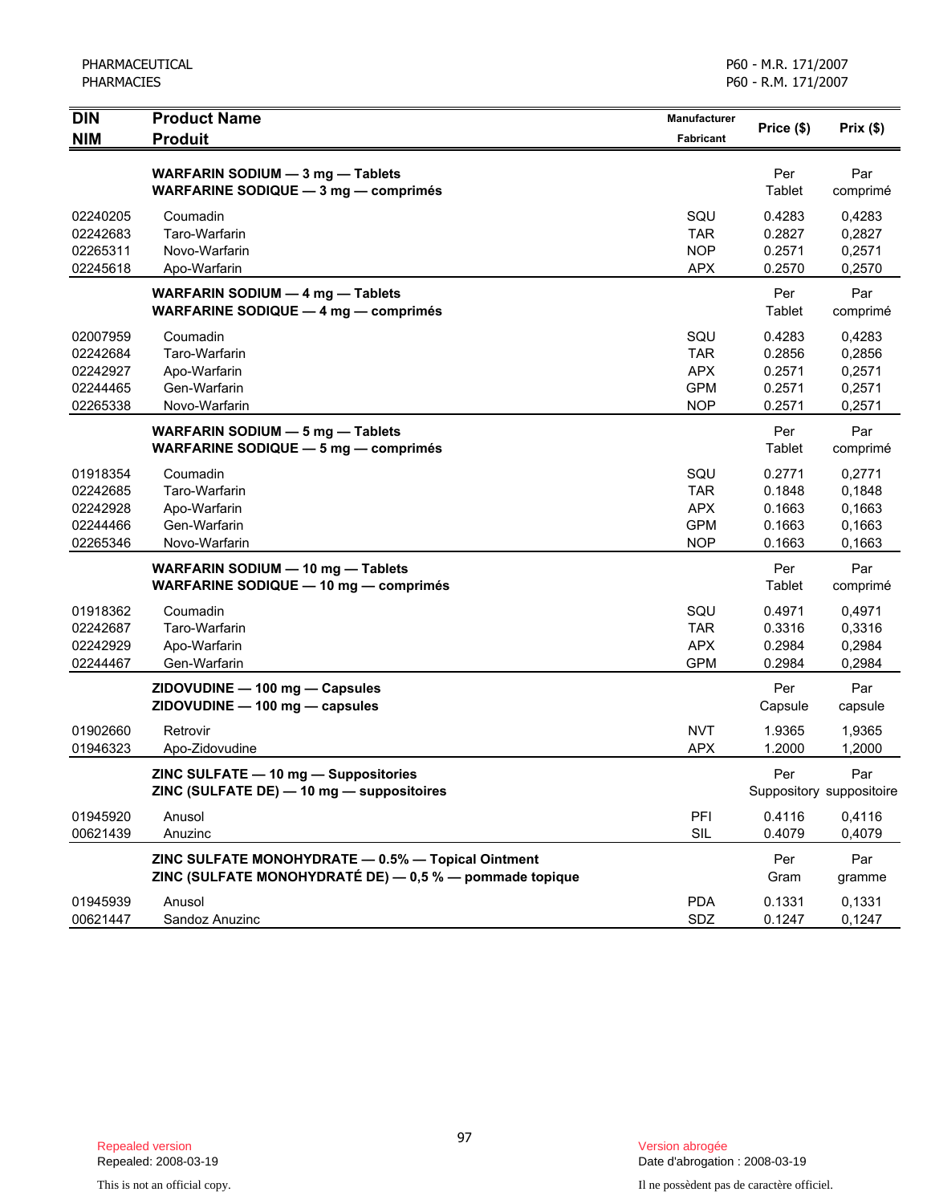| DIN<br>NIM | Product Name<br>Produit | Manufacturer<br>Fabricant | Price ($) | Prix ($) |
|---|---|---|---|---|
| | **WARFARIN SODIUM — 3 mg — Tablets**<br>**WARFARINE SODIQUE — 3 mg — comprimés** | | Per Tablet | Par comprimé |
| 02240205 | Coumadin | SQU | 0.4283 | 0,4283 |
| 02242683 | Taro-Warfarin | TAR | 0.2827 | 0,2827 |
| 02265311 | Novo-Warfarin | NOP | 0.2571 | 0,2571 |
| 02245618 | Apo-Warfarin | APX | 0.2570 | 0,2570 |
| | **WARFARIN SODIUM — 4 mg — Tablets**<br>**WARFARINE SODIQUE — 4 mg — comprimés** | | Per Tablet | Par comprimé |
| 02007959 | Coumadin | SQU | 0.4283 | 0,4283 |
| 02242684 | Taro-Warfarin | TAR | 0.2856 | 0,2856 |
| 02242927 | Apo-Warfarin | APX | 0.2571 | 0,2571 |
| 02244465 | Gen-Warfarin | GPM | 0.2571 | 0,2571 |
| 02265338 | Novo-Warfarin | NOP | 0.2571 | 0,2571 |
| | **WARFARIN SODIUM — 5 mg — Tablets**<br>**WARFARINE SODIQUE — 5 mg — comprimés** | | Per Tablet | Par comprimé |
| 01918354 | Coumadin | SQU | 0.2771 | 0,2771 |
| 02242685 | Taro-Warfarin | TAR | 0.1848 | 0,1848 |
| 02242928 | Apo-Warfarin | APX | 0.1663 | 0,1663 |
| 02244466 | Gen-Warfarin | GPM | 0.1663 | 0,1663 |
| 02265346 | Novo-Warfarin | NOP | 0.1663 | 0,1663 |
| | **WARFARIN SODIUM — 10 mg — Tablets**<br>**WARFARINE SODIQUE — 10 mg — comprimés** | | Per Tablet | Par comprimé |
| 01918362 | Coumadin | SQU | 0.4971 | 0,4971 |
| 02242687 | Taro-Warfarin | TAR | 0.3316 | 0,3316 |
| 02242929 | Apo-Warfarin | APX | 0.2984 | 0,2984 |
| 02244467 | Gen-Warfarin | GPM | 0.2984 | 0,2984 |
| | **ZIDOVUDINE — 100 mg — Capsules**<br>**ZIDOVUDINE — 100 mg — capsules** | | Per Capsule | Par capsule |
| 01902660 | Retrovir | NVT | 1.9365 | 1,9365 |
| 01946323 | Apo-Zidovudine | APX | 1.2000 | 1,2000 |
| | **ZINC SULFATE — 10 mg — Suppositories**<br>**ZINC (SULFATE DE) — 10 mg — suppositoires** | | Per Suppository | Par suppositoire |
| 01945920 | Anusol | PFI | 0.4116 | 0,4116 |
| 00621439 | Anuzinc | SIL | 0.4079 | 0,4079 |
| | **ZINC SULFATE MONOHYDRATE — 0.5% — Topical Ointment**<br>**ZINC (SULFATE MONOHYDRATÉ DE) — 0,5 % — pommade topique** | | Per Gram | Par gramme |
| 01945939 | Anusol | PDA | 0.1331 | 0,1331 |
| 00621447 | Sandoz Anuzinc | SDZ | 0.1247 | 0,1247 |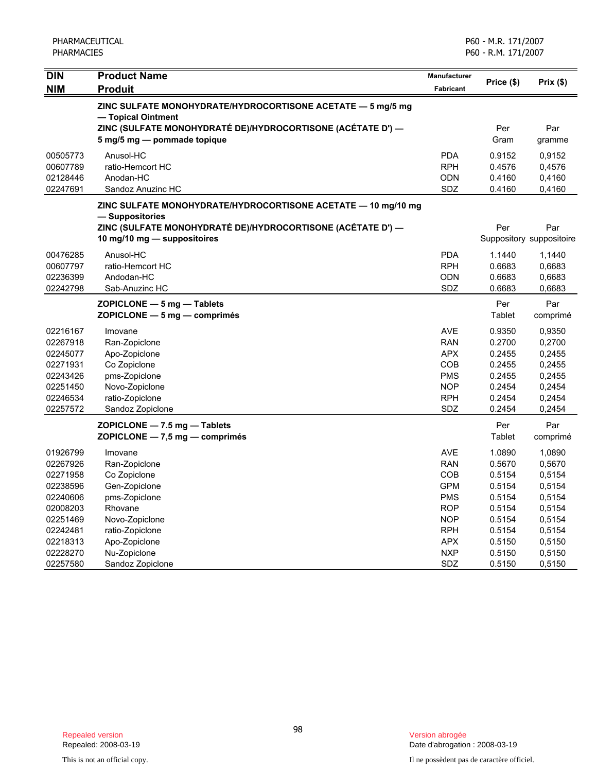| DIN<br>NIM | Product Name<br>Produit | Manufacturer<br>Fabricant | Price ($) | Prix ($) |
|---|---|---|---|---|
| | **ZINC SULFATE MONOHYDRATE/HYDROCORTISONE ACETATE — 5 mg/5 mg — Topical Ointment**<br>**ZINC (SULFATE MONOHYDRATÉ DE)/HYDROCORTISONE (ACÉTATE D') — 5 mg/5 mg — pommade topique** | | Per Gram | Par gramme |
| 00505773 | Anusol-HC | PDA | 0.9152 | 0,9152 |
| 00607789 | ratio-Hemcort HC | RPH | 0.4576 | 0,4576 |
| 02128446 | Anodan-HC | ODN | 0.4160 | 0,4160 |
| 02247691 | Sandoz Anuzinc HC | SDZ | 0.4160 | 0,4160 |
| | **ZINC SULFATE MONOHYDRATE/HYDROCORTISONE ACETATE — 10 mg/10 mg — Suppositories**<br>**ZINC (SULFATE MONOHYDRATÉ DE)/HYDROCORTISONE (ACÉTATE D') — 10 mg/10 mg — suppositoires** | | Per Suppository | Par suppositoire |
| 00476285 | Anusol-HC | PDA | 1.1440 | 1,1440 |
| 00607797 | ratio-Hemcort HC | RPH | 0.6683 | 0,6683 |
| 02236399 | Andodan-HC | ODN | 0.6683 | 0,6683 |
| 02242798 | Sab-Anuzinc HC | SDZ | 0.6683 | 0,6683 |
| | **ZOPICLONE — 5 mg — Tablets**<br>**ZOPICLONE — 5 mg — comprimés** | | Per Tablet | Par comprimé |
| 02216167 | Imovane | AVE | 0.9350 | 0,9350 |
| 02267918 | Ran-Zopiclone | RAN | 0.2700 | 0,2700 |
| 02245077 | Apo-Zopiclone | APX | 0.2455 | 0,2455 |
| 02271931 | Co Zopiclone | COB | 0.2455 | 0,2455 |
| 02243426 | pms-Zopiclone | PMS | 0.2455 | 0,2455 |
| 02251450 | Novo-Zopiclone | NOP | 0.2454 | 0,2454 |
| 02246534 | ratio-Zopiclone | RPH | 0.2454 | 0,2454 |
| 02257572 | Sandoz Zopiclone | SDZ | 0.2454 | 0,2454 |
| | **ZOPICLONE — 7.5 mg — Tablets**<br>**ZOPICLONE — 7,5 mg — comprimés** | | Per Tablet | Par comprimé |
| 01926799 | Imovane | AVE | 1.0890 | 1,0890 |
| 02267926 | Ran-Zopiclone | RAN | 0.5670 | 0,5670 |
| 02271958 | Co Zopiclone | COB | 0.5154 | 0,5154 |
| 02238596 | Gen-Zopiclone | GPM | 0.5154 | 0,5154 |
| 02240606 | pms-Zopiclone | PMS | 0.5154 | 0,5154 |
| 02008203 | Rhovane | ROP | 0.5154 | 0,5154 |
| 02251469 | Novo-Zopiclone | NOP | 0.5154 | 0,5154 |
| 02242481 | ratio-Zopiclone | RPH | 0.5154 | 0,5154 |
| 02218313 | Apo-Zopiclone | APX | 0.5150 | 0,5150 |
| 02228270 | Nu-Zopiclone | NXP | 0.5150 | 0,5150 |
| 02257580 | Sandoz Zopiclone | SDZ | 0.5150 | 0,5150 |